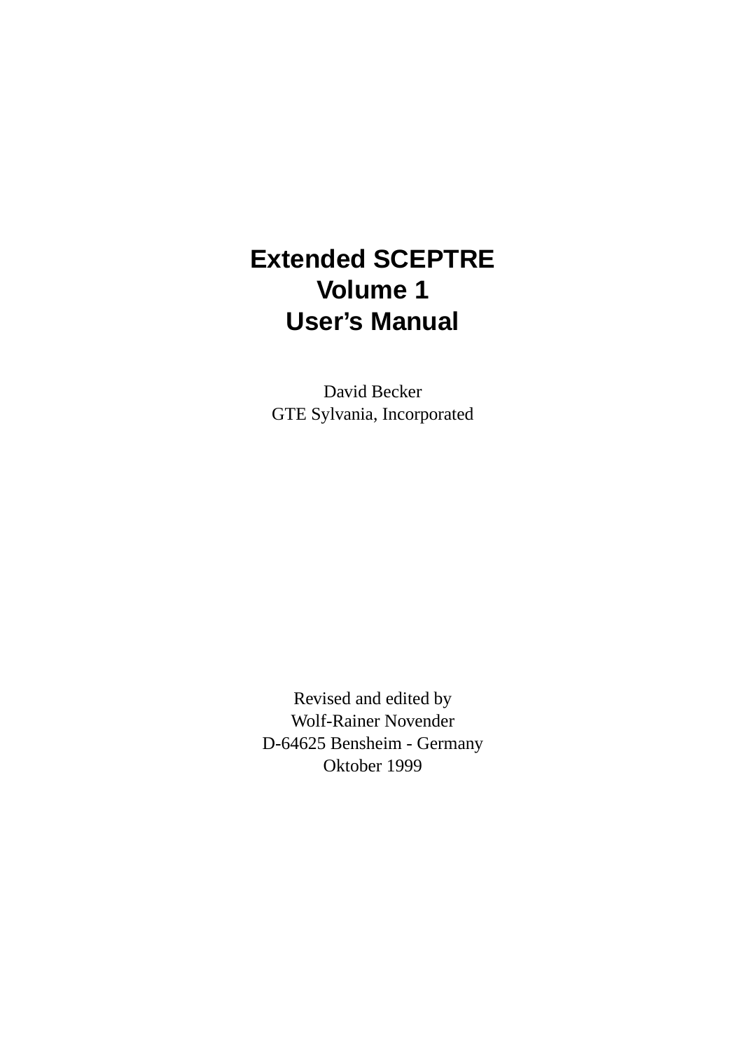# Extended SCEPTRE
# Volume 1
# User's Manual

David Becker
GTE Sylvania, Incorporated

Revised and edited by
Wolf-Rainer Novender
D-64625 Bensheim - Germany
Oktober 1999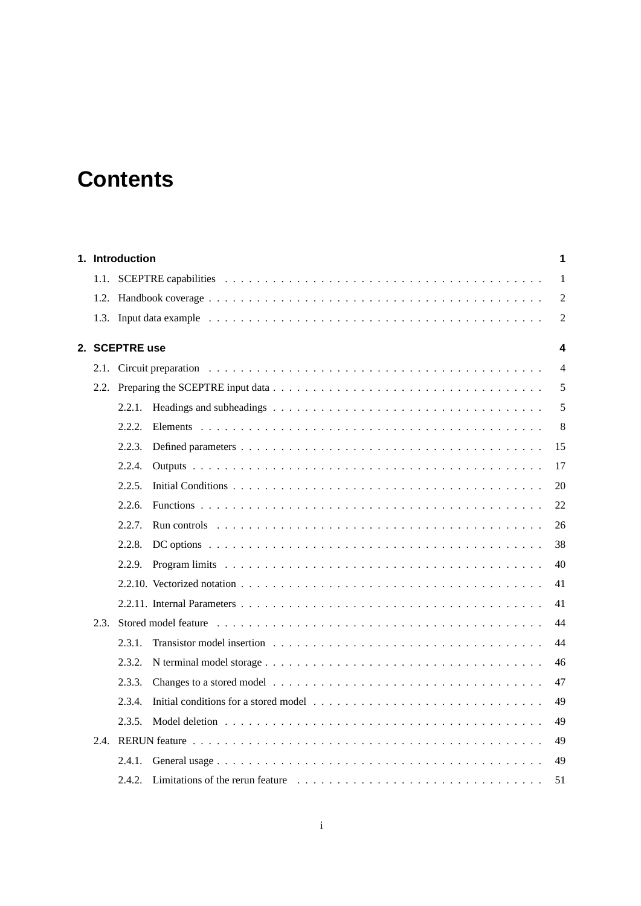# Contents

**1. Introduction** **1**

- 1.1. SCEPTRE capabilities . . . . . 1
- 1.2. Handbook coverage . . . . . 2
- 1.3. Input data example . . . . . 2

**2. SCEPTRE use** **4**

- 2.1. Circuit preparation . . . . . 4
- 2.2. Preparing the SCEPTRE input data . . . . . 5
  - 2.2.1. Headings and subheadings . . . . . 5
  - 2.2.2. Elements . . . . . 8
  - 2.2.3. Defined parameters . . . . . 15
  - 2.2.4. Outputs . . . . . 17
  - 2.2.5. Initial Conditions . . . . . 20
  - 2.2.6. Functions . . . . . 22
  - 2.2.7. Run controls . . . . . 26
  - 2.2.8. DC options . . . . . 38
  - 2.2.9. Program limits . . . . . 40
  - 2.2.10. Vectorized notation . . . . . 41
  - 2.2.11. Internal Parameters . . . . . 41
- 2.3. Stored model feature . . . . . 44
  - 2.3.1. Transistor model insertion . . . . . 44
  - 2.3.2. N terminal model storage . . . . . 46
  - 2.3.3. Changes to a stored model . . . . . 47
  - 2.3.4. Initial conditions for a stored model . . . . . 49
  - 2.3.5. Model deletion . . . . . 49
- 2.4. RERUN feature . . . . . 49
  - 2.4.1. General usage . . . . . 49
  - 2.4.2. Limitations of the rerun feature . . . . . 51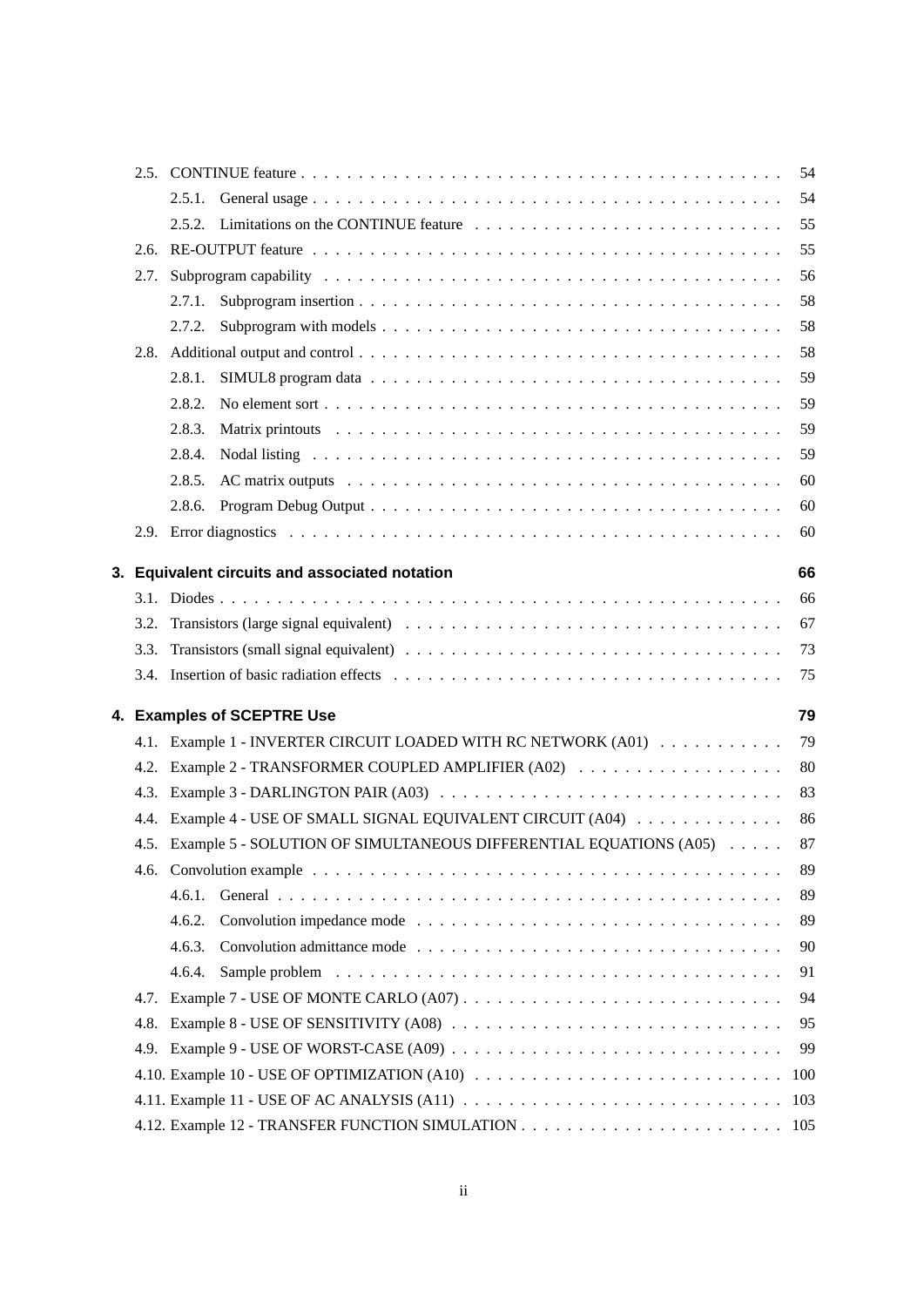- 2.5. CONTINUE feature . . . . . 54
  - 2.5.1. General usage . . . . . 54
  - 2.5.2. Limitations on the CONTINUE feature . . . . . 55
- 2.6. RE-OUTPUT feature . . . . . 55
- 2.7. Subprogram capability . . . . . 56
  - 2.7.1. Subprogram insertion . . . . . 58
  - 2.7.2. Subprogram with models . . . . . 58
- 2.8. Additional output and control . . . . . 58
  - 2.8.1. SIMUL8 program data . . . . . 59
  - 2.8.2. No element sort . . . . . 59
  - 2.8.3. Matrix printouts . . . . . 59
  - 2.8.4. Nodal listing . . . . . 59
  - 2.8.5. AC matrix outputs . . . . . 60
  - 2.8.6. Program Debug Output . . . . . 60
- 2.9. Error diagnostics . . . . . 60

**3. Equivalent circuits and associated notation** **66**

- 3.1. Diodes . . . . . 66
- 3.2. Transistors (large signal equivalent) . . . . . 67
- 3.3. Transistors (small signal equivalent) . . . . . 73
- 3.4. Insertion of basic radiation effects . . . . . 75

**4. Examples of SCEPTRE Use** **79**

- 4.1. Example 1 - INVERTER CIRCUIT LOADED WITH RC NETWORK (A01) . . . . . 79
- 4.2. Example 2 - TRANSFORMER COUPLED AMPLIFIER (A02) . . . . . 80
- 4.3. Example 3 - DARLINGTON PAIR (A03) . . . . . 83
- 4.4. Example 4 - USE OF SMALL SIGNAL EQUIVALENT CIRCUIT (A04) . . . . . 86
- 4.5. Example 5 - SOLUTION OF SIMULTANEOUS DIFFERENTIAL EQUATIONS (A05) . . . . . 87
- 4.6. Convolution example . . . . . 89
  - 4.6.1. General . . . . . 89
  - 4.6.2. Convolution impedance mode . . . . . 89
  - 4.6.3. Convolution admittance mode . . . . . 90
  - 4.6.4. Sample problem . . . . . 91
- 4.7. Example 7 - USE OF MONTE CARLO (A07) . . . . . 94
- 4.8. Example 8 - USE OF SENSITIVITY (A08) . . . . . 95
- 4.9. Example 9 - USE OF WORST-CASE (A09) . . . . . 99
- 4.10. Example 10 - USE OF OPTIMIZATION (A10) . . . . . 100
- 4.11. Example 11 - USE OF AC ANALYSIS (A11) . . . . . 103
- 4.12. Example 12 - TRANSFER FUNCTION SIMULATION . . . . . 105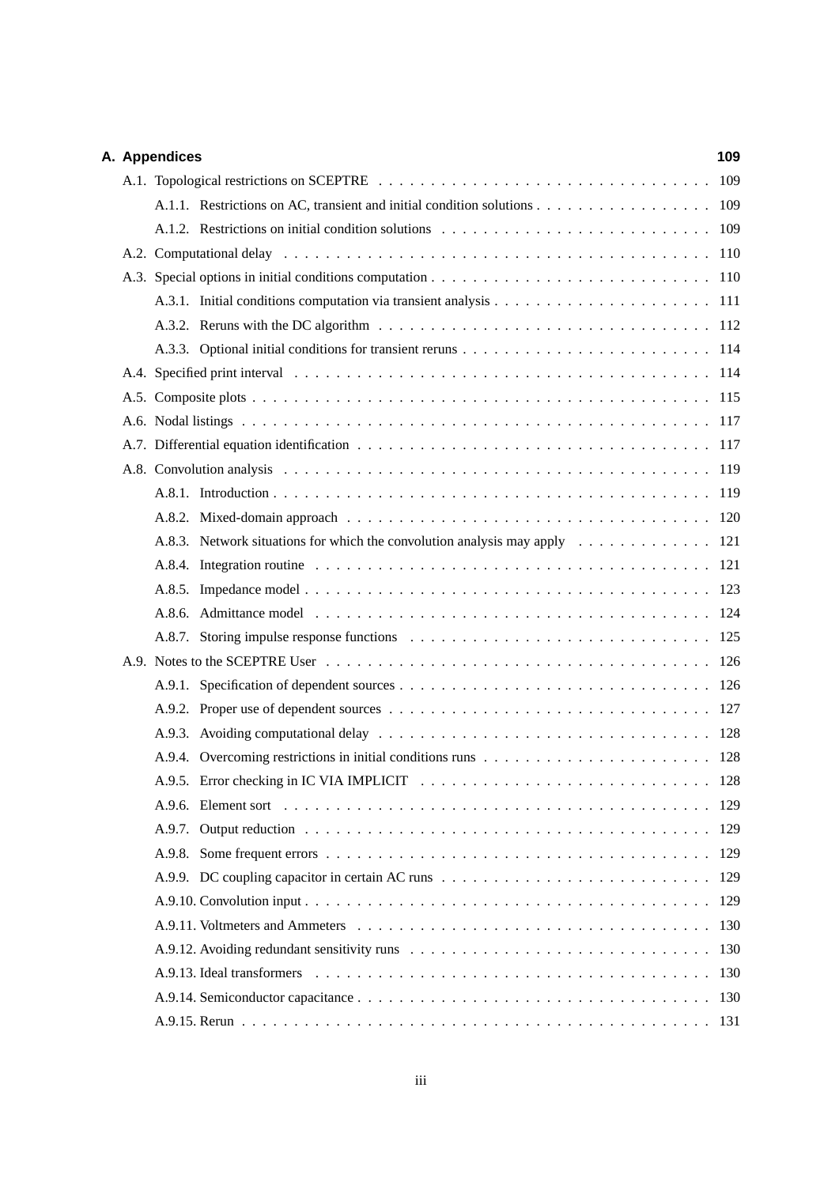**A. Appendices** 109

- A.1. Topological restrictions on SCEPTRE . . . 109
  - A.1.1. Restrictions on AC, transient and initial condition solutions . . . 109
  - A.1.2. Restrictions on initial condition solutions . . . 109
- A.2. Computational delay . . . 110
- A.3. Special options in initial conditions computation . . . 110
  - A.3.1. Initial conditions computation via transient analysis . . . 111
  - A.3.2. Reruns with the DC algorithm . . . 112
  - A.3.3. Optional initial conditions for transient reruns . . . 114
- A.4. Specified print interval . . . 114
- A.5. Composite plots . . . 115
- A.6. Nodal listings . . . 117
- A.7. Differential equation identification . . . 117
- A.8. Convolution analysis . . . 119
  - A.8.1. Introduction . . . 119
  - A.8.2. Mixed-domain approach . . . 120
  - A.8.3. Network situations for which the convolution analysis may apply . . . 121
  - A.8.4. Integration routine . . . 121
  - A.8.5. Impedance model . . . 123
  - A.8.6. Admittance model . . . 124
  - A.8.7. Storing impulse response functions . . . 125
- A.9. Notes to the SCEPTRE User . . . 126
  - A.9.1. Specification of dependent sources . . . 126
  - A.9.2. Proper use of dependent sources . . . 127
  - A.9.3. Avoiding computational delay . . . 128
  - A.9.4. Overcoming restrictions in initial conditions runs . . . 128
  - A.9.5. Error checking in IC VIA IMPLICIT . . . 128
  - A.9.6. Element sort . . . 129
  - A.9.7. Output reduction . . . 129
  - A.9.8. Some frequent errors . . . 129
  - A.9.9. DC coupling capacitor in certain AC runs . . . 129
  - A.9.10. Convolution input . . . 129
  - A.9.11. Voltmeters and Ammeters . . . 130
  - A.9.12. Avoiding redundant sensitivity runs . . . 130
  - A.9.13. Ideal transformers . . . 130
  - A.9.14. Semiconductor capacitance . . . 130
  - A.9.15. Rerun . . . 131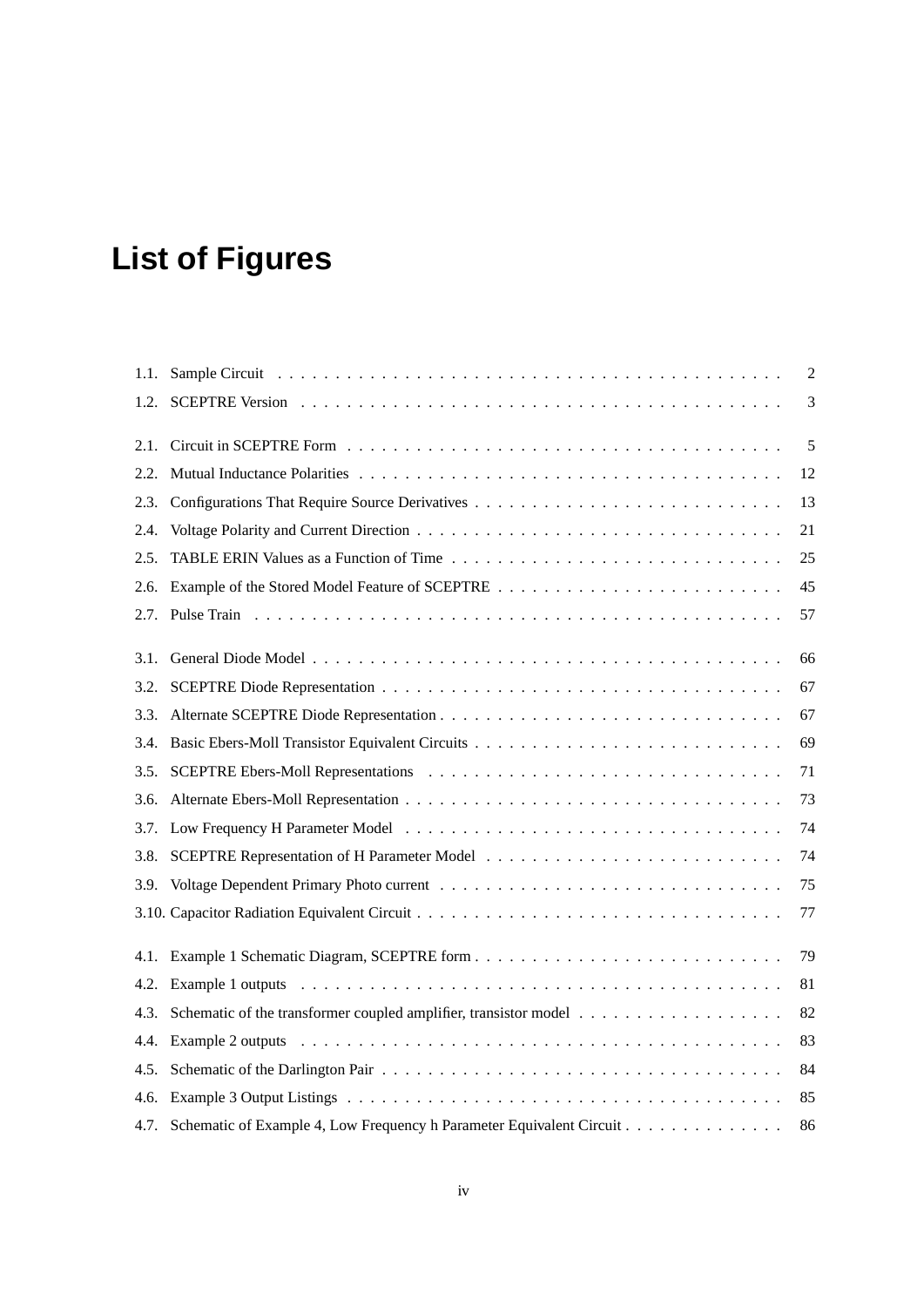# List of Figures

1.1. Sample Circuit . . . . . . . . . . . . . . . . . . . . . . . . . . . . . . . . . . . . . . . . . . . . 2
1.2. SCEPTRE Version . . . . . . . . . . . . . . . . . . . . . . . . . . . . . . . . . . . . . . . . . . . 3

2.1. Circuit in SCEPTRE Form . . . . . . . . . . . . . . . . . . . . . . . . . . . . . . . . . . . . . 5
2.2. Mutual Inductance Polarities . . . . . . . . . . . . . . . . . . . . . . . . . . . . . . . . . . . 12
2.3. Configurations That Require Source Derivatives . . . . . . . . . . . . . . . . . . . . . . . . . 13
2.4. Voltage Polarity and Current Direction . . . . . . . . . . . . . . . . . . . . . . . . . . . . . . 21
2.5. TABLE ERIN Values as a Function of Time . . . . . . . . . . . . . . . . . . . . . . . . . . . 25
2.6. Example of the Stored Model Feature of SCEPTRE . . . . . . . . . . . . . . . . . . . . . . . 45
2.7. Pulse Train . . . . . . . . . . . . . . . . . . . . . . . . . . . . . . . . . . . . . . . . . . . . 57

3.1. General Diode Model . . . . . . . . . . . . . . . . . . . . . . . . . . . . . . . . . . . . . . . 66
3.2. SCEPTRE Diode Representation . . . . . . . . . . . . . . . . . . . . . . . . . . . . . . . . . 67
3.3. Alternate SCEPTRE Diode Representation . . . . . . . . . . . . . . . . . . . . . . . . . . . . 67
3.4. Basic Ebers-Moll Transistor Equivalent Circuits . . . . . . . . . . . . . . . . . . . . . . . . . 69
3.5. SCEPTRE Ebers-Moll Representations . . . . . . . . . . . . . . . . . . . . . . . . . . . . . 71
3.6. Alternate Ebers-Moll Representation . . . . . . . . . . . . . . . . . . . . . . . . . . . . . . . 73
3.7. Low Frequency H Parameter Model . . . . . . . . . . . . . . . . . . . . . . . . . . . . . . . 74
3.8. SCEPTRE Representation of H Parameter Model . . . . . . . . . . . . . . . . . . . . . . . . 74
3.9. Voltage Dependent Primary Photo current . . . . . . . . . . . . . . . . . . . . . . . . . . . . 75
3.10. Capacitor Radiation Equivalent Circuit . . . . . . . . . . . . . . . . . . . . . . . . . . . . . . 77

4.1. Example 1 Schematic Diagram, SCEPTRE form . . . . . . . . . . . . . . . . . . . . . . . . . 79
4.2. Example 1 outputs . . . . . . . . . . . . . . . . . . . . . . . . . . . . . . . . . . . . . . . . 81
4.3. Schematic of the transformer coupled amplifier, transistor model . . . . . . . . . . . . . . . . . 82
4.4. Example 2 outputs . . . . . . . . . . . . . . . . . . . . . . . . . . . . . . . . . . . . . . . . 83
4.5. Schematic of the Darlington Pair . . . . . . . . . . . . . . . . . . . . . . . . . . . . . . . . . 84
4.6. Example 3 Output Listings . . . . . . . . . . . . . . . . . . . . . . . . . . . . . . . . . . . . 85
4.7. Schematic of Example 4, Low Frequency h Parameter Equivalent Circuit . . . . . . . . . . . . . 86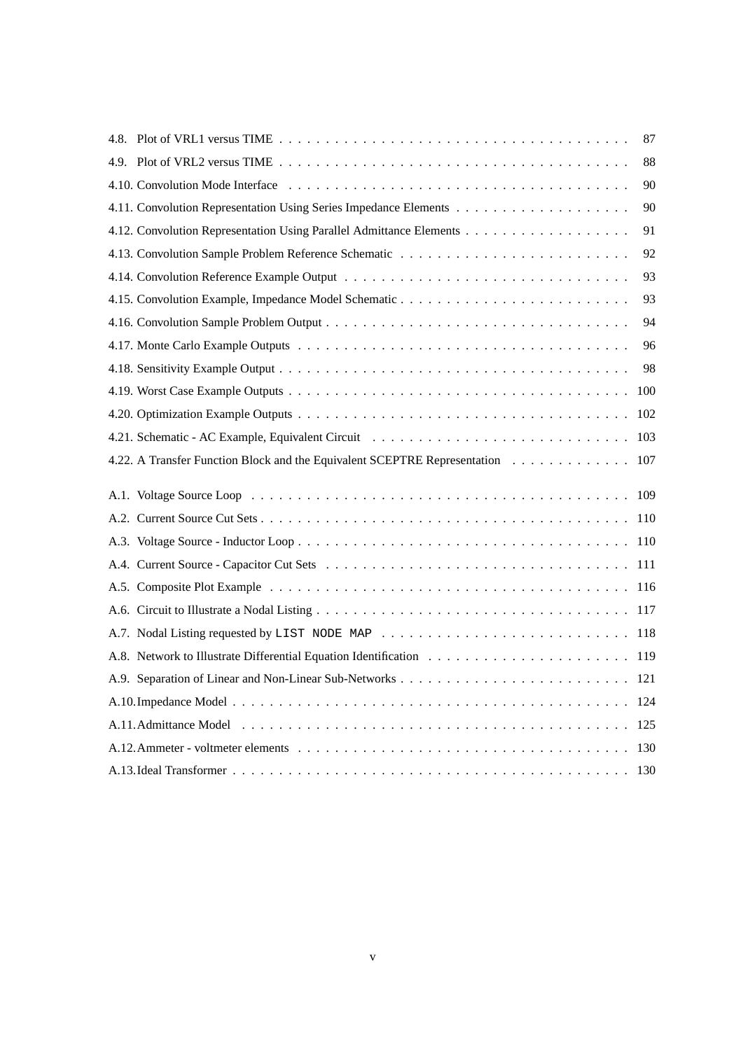4.8. Plot of VRL1 versus TIME . . . . . . . . . . . . . . . . . . . . . . . . . . . . . . . . . . . . . . 87
4.9. Plot of VRL2 versus TIME . . . . . . . . . . . . . . . . . . . . . . . . . . . . . . . . . . . . . . 88
4.10. Convolution Mode Interface . . . . . . . . . . . . . . . . . . . . . . . . . . . . . . . . . . . . . 90
4.11. Convolution Representation Using Series Impedance Elements . . . . . . . . . . . . . . . . . . . 90
4.12. Convolution Representation Using Parallel Admittance Elements . . . . . . . . . . . . . . . . . . 91
4.13. Convolution Sample Problem Reference Schematic . . . . . . . . . . . . . . . . . . . . . . . . . 92
4.14. Convolution Reference Example Output . . . . . . . . . . . . . . . . . . . . . . . . . . . . . . 93
4.15. Convolution Example, Impedance Model Schematic . . . . . . . . . . . . . . . . . . . . . . . . . 93
4.16. Convolution Sample Problem Output . . . . . . . . . . . . . . . . . . . . . . . . . . . . . . . . 94
4.17. Monte Carlo Example Outputs . . . . . . . . . . . . . . . . . . . . . . . . . . . . . . . . . . . 96
4.18. Sensitivity Example Output . . . . . . . . . . . . . . . . . . . . . . . . . . . . . . . . . . . . 98
4.19. Worst Case Example Outputs . . . . . . . . . . . . . . . . . . . . . . . . . . . . . . . . . . . 100
4.20. Optimization Example Outputs . . . . . . . . . . . . . . . . . . . . . . . . . . . . . . . . . . . 102
4.21. Schematic - AC Example, Equivalent Circuit . . . . . . . . . . . . . . . . . . . . . . . . . . . 103
4.22. A Transfer Function Block and the Equivalent SCEPTRE Representation . . . . . . . . . . . . . 107

A.1. Voltage Source Loop . . . . . . . . . . . . . . . . . . . . . . . . . . . . . . . . . . . . . . . . 109
A.2. Current Source Cut Sets . . . . . . . . . . . . . . . . . . . . . . . . . . . . . . . . . . . . . . 110
A.3. Voltage Source - Inductor Loop . . . . . . . . . . . . . . . . . . . . . . . . . . . . . . . . . . 110
A.4. Current Source - Capacitor Cut Sets . . . . . . . . . . . . . . . . . . . . . . . . . . . . . . . . 111
A.5. Composite Plot Example . . . . . . . . . . . . . . . . . . . . . . . . . . . . . . . . . . . . . . 116
A.6. Circuit to Illustrate a Nodal Listing . . . . . . . . . . . . . . . . . . . . . . . . . . . . . . . . 117
A.7. Nodal Listing requested by `LIST NODE MAP` . . . . . . . . . . . . . . . . . . . . . . . . . . 118
A.8. Network to Illustrate Differential Equation Identification . . . . . . . . . . . . . . . . . . . . . 119
A.9. Separation of Linear and Non-Linear Sub-Networks . . . . . . . . . . . . . . . . . . . . . . . . 121
A.10. Impedance Model . . . . . . . . . . . . . . . . . . . . . . . . . . . . . . . . . . . . . . . . . . 124
A.11. Admittance Model . . . . . . . . . . . . . . . . . . . . . . . . . . . . . . . . . . . . . . . . . 125
A.12. Ammeter - voltmeter elements . . . . . . . . . . . . . . . . . . . . . . . . . . . . . . . . . . . 130
A.13. Ideal Transformer . . . . . . . . . . . . . . . . . . . . . . . . . . . . . . . . . . . . . . . . . . 130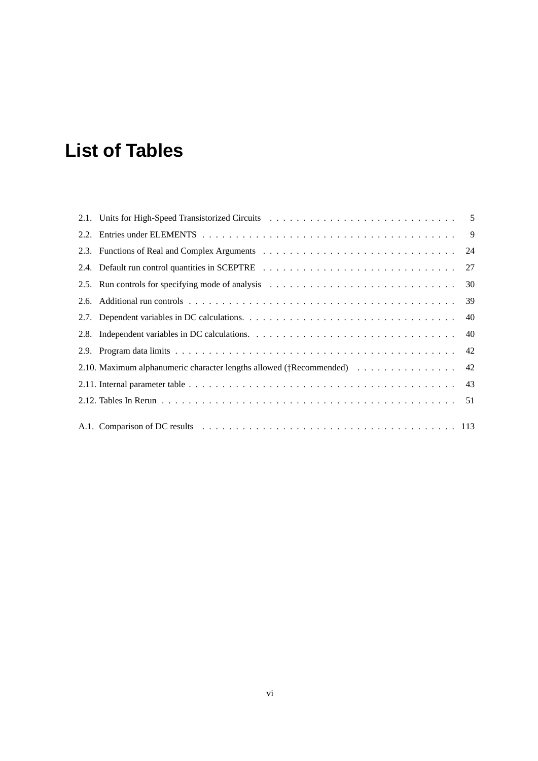# List of Tables

2.1. Units for High-Speed Transistorized Circuits . . . 5
2.2. Entries under ELEMENTS . . . 9
2.3. Functions of Real and Complex Arguments . . . 24
2.4. Default run control quantities in SCEPTRE . . . 27
2.5. Run controls for specifying mode of analysis . . . 30
2.6. Additional run controls . . . 39
2.7. Dependent variables in DC calculations. . . . 40
2.8. Independent variables in DC calculations. . . . 40
2.9. Program data limits . . . 42
2.10. Maximum alphanumeric character lengths allowed (†Recommended) . . . 42
2.11. Internal parameter table . . . 43
2.12. Tables In Rerun . . . 51

A.1. Comparison of DC results . . . 113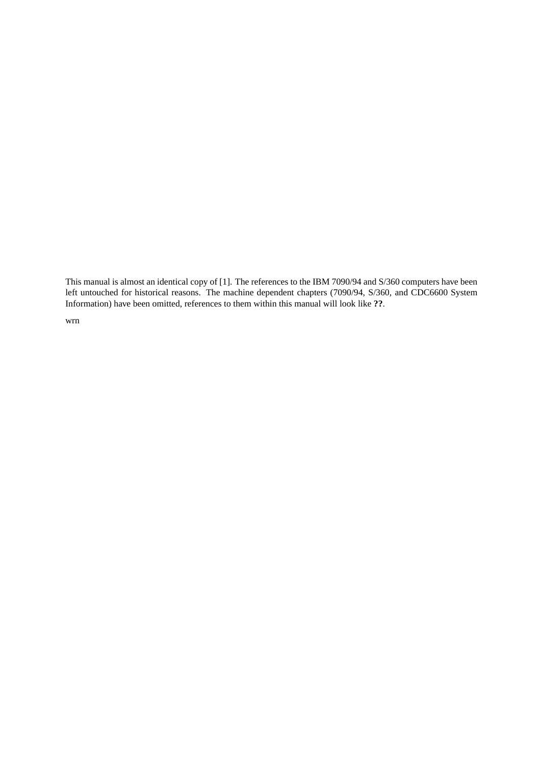This manual is almost an identical copy of [1]. The references to the IBM 7090/94 and S/360 computers have been left untouched for historical reasons. The machine dependent chapters (7090/94, S/360, and CDC6600 System Information) have been omitted, references to them within this manual will look like **??**.

wrn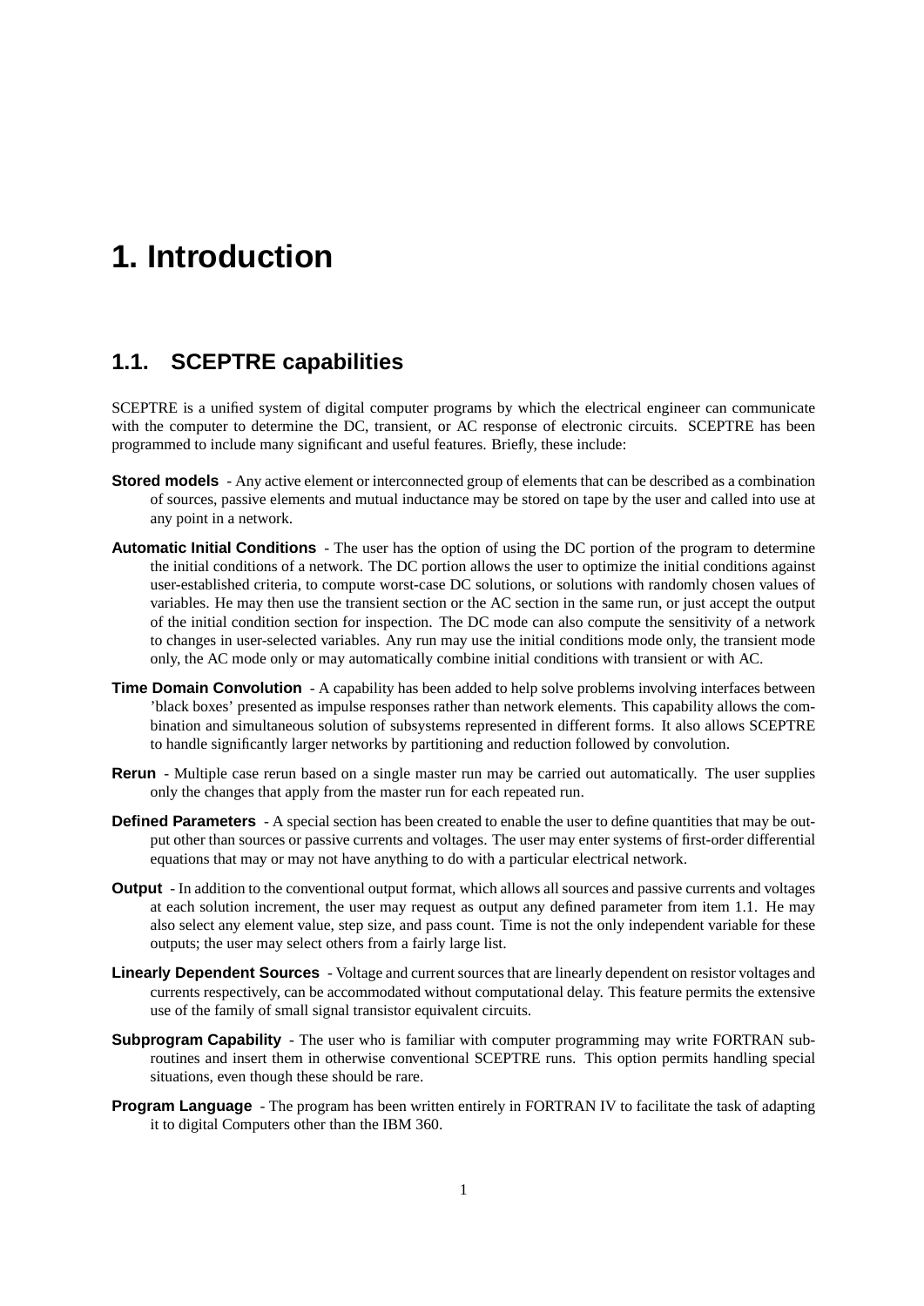# 1. Introduction

## 1.1. SCEPTRE capabilities

SCEPTRE is a unified system of digital computer programs by which the electrical engineer can communicate with the computer to determine the DC, transient, or AC response of electronic circuits. SCEPTRE has been programmed to include many significant and useful features. Briefly, these include:

**Stored models** - Any active element or interconnected group of elements that can be described as a combination of sources, passive elements and mutual inductance may be stored on tape by the user and called into use at any point in a network.

**Automatic Initial Conditions** - The user has the option of using the DC portion of the program to determine the initial conditions of a network. The DC portion allows the user to optimize the initial conditions against user-established criteria, to compute worst-case DC solutions, or solutions with randomly chosen values of variables. He may then use the transient section or the AC section in the same run, or just accept the output of the initial condition section for inspection. The DC mode can also compute the sensitivity of a network to changes in user-selected variables. Any run may use the initial conditions mode only, the transient mode only, the AC mode only or may automatically combine initial conditions with transient or with AC.

**Time Domain Convolution** - A capability has been added to help solve problems involving interfaces between 'black boxes' presented as impulse responses rather than network elements. This capability allows the combination and simultaneous solution of subsystems represented in different forms. It also allows SCEPTRE to handle significantly larger networks by partitioning and reduction followed by convolution.

**Rerun** - Multiple case rerun based on a single master run may be carried out automatically. The user supplies only the changes that apply from the master run for each repeated run.

**Defined Parameters** - A special section has been created to enable the user to define quantities that may be output other than sources or passive currents and voltages. The user may enter systems of first-order differential equations that may or may not have anything to do with a particular electrical network.

**Output** - In addition to the conventional output format, which allows all sources and passive currents and voltages at each solution increment, the user may request as output any defined parameter from item 1.1. He may also select any element value, step size, and pass count. Time is not the only independent variable for these outputs; the user may select others from a fairly large list.

**Linearly Dependent Sources** - Voltage and current sources that are linearly dependent on resistor voltages and currents respectively, can be accommodated without computational delay. This feature permits the extensive use of the family of small signal transistor equivalent circuits.

**Subprogram Capability** - The user who is familiar with computer programming may write FORTRAN subroutines and insert them in otherwise conventional SCEPTRE runs. This option permits handling special situations, even though these should be rare.

**Program Language** - The program has been written entirely in FORTRAN IV to facilitate the task of adapting it to digital Computers other than the IBM 360.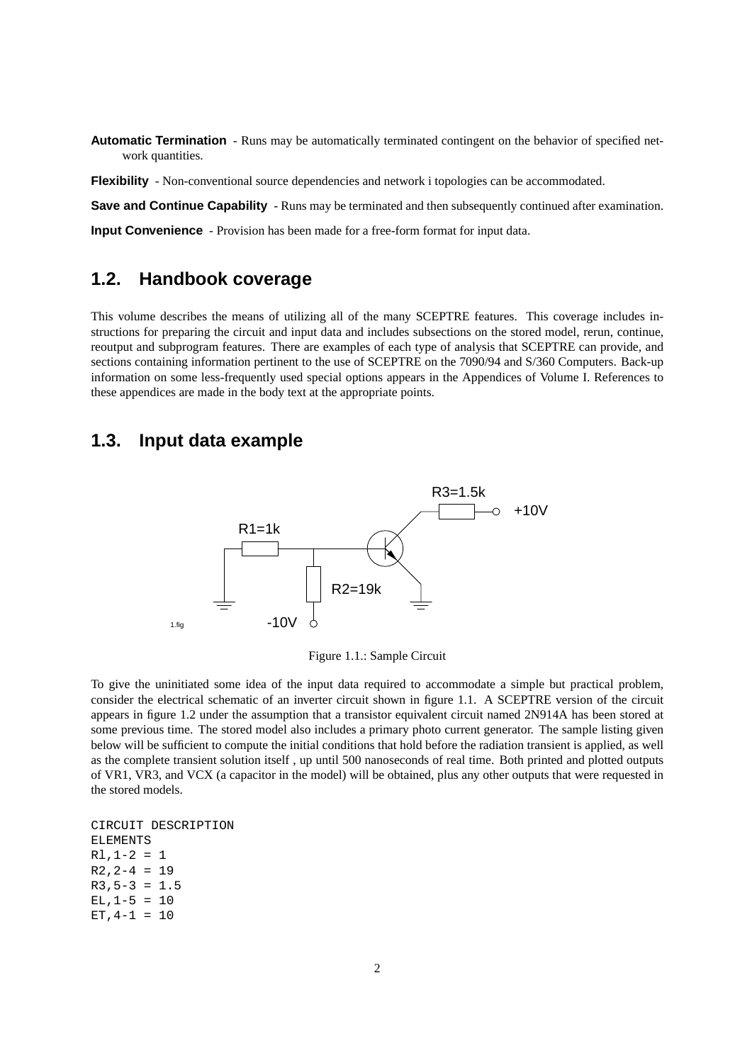**Automatic Termination** - Runs may be automatically terminated contingent on the behavior of specified network quantities.

**Flexibility** - Non-conventional source dependencies and network i topologies can be accommodated.

**Save and Continue Capability** - Runs may be terminated and then subsequently continued after examination.

**Input Convenience** - Provision has been made for a free-form format for input data.

## 1.2. Handbook coverage

This volume describes the means of utilizing all of the many SCEPTRE features. This coverage includes instructions for preparing the circuit and input data and includes subsections on the stored model, rerun, continue, reoutput and subprogram features. There are examples of each type of analysis that SCEPTRE can provide, and sections containing information pertinent to the use of SCEPTRE on the 7090/94 and S/360 Computers. Back-up information on some less-frequently used special options appears in the Appendices of Volume I. References to these appendices are made in the body text at the appropriate points.

## 1.3. Input data example

R3=1.5k
+10V
R1=1k
R2=19k
-10V
1.fig

Figure 1.1.: Sample Circuit

To give the uninitiated some idea of the input data required to accommodate a simple but practical problem, consider the electrical schematic of an inverter circuit shown in figure 1.1. A SCEPTRE version of the circuit appears in figure 1.2 under the assumption that a transistor equivalent circuit named 2N914A has been stored at some previous time. The stored model also includes a primary photo current generator. The sample listing given below will be sufficient to compute the initial conditions that hold before the radiation transient is applied, as well as the complete transient solution itself , up until 500 nanoseconds of real time. Both printed and plotted outputs of VR1, VR3, and VCX (a capacitor in the model) will be obtained, plus any other outputs that were requested in the stored models.

```
CIRCUIT DESCRIPTION
ELEMENTS
Rl,1-2 = 1
R2,2-4 = 19
R3,5-3 = 1.5
EL,1-5 = 10
ET,4-1 = 10
```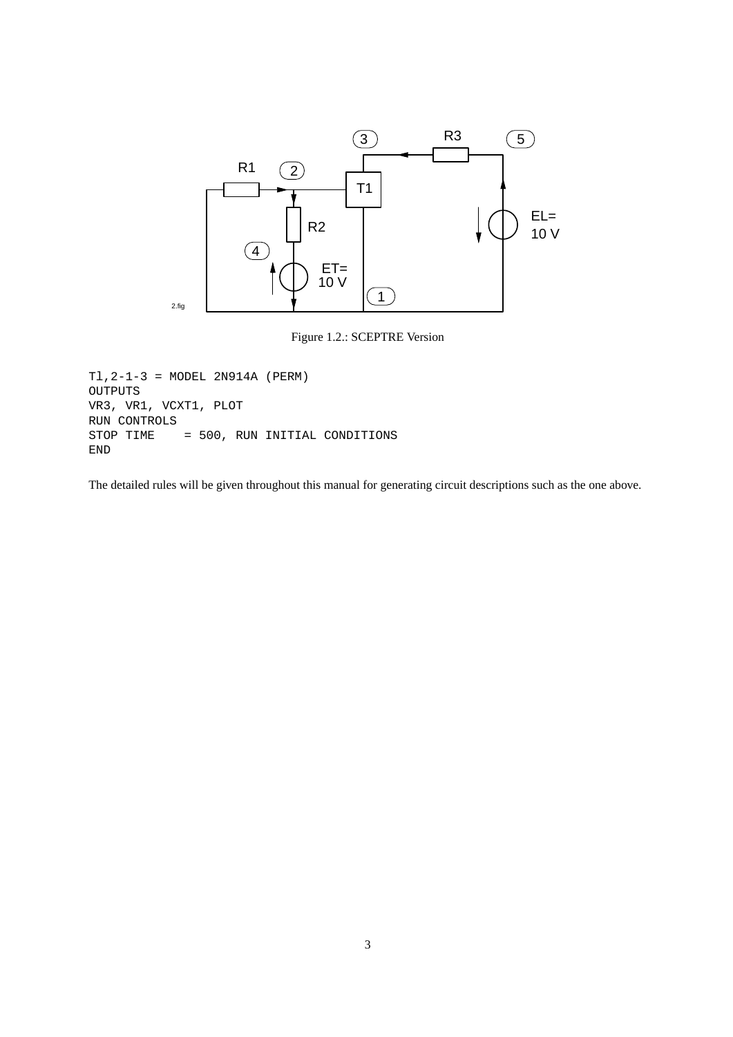R1
2
3
R3
5
T1
R2
EL=
10 V
4
ET=
10 V
1
2.fig

Figure 1.2.: SCEPTRE Version

```
Tl,2-1-3 = MODEL 2N914A (PERM)
OUTPUTS
VR3, VR1, VCXT1, PLOT
RUN CONTROLS
STOP TIME    = 500, RUN INITIAL CONDITIONS
END
```

The detailed rules will be given throughout this manual for generating circuit descriptions such as the one above.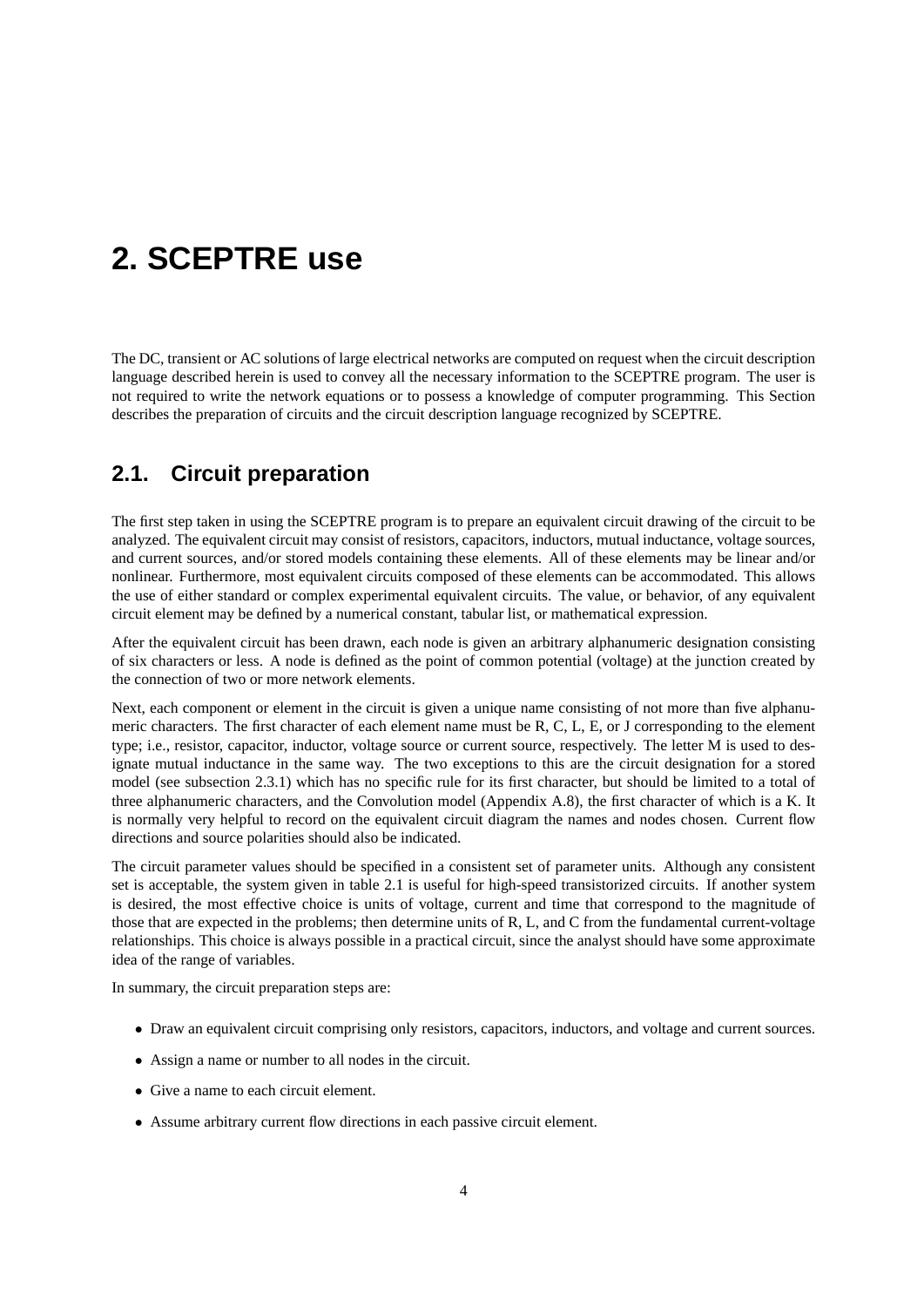# 2. SCEPTRE use

The DC, transient or AC solutions of large electrical networks are computed on request when the circuit description language described herein is used to convey all the necessary information to the SCEPTRE program. The user is not required to write the network equations or to possess a knowledge of computer programming. This Section describes the preparation of circuits and the circuit description language recognized by SCEPTRE.

## 2.1. Circuit preparation

The first step taken in using the SCEPTRE program is to prepare an equivalent circuit drawing of the circuit to be analyzed. The equivalent circuit may consist of resistors, capacitors, inductors, mutual inductance, voltage sources, and current sources, and/or stored models containing these elements. All of these elements may be linear and/or nonlinear. Furthermore, most equivalent circuits composed of these elements can be accommodated. This allows the use of either standard or complex experimental equivalent circuits. The value, or behavior, of any equivalent circuit element may be defined by a numerical constant, tabular list, or mathematical expression.

After the equivalent circuit has been drawn, each node is given an arbitrary alphanumeric designation consisting of six characters or less. A node is defined as the point of common potential (voltage) at the junction created by the connection of two or more network elements.

Next, each component or element in the circuit is given a unique name consisting of not more than five alphanumeric characters. The first character of each element name must be R, C, L, E, or J corresponding to the element type; i.e., resistor, capacitor, inductor, voltage source or current source, respectively. The letter M is used to designate mutual inductance in the same way. The two exceptions to this are the circuit designation for a stored model (see subsection 2.3.1) which has no specific rule for its first character, but should be limited to a total of three alphanumeric characters, and the Convolution model (Appendix A.8), the first character of which is a K. It is normally very helpful to record on the equivalent circuit diagram the names and nodes chosen. Current flow directions and source polarities should also be indicated.

The circuit parameter values should be specified in a consistent set of parameter units. Although any consistent set is acceptable, the system given in table 2.1 is useful for high-speed transistorized circuits. If another system is desired, the most effective choice is units of voltage, current and time that correspond to the magnitude of those that are expected in the problems; then determine units of R, L, and C from the fundamental current-voltage relationships. This choice is always possible in a practical circuit, since the analyst should have some approximate idea of the range of variables.

In summary, the circuit preparation steps are:

- Draw an equivalent circuit comprising only resistors, capacitors, inductors, and voltage and current sources.
- Assign a name or number to all nodes in the circuit.
- Give a name to each circuit element.
- Assume arbitrary current flow directions in each passive circuit element.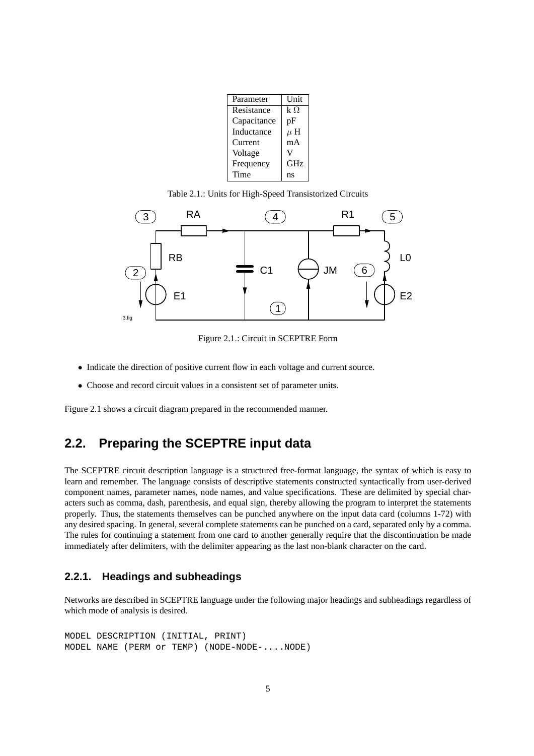| Parameter | Unit |
|---|---|
| Resistance | k Ω |
| Capacitance | pF |
| Inductance | $\mu$ H |
| Current | mA |
| Voltage | V |
| Frequency | GHz |
| Time | ns |

Table 2.1.: Units for High-Speed Transistorized Circuits

3
RA
4
R1
5
RB
C1
JM
L0
2
6
E1
E2
1
3.fig

Figure 2.1.: Circuit in SCEPTRE Form

- Indicate the direction of positive current flow in each voltage and current source.
- Choose and record circuit values in a consistent set of parameter units.

Figure 2.1 shows a circuit diagram prepared in the recommended manner.

## 2.2. Preparing the SCEPTRE input data

The SCEPTRE circuit description language is a structured free-format language, the syntax of which is easy to learn and remember. The language consists of descriptive statements constructed syntactically from user-derived component names, parameter names, node names, and value specifications. These are delimited by special characters such as comma, dash, parenthesis, and equal sign, thereby allowing the program to interpret the statements properly. Thus, the statements themselves can be punched anywhere on the input data card (columns 1-72) with any desired spacing. In general, several complete statements can be punched on a card, separated only by a comma. The rules for continuing a statement from one card to another generally require that the discontinuation be made immediately after delimiters, with the delimiter appearing as the last non-blank character on the card.

### 2.2.1. Headings and subheadings

Networks are described in SCEPTRE language under the following major headings and subheadings regardless of which mode of analysis is desired.

```
MODEL DESCRIPTION (INITIAL, PRINT)
MODEL NAME (PERM or TEMP) (NODE-NODE-....NODE)
```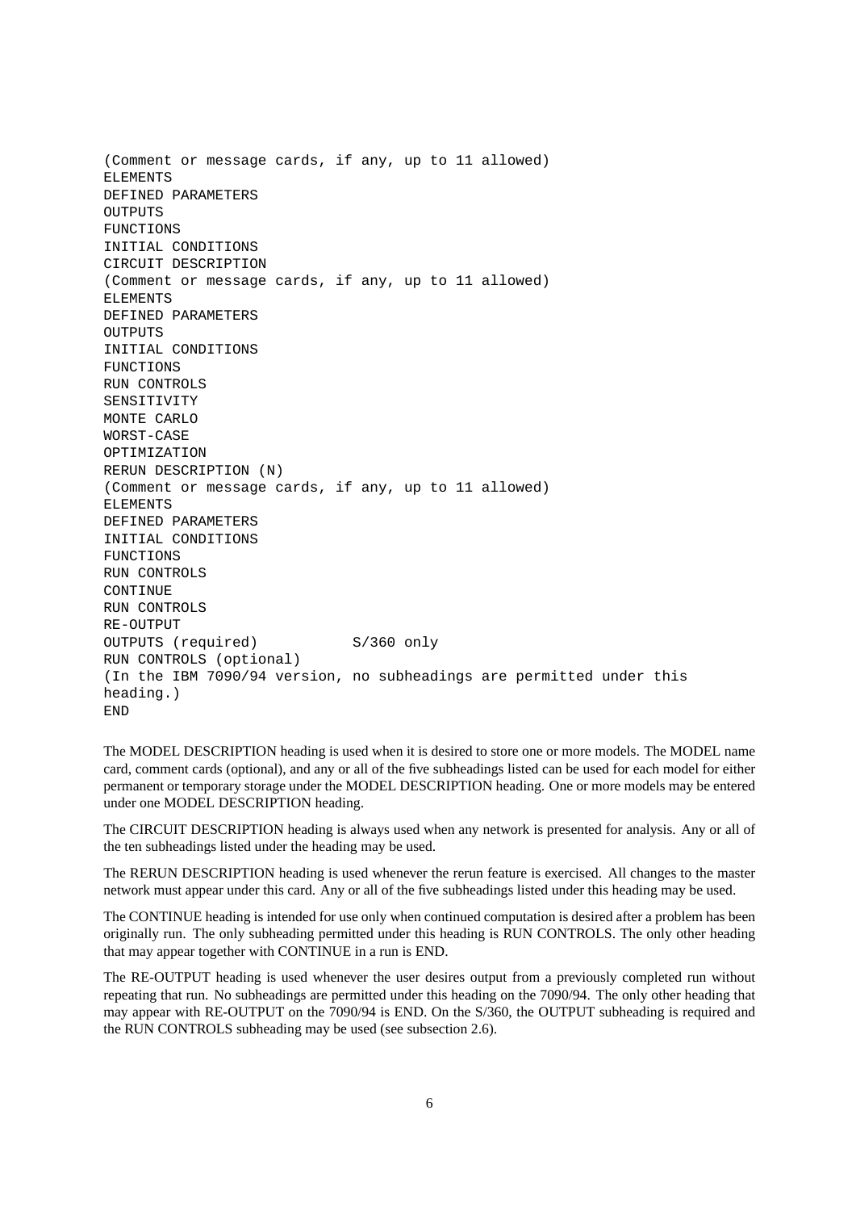```
(Comment or message cards, if any, up to 11 allowed)
ELEMENTS
DEFINED PARAMETERS
OUTPUTS
FUNCTIONS
INITIAL CONDITIONS
CIRCUIT DESCRIPTION
(Comment or message cards, if any, up to 11 allowed)
ELEMENTS
DEFINED PARAMETERS
OUTPUTS
INITIAL CONDITIONS
FUNCTIONS
RUN CONTROLS
SENSITIVITY
MONTE CARLO
WORST-CASE
OPTIMIZATION
RERUN DESCRIPTION (N)
(Comment or message cards, if any, up to 11 allowed)
ELEMENTS
DEFINED PARAMETERS
INITIAL CONDITIONS
FUNCTIONS
RUN CONTROLS
CONTINUE
RUN CONTROLS
RE-OUTPUT
OUTPUTS (required)           S/360 only
RUN CONTROLS (optional)
(In the IBM 7090/94 version, no subheadings are permitted under this
heading.)
END
```

The MODEL DESCRIPTION heading is used when it is desired to store one or more models. The MODEL name card, comment cards (optional), and any or all of the five subheadings listed can be used for each model for either permanent or temporary storage under the MODEL DESCRIPTION heading. One or more models may be entered under one MODEL DESCRIPTION heading.

The CIRCUIT DESCRIPTION heading is always used when any network is presented for analysis. Any or all of the ten subheadings listed under the heading may be used.

The RERUN DESCRIPTION heading is used whenever the rerun feature is exercised. All changes to the master network must appear under this card. Any or all of the five subheadings listed under this heading may be used.

The CONTINUE heading is intended for use only when continued computation is desired after a problem has been originally run. The only subheading permitted under this heading is RUN CONTROLS. The only other heading that may appear together with CONTINUE in a run is END.

The RE-OUTPUT heading is used whenever the user desires output from a previously completed run without repeating that run. No subheadings are permitted under this heading on the 7090/94. The only other heading that may appear with RE-OUTPUT on the 7090/94 is END. On the S/360, the OUTPUT subheading is required and the RUN CONTROLS subheading may be used (see subsection 2.6).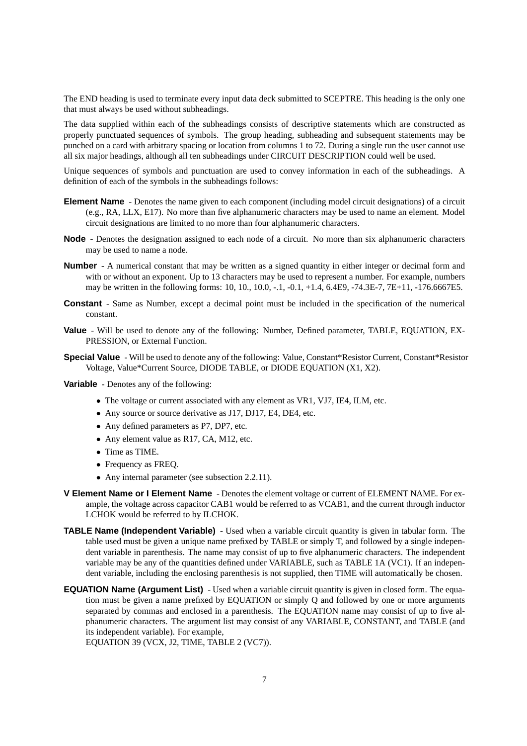The END heading is used to terminate every input data deck submitted to SCEPTRE. This heading is the only one that must always be used without subheadings.

The data supplied within each of the subheadings consists of descriptive statements which are constructed as properly punctuated sequences of symbols. The group heading, subheading and subsequent statements may be punched on a card with arbitrary spacing or location from columns 1 to 72. During a single run the user cannot use all six major headings, although all ten subheadings under CIRCUIT DESCRIPTION could well be used.

Unique sequences of symbols and punctuation are used to convey information in each of the subheadings. A definition of each of the symbols in the subheadings follows:

**Element Name** - Denotes the name given to each component (including model circuit designations) of a circuit (e.g., RA, LLX, E17). No more than five alphanumeric characters may be used to name an element. Model circuit designations are limited to no more than four alphanumeric characters.

**Node** - Denotes the designation assigned to each node of a circuit. No more than six alphanumeric characters may be used to name a node.

**Number** - A numerical constant that may be written as a signed quantity in either integer or decimal form and with or without an exponent. Up to 13 characters may be used to represent a number. For example, numbers may be written in the following forms: 10, 10., 10.0, -.1, -0.1, +1.4, 6.4E9, -74.3E-7, 7E+11, -176.6667E5.

**Constant** - Same as Number, except a decimal point must be included in the specification of the numerical constant.

**Value** - Will be used to denote any of the following: Number, Defined parameter, TABLE, EQUATION, EXPRESSION, or External Function.

**Special Value** - Will be used to denote any of the following: Value, Constant*Resistor Current, Constant*Resistor Voltage, Value*Current Source, DIODE TABLE, or DIODE EQUATION (X1, X2).

**Variable** - Denotes any of the following:

- The voltage or current associated with any element as VR1, VJ7, IE4, ILM, etc.
- Any source or source derivative as J17, DJ17, E4, DE4, etc.
- Any defined parameters as P7, DP7, etc.
- Any element value as R17, CA, M12, etc.
- Time as TIME.
- Frequency as FREQ.
- Any internal parameter (see subsection 2.2.11).

**V Element Name or I Element Name** - Denotes the element voltage or current of ELEMENT NAME. For example, the voltage across capacitor CAB1 would be referred to as VCAB1, and the current through inductor LCHOK would be referred to by ILCHOK.

**TABLE Name (Independent Variable)** - Used when a variable circuit quantity is given in tabular form. The table used must be given a unique name prefixed by TABLE or simply T, and followed by a single independent variable in parenthesis. The name may consist of up to five alphanumeric characters. The independent variable may be any of the quantities defined under VARIABLE, such as TABLE 1A (VC1). If an independent variable, including the enclosing parenthesis is not supplied, then TIME will automatically be chosen.

**EQUATION Name (Argument List)** - Used when a variable circuit quantity is given in closed form. The equation must be given a name prefixed by EQUATION or simply Q and followed by one or more arguments separated by commas and enclosed in a parenthesis. The EQUATION name may consist of up to five alphanumeric characters. The argument list may consist of any VARIABLE, CONSTANT, and TABLE (and its independent variable). For example,
EQUATION 39 (VCX, J2, TIME, TABLE 2 (VC7)).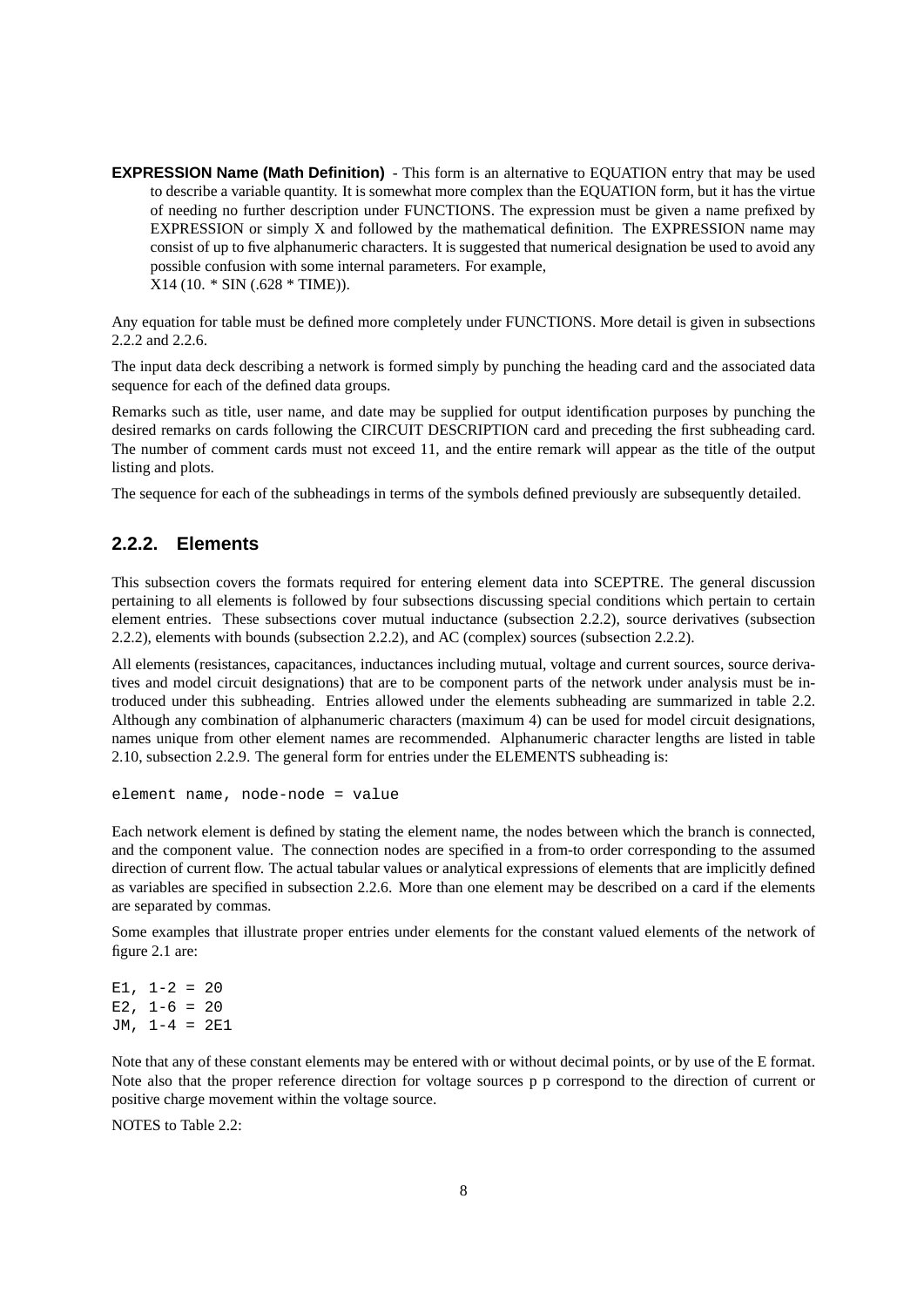**EXPRESSION Name (Math Definition)** - This form is an alternative to EQUATION entry that may be used to describe a variable quantity. It is somewhat more complex than the EQUATION form, but it has the virtue of needing no further description under FUNCTIONS. The expression must be given a name prefixed by EXPRESSION or simply X and followed by the mathematical definition. The EXPRESSION name may consist of up to five alphanumeric characters. It is suggested that numerical designation be used to avoid any possible confusion with some internal parameters. For example,
X14 (10. * SIN (.628 * TIME)).

Any equation for table must be defined more completely under FUNCTIONS. More detail is given in subsections 2.2.2 and 2.2.6.

The input data deck describing a network is formed simply by punching the heading card and the associated data sequence for each of the defined data groups.

Remarks such as title, user name, and date may be supplied for output identification purposes by punching the desired remarks on cards following the CIRCUIT DESCRIPTION card and preceding the first subheading card. The number of comment cards must not exceed 11, and the entire remark will appear as the title of the output listing and plots.

The sequence for each of the subheadings in terms of the symbols defined previously are subsequently detailed.

### 2.2.2. Elements

This subsection covers the formats required for entering element data into SCEPTRE. The general discussion pertaining to all elements is followed by four subsections discussing special conditions which pertain to certain element entries. These subsections cover mutual inductance (subsection 2.2.2), source derivatives (subsection 2.2.2), elements with bounds (subsection 2.2.2), and AC (complex) sources (subsection 2.2.2).

All elements (resistances, capacitances, inductances including mutual, voltage and current sources, source derivatives and model circuit designations) that are to be component parts of the network under analysis must be introduced under this subheading. Entries allowed under the elements subheading are summarized in table 2.2. Although any combination of alphanumeric characters (maximum 4) can be used for model circuit designations, names unique from other element names are recommended. Alphanumeric character lengths are listed in table 2.10, subsection 2.2.9. The general form for entries under the ELEMENTS subheading is:

```
element name, node-node = value
```

Each network element is defined by stating the element name, the nodes between which the branch is connected, and the component value. The connection nodes are specified in a from-to order corresponding to the assumed direction of current flow. The actual tabular values or analytical expressions of elements that are implicitly defined as variables are specified in subsection 2.2.6. More than one element may be described on a card if the elements are separated by commas.

Some examples that illustrate proper entries under elements for the constant valued elements of the network of figure 2.1 are:

```
E1, 1-2 = 20
E2, 1-6 = 20
JM, 1-4 = 2E1
```

Note that any of these constant elements may be entered with or without decimal points, or by use of the E format. Note also that the proper reference direction for voltage sources p p correspond to the direction of current or positive charge movement within the voltage source.

NOTES to Table 2.2: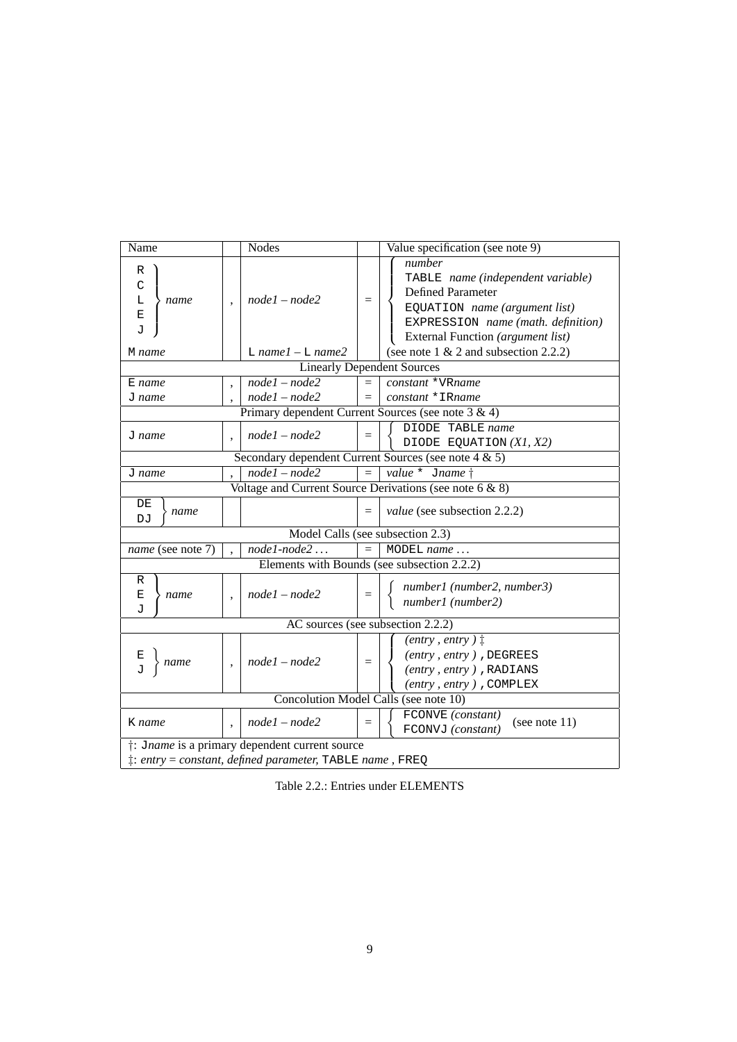| Name | | Nodes | | Value specification (see note 9) |
|---|---|---|---|---|
| R, C, L, E, J *name* | , | *node1 – node2* | = | *number* / TABLE *name (independent variable)* / Defined Parameter / EQUATION *name (argument list)* / EXPRESSION *name (math. definition)* / External Function *(argument list)* |
| M *name* | | L *name1* – L *name2* | | (see note 1 & 2 and subsection 2.2.2) |
| Linearly Dependent Sources | | | | |
| E *name* | , | *node1 – node2* | = | *constant* *VR*name* |
| J *name* | , | *node1 – node2* | = | *constant* *IR*name* |
| Primary dependent Current Sources (see note 3 & 4) | | | | |
| J *name* | , | *node1 – node2* | = | DIODE TABLE *name* / DIODE EQUATION *(X1, X2)* |
| Secondary dependent Current Sources (see note 4 & 5) | | | | |
| J *name* | , | *node1 – node2* | = | *value* * J*name* † |
| Voltage and Current Source Derivations (see note 6 & 8) | | | | |
| DE, DJ *name* | | | = | *value* (see subsection 2.2.2) |
| Model Calls (see subsection 2.3) | | | | |
| *name* (see note 7) | , | *node1-node2 ...* | = | MODEL *name ...* |
| Elements with Bounds (see subsection 2.2.2) | | | | |
| R, E, J *name* | , | *node1 – node2* | = | *number1 (number2, number3)* / *number1 (number2)* |
| AC sources (see subsection 2.2.2) | | | | |
| E, J *name* | , | *node1 – node2* | = | *(entry , entry )* ‡ / *(entry , entry )* , DEGREES / *(entry , entry )* , RADIANS / *(entry , entry )* , COMPLEX |
| Concolution Model Calls (see note 10) | | | | |
| K *name* | , | *node1 – node2* | = | FCONVE *(constant)* / FCONVJ *(constant)* (see note 11) |
| †: J*name* is a primary dependent current source | | | | |
| ‡: *entry = constant, defined parameter,* TABLE *name* , FREQ | | | | |

Table 2.2.: Entries under ELEMENTS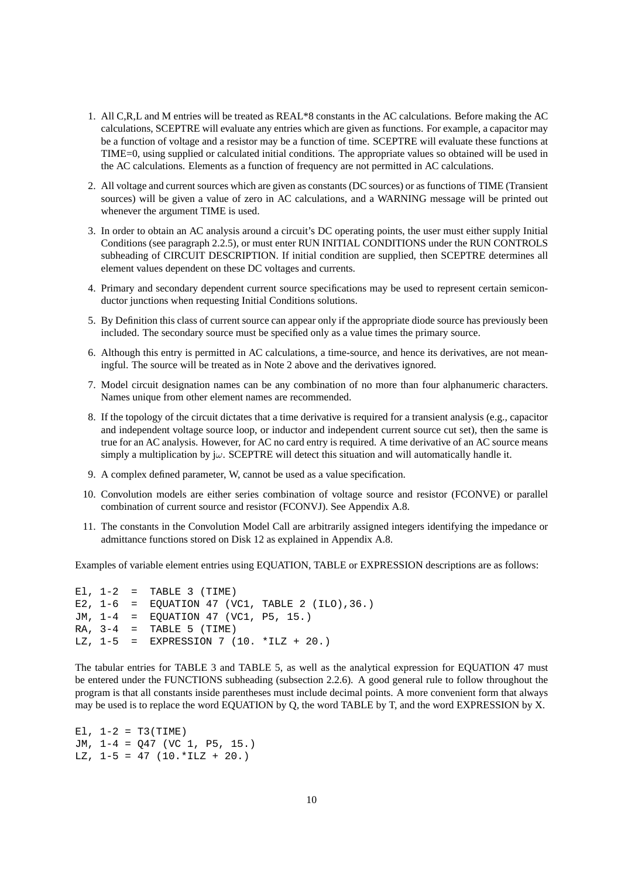1. All C,R,L and M entries will be treated as REAL*8 constants in the AC calculations. Before making the AC calculations, SCEPTRE will evaluate any entries which are given as functions. For example, a capacitor may be a function of voltage and a resistor may be a function of time. SCEPTRE will evaluate these functions at TIME=0, using supplied or calculated initial conditions. The appropriate values so obtained will be used in the AC calculations. Elements as a function of frequency are not permitted in AC calculations.
2. All voltage and current sources which are given as constants (DC sources) or as functions of TIME (Transient sources) will be given a value of zero in AC calculations, and a WARNING message will be printed out whenever the argument TIME is used.
3. In order to obtain an AC analysis around a circuit's DC operating points, the user must either supply Initial Conditions (see paragraph 2.2.5), or must enter RUN INITIAL CONDITIONS under the RUN CONTROLS subheading of CIRCUIT DESCRIPTION. If initial condition are supplied, then SCEPTRE determines all element values dependent on these DC voltages and currents.
4. Primary and secondary dependent current source specifications may be used to represent certain semiconductor junctions when requesting Initial Conditions solutions.
5. By Definition this class of current source can appear only if the appropriate diode source has previously been included. The secondary source must be specified only as a value times the primary source.
6. Although this entry is permitted in AC calculations, a time-source, and hence its derivatives, are not meaningful. The source will be treated as in Note 2 above and the derivatives ignored.
7. Model circuit designation names can be any combination of no more than four alphanumeric characters. Names unique from other element names are recommended.
8. If the topology of the circuit dictates that a time derivative is required for a transient analysis (e.g., capacitor and independent voltage source loop, or inductor and independent current source cut set), then the same is true for an AC analysis. However, for AC no card entry is required. A time derivative of an AC source means simply a multiplication by j$\omega$. SCEPTRE will detect this situation and will automatically handle it.
9. A complex defined parameter, W, cannot be used as a value specification.
10. Convolution models are either series combination of voltage source and resistor (FCONVE) or parallel combination of current source and resistor (FCONVJ). See Appendix A.8.
11. The constants in the Convolution Model Call are arbitrarily assigned integers identifying the impedance or admittance functions stored on Disk 12 as explained in Appendix A.8.

Examples of variable element entries using EQUATION, TABLE or EXPRESSION descriptions are as follows:

```
El, 1-2  =  TABLE 3 (TIME)
E2, 1-6  =  EQUATION 47 (VC1, TABLE 2 (ILO),36.)
JM, 1-4  =  EQUATION 47 (VC1, P5, 15.)
RA, 3-4  =  TABLE 5 (TIME)
LZ, 1-5  =  EXPRESSION 7 (10. *ILZ + 20.)
```

The tabular entries for TABLE 3 and TABLE 5, as well as the analytical expression for EQUATION 47 must be entered under the FUNCTIONS subheading (subsection 2.2.6). A good general rule to follow throughout the program is that all constants inside parentheses must include decimal points. A more convenient form that always may be used is to replace the word EQUATION by Q, the word TABLE by T, and the word EXPRESSION by X.

```
El, 1-2 = T3(TIME)
JM, 1-4 = Q47 (VC 1, P5, 15.)
LZ, 1-5 = 47 (10.*ILZ + 20.)
```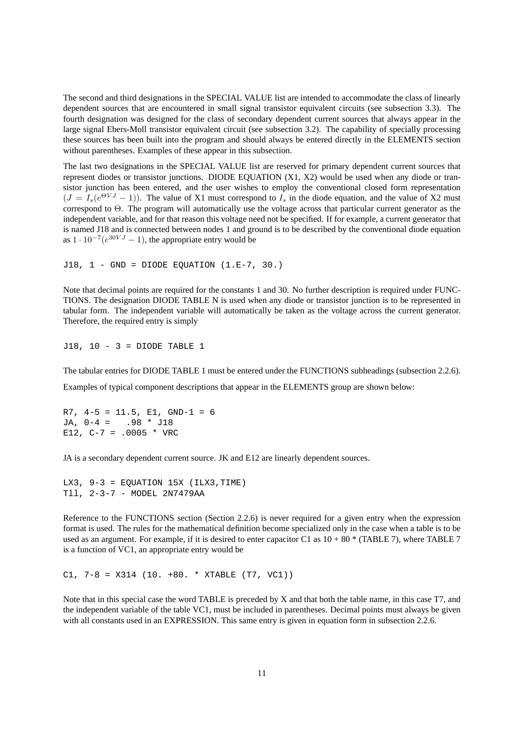The second and third designations in the SPECIAL VALUE list are intended to accommodate the class of linearly dependent sources that are encountered in small signal transistor equivalent circuits (see subsection 3.3). The fourth designation was designed for the class of secondary dependent current sources that always appear in the large signal Ebers-Moll transistor equivalent circuit (see subsection 3.2). The capability of specially processing these sources has been built into the program and should always be entered directly in the ELEMENTS section without parentheses. Examples of these appear in this subsection.

The last two designations in the SPECIAL VALUE list are reserved for primary dependent current sources that represent diodes or transistor junctions. DIODE EQUATION (X1, X2) would be used when any diode or transistor junction has been entered, and the user wishes to employ the conventional closed form representation $(J = I_s(e^{\Theta VJ} - 1))$. The value of X1 must correspond to $I_s$ in the diode equation, and the value of X2 must correspond to $\Theta$. The program will automatically use the voltage across that particular current generator as the independent variable, and for that reason this voltage need not be specified. If for example, a current generator that is named J18 and is connected between nodes 1 and ground is to be described by the conventional diode equation as $1 \cdot 10^{-7}(e^{30VJ} - 1)$, the appropriate entry would be

```
J18, 1 - GND = DIODE EQUATION (1.E-7, 30.)
```

Note that decimal points are required for the constants 1 and 30. No further description is required under FUNCTIONS. The designation DIODE TABLE N is used when any diode or transistor junction is to be represented in tabular form. The independent variable will automatically be taken as the voltage across the current generator. Therefore, the required entry is simply

```
J18, 10 - 3 = DIODE TABLE 1
```

The tabular entries for DIODE TABLE 1 must be entered under the FUNCTIONS subheadings (subsection 2.2.6).

Examples of typical component descriptions that appear in the ELEMENTS group are shown below:

```
R7, 4-5 = 11.5, E1, GND-1 = 6
JA, 0-4 =   .98 * J18
E12, C-7 = .0005 * VRC
```

JA is a secondary dependent current source. JK and E12 are linearly dependent sources.

```
LX3, 9-3 = EQUATION 15X (ILX3,TIME)
T1l, 2-3-7 - MODEL 2N7479AA
```

Reference to the FUNCTIONS section (Section 2.2.6) is never required for a given entry when the expression format is used. The rules for the mathematical definition become specialized only in the case when a table is to be used as an argument. For example, if it is desired to enter capacitor C1 as 10 + 80 * (TABLE 7), where TABLE 7 is a function of VC1, an appropriate entry would be

```
C1, 7-8 = X314 (10. +80. * XTABLE (T7, VC1))
```

Note that in this special case the word TABLE is preceded by X and that both the table name, in this case T7, and the independent variable of the table VC1, must be included in parentheses. Decimal points must always be given with all constants used in an EXPRESSION. This same entry is given in equation form in subsection 2.2.6.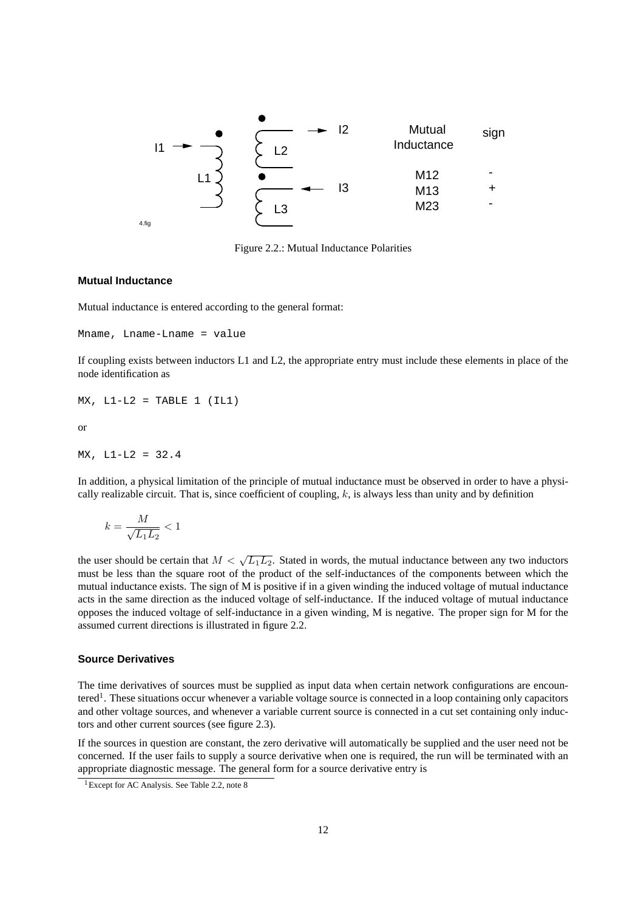I1 L1 L2 I2 L3 I3

Mutual Inductance

sign

M12 -

M13 +

M23 -

4.fig

Figure 2.2.: Mutual Inductance Polarities

### Mutual Inductance

Mutual inductance is entered according to the general format:

```
Mname, Lname-Lname = value
```

If coupling exists between inductors L1 and L2, the appropriate entry must include these elements in place of the node identification as

```
MX, L1-L2 = TABLE 1 (IL1)
```

or

```
MX, L1-L2 = 32.4
```

In addition, a physical limitation of the principle of mutual inductance must be observed in order to have a physically realizable circuit. That is, since coefficient of coupling, $k$, is always less than unity and by definition

$$k = \frac{M}{\sqrt{L_1 L_2}} < 1$$

the user should be certain that $M < \sqrt{L_1 L_2}$. Stated in words, the mutual inductance between any two inductors must be less than the square root of the product of the self-inductances of the components between which the mutual inductance exists. The sign of M is positive if in a given winding the induced voltage of mutual inductance acts in the same direction as the induced voltage of self-inductance. If the induced voltage of mutual inductance opposes the induced voltage of self-inductance in a given winding, M is negative. The proper sign for M for the assumed current directions is illustrated in figure 2.2.

### Source Derivatives

The time derivatives of sources must be supplied as input data when certain network configurations are encountered[1]. These situations occur whenever a variable voltage source is connected in a loop containing only capacitors and other voltage sources, and whenever a variable current source is connected in a cut set containing only inductors and other current sources (see figure 2.3).

If the sources in question are constant, the zero derivative will automatically be supplied and the user need not be concerned. If the user fails to supply a source derivative when one is required, the run will be terminated with an appropriate diagnostic message. The general form for a source derivative entry is

[1] Except for AC Analysis. See Table 2.2, note 8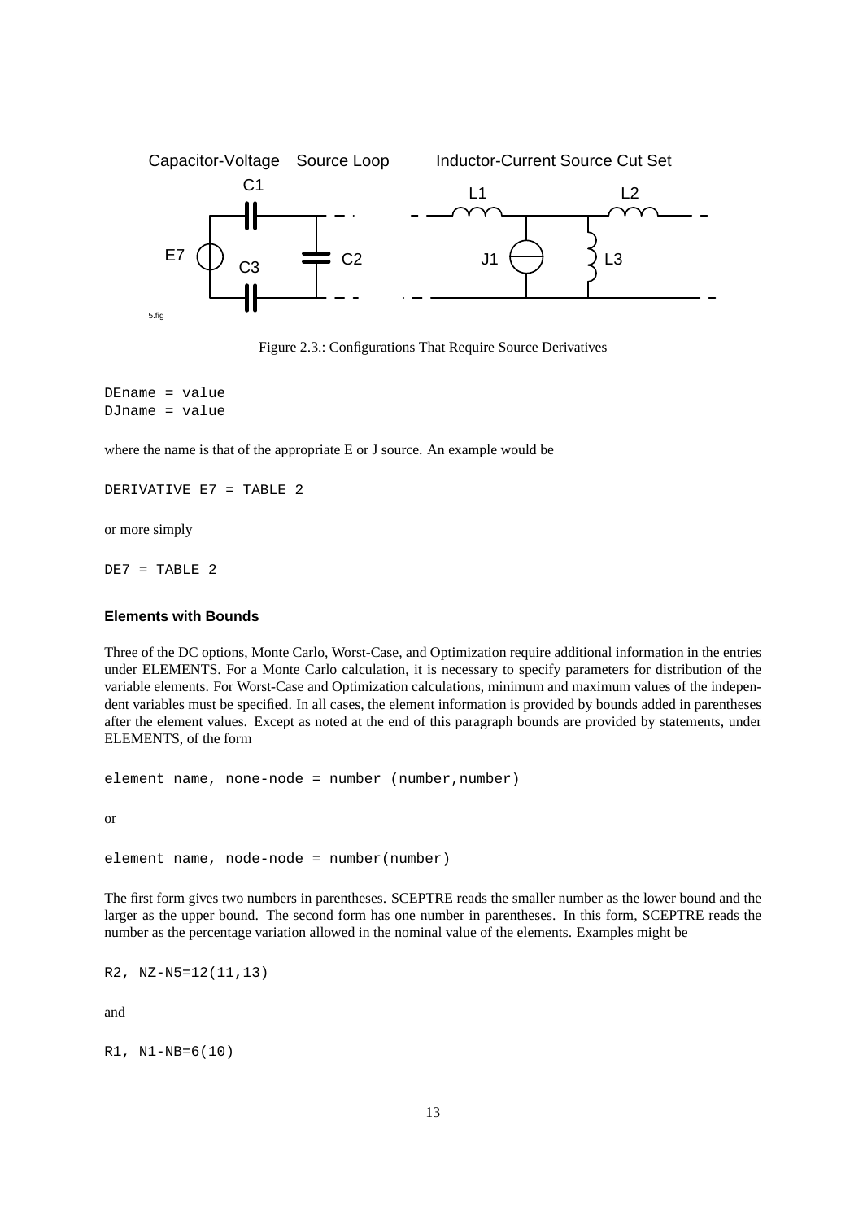Capacitor-Voltage Source Loop

Inductor-Current Source Cut Set

C1

L1

L2

E7

C3

C2

J1

L3

5.fig

Figure 2.3.: Configurations That Require Source Derivatives

```
DEname = value
DJname = value
```

where the name is that of the appropriate E or J source. An example would be

```
DERIVATIVE E7 = TABLE 2
```

or more simply

```
DE7 = TABLE 2
```

### Elements with Bounds

Three of the DC options, Monte Carlo, Worst-Case, and Optimization require additional information in the entries under ELEMENTS. For a Monte Carlo calculation, it is necessary to specify parameters for distribution of the variable elements. For Worst-Case and Optimization calculations, minimum and maximum values of the independent variables must be specified. In all cases, the element information is provided by bounds added in parentheses after the element values. Except as noted at the end of this paragraph bounds are provided by statements, under ELEMENTS, of the form

```
element name, none-node = number (number,number)
```

or

```
element name, node-node = number(number)
```

The first form gives two numbers in parentheses. SCEPTRE reads the smaller number as the lower bound and the larger as the upper bound. The second form has one number in parentheses. In this form, SCEPTRE reads the number as the percentage variation allowed in the nominal value of the elements. Examples might be

```
R2, NZ-N5=12(11,13)
```

and

```
R1, N1-NB=6(10)
```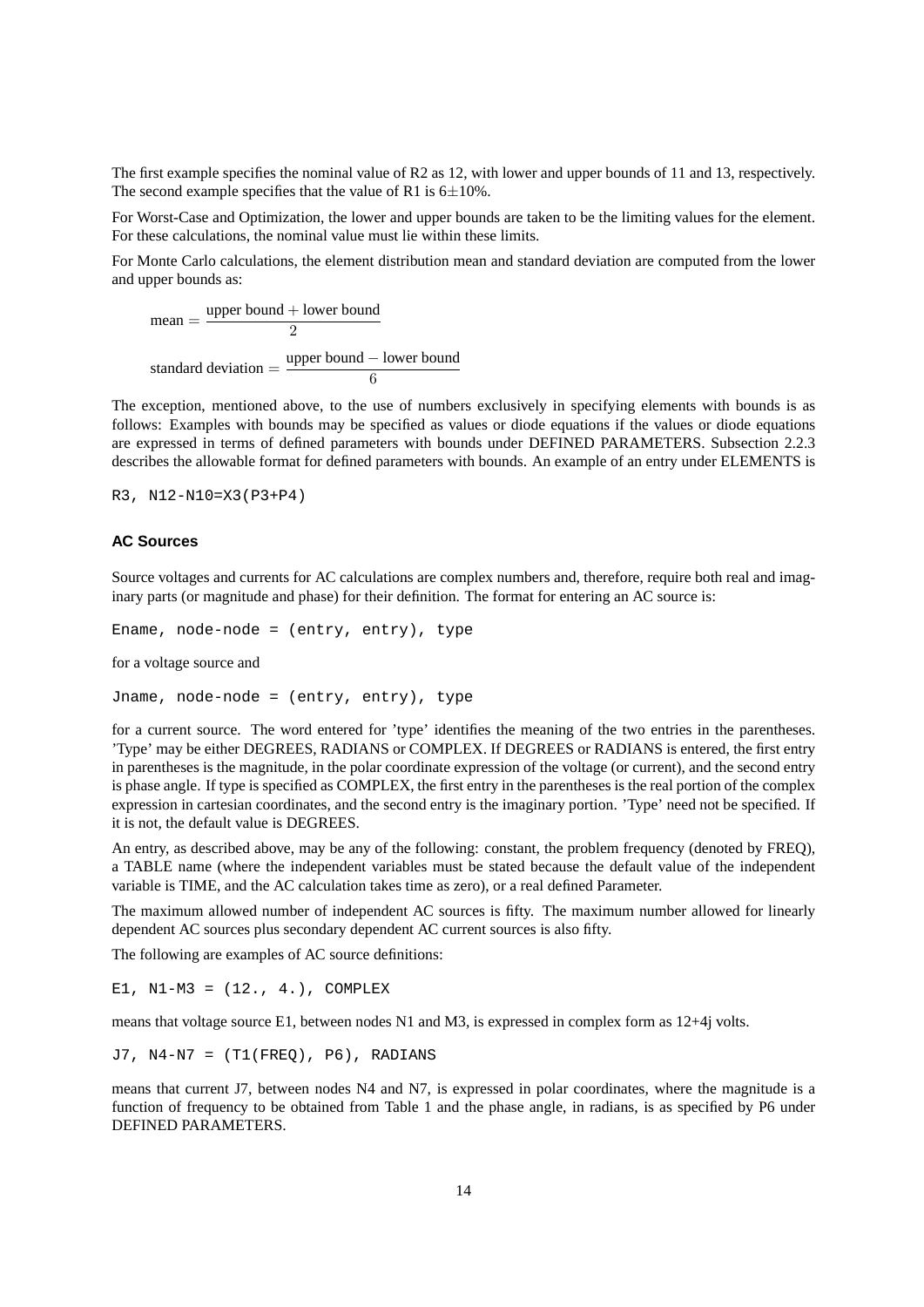The first example specifies the nominal value of R2 as 12, with lower and upper bounds of 11 and 13, respectively. The second example specifies that the value of R1 is $6 \pm 10\%$.

For Worst-Case and Optimization, the lower and upper bounds are taken to be the limiting values for the element. For these calculations, the nominal value must lie within these limits.

For Monte Carlo calculations, the element distribution mean and standard deviation are computed from the lower and upper bounds as:

$$\text{mean} = \frac{\text{upper bound} + \text{lower bound}}{2}$$

$$\text{standard deviation} = \frac{\text{upper bound} - \text{lower bound}}{6}$$

The exception, mentioned above, to the use of numbers exclusively in specifying elements with bounds is as follows: Examples with bounds may be specified as values or diode equations if the values or diode equations are expressed in terms of defined parameters with bounds under DEFINED PARAMETERS. Subsection 2.2.3 describes the allowable format for defined parameters with bounds. An example of an entry under ELEMENTS is

```
R3, N12-N10=X3(P3+P4)
```

#### AC Sources

Source voltages and currents for AC calculations are complex numbers and, therefore, require both real and imaginary parts (or magnitude and phase) for their definition. The format for entering an AC source is:

```
Ename, node-node = (entry, entry), type
```

for a voltage source and

```
Jname, node-node = (entry, entry), type
```

for a current source. The word entered for 'type' identifies the meaning of the two entries in the parentheses. 'Type' may be either DEGREES, RADIANS or COMPLEX. If DEGREES or RADIANS is entered, the first entry in parentheses is the magnitude, in the polar coordinate expression of the voltage (or current), and the second entry is phase angle. If type is specified as COMPLEX, the first entry in the parentheses is the real portion of the complex expression in cartesian coordinates, and the second entry is the imaginary portion. 'Type' need not be specified. If it is not, the default value is DEGREES.

An entry, as described above, may be any of the following: constant, the problem frequency (denoted by FREQ), a TABLE name (where the independent variables must be stated because the default value of the independent variable is TIME, and the AC calculation takes time as zero), or a real defined Parameter.

The maximum allowed number of independent AC sources is fifty. The maximum number allowed for linearly dependent AC sources plus secondary dependent AC current sources is also fifty.

The following are examples of AC source definitions:

```
E1, N1-M3 = (12., 4.), COMPLEX
```

means that voltage source E1, between nodes N1 and M3, is expressed in complex form as 12+4j volts.

```
J7, N4-N7 = (T1(FREQ), P6), RADIANS
```

means that current J7, between nodes N4 and N7, is expressed in polar coordinates, where the magnitude is a function of frequency to be obtained from Table 1 and the phase angle, in radians, is as specified by P6 under DEFINED PARAMETERS.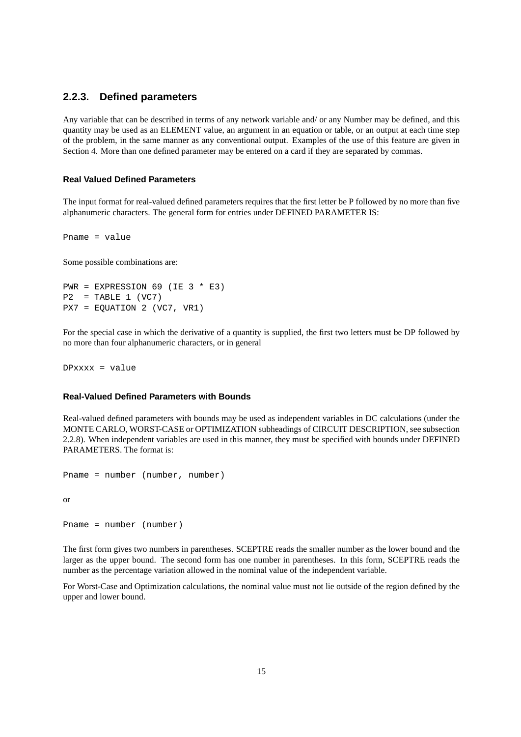### 2.2.3. Defined parameters

Any variable that can be described in terms of any network variable and/ or any Number may be defined, and this quantity may be used as an ELEMENT value, an argument in an equation or table, or an output at each time step of the problem, in the same manner as any conventional output. Examples of the use of this feature are given in Section 4. More than one defined parameter may be entered on a card if they are separated by commas.

#### Real Valued Defined Parameters

The input format for real-valued defined parameters requires that the first letter be P followed by no more than five alphanumeric characters. The general form for entries under DEFINED PARAMETER IS:

```
Pname = value
```

Some possible combinations are:

```
PWR = EXPRESSION 69 (IE 3 * E3)
P2  = TABLE 1 (VC7)
PX7 = EQUATION 2 (VC7, VR1)
```

For the special case in which the derivative of a quantity is supplied, the first two letters must be DP followed by no more than four alphanumeric characters, or in general

```
DPxxxx = value
```

#### Real-Valued Defined Parameters with Bounds

Real-valued defined parameters with bounds may be used as independent variables in DC calculations (under the MONTE CARLO, WORST-CASE or OPTIMIZATION subheadings of CIRCUIT DESCRIPTION, see subsection 2.2.8). When independent variables are used in this manner, they must be specified with bounds under DEFINED PARAMETERS. The format is:

```
Pname = number (number, number)
```

or

```
Pname = number (number)
```

The first form gives two numbers in parentheses. SCEPTRE reads the smaller number as the lower bound and the larger as the upper bound. The second form has one number in parentheses. In this form, SCEPTRE reads the number as the percentage variation allowed in the nominal value of the independent variable.

For Worst-Case and Optimization calculations, the nominal value must not lie outside of the region defined by the upper and lower bound.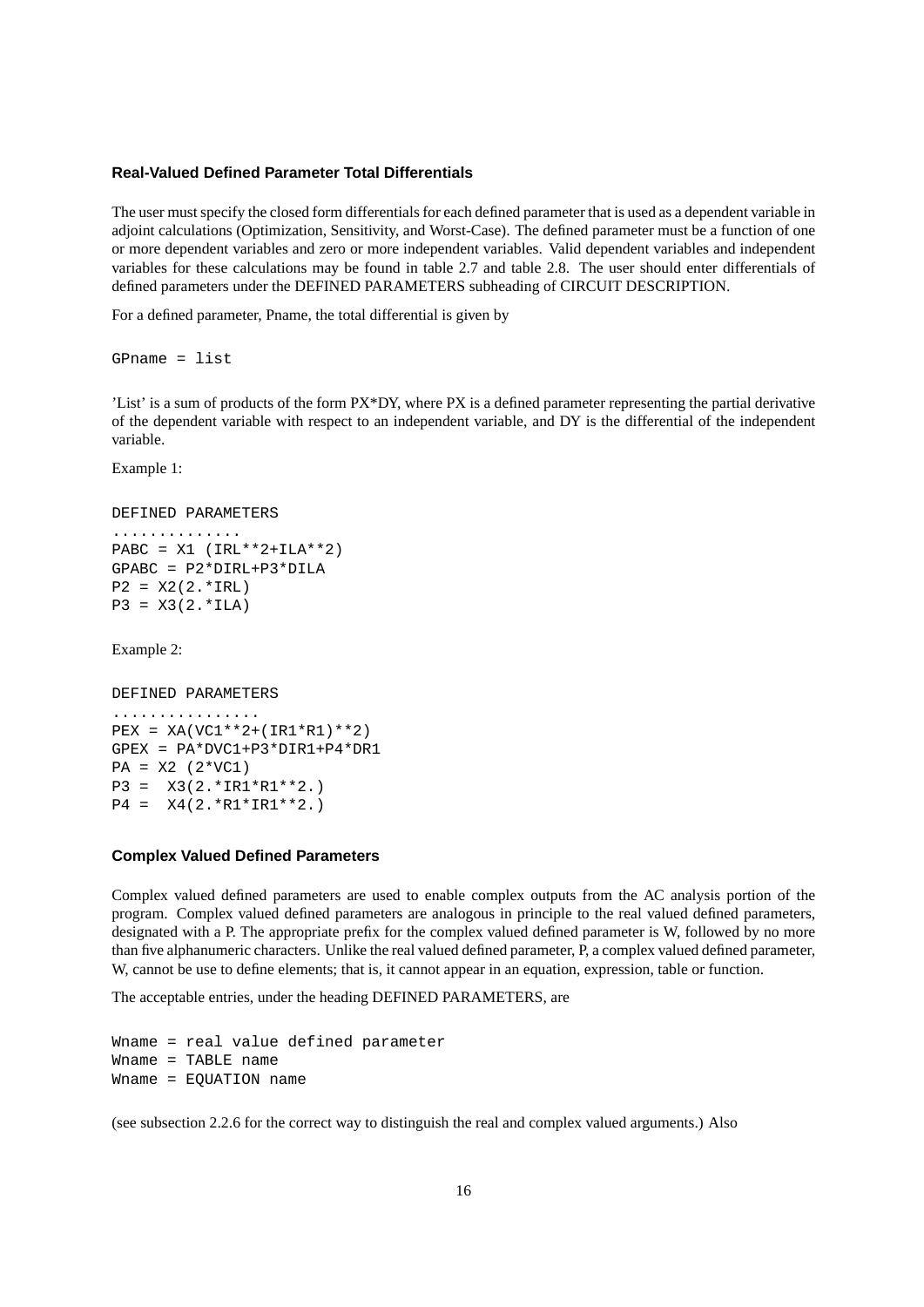### Real-Valued Defined Parameter Total Differentials

The user must specify the closed form differentials for each defined parameter that is used as a dependent variable in adjoint calculations (Optimization, Sensitivity, and Worst-Case). The defined parameter must be a function of one or more dependent variables and zero or more independent variables. Valid dependent variables and independent variables for these calculations may be found in table 2.7 and table 2.8. The user should enter differentials of defined parameters under the DEFINED PARAMETERS subheading of CIRCUIT DESCRIPTION.

For a defined parameter, Pname, the total differential is given by

```
GPname = list
```

'List' is a sum of products of the form PX*DY, where PX is a defined parameter representing the partial derivative of the dependent variable with respect to an independent variable, and DY is the differential of the independent variable.

Example 1:

```
DEFINED PARAMETERS
.............
PABC = X1 (IRL**2+ILA**2)
GPABC = P2*DIRL+P3*DILA
P2 = X2(2.*IRL)
P3 = X3(2.*ILA)
```

Example 2:

```
DEFINED PARAMETERS
...............
PEX = XA(VC1**2+(IR1*R1)**2)
GPEX = PA*DVC1+P3*DIR1+P4*DR1
PA = X2 (2*VC1)
P3 =  X3(2.*IR1*R1**2.)
P4 =  X4(2.*R1*IR1**2.)
```

### Complex Valued Defined Parameters

Complex valued defined parameters are used to enable complex outputs from the AC analysis portion of the program. Complex valued defined parameters are analogous in principle to the real valued defined parameters, designated with a P. The appropriate prefix for the complex valued defined parameter is W, followed by no more than five alphanumeric characters. Unlike the real valued defined parameter, P, a complex valued defined parameter, W, cannot be use to define elements; that is, it cannot appear in an equation, expression, table or function.

The acceptable entries, under the heading DEFINED PARAMETERS, are

```
Wname = real value defined parameter
Wname = TABLE name
Wname = EQUATION name
```

(see subsection 2.2.6 for the correct way to distinguish the real and complex valued arguments.) Also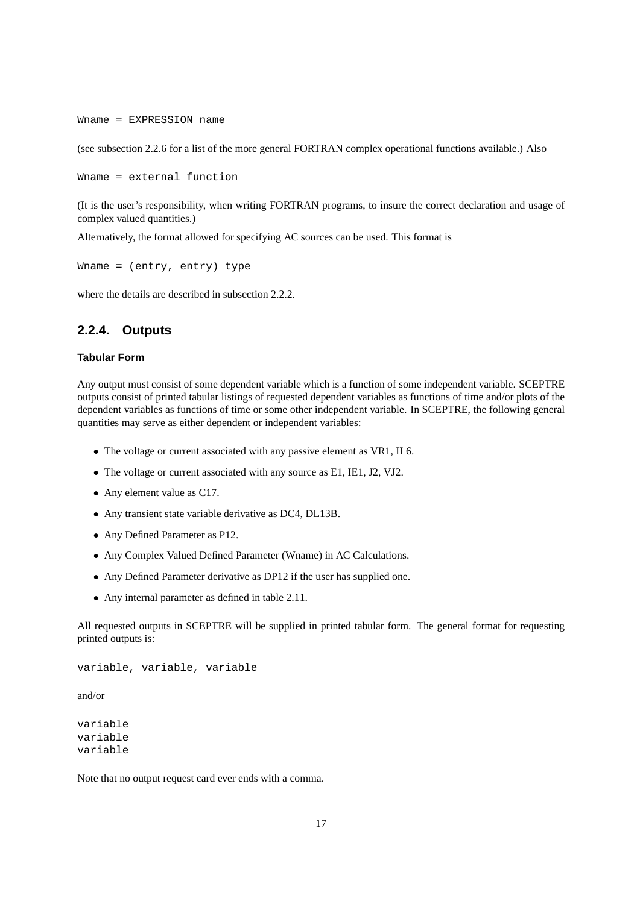```
Wname = EXPRESSION name
```

(see subsection 2.2.6 for a list of the more general FORTRAN complex operational functions available.) Also

```
Wname = external function
```

(It is the user's responsibility, when writing FORTRAN programs, to insure the correct declaration and usage of complex valued quantities.)

Alternatively, the format allowed for specifying AC sources can be used. This format is

```
Wname = (entry, entry) type
```

where the details are described in subsection 2.2.2.

### 2.2.4. Outputs

#### Tabular Form

Any output must consist of some dependent variable which is a function of some independent variable. SCEPTRE outputs consist of printed tabular listings of requested dependent variables as functions of time and/or plots of the dependent variables as functions of time or some other independent variable. In SCEPTRE, the following general quantities may serve as either dependent or independent variables:

- The voltage or current associated with any passive element as VR1, IL6.
- The voltage or current associated with any source as E1, IE1, J2, VJ2.
- Any element value as C17.
- Any transient state variable derivative as DC4, DL13B.
- Any Defined Parameter as P12.
- Any Complex Valued Defined Parameter (Wname) in AC Calculations.
- Any Defined Parameter derivative as DP12 if the user has supplied one.
- Any internal parameter as defined in table 2.11.

All requested outputs in SCEPTRE will be supplied in printed tabular form. The general format for requesting printed outputs is:

```
variable, variable, variable
```

and/or

```
variable
variable
variable
```

Note that no output request card ever ends with a comma.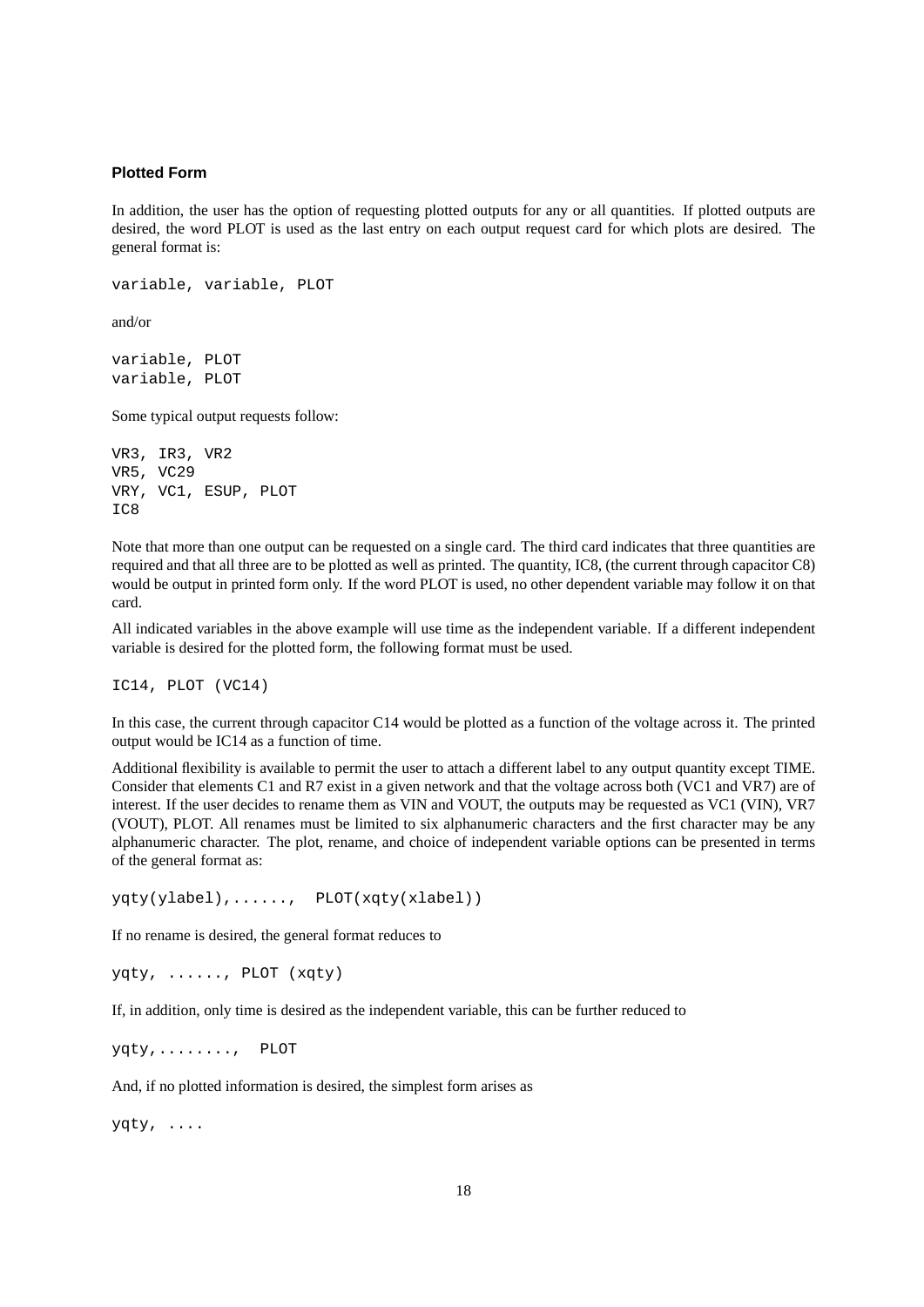### Plotted Form

In addition, the user has the option of requesting plotted outputs for any or all quantities. If plotted outputs are desired, the word PLOT is used as the last entry on each output request card for which plots are desired. The general format is:

```
variable, variable, PLOT
```

and/or

```
variable, PLOT
variable, PLOT
```

Some typical output requests follow:

```
VR3, IR3, VR2
VR5, VC29
VRY, VC1, ESUP, PLOT
IC8
```

Note that more than one output can be requested on a single card. The third card indicates that three quantities are required and that all three are to be plotted as well as printed. The quantity, IC8, (the current through capacitor C8) would be output in printed form only. If the word PLOT is used, no other dependent variable may follow it on that card.

All indicated variables in the above example will use time as the independent variable. If a different independent variable is desired for the plotted form, the following format must be used.

```
IC14, PLOT (VC14)
```

In this case, the current through capacitor C14 would be plotted as a function of the voltage across it. The printed output would be IC14 as a function of time.

Additional flexibility is available to permit the user to attach a different label to any output quantity except TIME. Consider that elements C1 and R7 exist in a given network and that the voltage across both (VC1 and VR7) are of interest. If the user decides to rename them as VIN and VOUT, the outputs may be requested as VC1 (VIN), VR7 (VOUT), PLOT. All renames must be limited to six alphanumeric characters and the first character may be any alphanumeric character. The plot, rename, and choice of independent variable options can be presented in terms of the general format as:

```
yqty(ylabel),......,  PLOT(xqty(xlabel))
```

If no rename is desired, the general format reduces to

```
yqty, ......, PLOT (xqty)
```

If, in addition, only time is desired as the independent variable, this can be further reduced to

```
yqty,........,  PLOT
```

And, if no plotted information is desired, the simplest form arises as

```
yqty, ....
```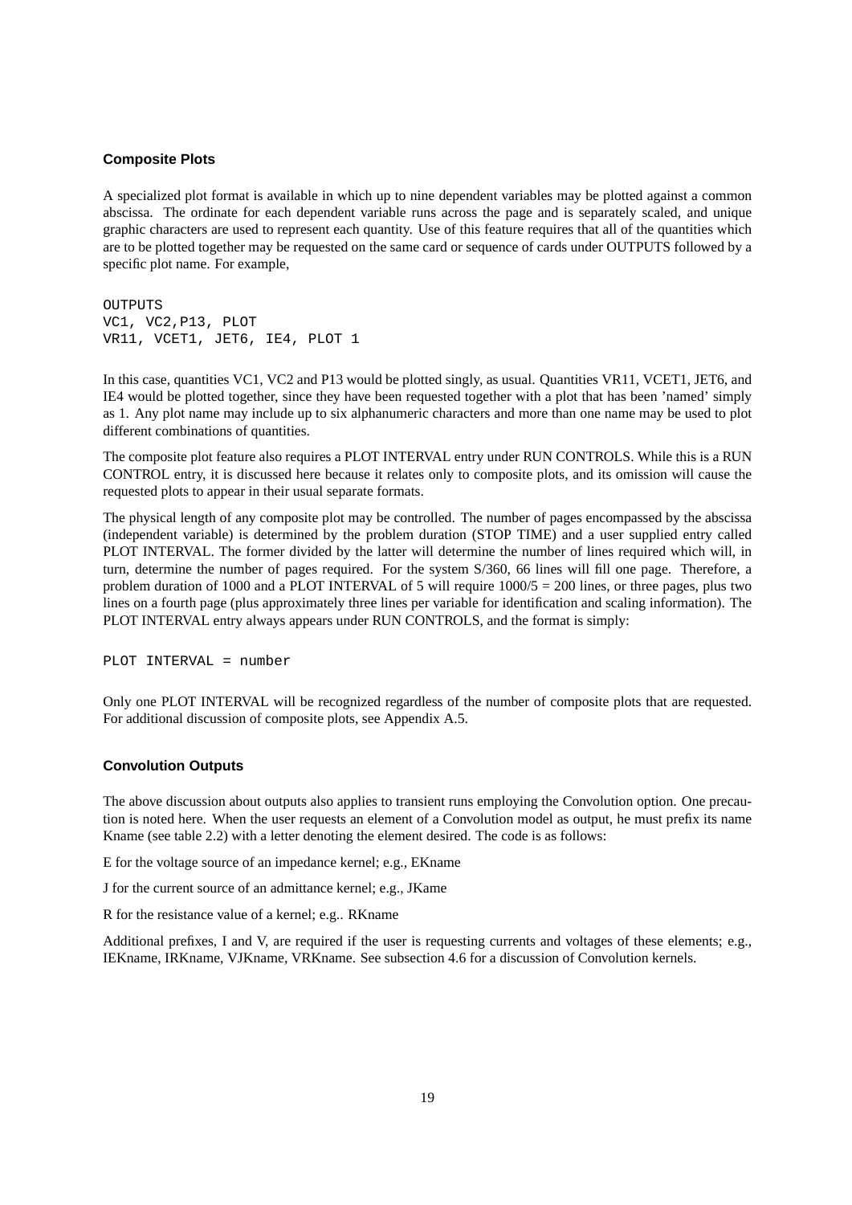### Composite Plots

A specialized plot format is available in which up to nine dependent variables may be plotted against a common abscissa. The ordinate for each dependent variable runs across the page and is separately scaled, and unique graphic characters are used to represent each quantity. Use of this feature requires that all of the quantities which are to be plotted together may be requested on the same card or sequence of cards under OUTPUTS followed by a specific plot name. For example,

```
OUTPUTS
VC1, VC2,P13, PLOT
VR11, VCET1, JET6, IE4, PLOT 1
```

In this case, quantities VC1, VC2 and P13 would be plotted singly, as usual. Quantities VR11, VCET1, JET6, and IE4 would be plotted together, since they have been requested together with a plot that has been 'named' simply as 1. Any plot name may include up to six alphanumeric characters and more than one name may be used to plot different combinations of quantities.

The composite plot feature also requires a PLOT INTERVAL entry under RUN CONTROLS. While this is a RUN CONTROL entry, it is discussed here because it relates only to composite plots, and its omission will cause the requested plots to appear in their usual separate formats.

The physical length of any composite plot may be controlled. The number of pages encompassed by the abscissa (independent variable) is determined by the problem duration (STOP TIME) and a user supplied entry called PLOT INTERVAL. The former divided by the latter will determine the number of lines required which will, in turn, determine the number of pages required. For the system S/360, 66 lines will fill one page. Therefore, a problem duration of 1000 and a PLOT INTERVAL of 5 will require 1000/5 = 200 lines, or three pages, plus two lines on a fourth page (plus approximately three lines per variable for identification and scaling information). The PLOT INTERVAL entry always appears under RUN CONTROLS, and the format is simply:

```
PLOT INTERVAL = number
```

Only one PLOT INTERVAL will be recognized regardless of the number of composite plots that are requested. For additional discussion of composite plots, see Appendix A.5.

### Convolution Outputs

The above discussion about outputs also applies to transient runs employing the Convolution option. One precaution is noted here. When the user requests an element of a Convolution model as output, he must prefix its name Kname (see table 2.2) with a letter denoting the element desired. The code is as follows:

E for the voltage source of an impedance kernel; e.g., EKname

J for the current source of an admittance kernel; e.g., JKame

R for the resistance value of a kernel; e.g.. RKname

Additional prefixes, I and V, are required if the user is requesting currents and voltages of these elements; e.g., IEKname, IRKname, VJKname, VRKname. See subsection 4.6 for a discussion of Convolution kernels.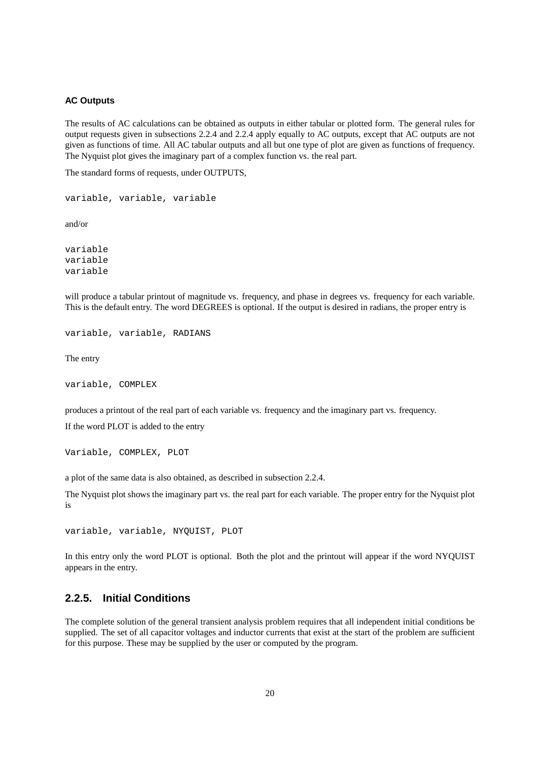**AC Outputs**

The results of AC calculations can be obtained as outputs in either tabular or plotted form. The general rules for output requests given in subsections 2.2.4 and 2.2.4 apply equally to AC outputs, except that AC outputs are not given as functions of time. All AC tabular outputs and all but one type of plot are given as functions of frequency. The Nyquist plot gives the imaginary part of a complex function vs. the real part.

The standard forms of requests, under OUTPUTS,

```
variable, variable, variable
```

and/or

```
variable
variable
variable
```

will produce a tabular printout of magnitude vs. frequency, and phase in degrees vs. frequency for each variable. This is the default entry. The word DEGREES is optional. If the output is desired in radians, the proper entry is

```
variable, variable, RADIANS
```

The entry

```
variable, COMPLEX
```

produces a printout of the real part of each variable vs. frequency and the imaginary part vs. frequency.

If the word PLOT is added to the entry

```
Variable, COMPLEX, PLOT
```

a plot of the same data is also obtained, as described in subsection 2.2.4.

The Nyquist plot shows the imaginary part vs. the real part for each variable. The proper entry for the Nyquist plot is

```
variable, variable, NYQUIST, PLOT
```

In this entry only the word PLOT is optional. Both the plot and the printout will appear if the word NYQUIST appears in the entry.

### 2.2.5. Initial Conditions

The complete solution of the general transient analysis problem requires that all independent initial conditions be supplied. The set of all capacitor voltages and inductor currents that exist at the start of the problem are sufficient for this purpose. These may be supplied by the user or computed by the program.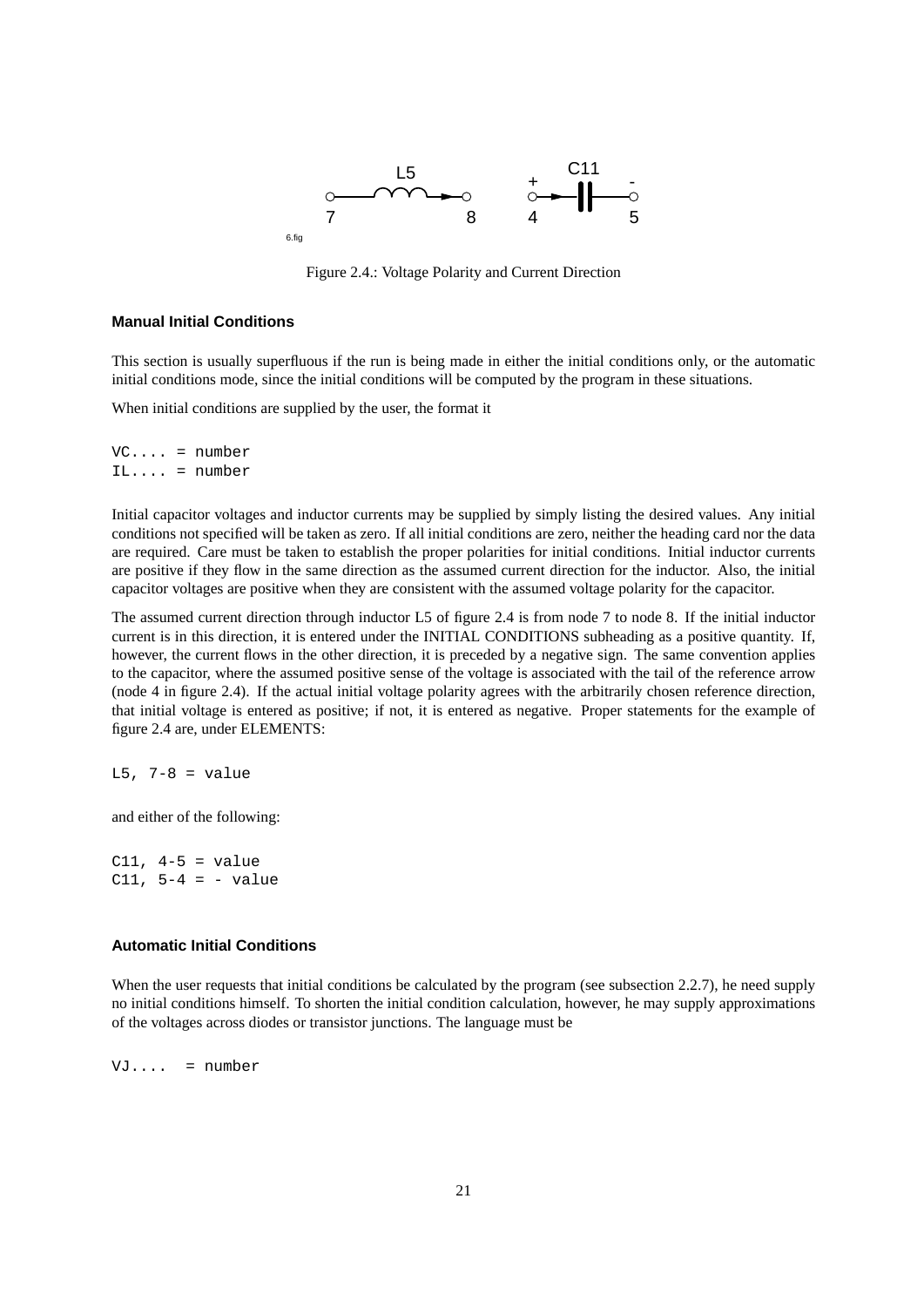L5

7 8

C11

\+ -

4 5

6.fig

Figure 2.4.: Voltage Polarity and Current Direction

### Manual Initial Conditions

This section is usually superfluous if the run is being made in either the initial conditions only, or the automatic initial conditions mode, since the initial conditions will be computed by the program in these situations.

When initial conditions are supplied by the user, the format it

```
VC.... = number
IL.... = number
```

Initial capacitor voltages and inductor currents may be supplied by simply listing the desired values. Any initial conditions not specified will be taken as zero. If all initial conditions are zero, neither the heading card nor the data are required. Care must be taken to establish the proper polarities for initial conditions. Initial inductor currents are positive if they flow in the same direction as the assumed current direction for the inductor. Also, the initial capacitor voltages are positive when they are consistent with the assumed voltage polarity for the capacitor.

The assumed current direction through inductor L5 of figure 2.4 is from node 7 to node 8. If the initial inductor current is in this direction, it is entered under the INITIAL CONDITIONS subheading as a positive quantity. If, however, the current flows in the other direction, it is preceded by a negative sign. The same convention applies to the capacitor, where the assumed positive sense of the voltage is associated with the tail of the reference arrow (node 4 in figure 2.4). If the actual initial voltage polarity agrees with the arbitrarily chosen reference direction, that initial voltage is entered as positive; if not, it is entered as negative. Proper statements for the example of figure 2.4 are, under ELEMENTS:

```
L5, 7-8 = value
```

and either of the following:

```
C11, 4-5 = value
C11, 5-4 = - value
```

### Automatic Initial Conditions

When the user requests that initial conditions be calculated by the program (see subsection 2.2.7), he need supply no initial conditions himself. To shorten the initial condition calculation, however, he may supply approximations of the voltages across diodes or transistor junctions. The language must be

```
VJ....  = number
```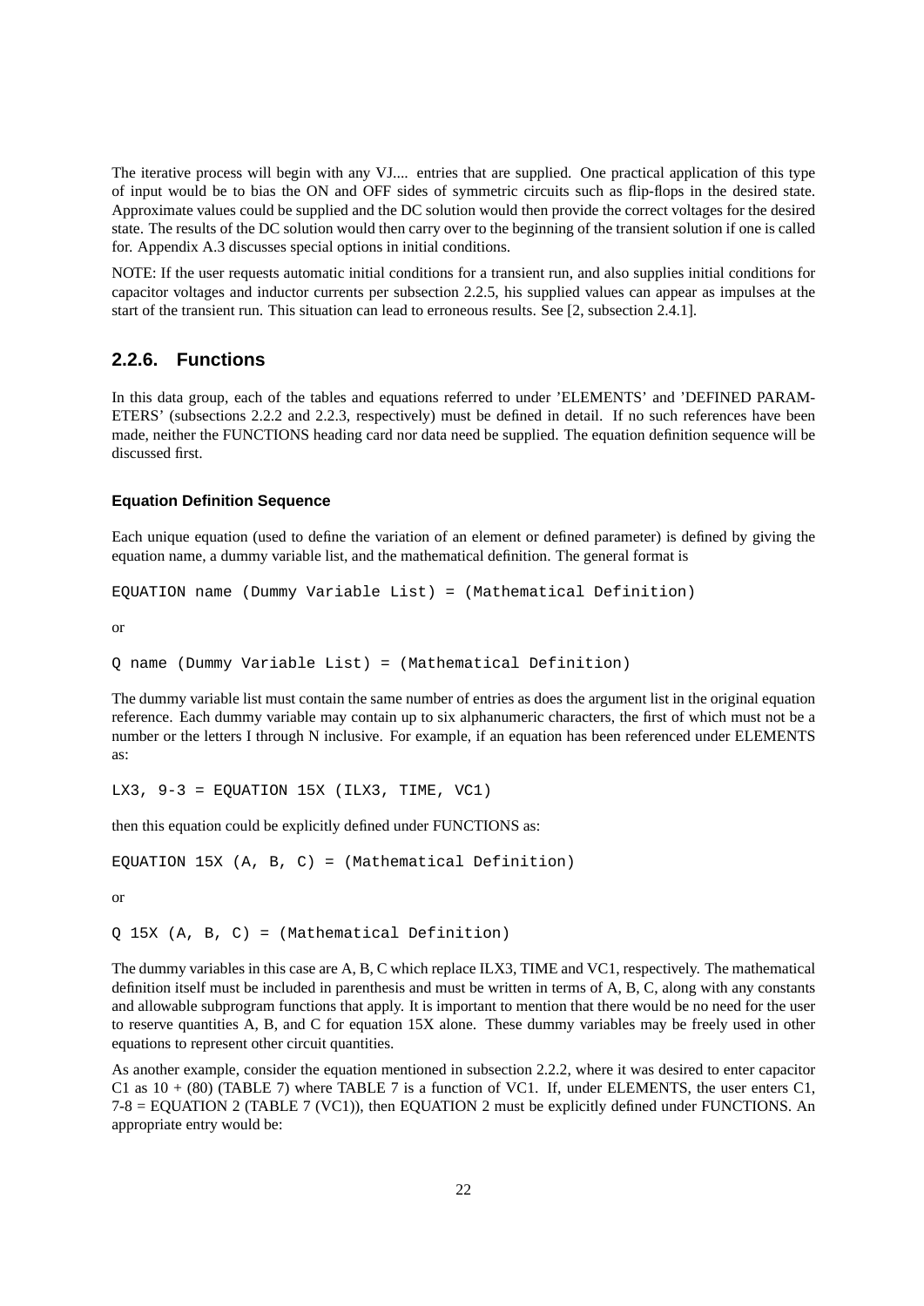The iterative process will begin with any VJ.... entries that are supplied. One practical application of this type of input would be to bias the ON and OFF sides of symmetric circuits such as flip-flops in the desired state. Approximate values could be supplied and the DC solution would then provide the correct voltages for the desired state. The results of the DC solution would then carry over to the beginning of the transient solution if one is called for. Appendix A.3 discusses special options in initial conditions.

NOTE: If the user requests automatic initial conditions for a transient run, and also supplies initial conditions for capacitor voltages and inductor currents per subsection 2.2.5, his supplied values can appear as impulses at the start of the transient run. This situation can lead to erroneous results. See [2, subsection 2.4.1].

### 2.2.6. Functions

In this data group, each of the tables and equations referred to under 'ELEMENTS' and 'DEFINED PARAMETERS' (subsections 2.2.2 and 2.2.3, respectively) must be defined in detail. If no such references have been made, neither the FUNCTIONS heading card nor data need be supplied. The equation definition sequence will be discussed first.

#### Equation Definition Sequence

Each unique equation (used to define the variation of an element or defined parameter) is defined by giving the equation name, a dummy variable list, and the mathematical definition. The general format is

```
EQUATION name (Dummy Variable List) = (Mathematical Definition)
```

or

```
Q name (Dummy Variable List) = (Mathematical Definition)
```

The dummy variable list must contain the same number of entries as does the argument list in the original equation reference. Each dummy variable may contain up to six alphanumeric characters, the first of which must not be a number or the letters I through N inclusive. For example, if an equation has been referenced under ELEMENTS as:

```
LX3, 9-3 = EQUATION 15X (ILX3, TIME, VC1)
```

then this equation could be explicitly defined under FUNCTIONS as:

```
EQUATION 15X (A, B, C) = (Mathematical Definition)
```

or

```
Q 15X (A, B, C) = (Mathematical Definition)
```

The dummy variables in this case are A, B, C which replace ILX3, TIME and VC1, respectively. The mathematical definition itself must be included in parenthesis and must be written in terms of A, B, C, along with any constants and allowable subprogram functions that apply. It is important to mention that there would be no need for the user to reserve quantities A, B, and C for equation 15X alone. These dummy variables may be freely used in other equations to represent other circuit quantities.

As another example, consider the equation mentioned in subsection 2.2.2, where it was desired to enter capacitor C1 as 10 + (80) (TABLE 7) where TABLE 7 is a function of VC1. If, under ELEMENTS, the user enters C1, 7-8 = EQUATION 2 (TABLE 7 (VC1)), then EQUATION 2 must be explicitly defined under FUNCTIONS. An appropriate entry would be: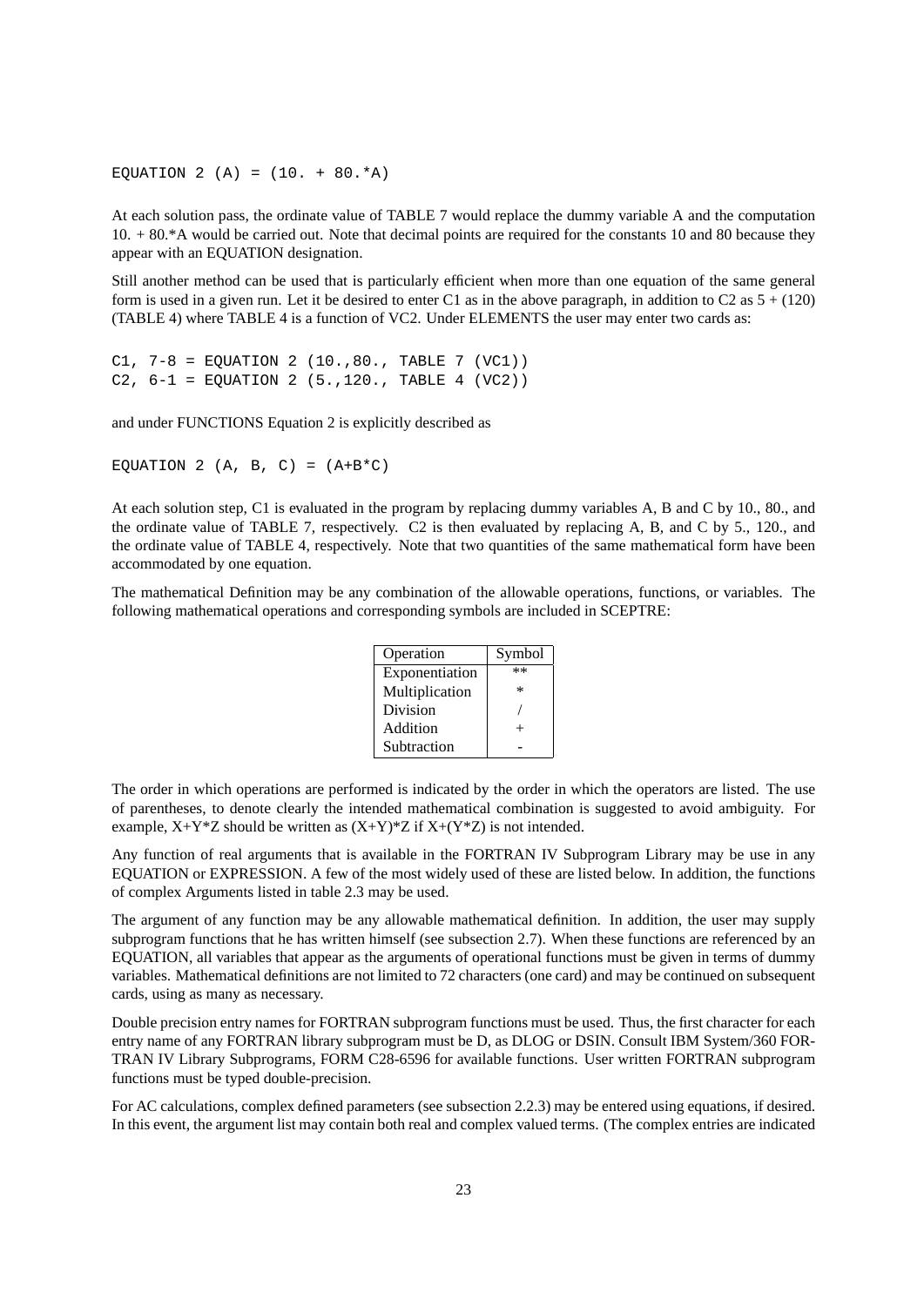```
EQUATION 2 (A) = (10. + 80.*A)
```

At each solution pass, the ordinate value of TABLE 7 would replace the dummy variable A and the computation 10. + 80.*A would be carried out. Note that decimal points are required for the constants 10 and 80 because they appear with an EQUATION designation.

Still another method can be used that is particularly efficient when more than one equation of the same general form is used in a given run. Let it be desired to enter C1 as in the above paragraph, in addition to C2 as 5 + (120) (TABLE 4) where TABLE 4 is a function of VC2. Under ELEMENTS the user may enter two cards as:

```
C1, 7-8 = EQUATION 2 (10.,80., TABLE 7 (VC1))
C2, 6-1 = EQUATION 2 (5.,120., TABLE 4 (VC2))
```

and under FUNCTIONS Equation 2 is explicitly described as

```
EQUATION 2 (A, B, C) = (A+B*C)
```

At each solution step, C1 is evaluated in the program by replacing dummy variables A, B and C by 10., 80., and the ordinate value of TABLE 7, respectively. C2 is then evaluated by replacing A, B, and C by 5., 120., and the ordinate value of TABLE 4, respectively. Note that two quantities of the same mathematical form have been accommodated by one equation.

The mathematical Definition may be any combination of the allowable operations, functions, or variables. The following mathematical operations and corresponding symbols are included in SCEPTRE:

| Operation | Symbol |
|---|---|
| Exponentiation | ** |
| Multiplication | * |
| Division | / |
| Addition | + |
| Subtraction | - |

The order in which operations are performed is indicated by the order in which the operators are listed. The use of parentheses, to denote clearly the intended mathematical combination is suggested to avoid ambiguity. For example, X+Y*Z should be written as (X+Y)*Z if X+(Y*Z) is not intended.

Any function of real arguments that is available in the FORTRAN IV Subprogram Library may be use in any EQUATION or EXPRESSION. A few of the most widely used of these are listed below. In addition, the functions of complex Arguments listed in table 2.3 may be used.

The argument of any function may be any allowable mathematical definition. In addition, the user may supply subprogram functions that he has written himself (see subsection 2.7). When these functions are referenced by an EQUATION, all variables that appear as the arguments of operational functions must be given in terms of dummy variables. Mathematical definitions are not limited to 72 characters (one card) and may be continued on subsequent cards, using as many as necessary.

Double precision entry names for FORTRAN subprogram functions must be used. Thus, the first character for each entry name of any FORTRAN library subprogram must be D, as DLOG or DSIN. Consult IBM System/360 FORTRAN IV Library Subprograms, FORM C28-6596 for available functions. User written FORTRAN subprogram functions must be typed double-precision.

For AC calculations, complex defined parameters (see subsection 2.2.3) may be entered using equations, if desired. In this event, the argument list may contain both real and complex valued terms. (The complex entries are indicated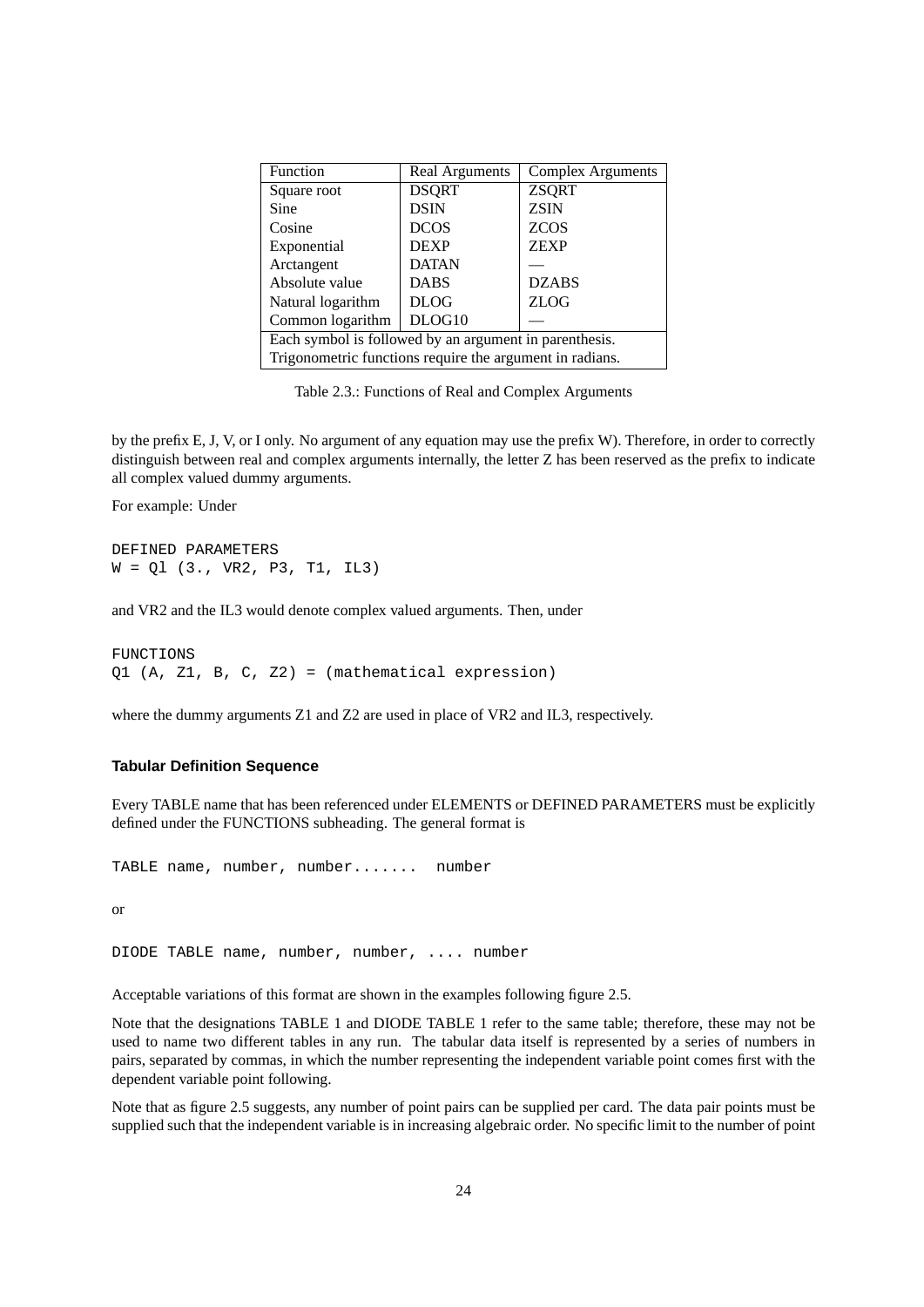| Function | Real Arguments | Complex Arguments |
|---|---|---|
| Square root | DSQRT | ZSQRT |
| Sine | DSIN | ZSIN |
| Cosine | DCOS | ZCOS |
| Exponential | DEXP | ZEXP |
| Arctangent | DATAN | — |
| Absolute value | DABS | DZABS |
| Natural logarithm | DLOG | ZLOG |
| Common logarithm | DLOG10 | — |
| Each symbol is followed by an argument in parenthesis. | | |
| Trigonometric functions require the argument in radians. | | |

Table 2.3.: Functions of Real and Complex Arguments

by the prefix E, J, V, or I only. No argument of any equation may use the prefix W). Therefore, in order to correctly distinguish between real and complex arguments internally, the letter Z has been reserved as the prefix to indicate all complex valued dummy arguments.

For example: Under

```
DEFINED PARAMETERS
W = Ql (3., VR2, P3, T1, IL3)
```

and VR2 and the IL3 would denote complex valued arguments. Then, under

```
FUNCTIONS
Q1 (A, Z1, B, C, Z2) = (mathematical expression)
```

where the dummy arguments Z1 and Z2 are used in place of VR2 and IL3, respectively.

### Tabular Definition Sequence

Every TABLE name that has been referenced under ELEMENTS or DEFINED PARAMETERS must be explicitly defined under the FUNCTIONS subheading. The general format is

```
TABLE name, number, number.......  number
```

or

```
DIODE TABLE name, number, number, .... number
```

Acceptable variations of this format are shown in the examples following figure 2.5.

Note that the designations TABLE 1 and DIODE TABLE 1 refer to the same table; therefore, these may not be used to name two different tables in any run. The tabular data itself is represented by a series of numbers in pairs, separated by commas, in which the number representing the independent variable point comes first with the dependent variable point following.

Note that as figure 2.5 suggests, any number of point pairs can be supplied per card. The data pair points must be supplied such that the independent variable is in increasing algebraic order. No specific limit to the number of point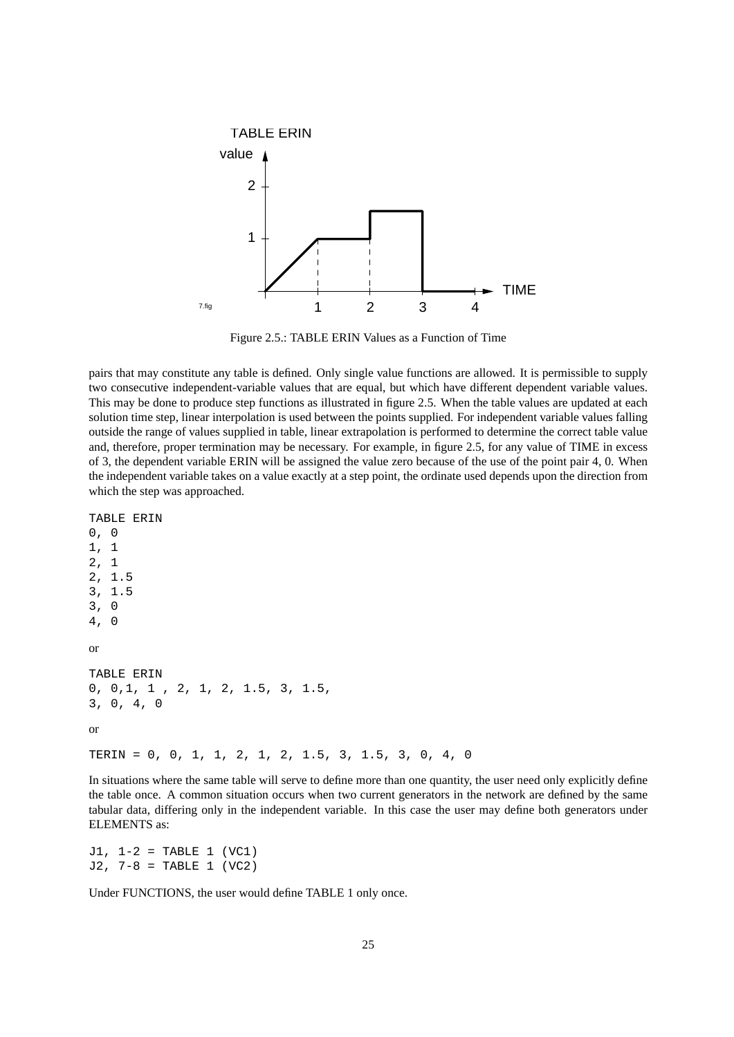TABLE ERIN

value

2

1

TIME

7.fig

1 2 3 4

Figure 2.5.: TABLE ERIN Values as a Function of Time

pairs that may constitute any table is defined. Only single value functions are allowed. It is permissible to supply two consecutive independent-variable values that are equal, but which have different dependent variable values. This may be done to produce step functions as illustrated in figure 2.5. When the table values are updated at each solution time step, linear interpolation is used between the points supplied. For independent variable values falling outside the range of values supplied in table, linear extrapolation is performed to determine the correct table value and, therefore, proper termination may be necessary. For example, in figure 2.5, for any value of TIME in excess of 3, the dependent variable ERIN will be assigned the value zero because of the use of the point pair 4, 0. When the independent variable takes on a value exactly at a step point, the ordinate used depends upon the direction from which the step was approached.

```
TABLE ERIN
0, 0
1, 1
2, 1
2, 1.5
3, 1.5
3, 0
4, 0
```

or

```
TABLE ERIN
0, 0,1, 1 , 2, 1, 2, 1.5, 3, 1.5,
3, 0, 4, 0
```

or

```
TERIN = 0, 0, 1, 1, 2, 1, 2, 1.5, 3, 1.5, 3, 0, 4, 0
```

In situations where the same table will serve to define more than one quantity, the user need only explicitly define the table once. A common situation occurs when two current generators in the network are defined by the same tabular data, differing only in the independent variable. In this case the user may define both generators under ELEMENTS as:

```
J1, 1-2 = TABLE 1 (VC1)
J2, 7-8 = TABLE 1 (VC2)
```

Under FUNCTIONS, the user would define TABLE 1 only once.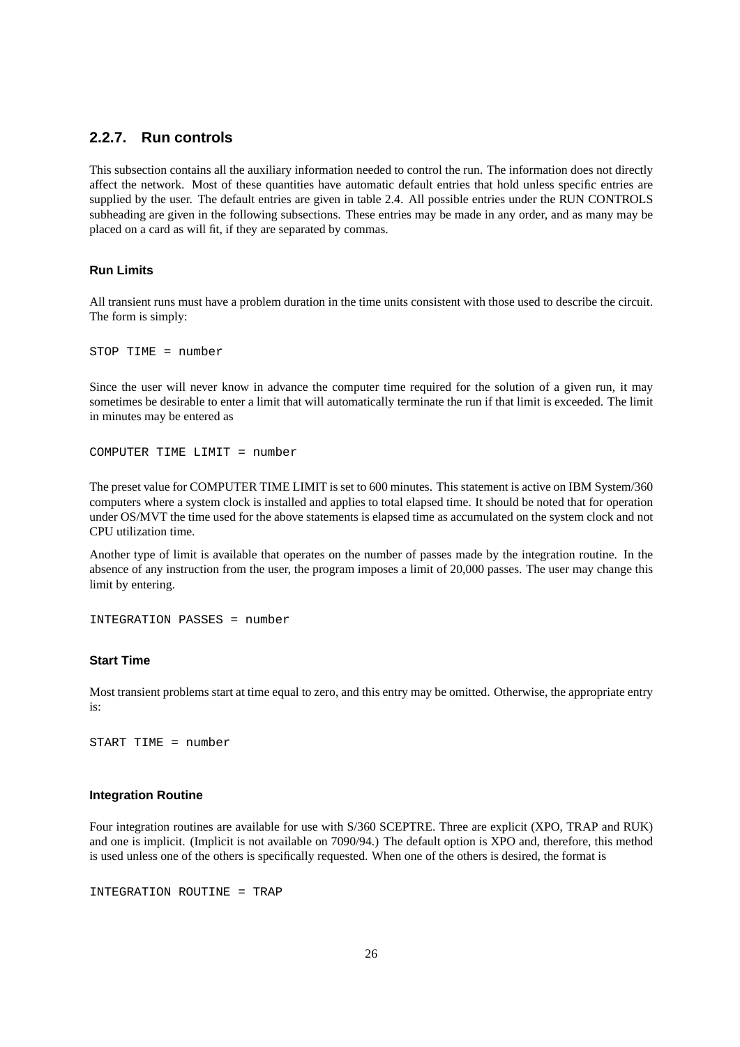### 2.2.7. Run controls

This subsection contains all the auxiliary information needed to control the run. The information does not directly affect the network. Most of these quantities have automatic default entries that hold unless specific entries are supplied by the user. The default entries are given in table 2.4. All possible entries under the RUN CONTROLS subheading are given in the following subsections. These entries may be made in any order, and as many may be placed on a card as will fit, if they are separated by commas.

#### Run Limits

All transient runs must have a problem duration in the time units consistent with those used to describe the circuit. The form is simply:

```
STOP TIME = number
```

Since the user will never know in advance the computer time required for the solution of a given run, it may sometimes be desirable to enter a limit that will automatically terminate the run if that limit is exceeded. The limit in minutes may be entered as

```
COMPUTER TIME LIMIT = number
```

The preset value for COMPUTER TIME LIMIT is set to 600 minutes. This statement is active on IBM System/360 computers where a system clock is installed and applies to total elapsed time. It should be noted that for operation under OS/MVT the time used for the above statements is elapsed time as accumulated on the system clock and not CPU utilization time.

Another type of limit is available that operates on the number of passes made by the integration routine. In the absence of any instruction from the user, the program imposes a limit of 20,000 passes. The user may change this limit by entering.

```
INTEGRATION PASSES = number
```

#### Start Time

Most transient problems start at time equal to zero, and this entry may be omitted. Otherwise, the appropriate entry is:

```
START TIME = number
```

#### Integration Routine

Four integration routines are available for use with S/360 SCEPTRE. Three are explicit (XPO, TRAP and RUK) and one is implicit. (Implicit is not available on 7090/94.) The default option is XPO and, therefore, this method is used unless one of the others is specifically requested. When one of the others is desired, the format is

```
INTEGRATION ROUTINE = TRAP
```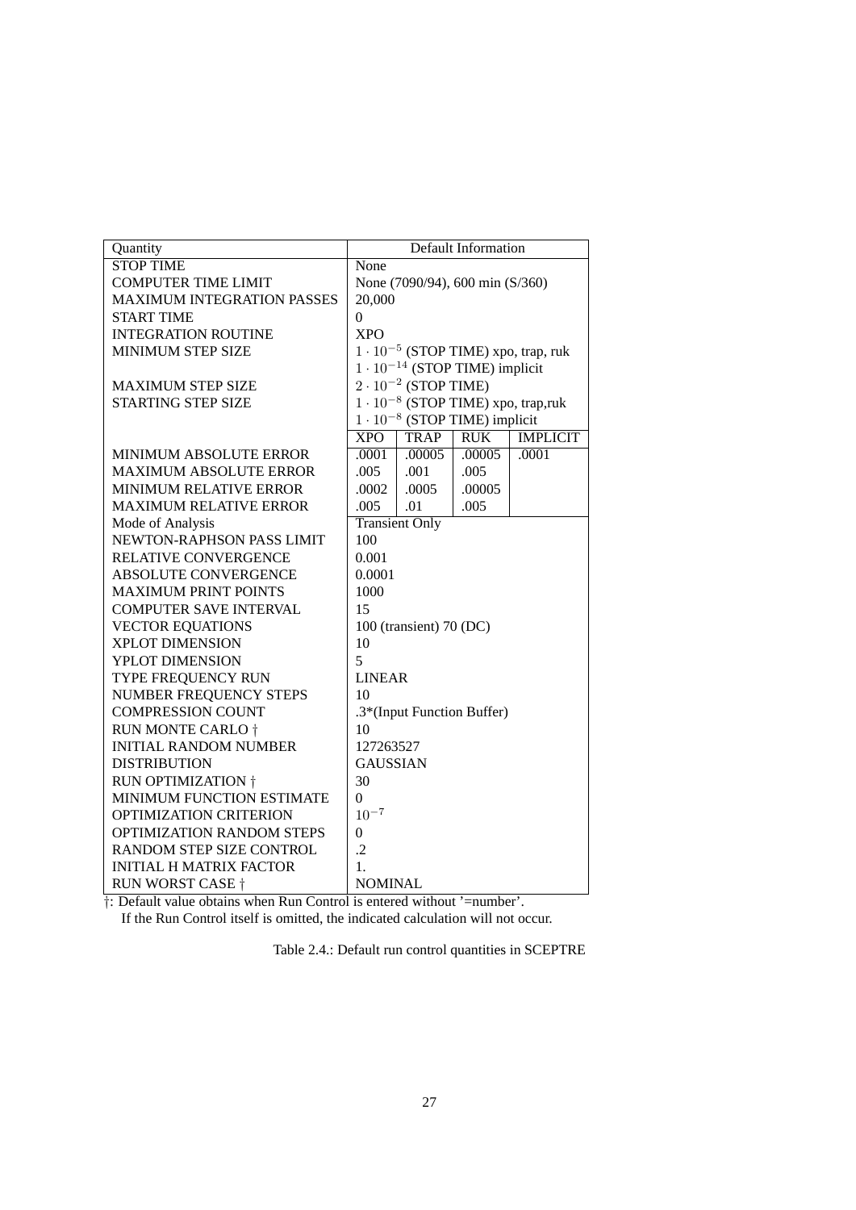| Quantity | Default Information | | | |
|---|---|---|---|---|
| STOP TIME | None | | | |
| COMPUTER TIME LIMIT | None (7090/94), 600 min (S/360) | | | |
| MAXIMUM INTEGRATION PASSES | 20,000 | | | |
| START TIME | 0 | | | |
| INTEGRATION ROUTINE | XPO | | | |
| MINIMUM STEP SIZE | $1 \cdot 10^{-5}$ (STOP TIME) xpo, trap, ruk | | | |
| | $1 \cdot 10^{-14}$ (STOP TIME) implicit | | | |
| MAXIMUM STEP SIZE | $2 \cdot 10^{-2}$ (STOP TIME) | | | |
| STARTING STEP SIZE | $1 \cdot 10^{-8}$ (STOP TIME) xpo, trap,ruk | | | |
| | $1 \cdot 10^{-8}$ (STOP TIME) implicit | | | |
| | XPO | TRAP | RUK | IMPLICIT |
| MINIMUM ABSOLUTE ERROR | .0001 | .00005 | .00005 | .0001 |
| MAXIMUM ABSOLUTE ERROR | .005 | .001 | .005 | |
| MINIMUM RELATIVE ERROR | .0002 | .0005 | .00005 | |
| MAXIMUM RELATIVE ERROR | .005 | .01 | .005 | |
| Mode of Analysis | Transient Only | | | |
| NEWTON-RAPHSON PASS LIMIT | 100 | | | |
| RELATIVE CONVERGENCE | 0.001 | | | |
| ABSOLUTE CONVERGENCE | 0.0001 | | | |
| MAXIMUM PRINT POINTS | 1000 | | | |
| COMPUTER SAVE INTERVAL | 15 | | | |
| VECTOR EQUATIONS | 100 (transient) 70 (DC) | | | |
| XPLOT DIMENSION | 10 | | | |
| YPLOT DIMENSION | 5 | | | |
| TYPE FREQUENCY RUN | LINEAR | | | |
| NUMBER FREQUENCY STEPS | 10 | | | |
| COMPRESSION COUNT | .3*(Input Function Buffer) | | | |
| RUN MONTE CARLO † | 10 | | | |
| INITIAL RANDOM NUMBER | 127263527 | | | |
| DISTRIBUTION | GAUSSIAN | | | |
| RUN OPTIMIZATION † | 30 | | | |
| MINIMUM FUNCTION ESTIMATE | 0 | | | |
| OPTIMIZATION CRITERION | $10^{-7}$ | | | |
| OPTIMIZATION RANDOM STEPS | 0 | | | |
| RANDOM STEP SIZE CONTROL | .2 | | | |
| INITIAL H MATRIX FACTOR | 1. | | | |
| RUN WORST CASE † | NOMINAL | | | |

†: Default value obtains when Run Control is entered without '=number'.
If the Run Control itself is omitted, the indicated calculation will not occur.

Table 2.4.: Default run control quantities in SCEPTRE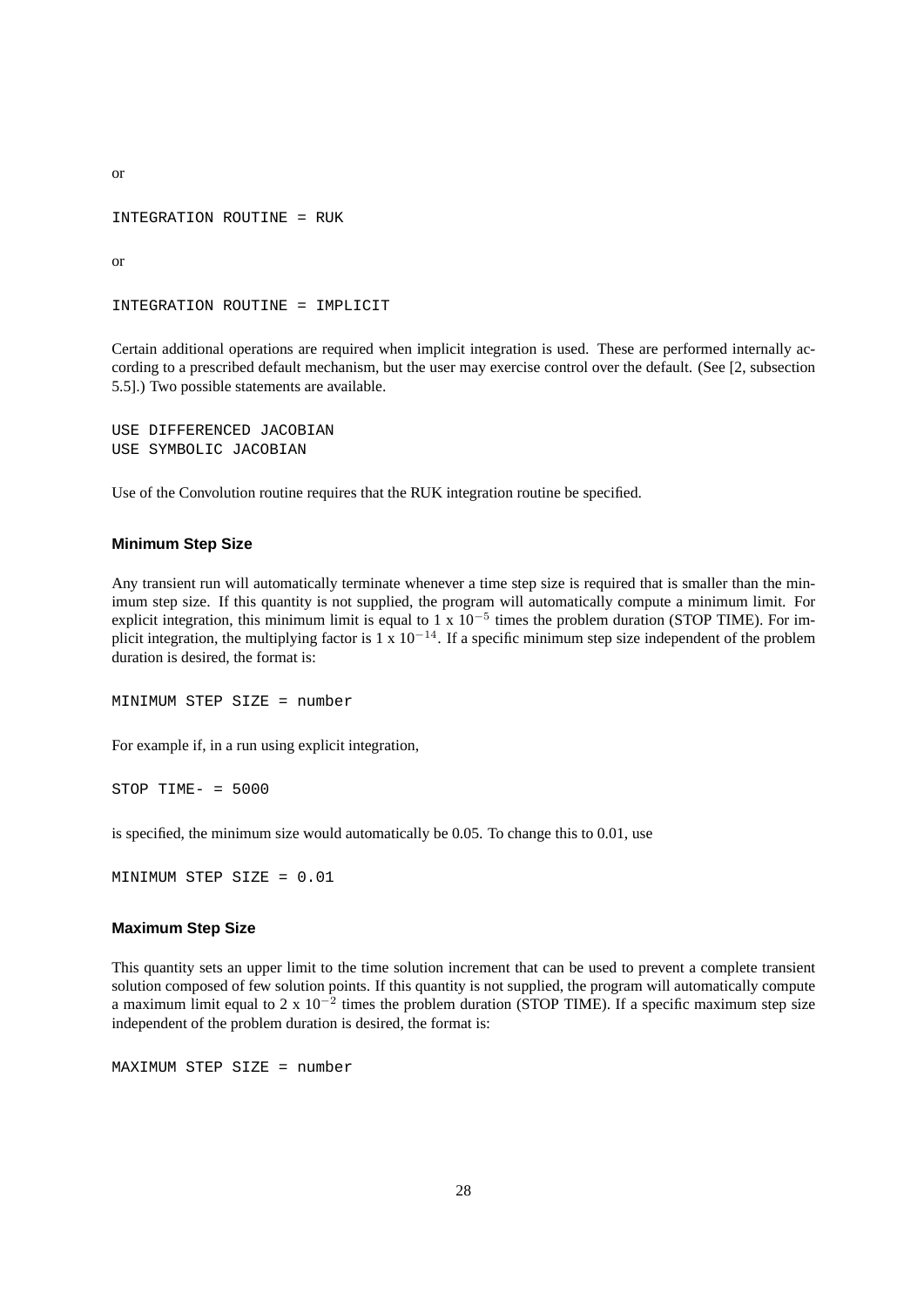or

```
INTEGRATION ROUTINE = RUK
```

or

```
INTEGRATION ROUTINE = IMPLICIT
```

Certain additional operations are required when implicit integration is used. These are performed internally according to a prescribed default mechanism, but the user may exercise control over the default. (See [2, subsection 5.5].) Two possible statements are available.

```
USE DIFFERENCED JACOBIAN
USE SYMBOLIC JACOBIAN
```

Use of the Convolution routine requires that the RUK integration routine be specified.

#### Minimum Step Size

Any transient run will automatically terminate whenever a time step size is required that is smaller than the minimum step size. If this quantity is not supplied, the program will automatically compute a minimum limit. For explicit integration, this minimum limit is equal to 1 x $10^{-5}$ times the problem duration (STOP TIME). For implicit integration, the multiplying factor is 1 x $10^{-14}$. If a specific minimum step size independent of the problem duration is desired, the format is:

```
MINIMUM STEP SIZE = number
```

For example if, in a run using explicit integration,

```
STOP TIME- = 5000
```

is specified, the minimum size would automatically be 0.05. To change this to 0.01, use

```
MINIMUM STEP SIZE = 0.01
```

#### Maximum Step Size

This quantity sets an upper limit to the time solution increment that can be used to prevent a complete transient solution composed of few solution points. If this quantity is not supplied, the program will automatically compute a maximum limit equal to 2 x $10^{-2}$ times the problem duration (STOP TIME). If a specific maximum step size independent of the problem duration is desired, the format is:

```
MAXIMUM STEP SIZE = number
```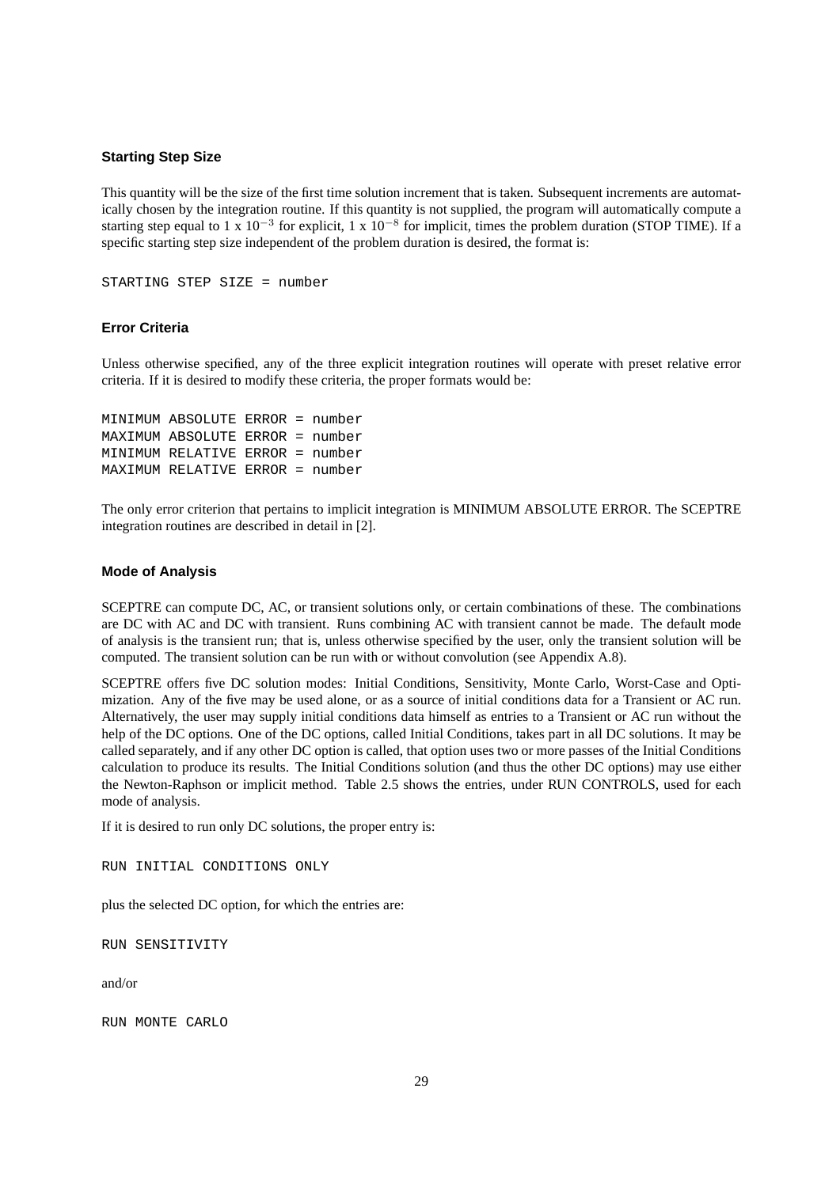### Starting Step Size

This quantity will be the size of the first time solution increment that is taken. Subsequent increments are automatically chosen by the integration routine. If this quantity is not supplied, the program will automatically compute a starting step equal to 1 x $10^{-3}$ for explicit, 1 x $10^{-8}$ for implicit, times the problem duration (STOP TIME). If a specific starting step size independent of the problem duration is desired, the format is:

```
STARTING STEP SIZE = number
```

### Error Criteria

Unless otherwise specified, any of the three explicit integration routines will operate with preset relative error criteria. If it is desired to modify these criteria, the proper formats would be:

```
MINIMUM ABSOLUTE ERROR = number
MAXIMUM ABSOLUTE ERROR = number
MINIMUM RELATIVE ERROR = number
MAXIMUM RELATIVE ERROR = number
```

The only error criterion that pertains to implicit integration is MINIMUM ABSOLUTE ERROR. The SCEPTRE integration routines are described in detail in [2].

### Mode of Analysis

SCEPTRE can compute DC, AC, or transient solutions only, or certain combinations of these. The combinations are DC with AC and DC with transient. Runs combining AC with transient cannot be made. The default mode of analysis is the transient run; that is, unless otherwise specified by the user, only the transient solution will be computed. The transient solution can be run with or without convolution (see Appendix A.8).

SCEPTRE offers five DC solution modes: Initial Conditions, Sensitivity, Monte Carlo, Worst-Case and Optimization. Any of the five may be used alone, or as a source of initial conditions data for a Transient or AC run. Alternatively, the user may supply initial conditions data himself as entries to a Transient or AC run without the help of the DC options. One of the DC options, called Initial Conditions, takes part in all DC solutions. It may be called separately, and if any other DC option is called, that option uses two or more passes of the Initial Conditions calculation to produce its results. The Initial Conditions solution (and thus the other DC options) may use either the Newton-Raphson or implicit method. Table 2.5 shows the entries, under RUN CONTROLS, used for each mode of analysis.

If it is desired to run only DC solutions, the proper entry is:

```
RUN INITIAL CONDITIONS ONLY
```

plus the selected DC option, for which the entries are:

```
RUN SENSITIVITY
```

and/or

```
RUN MONTE CARLO
```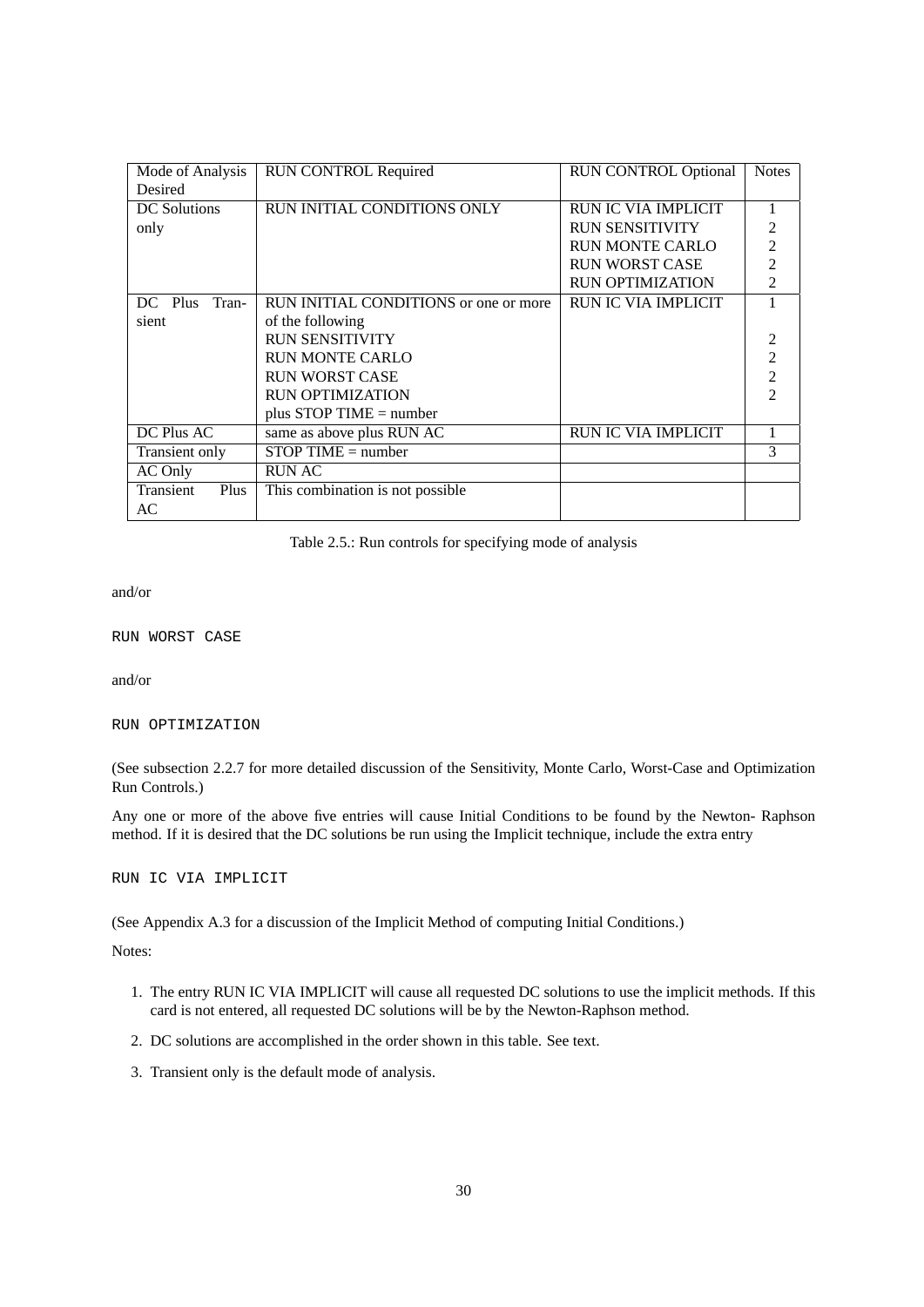| Mode of Analysis Desired | RUN CONTROL Required | RUN CONTROL Optional | Notes |
|---|---|---|---|
| DC Solutions only | RUN INITIAL CONDITIONS ONLY | RUN IC VIA IMPLICIT | 1 |
| | | RUN SENSITIVITY | 2 |
| | | RUN MONTE CARLO | 2 |
| | | RUN WORST CASE | 2 |
| | | RUN OPTIMIZATION | 2 |
| DC Plus Transient | RUN INITIAL CONDITIONS or one or more of the following | RUN IC VIA IMPLICIT | 1 |
| | RUN SENSITIVITY | | 2 |
| | RUN MONTE CARLO | | 2 |
| | RUN WORST CASE | | 2 |
| | RUN OPTIMIZATION | | 2 |
| | plus STOP TIME = number | | |
| DC Plus AC | same as above plus RUN AC | RUN IC VIA IMPLICIT | 1 |
| Transient only | STOP TIME = number | | 3 |
| AC Only | RUN AC | | |
| Transient Plus AC | This combination is not possible | | |

Table 2.5.: Run controls for specifying mode of analysis

and/or

```
RUN WORST CASE
```

and/or

```
RUN OPTIMIZATION
```

(See subsection 2.2.7 for more detailed discussion of the Sensitivity, Monte Carlo, Worst-Case and Optimization Run Controls.)

Any one or more of the above five entries will cause Initial Conditions to be found by the Newton- Raphson method. If it is desired that the DC solutions be run using the Implicit technique, include the extra entry

```
RUN IC VIA IMPLICIT
```

(See Appendix A.3 for a discussion of the Implicit Method of computing Initial Conditions.)

Notes:

1. The entry RUN IC VIA IMPLICIT will cause all requested DC solutions to use the implicit methods. If this card is not entered, all requested DC solutions will be by the Newton-Raphson method.
2. DC solutions are accomplished in the order shown in this table. See text.
3. Transient only is the default mode of analysis.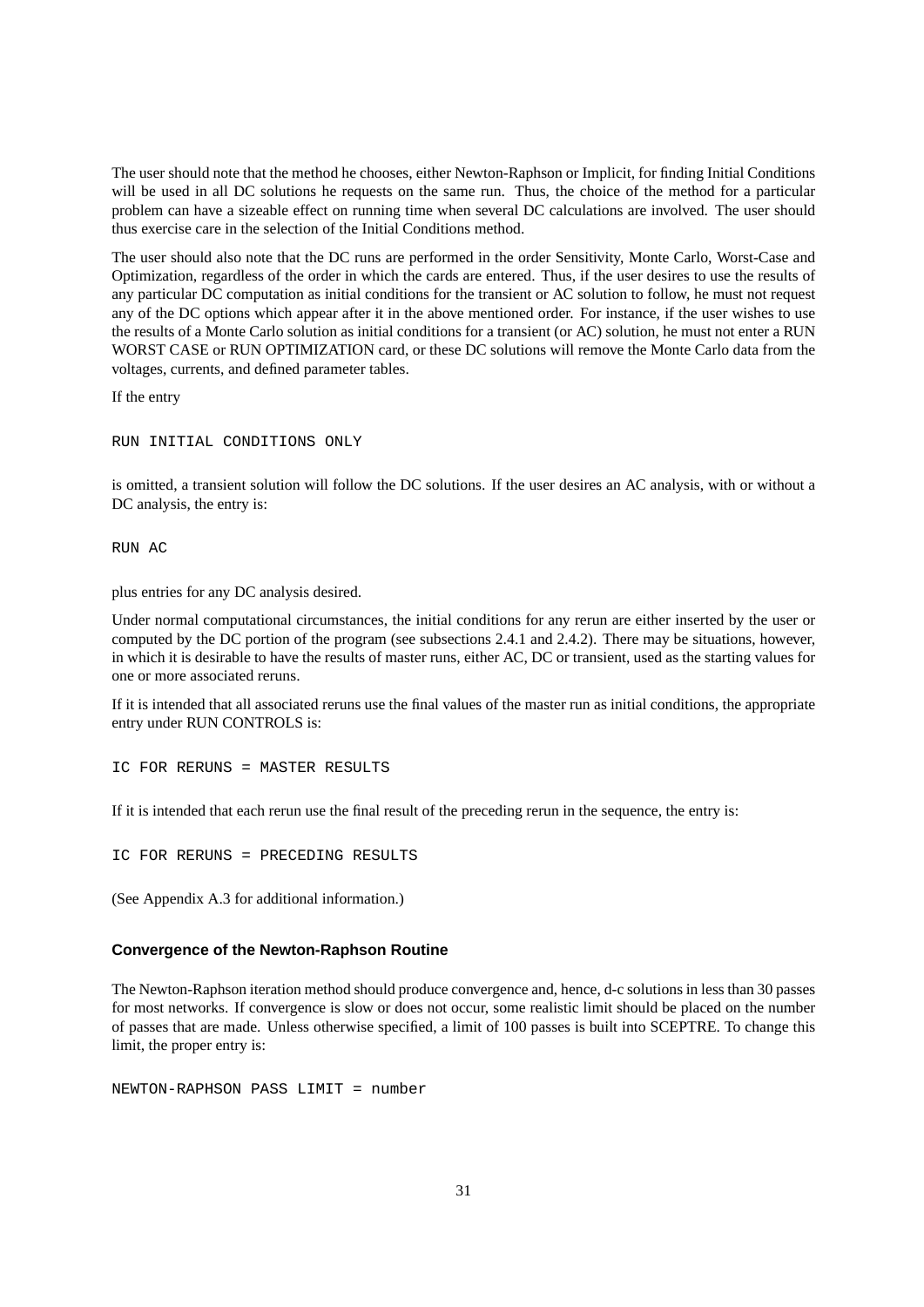The user should note that the method he chooses, either Newton-Raphson or Implicit, for finding Initial Conditions will be used in all DC solutions he requests on the same run. Thus, the choice of the method for a particular problem can have a sizeable effect on running time when several DC calculations are involved. The user should thus exercise care in the selection of the Initial Conditions method.

The user should also note that the DC runs are performed in the order Sensitivity, Monte Carlo, Worst-Case and Optimization, regardless of the order in which the cards are entered. Thus, if the user desires to use the results of any particular DC computation as initial conditions for the transient or AC solution to follow, he must not request any of the DC options which appear after it in the above mentioned order. For instance, if the user wishes to use the results of a Monte Carlo solution as initial conditions for a transient (or AC) solution, he must not enter a RUN WORST CASE or RUN OPTIMIZATION card, or these DC solutions will remove the Monte Carlo data from the voltages, currents, and defined parameter tables.

If the entry

```
RUN INITIAL CONDITIONS ONLY
```

is omitted, a transient solution will follow the DC solutions. If the user desires an AC analysis, with or without a DC analysis, the entry is:

```
RUN AC
```

plus entries for any DC analysis desired.

Under normal computational circumstances, the initial conditions for any rerun are either inserted by the user or computed by the DC portion of the program (see subsections 2.4.1 and 2.4.2). There may be situations, however, in which it is desirable to have the results of master runs, either AC, DC or transient, used as the starting values for one or more associated reruns.

If it is intended that all associated reruns use the final values of the master run as initial conditions, the appropriate entry under RUN CONTROLS is:

```
IC FOR RERUNS = MASTER RESULTS
```

If it is intended that each rerun use the final result of the preceding rerun in the sequence, the entry is:

```
IC FOR RERUNS = PRECEDING RESULTS
```

(See Appendix A.3 for additional information.)

#### Convergence of the Newton-Raphson Routine

The Newton-Raphson iteration method should produce convergence and, hence, d-c solutions in less than 30 passes for most networks. If convergence is slow or does not occur, some realistic limit should be placed on the number of passes that are made. Unless otherwise specified, a limit of 100 passes is built into SCEPTRE. To change this limit, the proper entry is:

```
NEWTON-RAPHSON PASS LIMIT = number
```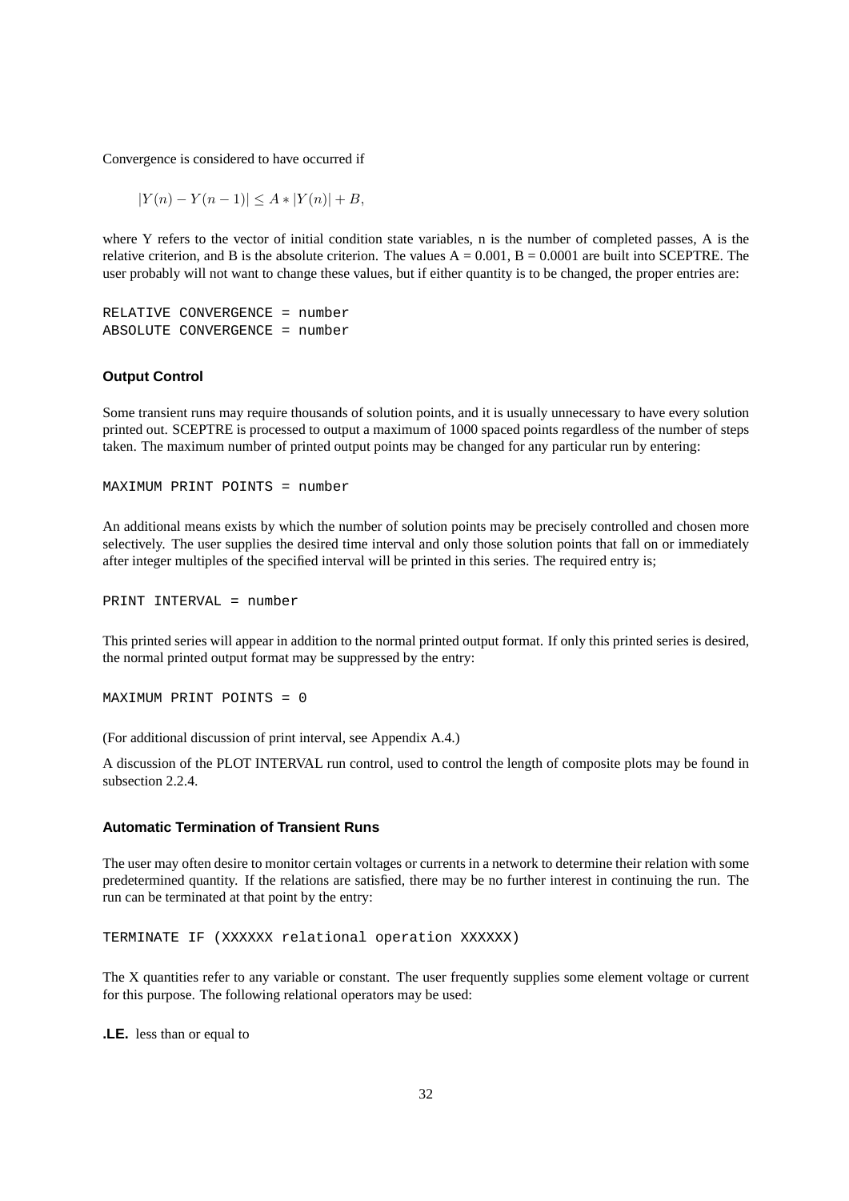Convergence is considered to have occurred if

$$|Y(n) - Y(n-1)| \leq A * |Y(n)| + B,$$

where Y refers to the vector of initial condition state variables, n is the number of completed passes, A is the relative criterion, and B is the absolute criterion. The values A = 0.001, B = 0.0001 are built into SCEPTRE. The user probably will not want to change these values, but if either quantity is to be changed, the proper entries are:

```
RELATIVE CONVERGENCE = number
ABSOLUTE CONVERGENCE = number
```

### Output Control

Some transient runs may require thousands of solution points, and it is usually unnecessary to have every solution printed out. SCEPTRE is processed to output a maximum of 1000 spaced points regardless of the number of steps taken. The maximum number of printed output points may be changed for any particular run by entering:

```
MAXIMUM PRINT POINTS = number
```

An additional means exists by which the number of solution points may be precisely controlled and chosen more selectively. The user supplies the desired time interval and only those solution points that fall on or immediately after integer multiples of the specified interval will be printed in this series. The required entry is;

```
PRINT INTERVAL = number
```

This printed series will appear in addition to the normal printed output format. If only this printed series is desired, the normal printed output format may be suppressed by the entry:

```
MAXIMUM PRINT POINTS = 0
```

(For additional discussion of print interval, see Appendix A.4.)

A discussion of the PLOT INTERVAL run control, used to control the length of composite plots may be found in subsection 2.2.4.

### Automatic Termination of Transient Runs

The user may often desire to monitor certain voltages or currents in a network to determine their relation with some predetermined quantity. If the relations are satisfied, there may be no further interest in continuing the run. The run can be terminated at that point by the entry:

```
TERMINATE IF (XXXXXX relational operation XXXXXX)
```

The X quantities refer to any variable or constant. The user frequently supplies some element voltage or current for this purpose. The following relational operators may be used:

**.LE.** less than or equal to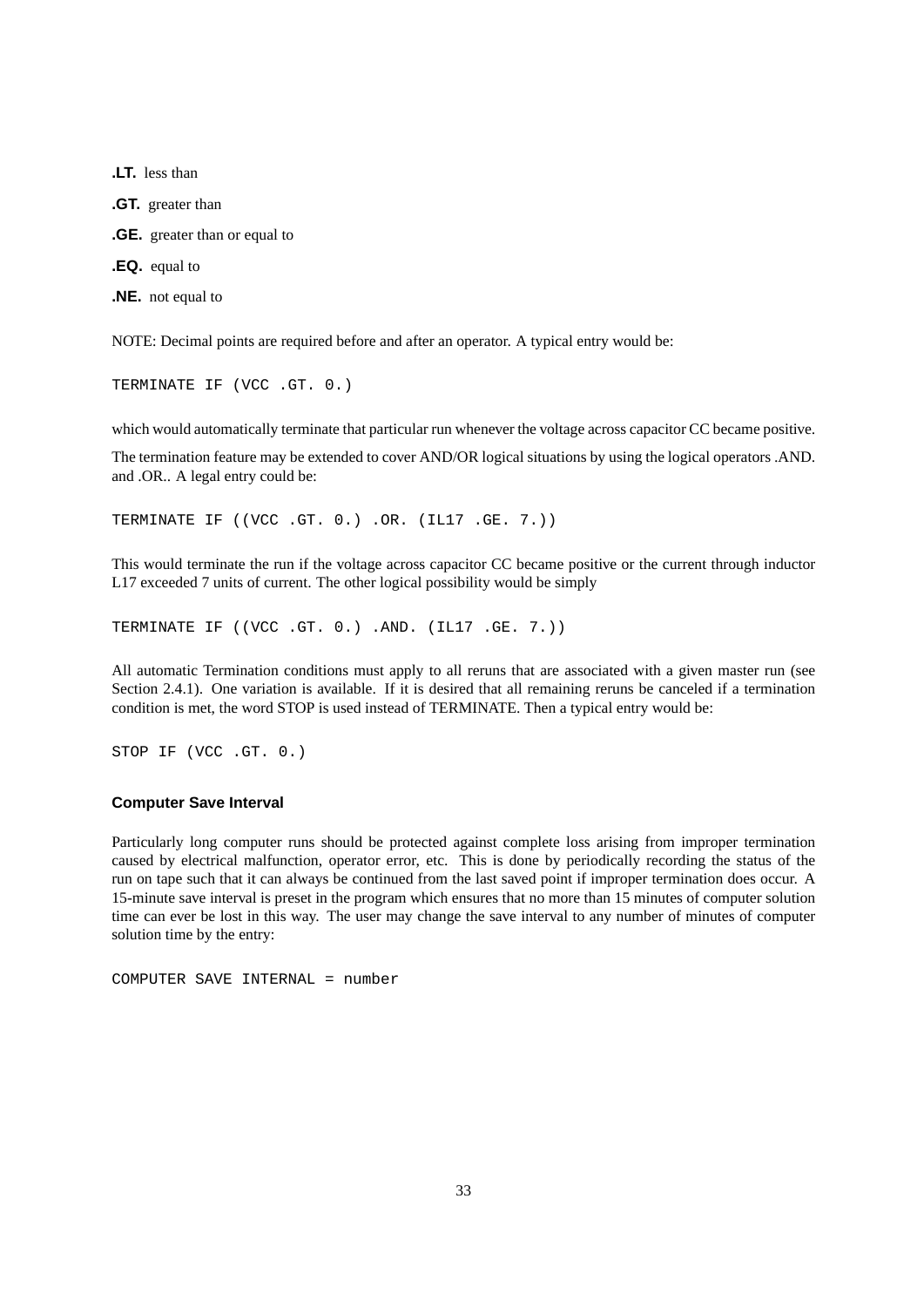**.LT.** less than

**.GT.** greater than

**.GE.** greater than or equal to

**.EQ.** equal to

**.NE.** not equal to

NOTE: Decimal points are required before and after an operator. A typical entry would be:

```
TERMINATE IF (VCC .GT. 0.)
```

which would automatically terminate that particular run whenever the voltage across capacitor CC became positive.

The termination feature may be extended to cover AND/OR logical situations by using the logical operators .AND. and .OR.. A legal entry could be:

```
TERMINATE IF ((VCC .GT. 0.) .OR. (IL17 .GE. 7.))
```

This would terminate the run if the voltage across capacitor CC became positive or the current through inductor L17 exceeded 7 units of current. The other logical possibility would be simply

```
TERMINATE IF ((VCC .GT. 0.) .AND. (IL17 .GE. 7.))
```

All automatic Termination conditions must apply to all reruns that are associated with a given master run (see Section 2.4.1). One variation is available. If it is desired that all remaining reruns be canceled if a termination condition is met, the word STOP is used instead of TERMINATE. Then a typical entry would be:

```
STOP IF (VCC .GT. 0.)
```

#### Computer Save Interval

Particularly long computer runs should be protected against complete loss arising from improper termination caused by electrical malfunction, operator error, etc. This is done by periodically recording the status of the run on tape such that it can always be continued from the last saved point if improper termination does occur. A 15-minute save interval is preset in the program which ensures that no more than 15 minutes of computer solution time can ever be lost in this way. The user may change the save interval to any number of minutes of computer solution time by the entry:

```
COMPUTER SAVE INTERNAL = number
```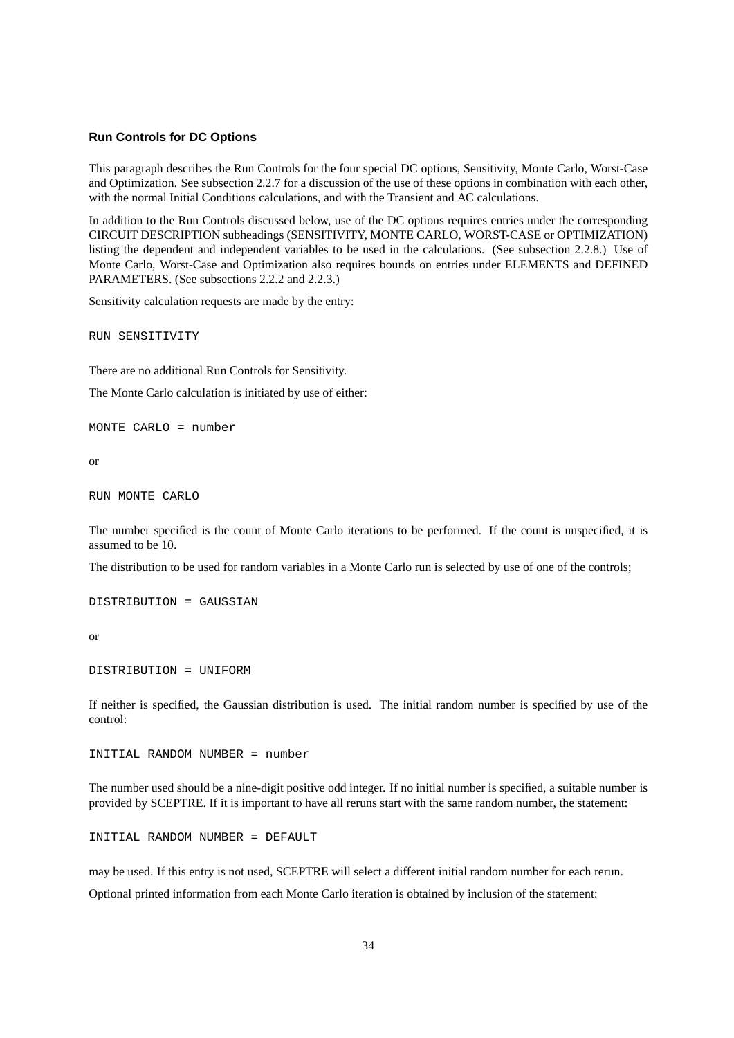### Run Controls for DC Options

This paragraph describes the Run Controls for the four special DC options, Sensitivity, Monte Carlo, Worst-Case and Optimization. See subsection 2.2.7 for a discussion of the use of these options in combination with each other, with the normal Initial Conditions calculations, and with the Transient and AC calculations.

In addition to the Run Controls discussed below, use of the DC options requires entries under the corresponding CIRCUIT DESCRIPTION subheadings (SENSITIVITY, MONTE CARLO, WORST-CASE or OPTIMIZATION) listing the dependent and independent variables to be used in the calculations. (See subsection 2.2.8.) Use of Monte Carlo, Worst-Case and Optimization also requires bounds on entries under ELEMENTS and DEFINED PARAMETERS. (See subsections 2.2.2 and 2.2.3.)

Sensitivity calculation requests are made by the entry:

```
RUN SENSITIVITY
```

There are no additional Run Controls for Sensitivity.

The Monte Carlo calculation is initiated by use of either:

```
MONTE CARLO = number
```

or

```
RUN MONTE CARLO
```

The number specified is the count of Monte Carlo iterations to be performed. If the count is unspecified, it is assumed to be 10.

The distribution to be used for random variables in a Monte Carlo run is selected by use of one of the controls;

```
DISTRIBUTION = GAUSSIAN
```

or

```
DISTRIBUTION = UNIFORM
```

If neither is specified, the Gaussian distribution is used. The initial random number is specified by use of the control:

```
INITIAL RANDOM NUMBER = number
```

The number used should be a nine-digit positive odd integer. If no initial number is specified, a suitable number is provided by SCEPTRE. If it is important to have all reruns start with the same random number, the statement:

```
INITIAL RANDOM NUMBER = DEFAULT
```

may be used. If this entry is not used, SCEPTRE will select a different initial random number for each rerun.

Optional printed information from each Monte Carlo iteration is obtained by inclusion of the statement: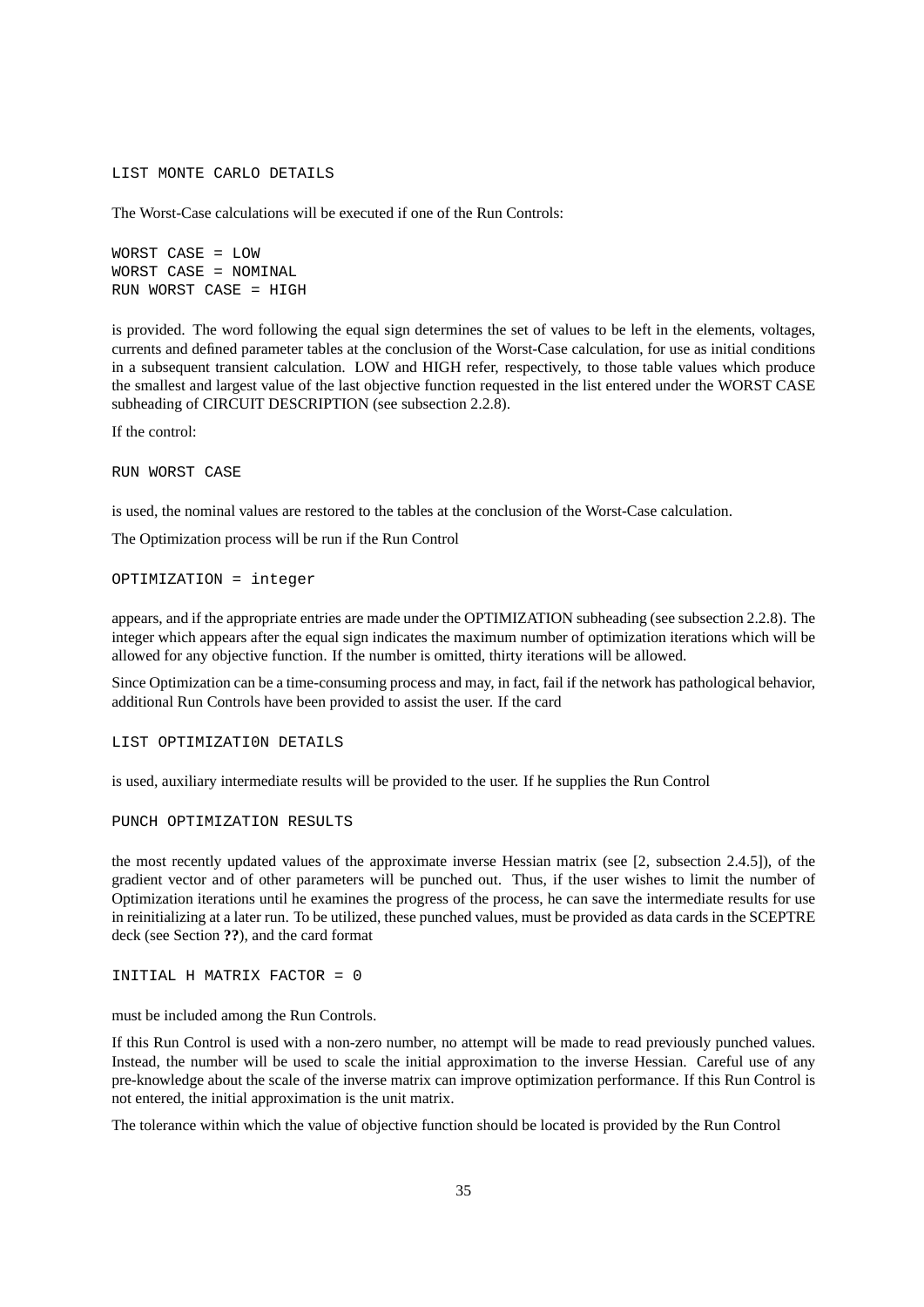```
LIST MONTE CARLO DETAILS
```

The Worst-Case calculations will be executed if one of the Run Controls:

```
WORST CASE = LOW
WORST CASE = NOMINAL
RUN WORST CASE = HIGH
```

is provided. The word following the equal sign determines the set of values to be left in the elements, voltages, currents and defined parameter tables at the conclusion of the Worst-Case calculation, for use as initial conditions in a subsequent transient calculation. LOW and HIGH refer, respectively, to those table values which produce the smallest and largest value of the last objective function requested in the list entered under the WORST CASE subheading of CIRCUIT DESCRIPTION (see subsection 2.2.8).

If the control:

```
RUN WORST CASE
```

is used, the nominal values are restored to the tables at the conclusion of the Worst-Case calculation.

The Optimization process will be run if the Run Control

```
OPTIMIZATION = integer
```

appears, and if the appropriate entries are made under the OPTIMIZATION subheading (see subsection 2.2.8). The integer which appears after the equal sign indicates the maximum number of optimization iterations which will be allowed for any objective function. If the number is omitted, thirty iterations will be allowed.

Since Optimization can be a time-consuming process and may, in fact, fail if the network has pathological behavior, additional Run Controls have been provided to assist the user. If the card

```
LIST OPTIMIZATI0N DETAILS
```

is used, auxiliary intermediate results will be provided to the user. If he supplies the Run Control

```
PUNCH OPTIMIZATION RESULTS
```

the most recently updated values of the approximate inverse Hessian matrix (see [2, subsection 2.4.5]), of the gradient vector and of other parameters will be punched out. Thus, if the user wishes to limit the number of Optimization iterations until he examines the progress of the process, he can save the intermediate results for use in reinitializing at a later run. To be utilized, these punched values, must be provided as data cards in the SCEPTRE deck (see Section **??**), and the card format

```
INITIAL H MATRIX FACTOR = 0
```

must be included among the Run Controls.

If this Run Control is used with a non-zero number, no attempt will be made to read previously punched values. Instead, the number will be used to scale the initial approximation to the inverse Hessian. Careful use of any pre-knowledge about the scale of the inverse matrix can improve optimization performance. If this Run Control is not entered, the initial approximation is the unit matrix.

The tolerance within which the value of objective function should be located is provided by the Run Control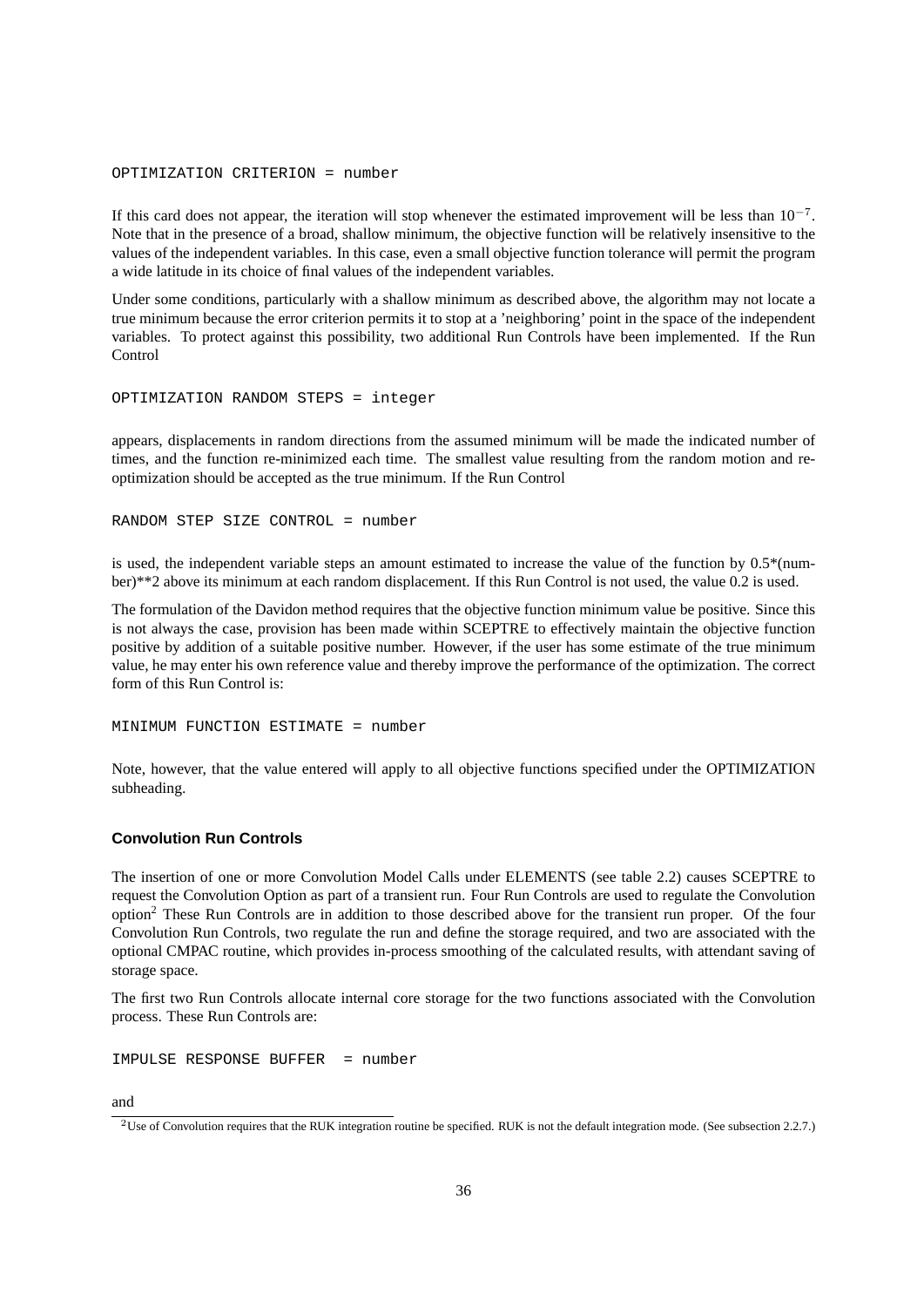```
OPTIMIZATION CRITERION = number
```

If this card does not appear, the iteration will stop whenever the estimated improvement will be less than $10^{-7}$. Note that in the presence of a broad, shallow minimum, the objective function will be relatively insensitive to the values of the independent variables. In this case, even a small objective function tolerance will permit the program a wide latitude in its choice of final values of the independent variables.

Under some conditions, particularly with a shallow minimum as described above, the algorithm may not locate a true minimum because the error criterion permits it to stop at a 'neighboring' point in the space of the independent variables. To protect against this possibility, two additional Run Controls have been implemented. If the Run Control

```
OPTIMIZATION RANDOM STEPS = integer
```

appears, displacements in random directions from the assumed minimum will be made the indicated number of times, and the function re-minimized each time. The smallest value resulting from the random motion and re-optimization should be accepted as the true minimum. If the Run Control

```
RANDOM STEP SIZE CONTROL = number
```

is used, the independent variable steps an amount estimated to increase the value of the function by 0.5*(number)**2 above its minimum at each random displacement. If this Run Control is not used, the value 0.2 is used.

The formulation of the Davidon method requires that the objective function minimum value be positive. Since this is not always the case, provision has been made within SCEPTRE to effectively maintain the objective function positive by addition of a suitable positive number. However, if the user has some estimate of the true minimum value, he may enter his own reference value and thereby improve the performance of the optimization. The correct form of this Run Control is:

```
MINIMUM FUNCTION ESTIMATE = number
```

Note, however, that the value entered will apply to all objective functions specified under the OPTIMIZATION subheading.

### Convolution Run Controls

The insertion of one or more Convolution Model Calls under ELEMENTS (see table 2.2) causes SCEPTRE to request the Convolution Option as part of a transient run. Four Run Controls are used to regulate the Convolution option[2] These Run Controls are in addition to those described above for the transient run proper. Of the four Convolution Run Controls, two regulate the run and define the storage required, and two are associated with the optional CMPAC routine, which provides in-process smoothing of the calculated results, with attendant saving of storage space.

The first two Run Controls allocate internal core storage for the two functions associated with the Convolution process. These Run Controls are:

```
IMPULSE RESPONSE BUFFER  = number
```

and

[2]Use of Convolution requires that the RUK integration routine be specified. RUK is not the default integration mode. (See subsection 2.2.7.)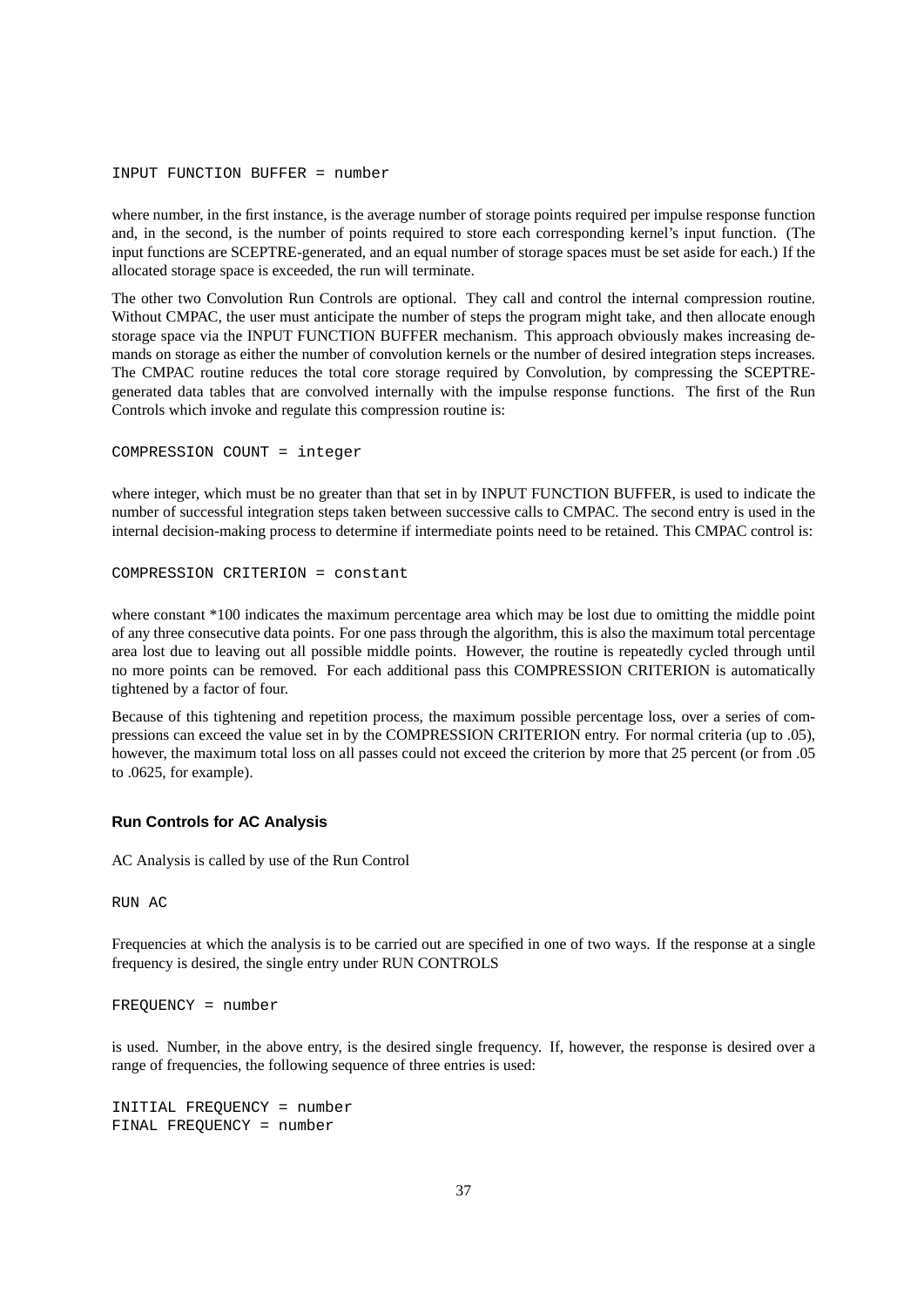```
INPUT FUNCTION BUFFER = number
```

where number, in the first instance, is the average number of storage points required per impulse response function and, in the second, is the number of points required to store each corresponding kernel's input function. (The input functions are SCEPTRE-generated, and an equal number of storage spaces must be set aside for each.) If the allocated storage space is exceeded, the run will terminate.

The other two Convolution Run Controls are optional. They call and control the internal compression routine. Without CMPAC, the user must anticipate the number of steps the program might take, and then allocate enough storage space via the INPUT FUNCTION BUFFER mechanism. This approach obviously makes increasing demands on storage as either the number of convolution kernels or the number of desired integration steps increases. The CMPAC routine reduces the total core storage required by Convolution, by compressing the SCEPTRE-generated data tables that are convolved internally with the impulse response functions. The first of the Run Controls which invoke and regulate this compression routine is:

```
COMPRESSION COUNT = integer
```

where integer, which must be no greater than that set in by INPUT FUNCTION BUFFER, is used to indicate the number of successful integration steps taken between successive calls to CMPAC. The second entry is used in the internal decision-making process to determine if intermediate points need to be retained. This CMPAC control is:

```
COMPRESSION CRITERION = constant
```

where constant *100 indicates the maximum percentage area which may be lost due to omitting the middle point of any three consecutive data points. For one pass through the algorithm, this is also the maximum total percentage area lost due to leaving out all possible middle points. However, the routine is repeatedly cycled through until no more points can be removed. For each additional pass this COMPRESSION CRITERION is automatically tightened by a factor of four.

Because of this tightening and repetition process, the maximum possible percentage loss, over a series of compressions can exceed the value set in by the COMPRESSION CRITERION entry. For normal criteria (up to .05), however, the maximum total loss on all passes could not exceed the criterion by more that 25 percent (or from .05 to .0625, for example).

### Run Controls for AC Analysis

AC Analysis is called by use of the Run Control

```
RUN AC
```

Frequencies at which the analysis is to be carried out are specified in one of two ways. If the response at a single frequency is desired, the single entry under RUN CONTROLS

```
FREQUENCY = number
```

is used. Number, in the above entry, is the desired single frequency. If, however, the response is desired over a range of frequencies, the following sequence of three entries is used:

```
INITIAL FREQUENCY = number
FINAL FREQUENCY = number
```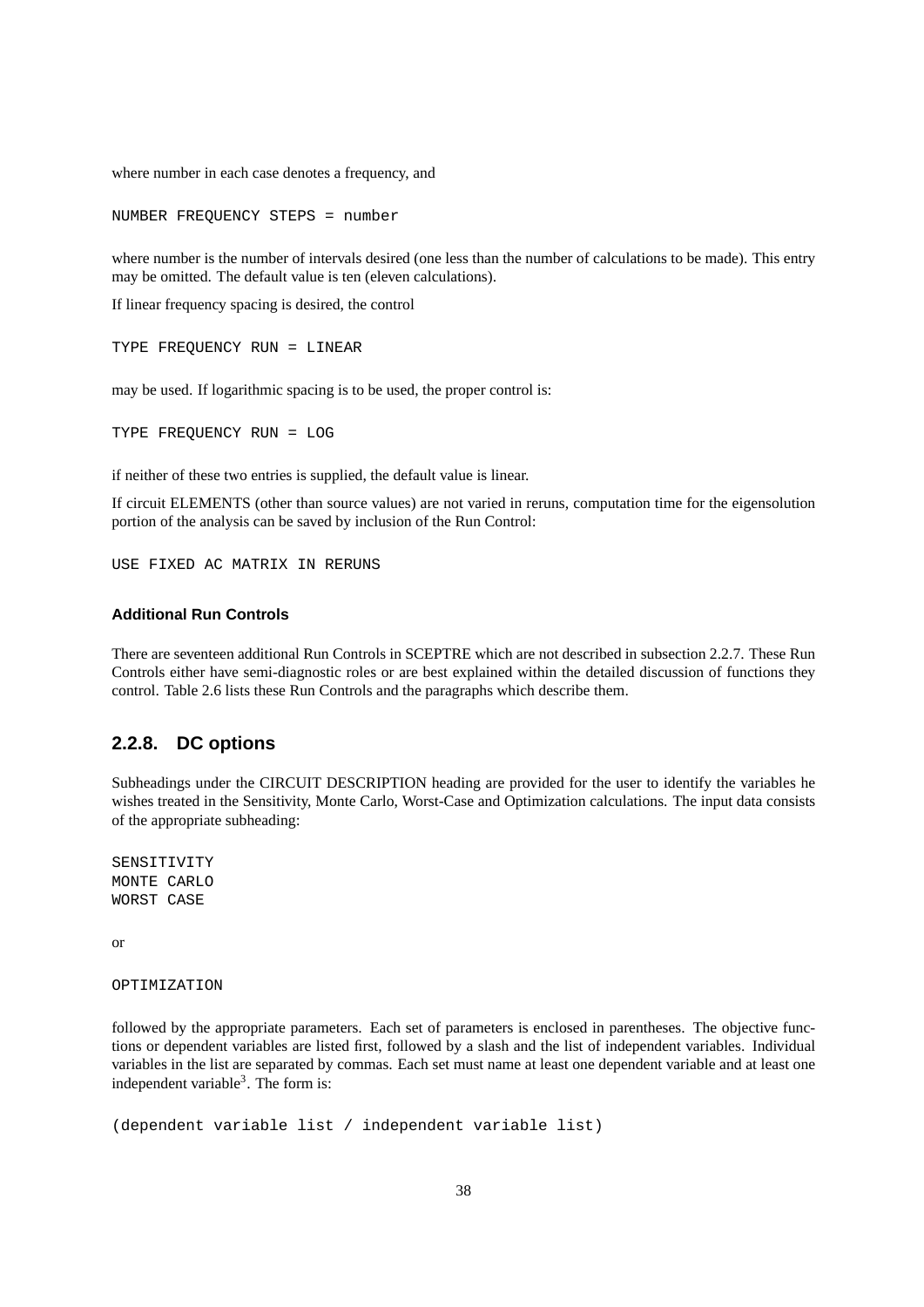where number in each case denotes a frequency, and

```
NUMBER FREQUENCY STEPS = number
```

where number is the number of intervals desired (one less than the number of calculations to be made). This entry may be omitted. The default value is ten (eleven calculations).

If linear frequency spacing is desired, the control

```
TYPE FREQUENCY RUN = LINEAR
```

may be used. If logarithmic spacing is to be used, the proper control is:

```
TYPE FREQUENCY RUN = LOG
```

if neither of these two entries is supplied, the default value is linear.

If circuit ELEMENTS (other than source values) are not varied in reruns, computation time for the eigensolution portion of the analysis can be saved by inclusion of the Run Control:

```
USE FIXED AC MATRIX IN RERUNS
```

#### Additional Run Controls

There are seventeen additional Run Controls in SCEPTRE which are not described in subsection 2.2.7. These Run Controls either have semi-diagnostic roles or are best explained within the detailed discussion of functions they control. Table 2.6 lists these Run Controls and the paragraphs which describe them.

### 2.2.8. DC options

Subheadings under the CIRCUIT DESCRIPTION heading are provided for the user to identify the variables he wishes treated in the Sensitivity, Monte Carlo, Worst-Case and Optimization calculations. The input data consists of the appropriate subheading:

```
SENSITIVITY
MONTE CARLO
WORST CASE
```

or

```
OPTIMIZATION
```

followed by the appropriate parameters. Each set of parameters is enclosed in parentheses. The objective functions or dependent variables are listed first, followed by a slash and the list of independent variables. Individual variables in the list are separated by commas. Each set must name at least one dependent variable and at least one independent variable[3]. The form is:

```
(dependent variable list / independent variable list)
```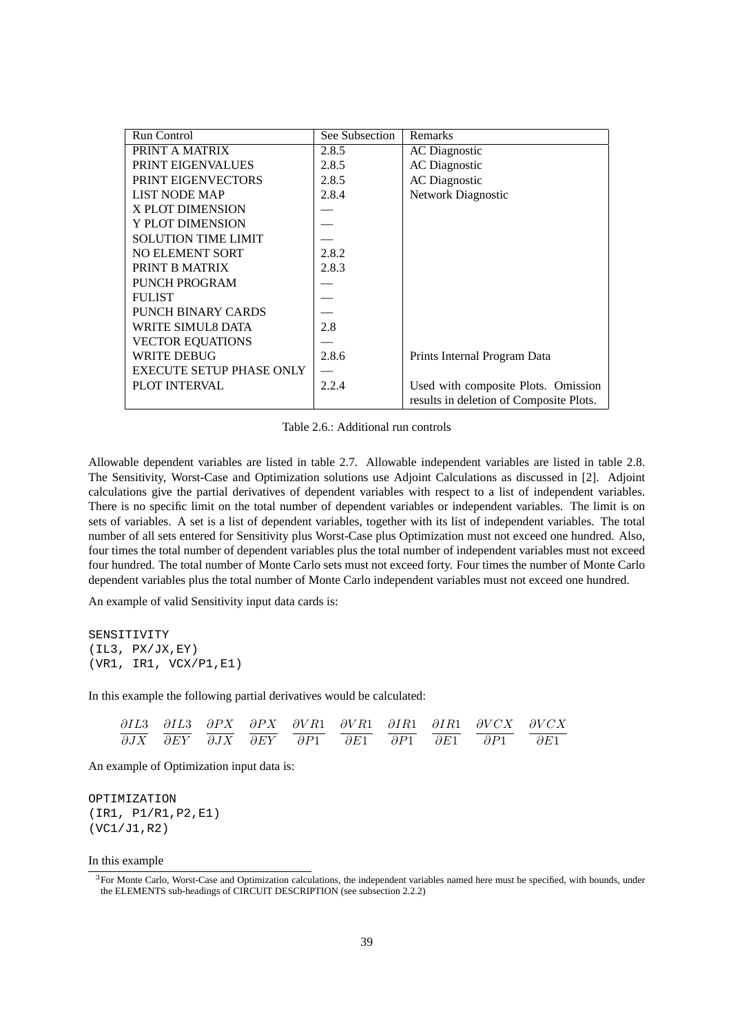| Run Control | See Subsection | Remarks |
|---|---|---|
| PRINT A MATRIX | 2.8.5 | AC Diagnostic |
| PRINT EIGENVALUES | 2.8.5 | AC Diagnostic |
| PRINT EIGENVECTORS | 2.8.5 | AC Diagnostic |
| LIST NODE MAP | 2.8.4 | Network Diagnostic |
| X PLOT DIMENSION | — | |
| Y PLOT DIMENSION | — | |
| SOLUTION TIME LIMIT | — | |
| NO ELEMENT SORT | 2.8.2 | |
| PRINT B MATRIX | 2.8.3 | |
| PUNCH PROGRAM | — | |
| FULIST | — | |
| PUNCH BINARY CARDS | — | |
| WRITE SIMUL8 DATA | 2.8 | |
| VECTOR EQUATIONS | — | |
| WRITE DEBUG | 2.8.6 | Prints Internal Program Data |
| EXECUTE SETUP PHASE ONLY | — | |
| PLOT INTERVAL | 2.2.4 | Used with composite Plots. Omission results in deletion of Composite Plots. |

Table 2.6.: Additional run controls

Allowable dependent variables are listed in table 2.7. Allowable independent variables are listed in table 2.8. The Sensitivity, Worst-Case and Optimization solutions use Adjoint Calculations as discussed in [2]. Adjoint calculations give the partial derivatives of dependent variables with respect to a list of independent variables. There is no specific limit on the total number of dependent variables or independent variables. The limit is on sets of variables. A set is a list of dependent variables, together with its list of independent variables. The total number of all sets entered for Sensitivity plus Worst-Case plus Optimization must not exceed one hundred. Also, four times the total number of dependent variables plus the total number of independent variables must not exceed four hundred. The total number of Monte Carlo sets must not exceed forty. Four times the number of Monte Carlo dependent variables plus the total number of Monte Carlo independent variables must not exceed one hundred.

An example of valid Sensitivity input data cards is:

```
SENSITIVITY
(IL3, PX/JX,EY)
(VR1, IR1, VCX/P1,E1)
```

In this example the following partial derivatives would be calculated:

$$\frac{\partial IL3}{\partial JX} \quad \frac{\partial IL3}{\partial EY} \quad \frac{\partial PX}{\partial JX} \quad \frac{\partial PX}{\partial EY} \quad \frac{\partial VR1}{\partial P1} \quad \frac{\partial VR1}{\partial E1} \quad \frac{\partial IR1}{\partial P1} \quad \frac{\partial IR1}{\partial E1} \quad \frac{\partial VCX}{\partial P1} \quad \frac{\partial VCX}{\partial E1}$$

An example of Optimization input data is:

```
OPTIMIZATION
(IR1, P1/R1,P2,E1)
(VC1/J1,R2)
```

In this example

[3] For Monte Carlo, Worst-Case and Optimization calculations, the independent variables named here must be specified, with bounds, under the ELEMENTS sub-headings of CIRCUIT DESCRIPTION (see subsection 2.2.2)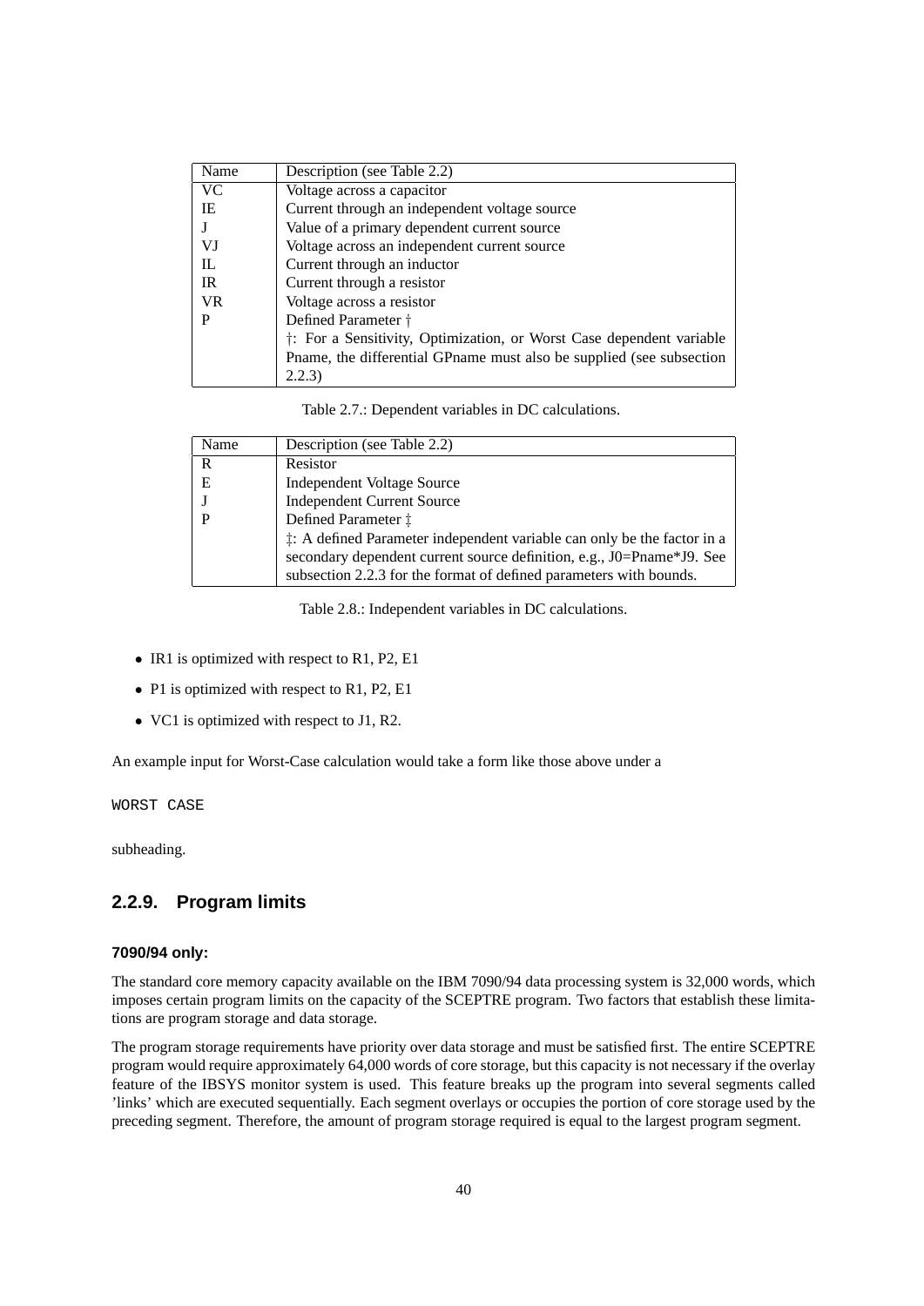| Name | Description (see Table 2.2) |
|---|---|
| VC | Voltage across a capacitor |
| IE | Current through an independent voltage source |
| J | Value of a primary dependent current source |
| VJ | Voltage across an independent current source |
| IL | Current through an inductor |
| IR | Current through a resistor |
| VR | Voltage across a resistor |
| P | Defined Parameter † |
| | †: For a Sensitivity, Optimization, or Worst Case dependent variable Pname, the differential GPname must also be supplied (see subsection 2.2.3) |

Table 2.7.: Dependent variables in DC calculations.

| Name | Description (see Table 2.2) |
|---|---|
| R | Resistor |
| E | Independent Voltage Source |
| J | Independent Current Source |
| P | Defined Parameter ‡ |
| | ‡: A defined Parameter independent variable can only be the factor in a secondary dependent current source definition, e.g., J0=Pname*J9. See subsection 2.2.3 for the format of defined parameters with bounds. |

Table 2.8.: Independent variables in DC calculations.

- IR1 is optimized with respect to R1, P2, E1
- P1 is optimized with respect to R1, P2, E1
- VC1 is optimized with respect to J1, R2.

An example input for Worst-Case calculation would take a form like those above under a

```
WORST CASE
```

subheading.

### 2.2.9. Program limits

#### 7090/94 only:

The standard core memory capacity available on the IBM 7090/94 data processing system is 32,000 words, which imposes certain program limits on the capacity of the SCEPTRE program. Two factors that establish these limitations are program storage and data storage.

The program storage requirements have priority over data storage and must be satisfied first. The entire SCEPTRE program would require approximately 64,000 words of core storage, but this capacity is not necessary if the overlay feature of the IBSYS monitor system is used. This feature breaks up the program into several segments called 'links' which are executed sequentially. Each segment overlays or occupies the portion of core storage used by the preceding segment. Therefore, the amount of program storage required is equal to the largest program segment.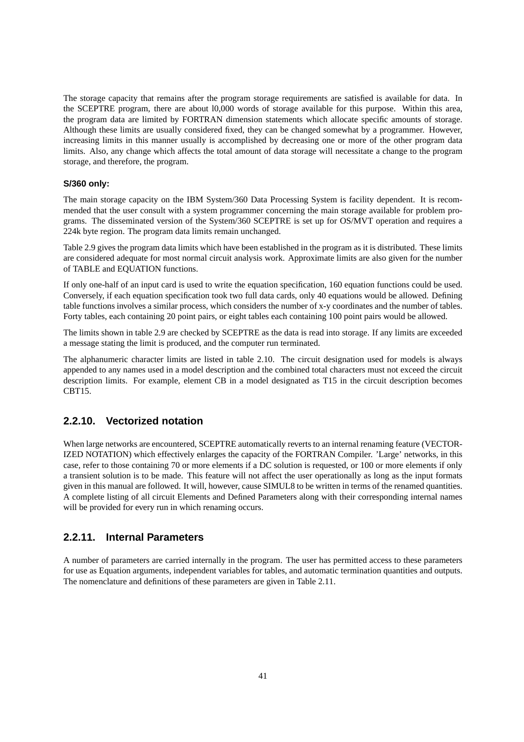The storage capacity that remains after the program storage requirements are satisfied is available for data. In the SCEPTRE program, there are about l0,000 words of storage available for this purpose. Within this area, the program data are limited by FORTRAN dimension statements which allocate specific amounts of storage. Although these limits are usually considered fixed, they can be changed somewhat by a programmer. However, increasing limits in this manner usually is accomplished by decreasing one or more of the other program data limits. Also, any change which affects the total amount of data storage will necessitate a change to the program storage, and therefore, the program.

**S/360 only:**

The main storage capacity on the IBM System/360 Data Processing System is facility dependent. It is recommended that the user consult with a system programmer concerning the main storage available for problem programs. The disseminated version of the System/360 SCEPTRE is set up for OS/MVT operation and requires a 224k byte region. The program data limits remain unchanged.

Table 2.9 gives the program data limits which have been established in the program as it is distributed. These limits are considered adequate for most normal circuit analysis work. Approximate limits are also given for the number of TABLE and EQUATION functions.

If only one-half of an input card is used to write the equation specification, 160 equation functions could be used. Conversely, if each equation specification took two full data cards, only 40 equations would be allowed. Defining table functions involves a similar process, which considers the number of x-y coordinates and the number of tables. Forty tables, each containing 20 point pairs, or eight tables each containing 100 point pairs would be allowed.

The limits shown in table 2.9 are checked by SCEPTRE as the data is read into storage. If any limits are exceeded a message stating the limit is produced, and the computer run terminated.

The alphanumeric character limits are listed in table 2.10. The circuit designation used for models is always appended to any names used in a model description and the combined total characters must not exceed the circuit description limits. For example, element CB in a model designated as T15 in the circuit description becomes CBT15.

### 2.2.10. Vectorized notation

When large networks are encountered, SCEPTRE automatically reverts to an internal renaming feature (VECTORIZED NOTATION) which effectively enlarges the capacity of the FORTRAN Compiler. 'Large' networks, in this case, refer to those containing 70 or more elements if a DC solution is requested, or 100 or more elements if only a transient solution is to be made. This feature will not affect the user operationally as long as the input formats given in this manual are followed. It will, however, cause SIMUL8 to be written in terms of the renamed quantities. A complete listing of all circuit Elements and Defined Parameters along with their corresponding internal names will be provided for every run in which renaming occurs.

### 2.2.11. Internal Parameters

A number of parameters are carried internally in the program. The user has permitted access to these parameters for use as Equation arguments, independent variables for tables, and automatic termination quantities and outputs. The nomenclature and definitions of these parameters are given in Table 2.11.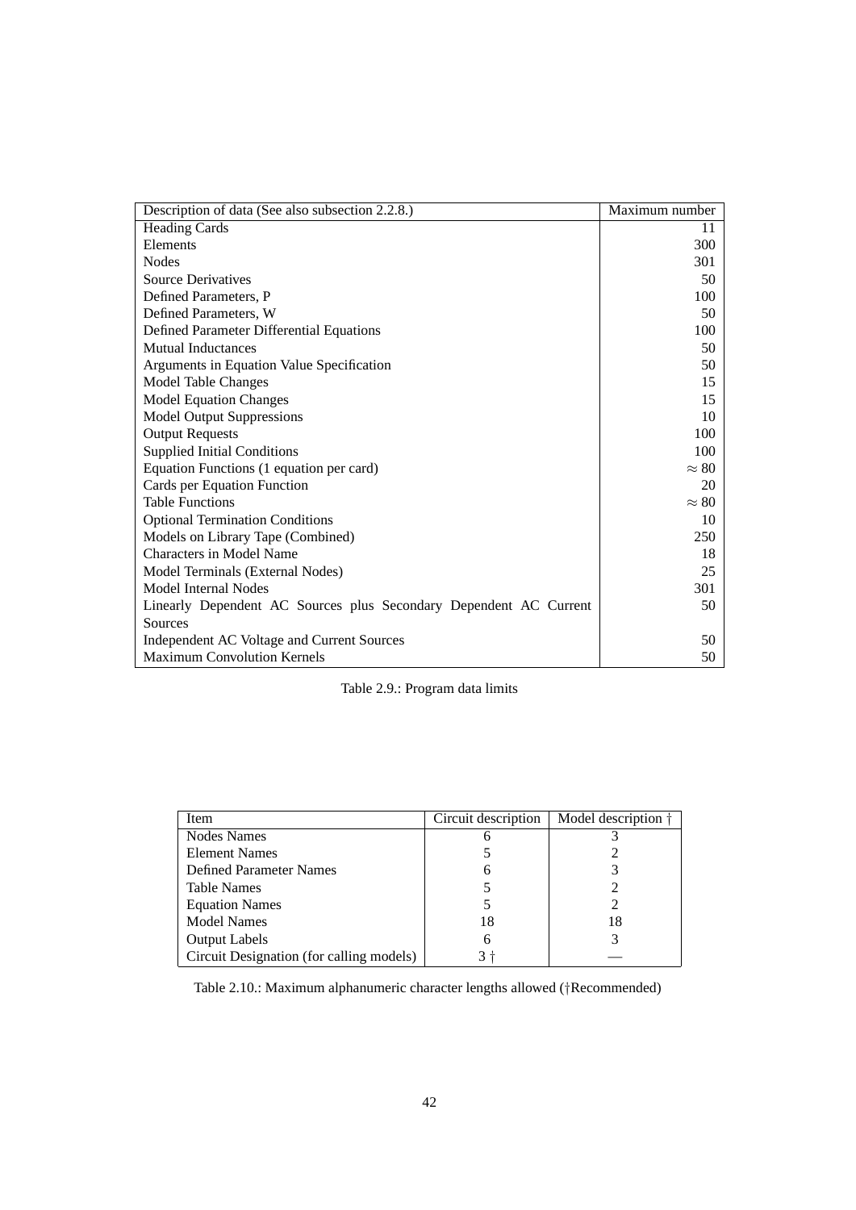| Description of data (See also subsection 2.2.8.) | Maximum number |
|---|---|
| Heading Cards | 11 |
| Elements | 300 |
| Nodes | 301 |
| Source Derivatives | 50 |
| Defined Parameters, P | 100 |
| Defined Parameters, W | 50 |
| Defined Parameter Differential Equations | 100 |
| Mutual Inductances | 50 |
| Arguments in Equation Value Specification | 50 |
| Model Table Changes | 15 |
| Model Equation Changes | 15 |
| Model Output Suppressions | 10 |
| Output Requests | 100 |
| Supplied Initial Conditions | 100 |
| Equation Functions (1 equation per card) | $\approx 80$ |
| Cards per Equation Function | 20 |
| Table Functions | $\approx 80$ |
| Optional Termination Conditions | 10 |
| Models on Library Tape (Combined) | 250 |
| Characters in Model Name | 18 |
| Model Terminals (External Nodes) | 25 |
| Model Internal Nodes | 301 |
| Linearly Dependent AC Sources plus Secondary Dependent AC Current Sources | 50 |
| Independent AC Voltage and Current Sources | 50 |
| Maximum Convolution Kernels | 50 |

Table 2.9.: Program data limits

| Item | Circuit description | Model description † |
|---|---|---|
| Nodes Names | 6 | 3 |
| Element Names | 5 | 2 |
| Defined Parameter Names | 6 | 3 |
| Table Names | 5 | 2 |
| Equation Names | 5 | 2 |
| Model Names | 18 | 18 |
| Output Labels | 6 | 3 |
| Circuit Designation (for calling models) | 3 † | — |

Table 2.10.: Maximum alphanumeric character lengths allowed (†Recommended)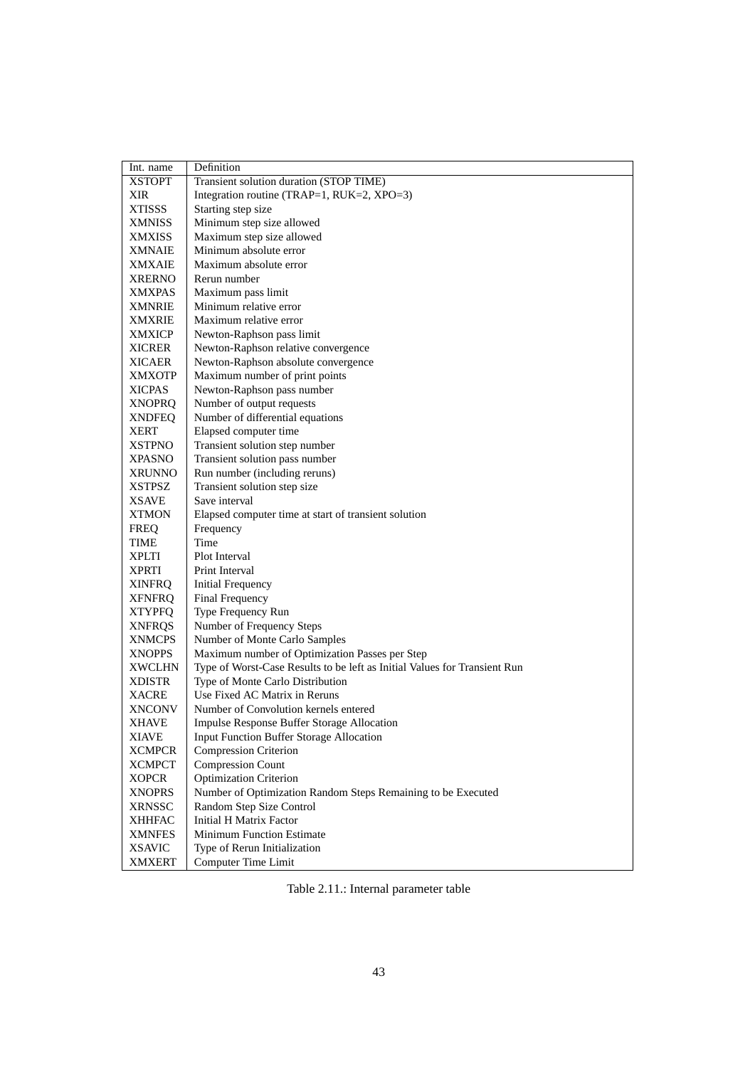| Int. name | Definition |
|---|---|
| XSTOPT | Transient solution duration (STOP TIME) |
| XIR | Integration routine (TRAP=1, RUK=2, XPO=3) |
| XTISSS | Starting step size |
| XMNISS | Minimum step size allowed |
| XMXISS | Maximum step size allowed |
| XMNAIE | Minimum absolute error |
| XMXAIE | Maximum absolute error |
| XRERNO | Rerun number |
| XMXPAS | Maximum pass limit |
| XMNRIE | Minimum relative error |
| XMXRIE | Maximum relative error |
| XMXICP | Newton-Raphson pass limit |
| XICRER | Newton-Raphson relative convergence |
| XICAER | Newton-Raphson absolute convergence |
| XMXOTP | Maximum number of print points |
| XICPAS | Newton-Raphson pass number |
| XNOPRQ | Number of output requests |
| XNDFEQ | Number of differential equations |
| XERT | Elapsed computer time |
| XSTPNO | Transient solution step number |
| XPASNO | Transient solution pass number |
| XRUNNO | Run number (including reruns) |
| XSTPSZ | Transient solution step size |
| XSAVE | Save interval |
| XTMON | Elapsed computer time at start of transient solution |
| FREQ | Frequency |
| TIME | Time |
| XPLTI | Plot Interval |
| XPRTI | Print Interval |
| XINFRQ | Initial Frequency |
| XFNFRQ | Final Frequency |
| XTYPFQ | Type Frequency Run |
| XNFRQS | Number of Frequency Steps |
| XNMCPS | Number of Monte Carlo Samples |
| XNOPPS | Maximum number of Optimization Passes per Step |
| XWCLHN | Type of Worst-Case Results to be left as Initial Values for Transient Run |
| XDISTR | Type of Monte Carlo Distribution |
| XACRE | Use Fixed AC Matrix in Reruns |
| XNCONV | Number of Convolution kernels entered |
| XHAVE | Impulse Response Buffer Storage Allocation |
| XIAVE | Input Function Buffer Storage Allocation |
| XCMPCR | Compression Criterion |
| XCMPCT | Compression Count |
| XOPCR | Optimization Criterion |
| XNOPRS | Number of Optimization Random Steps Remaining to be Executed |
| XRNSSC | Random Step Size Control |
| XHHFAC | Initial H Matrix Factor |
| XMNFES | Minimum Function Estimate |
| XSAVIC | Type of Rerun Initialization |
| XMXERT | Computer Time Limit |

Table 2.11.: Internal parameter table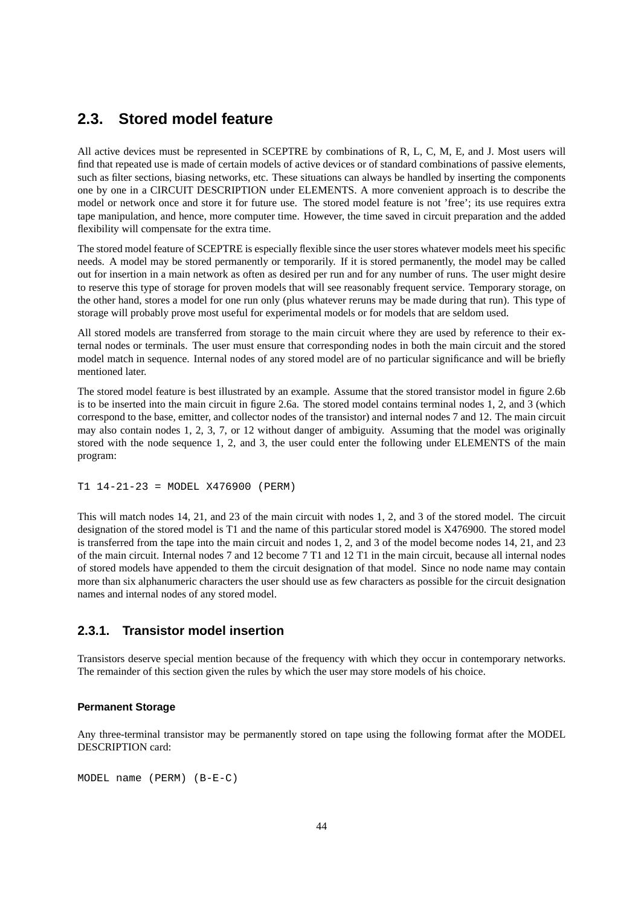## 2.3. Stored model feature

All active devices must be represented in SCEPTRE by combinations of R, L, C, M, E, and J. Most users will find that repeated use is made of certain models of active devices or of standard combinations of passive elements, such as filter sections, biasing networks, etc. These situations can always be handled by inserting the components one by one in a CIRCUIT DESCRIPTION under ELEMENTS. A more convenient approach is to describe the model or network once and store it for future use. The stored model feature is not 'free'; its use requires extra tape manipulation, and hence, more computer time. However, the time saved in circuit preparation and the added flexibility will compensate for the extra time.

The stored model feature of SCEPTRE is especially flexible since the user stores whatever models meet his specific needs. A model may be stored permanently or temporarily. If it is stored permanently, the model may be called out for insertion in a main network as often as desired per run and for any number of runs. The user might desire to reserve this type of storage for proven models that will see reasonably frequent service. Temporary storage, on the other hand, stores a model for one run only (plus whatever reruns may be made during that run). This type of storage will probably prove most useful for experimental models or for models that are seldom used.

All stored models are transferred from storage to the main circuit where they are used by reference to their external nodes or terminals. The user must ensure that corresponding nodes in both the main circuit and the stored model match in sequence. Internal nodes of any stored model are of no particular significance and will be briefly mentioned later.

The stored model feature is best illustrated by an example. Assume that the stored transistor model in figure 2.6b is to be inserted into the main circuit in figure 2.6a. The stored model contains terminal nodes 1, 2, and 3 (which correspond to the base, emitter, and collector nodes of the transistor) and internal nodes 7 and 12. The main circuit may also contain nodes 1, 2, 3, 7, or 12 without danger of ambiguity. Assuming that the model was originally stored with the node sequence 1, 2, and 3, the user could enter the following under ELEMENTS of the main program:

```
T1 14-21-23 = MODEL X476900 (PERM)
```

This will match nodes 14, 21, and 23 of the main circuit with nodes 1, 2, and 3 of the stored model. The circuit designation of the stored model is T1 and the name of this particular stored model is X476900. The stored model is transferred from the tape into the main circuit and nodes 1, 2, and 3 of the model become nodes 14, 21, and 23 of the main circuit. Internal nodes 7 and 12 become 7 T1 and 12 T1 in the main circuit, because all internal nodes of stored models have appended to them the circuit designation of that model. Since no node name may contain more than six alphanumeric characters the user should use as few characters as possible for the circuit designation names and internal nodes of any stored model.

### 2.3.1. Transistor model insertion

Transistors deserve special mention because of the frequency with which they occur in contemporary networks. The remainder of this section given the rules by which the user may store models of his choice.

#### Permanent Storage

Any three-terminal transistor may be permanently stored on tape using the following format after the MODEL DESCRIPTION card:

```
MODEL name (PERM) (B-E-C)
```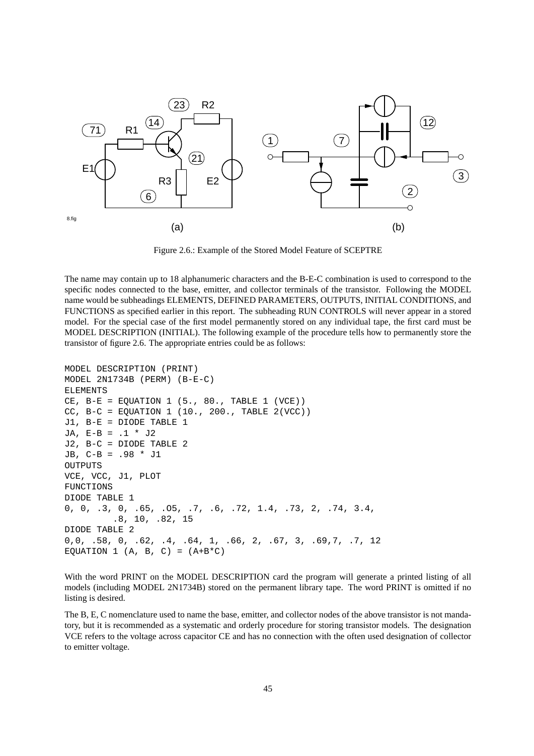71

R1

14

23

R2

21

E1

R3

E2

6

8.fig

(a)

1

7

12

3

2

(b)

Figure 2.6.: Example of the Stored Model Feature of SCEPTRE

The name may contain up to 18 alphanumeric characters and the B-E-C combination is used to correspond to the specific nodes connected to the base, emitter, and collector terminals of the transistor. Following the MODEL name would be subheadings ELEMENTS, DEFINED PARAMETERS, OUTPUTS, INITIAL CONDITIONS, and FUNCTIONS as specified earlier in this report. The subheading RUN CONTROLS will never appear in a stored model. For the special case of the first model permanently stored on any individual tape, the first card must be MODEL DESCRIPTION (INITIAL). The following example of the procedure tells how to permanently store the transistor of figure 2.6. The appropriate entries could be as follows:

```
MODEL DESCRIPTION (PRINT)
MODEL 2N1734B (PERM) (B-E-C)
ELEMENTS
CE, B-E = EQUATION 1 (5., 80., TABLE 1 (VCE))
CC, B-C = EQUATION 1 (10., 200., TABLE 2(VCC))
J1, B-E = DIODE TABLE 1
JA, E-B = .1 * J2
J2, B-C = DIODE TABLE 2
JB, C-B = .98 * J1
OUTPUTS
VCE, VCC, J1, PLOT
FUNCTIONS
DIODE TABLE 1
0, 0, .3, 0, .65, .O5, .7, .6, .72, 1.4, .73, 2, .74, 3.4,
         .8, 10, .82, 15
DIODE TABLE 2
0,0, .58, 0, .62, .4, .64, 1, .66, 2, .67, 3, .69,7, .7, 12
EQUATION 1 (A, B, C) = (A+B*C)
```

With the word PRINT on the MODEL DESCRIPTION card the program will generate a printed listing of all models (including MODEL 2N1734B) stored on the permanent library tape. The word PRINT is omitted if no listing is desired.

The B, E, C nomenclature used to name the base, emitter, and collector nodes of the above transistor is not mandatory, but it is recommended as a systematic and orderly procedure for storing transistor models. The designation VCE refers to the voltage across capacitor CE and has no connection with the often used designation of collector to emitter voltage.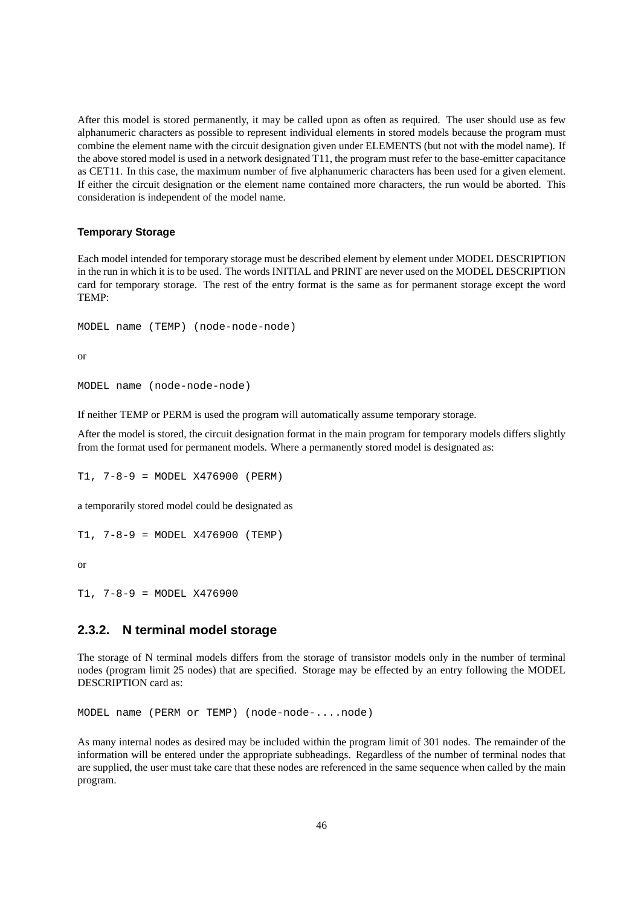After this model is stored permanently, it may be called upon as often as required. The user should use as few alphanumeric characters as possible to represent individual elements in stored models because the program must combine the element name with the circuit designation given under ELEMENTS (but not with the model name). If the above stored model is used in a network designated T11, the program must refer to the base-emitter capacitance as CET11. In this case, the maximum number of five alphanumeric characters has been used for a given element. If either the circuit designation or the element name contained more characters, the run would be aborted. This consideration is independent of the model name.

#### Temporary Storage

Each model intended for temporary storage must be described element by element under MODEL DESCRIPTION in the run in which it is to be used. The words INITIAL and PRINT are never used on the MODEL DESCRIPTION card for temporary storage. The rest of the entry format is the same as for permanent storage except the word TEMP:

```
MODEL name (TEMP) (node-node-node)
```

or

```
MODEL name (node-node-node)
```

If neither TEMP or PERM is used the program will automatically assume temporary storage.

After the model is stored, the circuit designation format in the main program for temporary models differs slightly from the format used for permanent models. Where a permanently stored model is designated as:

```
T1, 7-8-9 = MODEL X476900 (PERM)
```

a temporarily stored model could be designated as

```
T1, 7-8-9 = MODEL X476900 (TEMP)
```

or

```
T1, 7-8-9 = MODEL X476900
```

### 2.3.2. N terminal model storage

The storage of N terminal models differs from the storage of transistor models only in the number of terminal nodes (program limit 25 nodes) that are specified. Storage may be effected by an entry following the MODEL DESCRIPTION card as:

```
MODEL name (PERM or TEMP) (node-node-....node)
```

As many internal nodes as desired may be included within the program limit of 301 nodes. The remainder of the information will be entered under the appropriate subheadings. Regardless of the number of terminal nodes that are supplied, the user must take care that these nodes are referenced in the same sequence when called by the main program.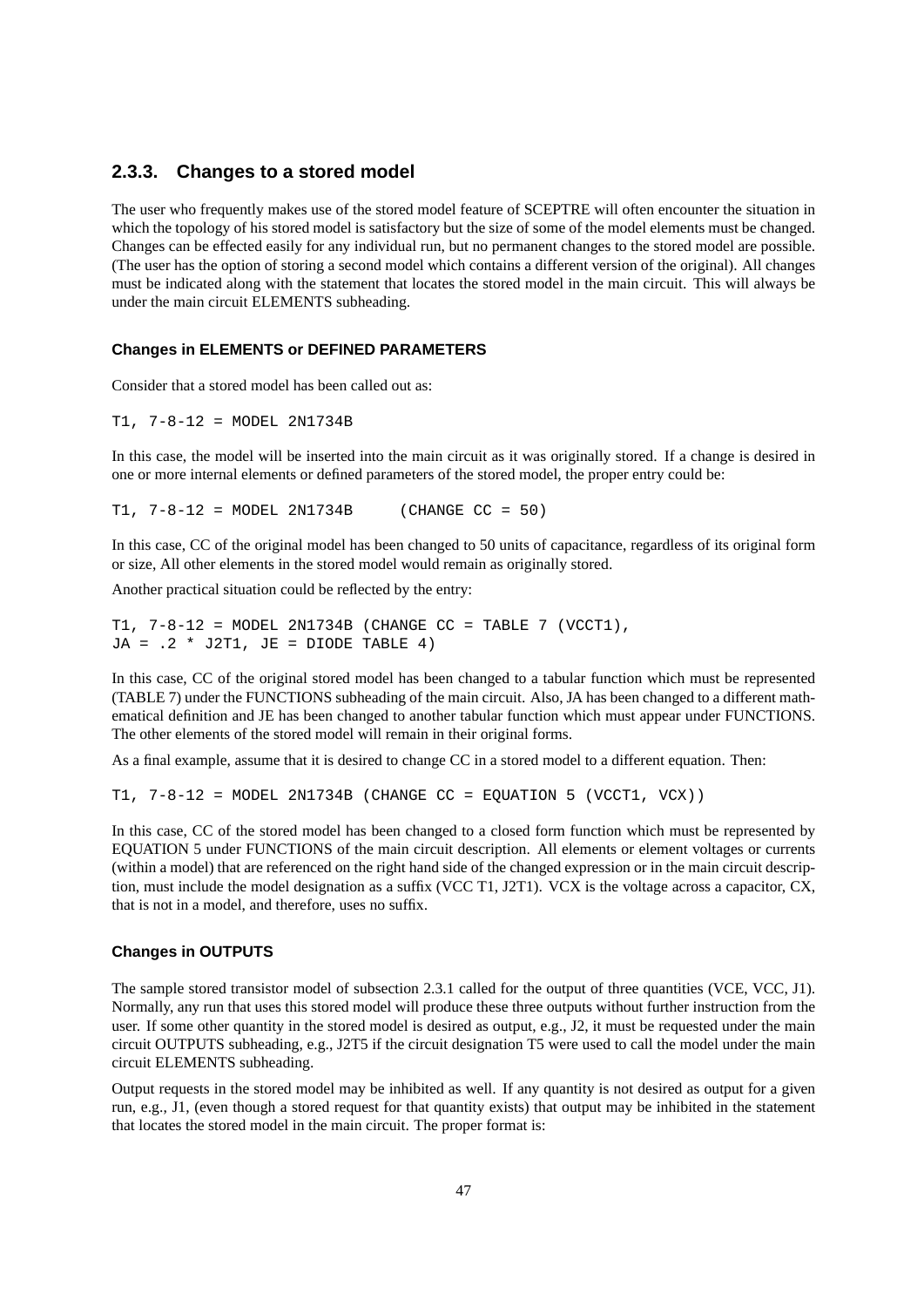### 2.3.3. Changes to a stored model

The user who frequently makes use of the stored model feature of SCEPTRE will often encounter the situation in which the topology of his stored model is satisfactory but the size of some of the model elements must be changed. Changes can be effected easily for any individual run, but no permanent changes to the stored model are possible. (The user has the option of storing a second model which contains a different version of the original). All changes must be indicated along with the statement that locates the stored model in the main circuit. This will always be under the main circuit ELEMENTS subheading.

#### Changes in ELEMENTS or DEFINED PARAMETERS

Consider that a stored model has been called out as:

```
T1, 7-8-12 = MODEL 2N1734B
```

In this case, the model will be inserted into the main circuit as it was originally stored. If a change is desired in one or more internal elements or defined parameters of the stored model, the proper entry could be:

```
T1, 7-8-12 = MODEL 2N1734B     (CHANGE CC = 50)
```

In this case, CC of the original model has been changed to 50 units of capacitance, regardless of its original form or size, All other elements in the stored model would remain as originally stored.

Another practical situation could be reflected by the entry:

```
T1, 7-8-12 = MODEL 2N1734B (CHANGE CC = TABLE 7 (VCCT1),
JA = .2 * J2T1, JE = DIODE TABLE 4)
```

In this case, CC of the original stored model has been changed to a tabular function which must be represented (TABLE 7) under the FUNCTIONS subheading of the main circuit. Also, JA has been changed to a different mathematical definition and JE has been changed to another tabular function which must appear under FUNCTIONS. The other elements of the stored model will remain in their original forms.

As a final example, assume that it is desired to change CC in a stored model to a different equation. Then:

```
T1, 7-8-12 = MODEL 2N1734B (CHANGE CC = EQUATION 5 (VCCT1, VCX))
```

In this case, CC of the stored model has been changed to a closed form function which must be represented by EQUATION 5 under FUNCTIONS of the main circuit description. All elements or element voltages or currents (within a model) that are referenced on the right hand side of the changed expression or in the main circuit description, must include the model designation as a suffix (VCC T1, J2T1). VCX is the voltage across a capacitor, CX, that is not in a model, and therefore, uses no suffix.

#### Changes in OUTPUTS

The sample stored transistor model of subsection 2.3.1 called for the output of three quantities (VCE, VCC, J1). Normally, any run that uses this stored model will produce these three outputs without further instruction from the user. If some other quantity in the stored model is desired as output, e.g., J2, it must be requested under the main circuit OUTPUTS subheading, e.g., J2T5 if the circuit designation T5 were used to call the model under the main circuit ELEMENTS subheading.

Output requests in the stored model may be inhibited as well. If any quantity is not desired as output for a given run, e.g., J1, (even though a stored request for that quantity exists) that output may be inhibited in the statement that locates the stored model in the main circuit. The proper format is: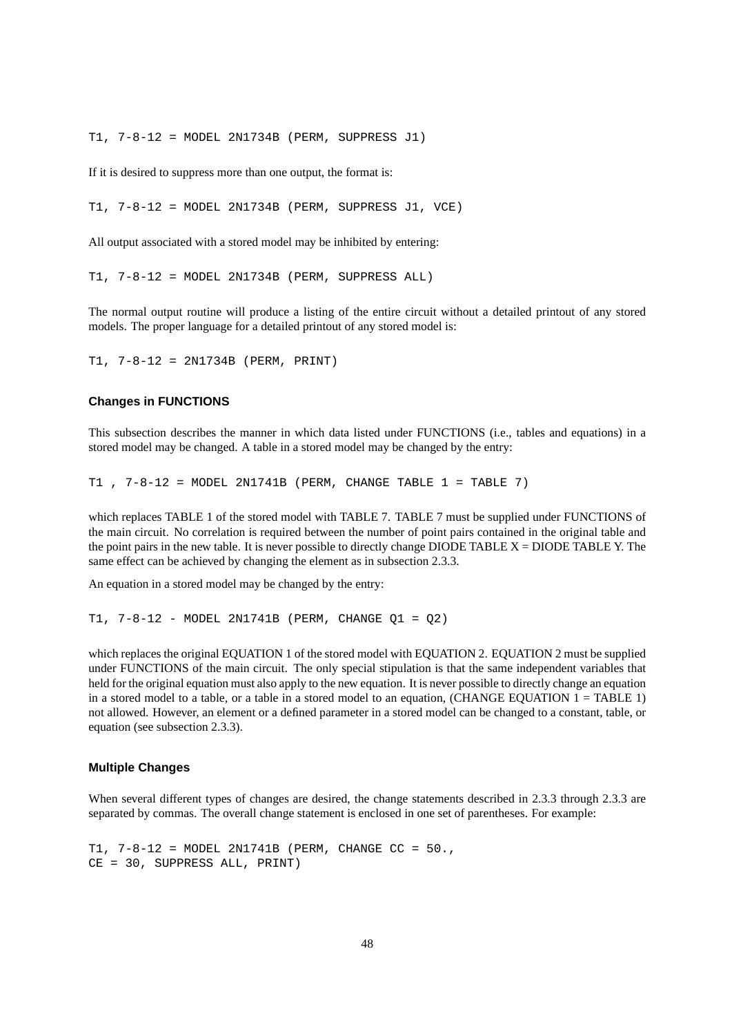```
T1, 7-8-12 = MODEL 2N1734B (PERM, SUPPRESS J1)
```

If it is desired to suppress more than one output, the format is:

```
T1, 7-8-12 = MODEL 2N1734B (PERM, SUPPRESS J1, VCE)
```

All output associated with a stored model may be inhibited by entering:

```
T1, 7-8-12 = MODEL 2N1734B (PERM, SUPPRESS ALL)
```

The normal output routine will produce a listing of the entire circuit without a detailed printout of any stored models. The proper language for a detailed printout of any stored model is:

```
T1, 7-8-12 = 2N1734B (PERM, PRINT)
```

#### Changes in FUNCTIONS

This subsection describes the manner in which data listed under FUNCTIONS (i.e., tables and equations) in a stored model may be changed. A table in a stored model may be changed by the entry:

```
T1 , 7-8-12 = MODEL 2N1741B (PERM, CHANGE TABLE 1 = TABLE 7)
```

which replaces TABLE 1 of the stored model with TABLE 7. TABLE 7 must be supplied under FUNCTIONS of the main circuit. No correlation is required between the number of point pairs contained in the original table and the point pairs in the new table. It is never possible to directly change DIODE TABLE X = DIODE TABLE Y. The same effect can be achieved by changing the element as in subsection 2.3.3.

An equation in a stored model may be changed by the entry:

```
T1, 7-8-12 - MODEL 2N1741B (PERM, CHANGE Q1 = Q2)
```

which replaces the original EQUATION 1 of the stored model with EQUATION 2. EQUATION 2 must be supplied under FUNCTIONS of the main circuit. The only special stipulation is that the same independent variables that held for the original equation must also apply to the new equation. It is never possible to directly change an equation in a stored model to a table, or a table in a stored model to an equation, (CHANGE EQUATION 1 = TABLE 1) not allowed. However, an element or a defined parameter in a stored model can be changed to a constant, table, or equation (see subsection 2.3.3).

#### Multiple Changes

When several different types of changes are desired, the change statements described in 2.3.3 through 2.3.3 are separated by commas. The overall change statement is enclosed in one set of parentheses. For example:

```
T1, 7-8-12 = MODEL 2N1741B (PERM, CHANGE CC = 50.,
CE = 30, SUPPRESS ALL, PRINT)
```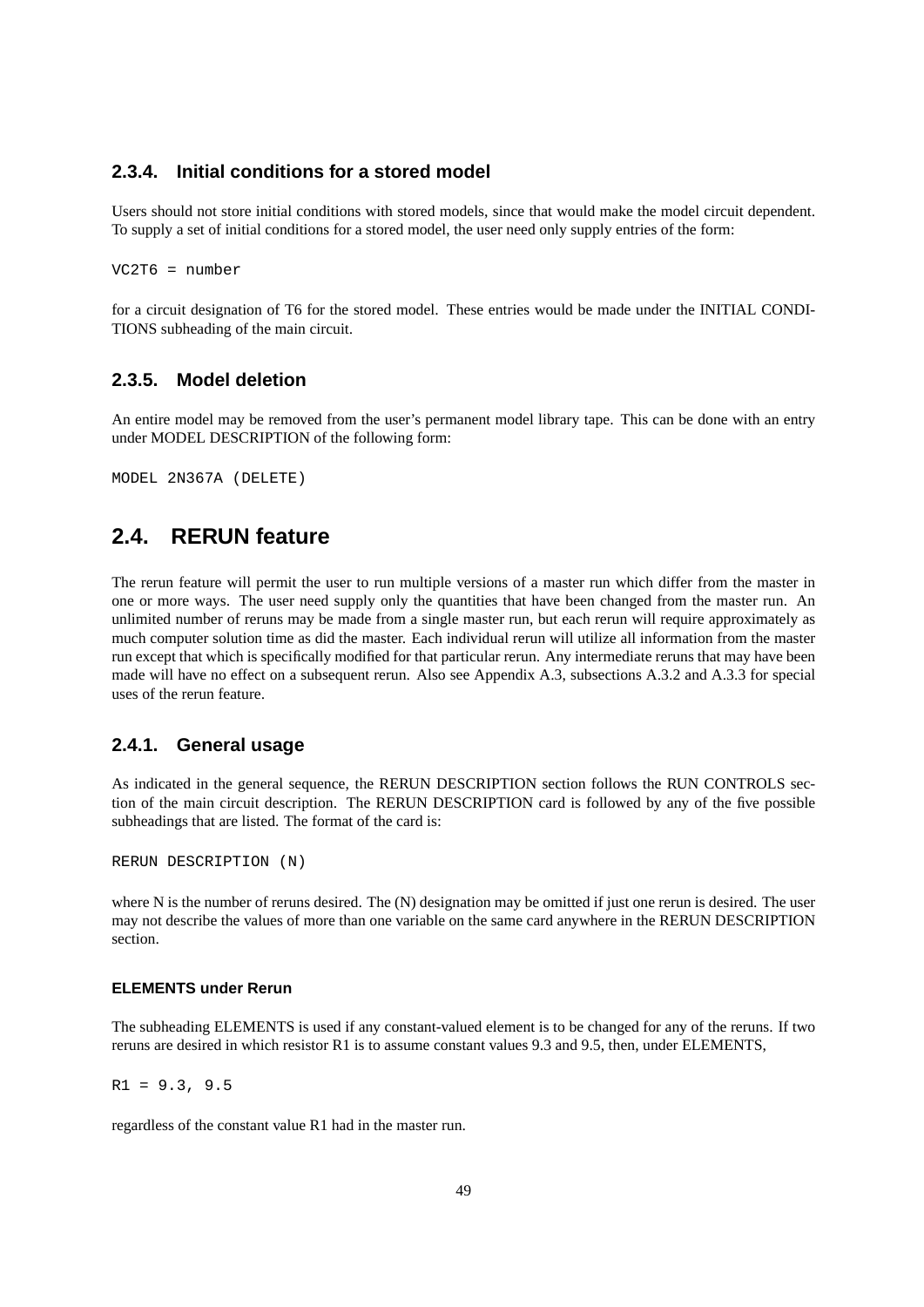### 2.3.4. Initial conditions for a stored model

Users should not store initial conditions with stored models, since that would make the model circuit dependent. To supply a set of initial conditions for a stored model, the user need only supply entries of the form:

```
VC2T6 = number
```

for a circuit designation of T6 for the stored model. These entries would be made under the INITIAL CONDITIONS subheading of the main circuit.

### 2.3.5. Model deletion

An entire model may be removed from the user's permanent model library tape. This can be done with an entry under MODEL DESCRIPTION of the following form:

```
MODEL 2N367A (DELETE)
```

## 2.4. RERUN feature

The rerun feature will permit the user to run multiple versions of a master run which differ from the master in one or more ways. The user need supply only the quantities that have been changed from the master run. An unlimited number of reruns may be made from a single master run, but each rerun will require approximately as much computer solution time as did the master. Each individual rerun will utilize all information from the master run except that which is specifically modified for that particular rerun. Any intermediate reruns that may have been made will have no effect on a subsequent rerun. Also see Appendix A.3, subsections A.3.2 and A.3.3 for special uses of the rerun feature.

### 2.4.1. General usage

As indicated in the general sequence, the RERUN DESCRIPTION section follows the RUN CONTROLS section of the main circuit description. The RERUN DESCRIPTION card is followed by any of the five possible subheadings that are listed. The format of the card is:

```
RERUN DESCRIPTION (N)
```

where N is the number of reruns desired. The (N) designation may be omitted if just one rerun is desired. The user may not describe the values of more than one variable on the same card anywhere in the RERUN DESCRIPTION section.

#### ELEMENTS under Rerun

The subheading ELEMENTS is used if any constant-valued element is to be changed for any of the reruns. If two reruns are desired in which resistor R1 is to assume constant values 9.3 and 9.5, then, under ELEMENTS,

```
R1 = 9.3, 9.5
```

regardless of the constant value R1 had in the master run.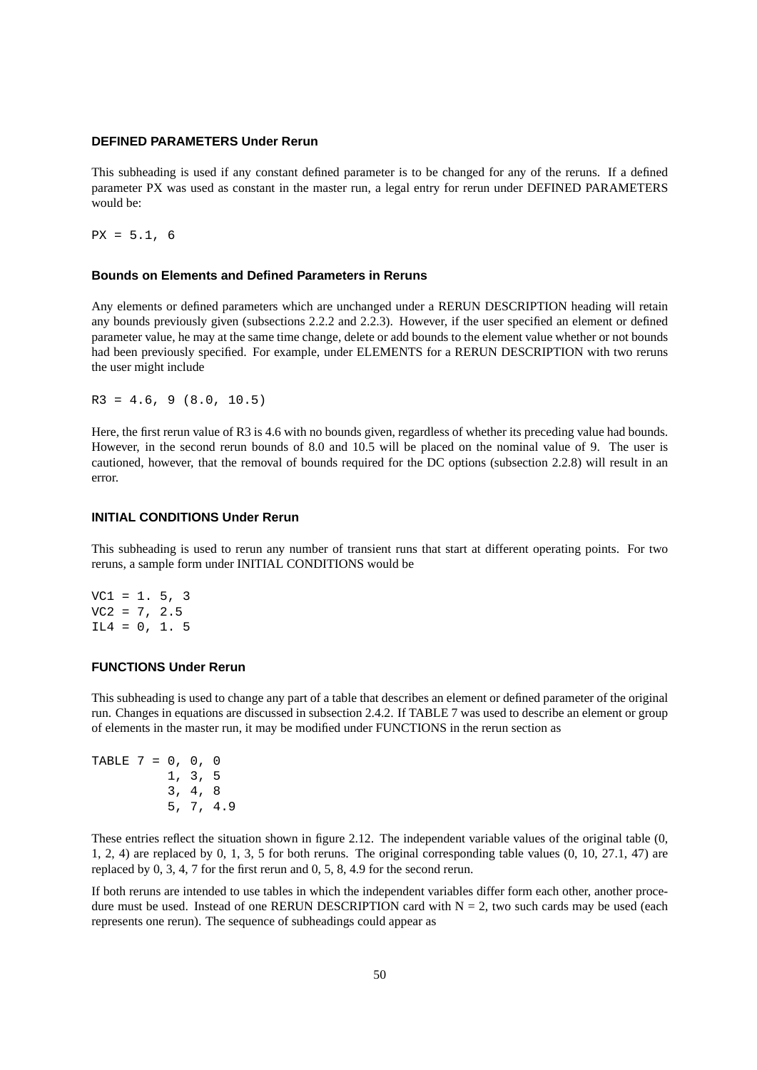### DEFINED PARAMETERS Under Rerun

This subheading is used if any constant defined parameter is to be changed for any of the reruns. If a defined parameter PX was used as constant in the master run, a legal entry for rerun under DEFINED PARAMETERS would be:

```
PX = 5.1, 6
```

### Bounds on Elements and Defined Parameters in Reruns

Any elements or defined parameters which are unchanged under a RERUN DESCRIPTION heading will retain any bounds previously given (subsections 2.2.2 and 2.2.3). However, if the user specified an element or defined parameter value, he may at the same time change, delete or add bounds to the element value whether or not bounds had been previously specified. For example, under ELEMENTS for a RERUN DESCRIPTION with two reruns the user might include

```
R3 = 4.6, 9 (8.0, 10.5)
```

Here, the first rerun value of R3 is 4.6 with no bounds given, regardless of whether its preceding value had bounds. However, in the second rerun bounds of 8.0 and 10.5 will be placed on the nominal value of 9. The user is cautioned, however, that the removal of bounds required for the DC options (subsection 2.2.8) will result in an error.

### INITIAL CONDITIONS Under Rerun

This subheading is used to rerun any number of transient runs that start at different operating points. For two reruns, a sample form under INITIAL CONDITIONS would be

```
VC1 = 1. 5, 3
VC2 = 7, 2.5
IL4 = 0, 1. 5
```

### FUNCTIONS Under Rerun

This subheading is used to change any part of a table that describes an element or defined parameter of the original run. Changes in equations are discussed in subsection 2.4.2. If TABLE 7 was used to describe an element or group of elements in the master run, it may be modified under FUNCTIONS in the rerun section as

```
TABLE 7 = 0, 0, 0
          1, 3, 5
          3, 4, 8
          5, 7, 4.9
```

These entries reflect the situation shown in figure 2.12. The independent variable values of the original table (0, 1, 2, 4) are replaced by 0, 1, 3, 5 for both reruns. The original corresponding table values (0, 10, 27.1, 47) are replaced by 0, 3, 4, 7 for the first rerun and 0, 5, 8, 4.9 for the second rerun.

If both reruns are intended to use tables in which the independent variables differ form each other, another procedure must be used. Instead of one RERUN DESCRIPTION card with N = 2, two such cards may be used (each represents one rerun). The sequence of subheadings could appear as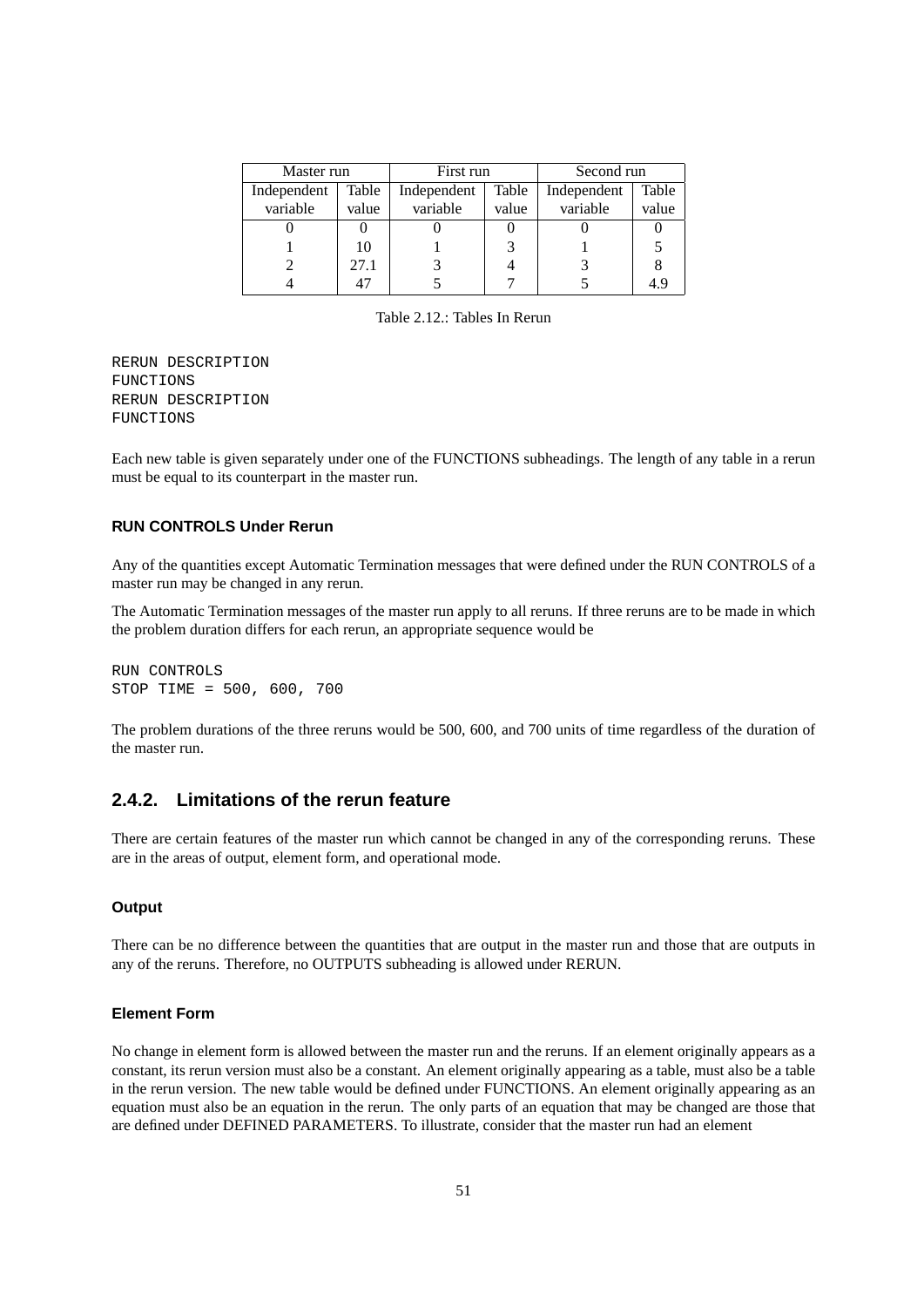| Master run | | First run | | Second run | |
|---|---|---|---|---|---|
| Independent variable | Table value | Independent variable | Table value | Independent variable | Table value |
| 0 | 0 | 0 | 0 | 0 | 0 |
| 1 | 10 | 1 | 3 | 1 | 5 |
| 2 | 27.1 | 3 | 4 | 3 | 8 |
| 4 | 47 | 5 | 7 | 5 | 4.9 |

Table 2.12.: Tables In Rerun

```
RERUN DESCRIPTION
FUNCTIONS
RERUN DESCRIPTION
FUNCTIONS
```

Each new table is given separately under one of the FUNCTIONS subheadings. The length of any table in a rerun must be equal to its counterpart in the master run.

#### RUN CONTROLS Under Rerun

Any of the quantities except Automatic Termination messages that were defined under the RUN CONTROLS of a master run may be changed in any rerun.

The Automatic Termination messages of the master run apply to all reruns. If three reruns are to be made in which the problem duration differs for each rerun, an appropriate sequence would be

```
RUN CONTROLS
STOP TIME = 500, 600, 700
```

The problem durations of the three reruns would be 500, 600, and 700 units of time regardless of the duration of the master run.

### 2.4.2. Limitations of the rerun feature

There are certain features of the master run which cannot be changed in any of the corresponding reruns. These are in the areas of output, element form, and operational mode.

#### Output

There can be no difference between the quantities that are output in the master run and those that are outputs in any of the reruns. Therefore, no OUTPUTS subheading is allowed under RERUN.

#### Element Form

No change in element form is allowed between the master run and the reruns. If an element originally appears as a constant, its rerun version must also be a constant. An element originally appearing as a table, must also be a table in the rerun version. The new table would be defined under FUNCTIONS. An element originally appearing as an equation must also be an equation in the rerun. The only parts of an equation that may be changed are those that are defined under DEFINED PARAMETERS. To illustrate, consider that the master run had an element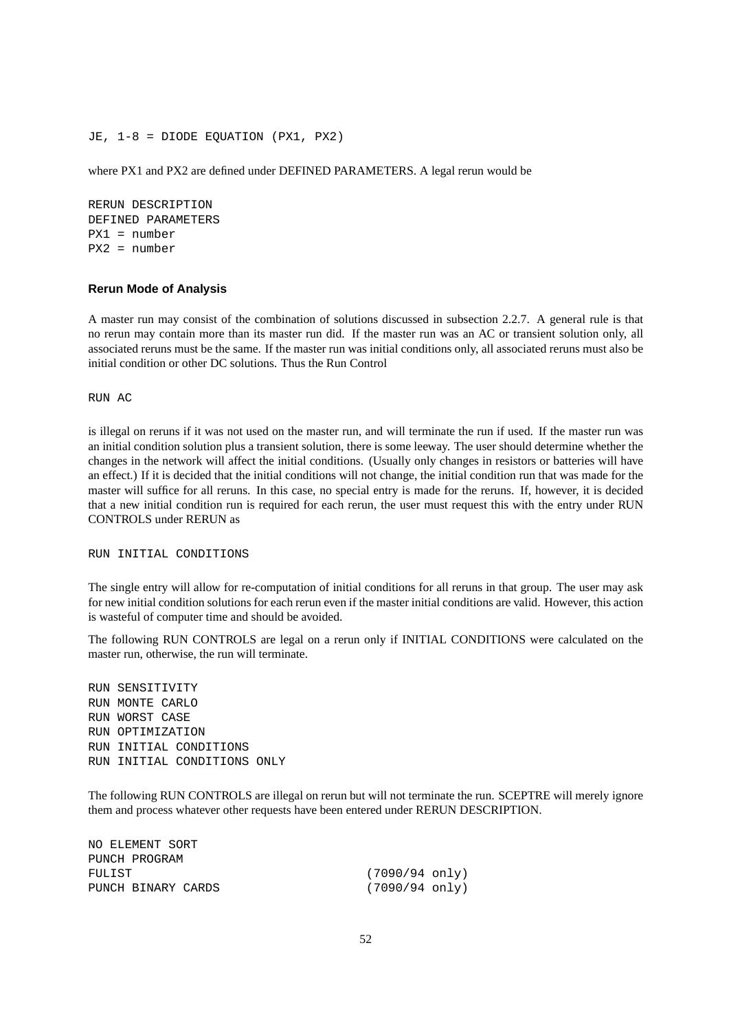```
JE, 1-8 = DIODE EQUATION (PX1, PX2)
```

where PX1 and PX2 are defined under DEFINED PARAMETERS. A legal rerun would be

```
RERUN DESCRIPTION
DEFINED PARAMETERS
PX1 = number
PX2 = number
```

### Rerun Mode of Analysis

A master run may consist of the combination of solutions discussed in subsection 2.2.7. A general rule is that no rerun may contain more than its master run did. If the master run was an AC or transient solution only, all associated reruns must be the same. If the master run was initial conditions only, all associated reruns must also be initial condition or other DC solutions. Thus the Run Control

```
RUN AC
```

is illegal on reruns if it was not used on the master run, and will terminate the run if used. If the master run was an initial condition solution plus a transient solution, there is some leeway. The user should determine whether the changes in the network will affect the initial conditions. (Usually only changes in resistors or batteries will have an effect.) If it is decided that the initial conditions will not change, the initial condition run that was made for the master will suffice for all reruns. In this case, no special entry is made for the reruns. If, however, it is decided that a new initial condition run is required for each rerun, the user must request this with the entry under RUN CONTROLS under RERUN as

```
RUN INITIAL CONDITIONS
```

The single entry will allow for re-computation of initial conditions for all reruns in that group. The user may ask for new initial condition solutions for each rerun even if the master initial conditions are valid. However, this action is wasteful of computer time and should be avoided.

The following RUN CONTROLS are legal on a rerun only if INITIAL CONDITIONS were calculated on the master run, otherwise, the run will terminate.

```
RUN SENSITIVITY
RUN MONTE CARLO
RUN WORST CASE
RUN OPTIMIZATION
RUN INITIAL CONDITIONS
RUN INITIAL CONDITIONS ONLY
```

The following RUN CONTROLS are illegal on rerun but will not terminate the run. SCEPTRE will merely ignore them and process whatever other requests have been entered under RERUN DESCRIPTION.

```
NO ELEMENT SORT
PUNCH PROGRAM
FULIST                              (7090/94 only)
PUNCH BINARY CARDS                  (7090/94 only)
```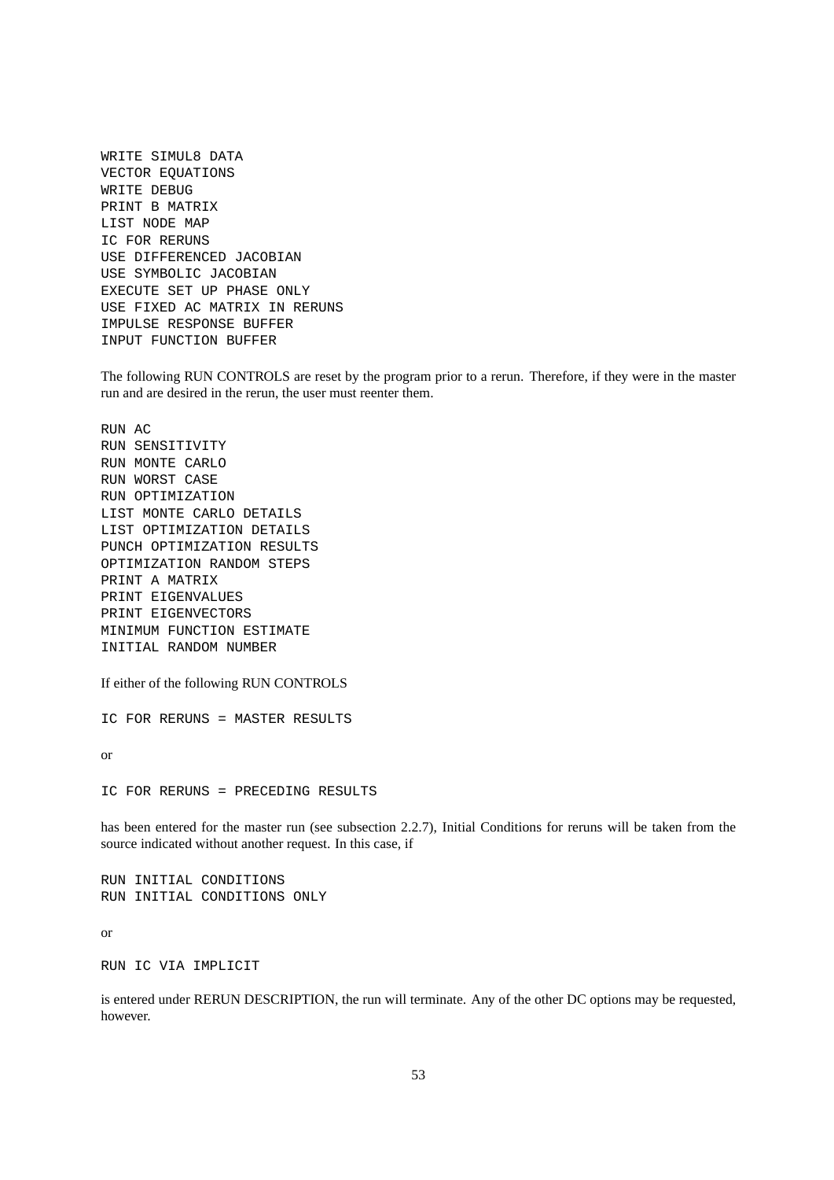```
WRITE SIMUL8 DATA
VECTOR EQUATIONS
WRITE DEBUG
PRINT B MATRIX
LIST NODE MAP
IC FOR RERUNS
USE DIFFERENCED JACOBIAN
USE SYMBOLIC JACOBIAN
EXECUTE SET UP PHASE ONLY
USE FIXED AC MATRIX IN RERUNS
IMPULSE RESPONSE BUFFER
INPUT FUNCTION BUFFER
```

The following RUN CONTROLS are reset by the program prior to a rerun. Therefore, if they were in the master run and are desired in the rerun, the user must reenter them.

```
RUN AC
RUN SENSITIVITY
RUN MONTE CARLO
RUN WORST CASE
RUN OPTIMIZATION
LIST MONTE CARLO DETAILS
LIST OPTIMIZATION DETAILS
PUNCH OPTIMIZATION RESULTS
OPTIMIZATION RANDOM STEPS
PRINT A MATRIX
PRINT EIGENVALUES
PRINT EIGENVECTORS
MINIMUM FUNCTION ESTIMATE
INITIAL RANDOM NUMBER
```

If either of the following RUN CONTROLS

```
IC FOR RERUNS = MASTER RESULTS
```

or

```
IC FOR RERUNS = PRECEDING RESULTS
```

has been entered for the master run (see subsection 2.2.7), Initial Conditions for reruns will be taken from the source indicated without another request. In this case, if

```
RUN INITIAL CONDITIONS
RUN INITIAL CONDITIONS ONLY
```

or

```
RUN IC VIA IMPLICIT
```

is entered under RERUN DESCRIPTION, the run will terminate. Any of the other DC options may be requested, however.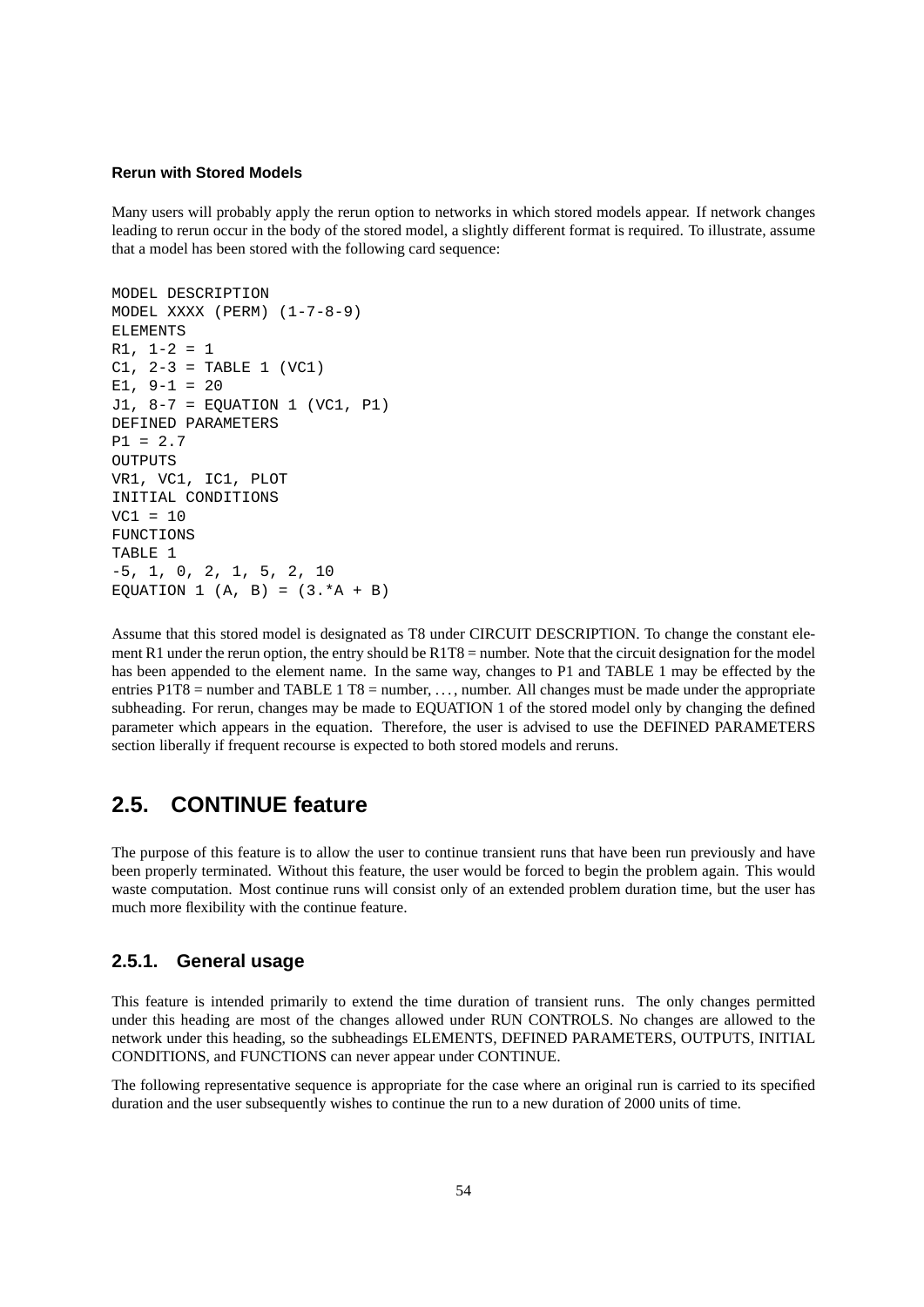**Rerun with Stored Models**

Many users will probably apply the rerun option to networks in which stored models appear. If network changes leading to rerun occur in the body of the stored model, a slightly different format is required. To illustrate, assume that a model has been stored with the following card sequence:

```
MODEL DESCRIPTION
MODEL XXXX (PERM) (1-7-8-9)
ELEMENTS
R1, 1-2 = 1
C1, 2-3 = TABLE 1 (VC1)
E1, 9-1 = 20
J1, 8-7 = EQUATION 1 (VC1, P1)
DEFINED PARAMETERS
P1 = 2.7
OUTPUTS
VR1, VC1, IC1, PLOT
INITIAL CONDITIONS
VC1 = 10
FUNCTIONS
TABLE 1
-5, 1, 0, 2, 1, 5, 2, 10
EQUATION 1 (A, B) = (3.*A + B)
```

Assume that this stored model is designated as T8 under CIRCUIT DESCRIPTION. To change the constant element R1 under the rerun option, the entry should be R1T8 = number. Note that the circuit designation for the model has been appended to the element name. In the same way, changes to P1 and TABLE 1 may be effected by the entries P1T8 = number and TABLE 1 T8 = number, . . . , number. All changes must be made under the appropriate subheading. For rerun, changes may be made to EQUATION 1 of the stored model only by changing the defined parameter which appears in the equation. Therefore, the user is advised to use the DEFINED PARAMETERS section liberally if frequent recourse is expected to both stored models and reruns.

## 2.5. CONTINUE feature

The purpose of this feature is to allow the user to continue transient runs that have been run previously and have been properly terminated. Without this feature, the user would be forced to begin the problem again. This would waste computation. Most continue runs will consist only of an extended problem duration time, but the user has much more flexibility with the continue feature.

### 2.5.1. General usage

This feature is intended primarily to extend the time duration of transient runs. The only changes permitted under this heading are most of the changes allowed under RUN CONTROLS. No changes are allowed to the network under this heading, so the subheadings ELEMENTS, DEFINED PARAMETERS, OUTPUTS, INITIAL CONDITIONS, and FUNCTIONS can never appear under CONTINUE.

The following representative sequence is appropriate for the case where an original run is carried to its specified duration and the user subsequently wishes to continue the run to a new duration of 2000 units of time.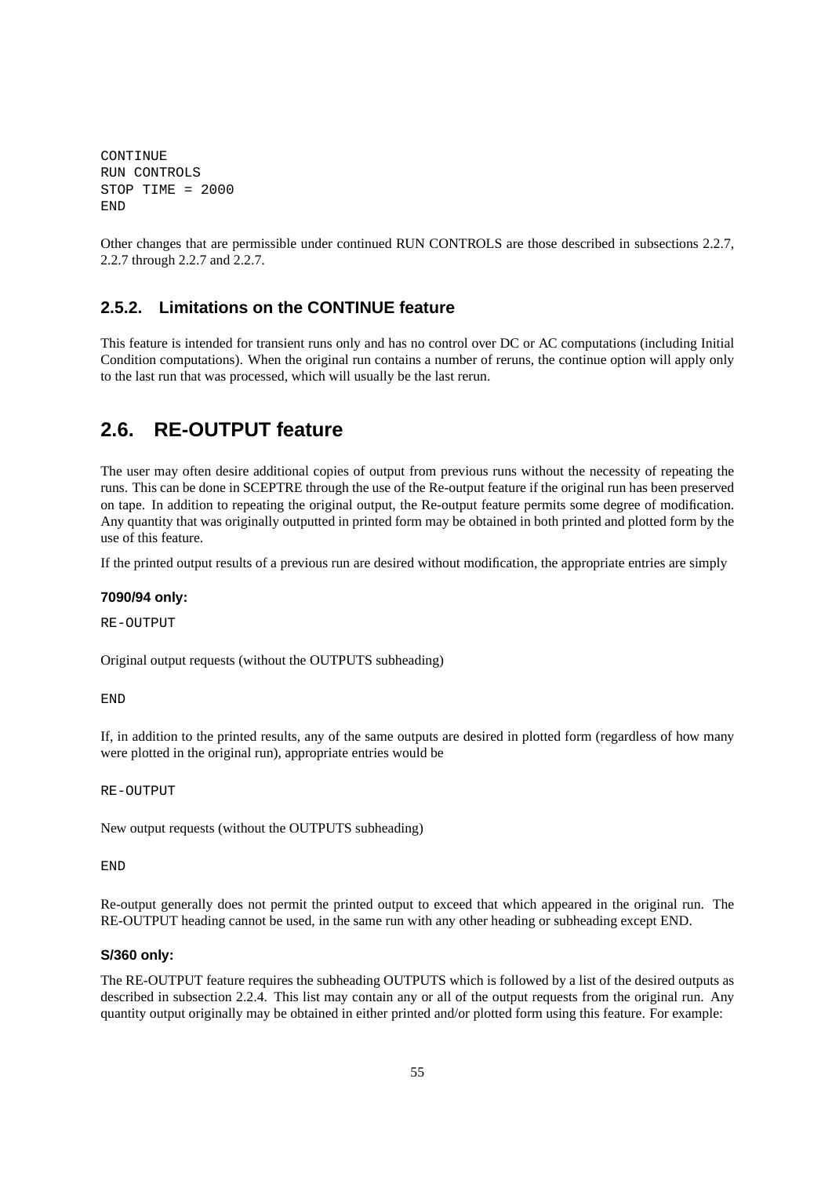```
CONTINUE
RUN CONTROLS
STOP TIME = 2000
END
```

Other changes that are permissible under continued RUN CONTROLS are those described in subsections 2.2.7, 2.2.7 through 2.2.7 and 2.2.7.

### 2.5.2. Limitations on the CONTINUE feature

This feature is intended for transient runs only and has no control over DC or AC computations (including Initial Condition computations). When the original run contains a number of reruns, the continue option will apply only to the last run that was processed, which will usually be the last rerun.

## 2.6. RE-OUTPUT feature

The user may often desire additional copies of output from previous runs without the necessity of repeating the runs. This can be done in SCEPTRE through the use of the Re-output feature if the original run has been preserved on tape. In addition to repeating the original output, the Re-output feature permits some degree of modification. Any quantity that was originally outputted in printed form may be obtained in both printed and plotted form by the use of this feature.

If the printed output results of a previous run are desired without modification, the appropriate entries are simply

**7090/94 only:**

```
RE-OUTPUT
```

Original output requests (without the OUTPUTS subheading)

```
END
```

If, in addition to the printed results, any of the same outputs are desired in plotted form (regardless of how many were plotted in the original run), appropriate entries would be

```
RE-OUTPUT
```

New output requests (without the OUTPUTS subheading)

```
END
```

Re-output generally does not permit the printed output to exceed that which appeared in the original run. The RE-OUTPUT heading cannot be used, in the same run with any other heading or subheading except END.

**S/360 only:**

The RE-OUTPUT feature requires the subheading OUTPUTS which is followed by a list of the desired outputs as described in subsection 2.2.4. This list may contain any or all of the output requests from the original run. Any quantity output originally may be obtained in either printed and/or plotted form using this feature. For example: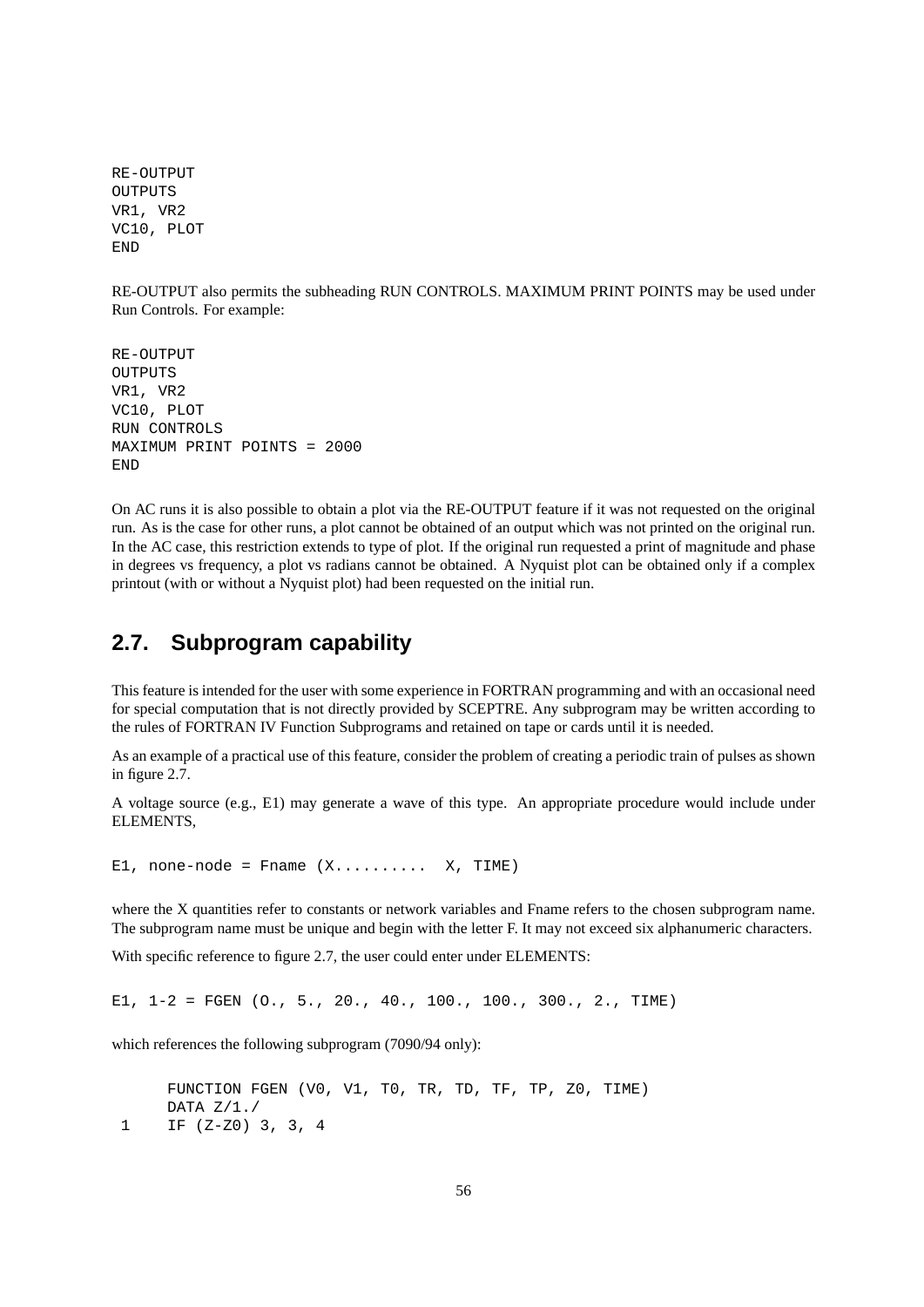```
RE-OUTPUT
OUTPUTS
VR1, VR2
VC10, PLOT
END
```

RE-OUTPUT also permits the subheading RUN CONTROLS. MAXIMUM PRINT POINTS may be used under Run Controls. For example:

```
RE-OUTPUT
OUTPUTS
VR1, VR2
VC10, PLOT
RUN CONTROLS
MAXIMUM PRINT POINTS = 2000
END
```

On AC runs it is also possible to obtain a plot via the RE-OUTPUT feature if it was not requested on the original run. As is the case for other runs, a plot cannot be obtained of an output which was not printed on the original run. In the AC case, this restriction extends to type of plot. If the original run requested a print of magnitude and phase in degrees vs frequency, a plot vs radians cannot be obtained. A Nyquist plot can be obtained only if a complex printout (with or without a Nyquist plot) had been requested on the initial run.

## 2.7. Subprogram capability

This feature is intended for the user with some experience in FORTRAN programming and with an occasional need for special computation that is not directly provided by SCEPTRE. Any subprogram may be written according to the rules of FORTRAN IV Function Subprograms and retained on tape or cards until it is needed.

As an example of a practical use of this feature, consider the problem of creating a periodic train of pulses as shown in figure 2.7.

A voltage source (e.g., E1) may generate a wave of this type. An appropriate procedure would include under ELEMENTS,

```
E1, none-node = Fname (X..........  X, TIME)
```

where the X quantities refer to constants or network variables and Fname refers to the chosen subprogram name. The subprogram name must be unique and begin with the letter F. It may not exceed six alphanumeric characters.

With specific reference to figure 2.7, the user could enter under ELEMENTS:

```
E1, 1-2 = FGEN (O., 5., 20., 40., 100., 100., 300., 2., TIME)
```

which references the following subprogram (7090/94 only):

```
      FUNCTION FGEN (V0, V1, T0, TR, TD, TF, TP, Z0, TIME)
      DATA Z/1./
 1    IF (Z-Z0) 3, 3, 4
```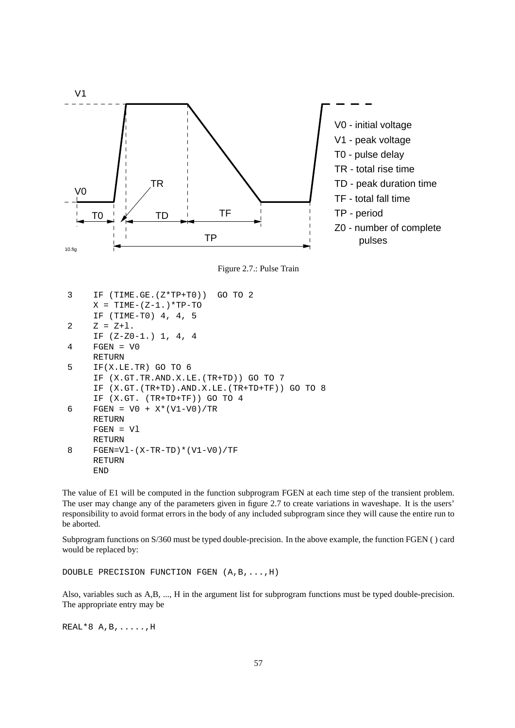V1

V0

TR

T0

TD

TF

TP

10.fig

V0 - initial voltage
V1 - peak voltage
T0 - pulse delay
TR - total rise time
TD - peak duration time
TF - total fall time
TP - period
Z0 - number of complete pulses

Figure 2.7.: Pulse Train

```
 3    IF (TIME.GE.(Z*TP+T0))  GO TO 2
      X = TIME-(Z-1.)*TP-TO
      IF (TIME-T0) 4, 4, 5
 2    Z = Z+l.
      IF (Z-Z0-1.) 1, 4, 4
 4    FGEN = V0
      RETURN
 5    IF(X.LE.TR) GO TO 6
      IF (X.GT.TR.AND.X.LE.(TR+TD)) GO TO 7
      IF (X.GT.(TR+TD).AND.X.LE.(TR+TD+TF)) GO TO 8
      IF (X.GT. (TR+TD+TF)) GO TO 4
 6    FGEN = V0 + X*(V1-V0)/TR
      RETURN
      FGEN = Vl
      RETURN
 8    FGEN=Vl-(X-TR-TD)*(V1-V0)/TF
      RETURN
      END
```

The value of E1 will be computed in the function subprogram FGEN at each time step of the transient problem. The user may change any of the parameters given in figure 2.7 to create variations in waveshape. It is the users' responsibility to avoid format errors in the body of any included subprogram since they will cause the entire run to be aborted.

Subprogram functions on S/360 must be typed double-precision. In the above example, the function FGEN ( ) card would be replaced by:

```
DOUBLE PRECISION FUNCTION FGEN (A,B,...,H)
```

Also, variables such as A,B, ..., H in the argument list for subprogram functions must be typed double-precision. The appropriate entry may be

```
REAL*8 A,B,.....,H
```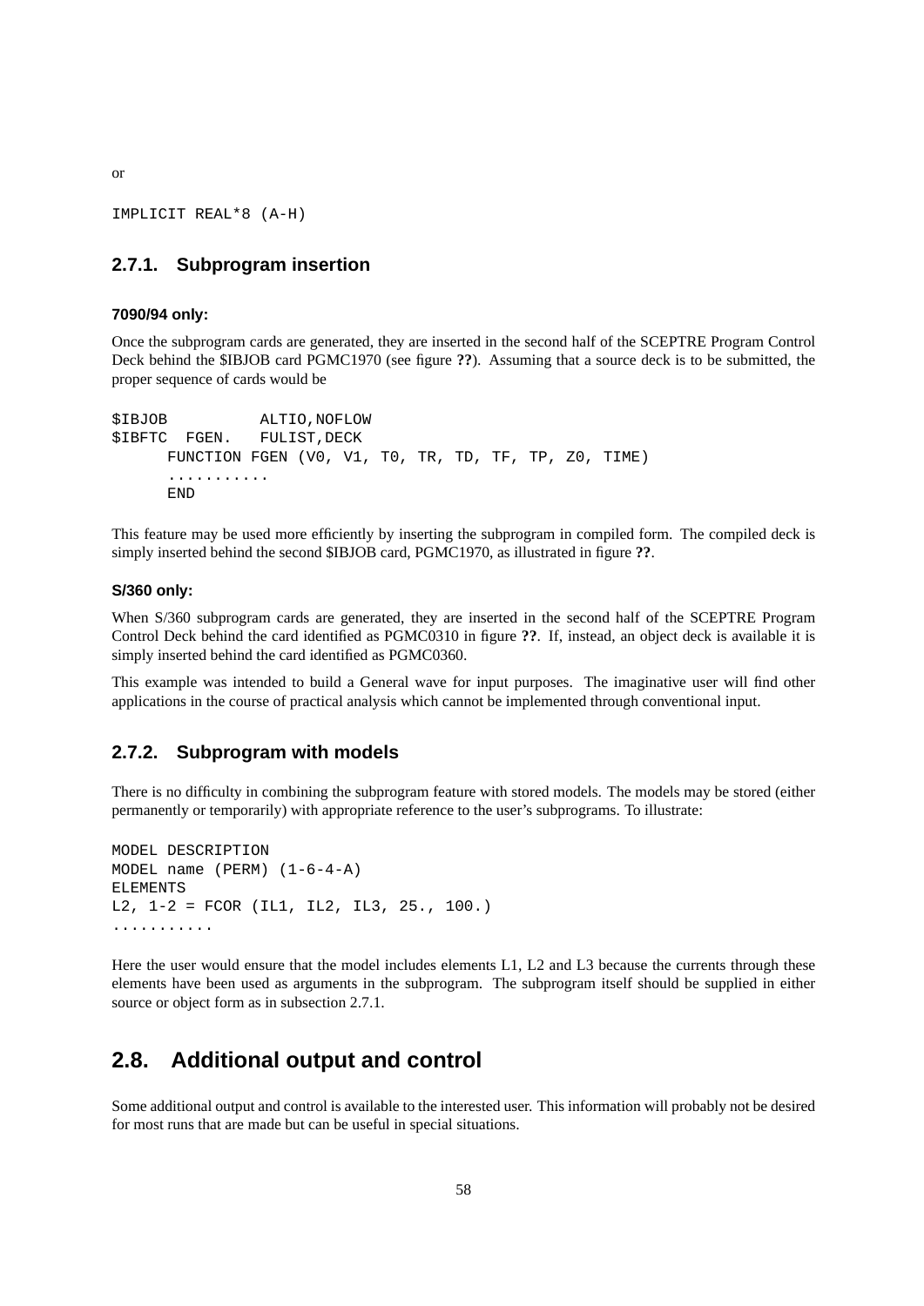or

```
IMPLICIT REAL*8 (A-H)
```

### 2.7.1. Subprogram insertion

#### 7090/94 only:

Once the subprogram cards are generated, they are inserted in the second half of the SCEPTRE Program Control Deck behind the $IBJOB card PGMC1970 (see figure **??**). Assuming that a source deck is to be submitted, the proper sequence of cards would be

```
$IBJOB          ALTIO,NOFLOW
$IBFTC  FGEN.   FULIST,DECK
      FUNCTION FGEN (V0, V1, T0, TR, TD, TF, TP, Z0, TIME)
      ..........
      END
```

This feature may be used more efficiently by inserting the subprogram in compiled form. The compiled deck is simply inserted behind the second $IBJOB card, PGMC1970, as illustrated in figure **??**.

#### S/360 only:

When S/360 subprogram cards are generated, they are inserted in the second half of the SCEPTRE Program Control Deck behind the card identified as PGMC0310 in figure **??**. If, instead, an object deck is available it is simply inserted behind the card identified as PGMC0360.

This example was intended to build a General wave for input purposes. The imaginative user will find other applications in the course of practical analysis which cannot be implemented through conventional input.

### 2.7.2. Subprogram with models

There is no difficulty in combining the subprogram feature with stored models. The models may be stored (either permanently or temporarily) with appropriate reference to the user's subprograms. To illustrate:

```
MODEL DESCRIPTION
MODEL name (PERM) (1-6-4-A)
ELEMENTS
L2, 1-2 = FCOR (IL1, IL2, IL3, 25., 100.)
..........
```

Here the user would ensure that the model includes elements L1, L2 and L3 because the currents through these elements have been used as arguments in the subprogram. The subprogram itself should be supplied in either source or object form as in subsection 2.7.1.

## 2.8. Additional output and control

Some additional output and control is available to the interested user. This information will probably not be desired for most runs that are made but can be useful in special situations.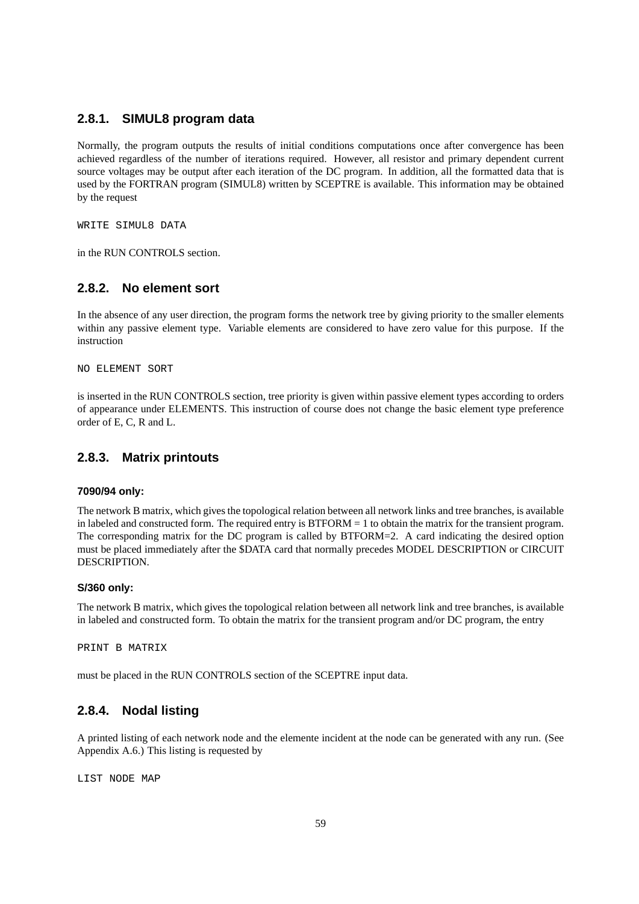### 2.8.1. SIMUL8 program data

Normally, the program outputs the results of initial conditions computations once after convergence has been achieved regardless of the number of iterations required. However, all resistor and primary dependent current source voltages may be output after each iteration of the DC program. In addition, all the formatted data that is used by the FORTRAN program (SIMUL8) written by SCEPTRE is available. This information may be obtained by the request

```
WRITE SIMUL8 DATA
```

in the RUN CONTROLS section.

### 2.8.2. No element sort

In the absence of any user direction, the program forms the network tree by giving priority to the smaller elements within any passive element type. Variable elements are considered to have zero value for this purpose. If the instruction

```
NO ELEMENT SORT
```

is inserted in the RUN CONTROLS section, tree priority is given within passive element types according to orders of appearance under ELEMENTS. This instruction of course does not change the basic element type preference order of E, C, R and L.

### 2.8.3. Matrix printouts

#### 7090/94 only:

The network B matrix, which gives the topological relation between all network links and tree branches, is available in labeled and constructed form. The required entry is BTFORM = 1 to obtain the matrix for the transient program. The corresponding matrix for the DC program is called by BTFORM=2. A card indicating the desired option must be placed immediately after the $DATA card that normally precedes MODEL DESCRIPTION or CIRCUIT DESCRIPTION.

#### S/360 only:

The network B matrix, which gives the topological relation between all network link and tree branches, is available in labeled and constructed form. To obtain the matrix for the transient program and/or DC program, the entry

```
PRINT B MATRIX
```

must be placed in the RUN CONTROLS section of the SCEPTRE input data.

### 2.8.4. Nodal listing

A printed listing of each network node and the elemente incident at the node can be generated with any run. (See Appendix A.6.) This listing is requested by

```
LIST NODE MAP
```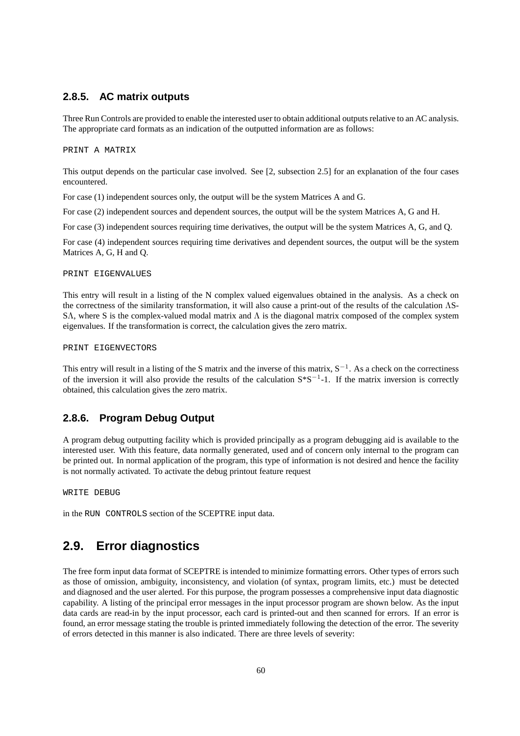### 2.8.5. AC matrix outputs

Three Run Controls are provided to enable the interested user to obtain additional outputs relative to an AC analysis. The appropriate card formats as an indication of the outputted information are as follows:

```
PRINT A MATRIX
```

This output depends on the particular case involved. See [2, subsection 2.5] for an explanation of the four cases encountered.

For case (1) independent sources only, the output will be the system Matrices A and G.

For case (2) independent sources and dependent sources, the output will be the system Matrices A, G and H.

For case (3) independent sources requiring time derivatives, the output will be the system Matrices A, G, and Q.

For case (4) independent sources requiring time derivatives and dependent sources, the output will be the system Matrices A, G, H and Q.

```
PRINT EIGENVALUES
```

This entry will result in a listing of the N complex valued eigenvalues obtained in the analysis. As a check on the correctness of the similarity transformation, it will also cause a print-out of the results of the calculation $\Lambda$S-S$\Lambda$, where S is the complex-valued modal matrix and $\Lambda$ is the diagonal matrix composed of the complex system eigenvalues. If the transformation is correct, the calculation gives the zero matrix.

```
PRINT EIGENVECTORS
```

This entry will result in a listing of the S matrix and the inverse of this matrix, $S^{-1}$. As a check on the correctiness of the inversion it will also provide the results of the calculation $S*S^{-1}$-1. If the matrix inversion is correctly obtained, this calculation gives the zero matrix.

### 2.8.6. Program Debug Output

A program debug outputting facility which is provided principally as a program debugging aid is available to the interested user. With this feature, data normally generated, used and of concern only internal to the program can be printed out. In normal application of the program, this type of information is not desired and hence the facility is not normally activated. To activate the debug printout feature request

```
WRITE DEBUG
```

in the `RUN CONTROLS` section of the SCEPTRE input data.

## 2.9. Error diagnostics

The free form input data format of SCEPTRE is intended to minimize formatting errors. Other types of errors such as those of omission, ambiguity, inconsistency, and violation (of syntax, program limits, etc.) must be detected and diagnosed and the user alerted. For this purpose, the program possesses a comprehensive input data diagnostic capability. A listing of the principal error messages in the input processor program are shown below. As the input data cards are read-in by the input processor, each card is printed-out and then scanned for errors. If an error is found, an error message stating the trouble is printed immediately following the detection of the error. The severity of errors detected in this manner is also indicated. There are three levels of severity: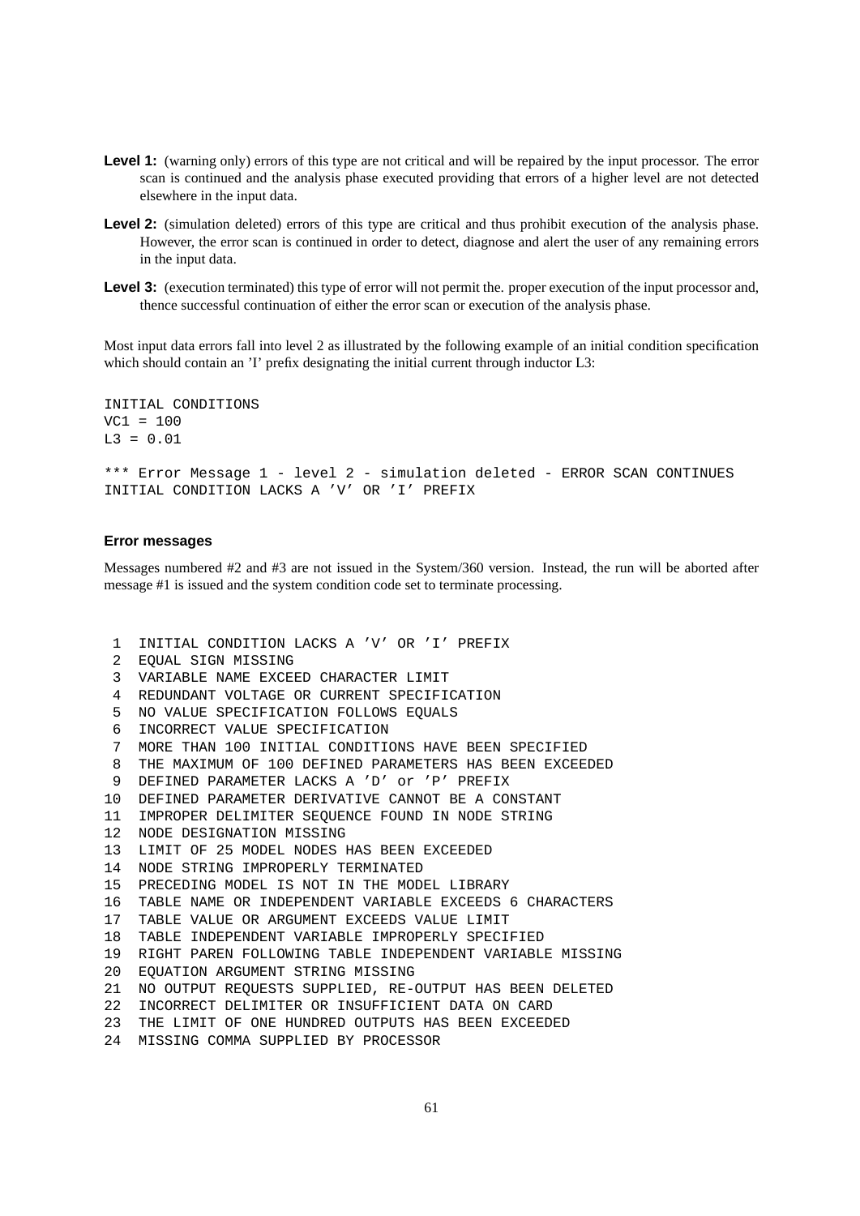**Level 1:** (warning only) errors of this type are not critical and will be repaired by the input processor. The error scan is continued and the analysis phase executed providing that errors of a higher level are not detected elsewhere in the input data.

**Level 2:** (simulation deleted) errors of this type are critical and thus prohibit execution of the analysis phase. However, the error scan is continued in order to detect, diagnose and alert the user of any remaining errors in the input data.

**Level 3:** (execution terminated) this type of error will not permit the. proper execution of the input processor and, thence successful continuation of either the error scan or execution of the analysis phase.

Most input data errors fall into level 2 as illustrated by the following example of an initial condition specification which should contain an 'I' prefix designating the initial current through inductor L3:

```
INITIAL CONDITIONS
VC1 = 100
L3 = 0.01

*** Error Message 1 - level 2 - simulation deleted - ERROR SCAN CONTINUES
INITIAL CONDITION LACKS A 'V' OR 'I' PREFIX
```

### Error messages

Messages numbered #2 and #3 are not issued in the System/360 version. Instead, the run will be aborted after message #1 is issued and the system condition code set to terminate processing.

```
 1  INITIAL CONDITION LACKS A 'V' OR 'I' PREFIX
 2  EQUAL SIGN MISSING
 3  VARIABLE NAME EXCEED CHARACTER LIMIT
 4  REDUNDANT VOLTAGE OR CURRENT SPECIFICATION
 5  NO VALUE SPECIFICATION FOLLOWS EQUALS
 6  INCORRECT VALUE SPECIFICATION
 7  MORE THAN 100 INITIAL CONDITIONS HAVE BEEN SPECIFIED
 8  THE MAXIMUM OF 100 DEFINED PARAMETERS HAS BEEN EXCEEDED
 9  DEFINED PARAMETER LACKS A 'D' or 'P' PREFIX
10  DEFINED PARAMETER DERIVATIVE CANNOT BE A CONSTANT
11  IMPROPER DELIMITER SEQUENCE FOUND IN NODE STRING
12  NODE DESIGNATION MISSING
13  LIMIT OF 25 MODEL NODES HAS BEEN EXCEEDED
14  NODE STRING IMPROPERLY TERMINATED
15  PRECEDING MODEL IS NOT IN THE MODEL LIBRARY
16  TABLE NAME OR INDEPENDENT VARIABLE EXCEEDS 6 CHARACTERS
17  TABLE VALUE OR ARGUMENT EXCEEDS VALUE LIMIT
18  TABLE INDEPENDENT VARIABLE IMPROPERLY SPECIFIED
19  RIGHT PAREN FOLLOWING TABLE INDEPENDENT VARIABLE MISSING
20  EQUATION ARGUMENT STRING MISSING
21  NO OUTPUT REQUESTS SUPPLIED, RE-OUTPUT HAS BEEN DELETED
22  INCORRECT DELIMITER OR INSUFFICIENT DATA ON CARD
23  THE LIMIT OF ONE HUNDRED OUTPUTS HAS BEEN EXCEEDED
24  MISSING COMMA SUPPLIED BY PROCESSOR
```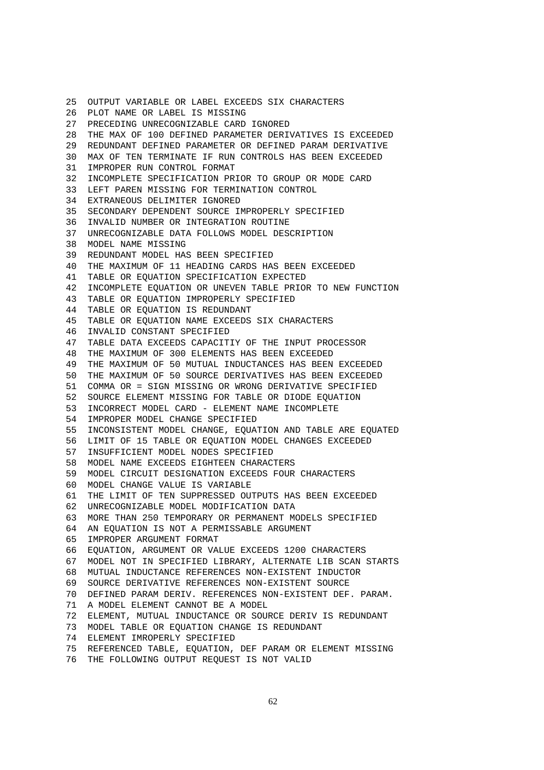```
25  OUTPUT VARIABLE OR LABEL EXCEEDS SIX CHARACTERS
26  PLOT NAME OR LABEL IS MISSING
27  PRECEDING UNRECOGNIZABLE CARD IGNORED
28  THE MAX OF 100 DEFINED PARAMETER DERIVATIVES IS EXCEEDED
29  REDUNDANT DEFINED PARAMETER OR DEFINED PARAM DERIVATIVE
30  MAX OF TEN TERMINATE IF RUN CONTROLS HAS BEEN EXCEEDED
31  IMPROPER RUN CONTROL FORMAT
32  INCOMPLETE SPECIFICATION PRIOR TO GROUP OR MODE CARD
33  LEFT PAREN MISSING FOR TERMINATION CONTROL
34  EXTRANEOUS DELIMITER IGNORED
35  SECONDARY DEPENDENT SOURCE IMPROPERLY SPECIFIED
36  INVALID NUMBER OR INTEGRATION ROUTINE
37  UNRECOGNIZABLE DATA FOLLOWS MODEL DESCRIPTION
38  MODEL NAME MISSING
39  REDUNDANT MODEL HAS BEEN SPECIFIED
40  THE MAXIMUM OF 11 HEADING CARDS HAS BEEN EXCEEDED
41  TABLE OR EQUATION SPECIFICATION EXPECTED
42  INCOMPLETE EQUATION OR UNEVEN TABLE PRIOR TO NEW FUNCTION
43  TABLE OR EQUATION IMPROPERLY SPECIFIED
44  TABLE OR EQUATION IS REDUNDANT
45  TABLE OR EQUATION NAME EXCEEDS SIX CHARACTERS
46  INVALID CONSTANT SPECIFIED
47  TABLE DATA EXCEEDS CAPACITIY OF THE INPUT PROCESSOR
48  THE MAXIMUM OF 300 ELEMENTS HAS BEEN EXCEEDED
49  THE MAXIMUM OF 50 MUTUAL INDUCTANCES HAS BEEN EXCEEDED
50  THE MAXIMUM OF 50 SOURCE DERIVATIVES HAS BEEN EXCEEDED
51  COMMA OR = SIGN MISSING OR WRONG DERIVATIVE SPECIFIED
52  SOURCE ELEMENT MISSING FOR TABLE OR DIODE EQUATION
53  INCORRECT MODEL CARD - ELEMENT NAME INCOMPLETE
54  IMPROPER MODEL CHANGE SPECIFIED
55  INCONSISTENT MODEL CHANGE, EQUATION AND TABLE ARE EQUATED
56  LIMIT OF 15 TABLE OR EQUATION MODEL CHANGES EXCEEDED
57  INSUFFICIENT MODEL NODES SPECIFIED
58  MODEL NAME EXCEEDS EIGHTEEN CHARACTERS
59  MODEL CIRCUIT DESIGNATION EXCEEDS FOUR CHARACTERS
60  MODEL CHANGE VALUE IS VARIABLE
61  THE LIMIT OF TEN SUPPRESSED OUTPUTS HAS BEEN EXCEEDED
62  UNRECOGNIZABLE MODEL MODIFICATION DATA
63  MORE THAN 250 TEMPORARY OR PERMANENT MODELS SPECIFIED
64  AN EQUATION IS NOT A PERMISSABLE ARGUMENT
65  IMPROPER ARGUMENT FORMAT
66  EQUATION, ARGUMENT OR VALUE EXCEEDS 1200 CHARACTERS
67  MODEL NOT IN SPECIFIED LIBRARY, ALTERNATE LIB SCAN STARTS
68  MUTUAL INDUCTANCE REFERENCES NON-EXISTENT INDUCTOR
69  SOURCE DERIVATIVE REFERENCES NON-EXISTENT SOURCE
70  DEFINED PARAM DERIV. REFERENCES NON-EXISTENT DEF. PARAM.
71  A MODEL ELEMENT CANNOT BE A MODEL
72  ELEMENT, MUTUAL INDUCTANCE OR SOURCE DERIV IS REDUNDANT
73  MODEL TABLE OR EQUATION CHANGE IS REDUNDANT
74  ELEMENT IMROPERLY SPECIFIED
75  REFERENCED TABLE, EQUATION, DEF PARAM OR ELEMENT MISSING
76  THE FOLLOWING OUTPUT REQUEST IS NOT VALID
```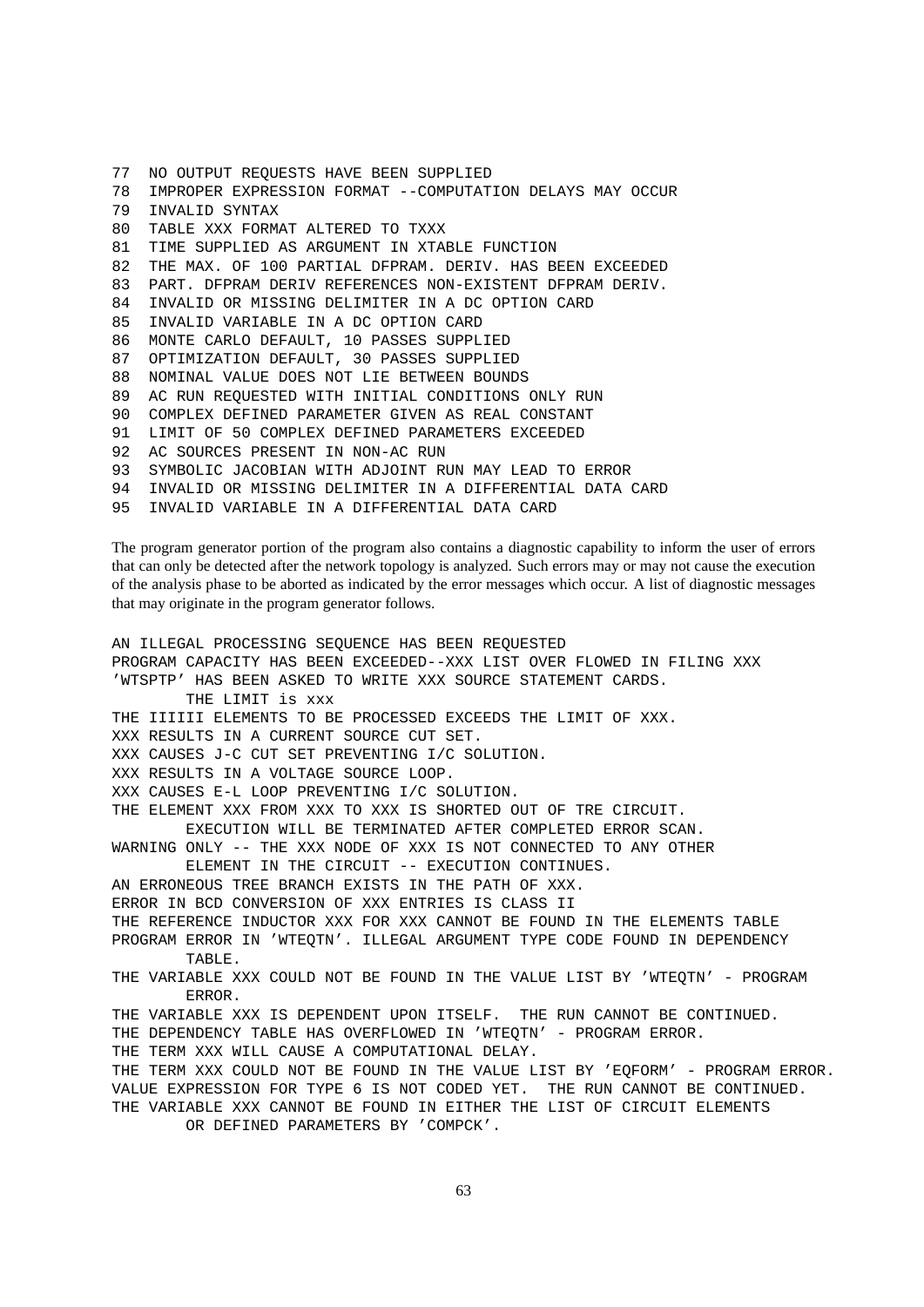```
77  NO OUTPUT REQUESTS HAVE BEEN SUPPLIED
78  IMPROPER EXPRESSION FORMAT --COMPUTATION DELAYS MAY OCCUR
79  INVALID SYNTAX
80  TABLE XXX FORMAT ALTERED TO TXXX
81  TIME SUPPLIED AS ARGUMENT IN XTABLE FUNCTION
82  THE MAX. OF 100 PARTIAL DFPRAM. DERIV. HAS BEEN EXCEEDED
83  PART. DFPRAM DERIV REFERENCES NON-EXISTENT DFPRAM DERIV.
84  INVALID OR MISSING DELIMITER IN A DC OPTION CARD
85  INVALID VARIABLE IN A DC OPTION CARD
86  MONTE CARLO DEFAULT, 10 PASSES SUPPLIED
87  OPTIMIZATION DEFAULT, 30 PASSES SUPPLIED
88  NOMINAL VALUE DOES NOT LIE BETWEEN BOUNDS
89  AC RUN REQUESTED WITH INITIAL CONDITIONS ONLY RUN
90  COMPLEX DEFINED PARAMETER GIVEN AS REAL CONSTANT
91  LIMIT OF 50 COMPLEX DEFINED PARAMETERS EXCEEDED
92  AC SOURCES PRESENT IN NON-AC RUN
93  SYMBOLIC JACOBIAN WITH ADJOINT RUN MAY LEAD TO ERROR
94  INVALID OR MISSING DELIMITER IN A DIFFERENTIAL DATA CARD
95  INVALID VARIABLE IN A DIFFERENTIAL DATA CARD
```

The program generator portion of the program also contains a diagnostic capability to inform the user of errors that can only be detected after the network topology is analyzed. Such errors may or may not cause the execution of the analysis phase to be aborted as indicated by the error messages which occur. A list of diagnostic messages that may originate in the program generator follows.

```
AN ILLEGAL PROCESSING SEQUENCE HAS BEEN REQUESTED
PROGRAM CAPACITY HAS BEEN EXCEEDED--XXX LIST OVER FLOWED IN FILING XXX
'WTSPTP' HAS BEEN ASKED TO WRITE XXX SOURCE STATEMENT CARDS.
        THE LIMIT is xxx
THE IIIIII ELEMENTS TO BE PROCESSED EXCEEDS THE LIMIT OF XXX.
XXX RESULTS IN A CURRENT SOURCE CUT SET.
XXX CAUSES J-C CUT SET PREVENTING I/C SOLUTION.
XXX RESULTS IN A VOLTAGE SOURCE LOOP.
XXX CAUSES E-L LOOP PREVENTING I/C SOLUTION.
THE ELEMENT XXX FROM XXX TO XXX IS SHORTED OUT OF TRE CIRCUIT.
        EXECUTION WILL BE TERMINATED AFTER COMPLETED ERROR SCAN.
WARNING ONLY -- THE XXX NODE OF XXX IS NOT CONNECTED TO ANY OTHER
        ELEMENT IN THE CIRCUIT -- EXECUTION CONTINUES.
AN ERRONEOUS TREE BRANCH EXISTS IN THE PATH OF XXX.
ERROR IN BCD CONVERSION OF XXX ENTRIES IS CLASS II
THE REFERENCE INDUCTOR XXX FOR XXX CANNOT BE FOUND IN THE ELEMENTS TABLE
PROGRAM ERROR IN 'WTEQTN'. ILLEGAL ARGUMENT TYPE CODE FOUND IN DEPENDENCY
        TABLE.
THE VARIABLE XXX COULD NOT BE FOUND IN THE VALUE LIST BY 'WTEQTN' - PROGRAM
        ERROR.
THE VARIABLE XXX IS DEPENDENT UPON ITSELF.  THE RUN CANNOT BE CONTINUED.
THE DEPENDENCY TABLE HAS OVERFLOWED IN 'WTEQTN' - PROGRAM ERROR.
THE TERM XXX WILL CAUSE A COMPUTATIONAL DELAY.
THE TERM XXX COULD NOT BE FOUND IN THE VALUE LIST BY 'EQFORM' - PROGRAM ERROR.
VALUE EXPRESSION FOR TYPE 6 IS NOT CODED YET.  THE RUN CANNOT BE CONTINUED.
THE VARIABLE XXX CANNOT BE FOUND IN EITHER THE LIST OF CIRCUIT ELEMENTS
        OR DEFINED PARAMETERS BY 'COMPCK'.
```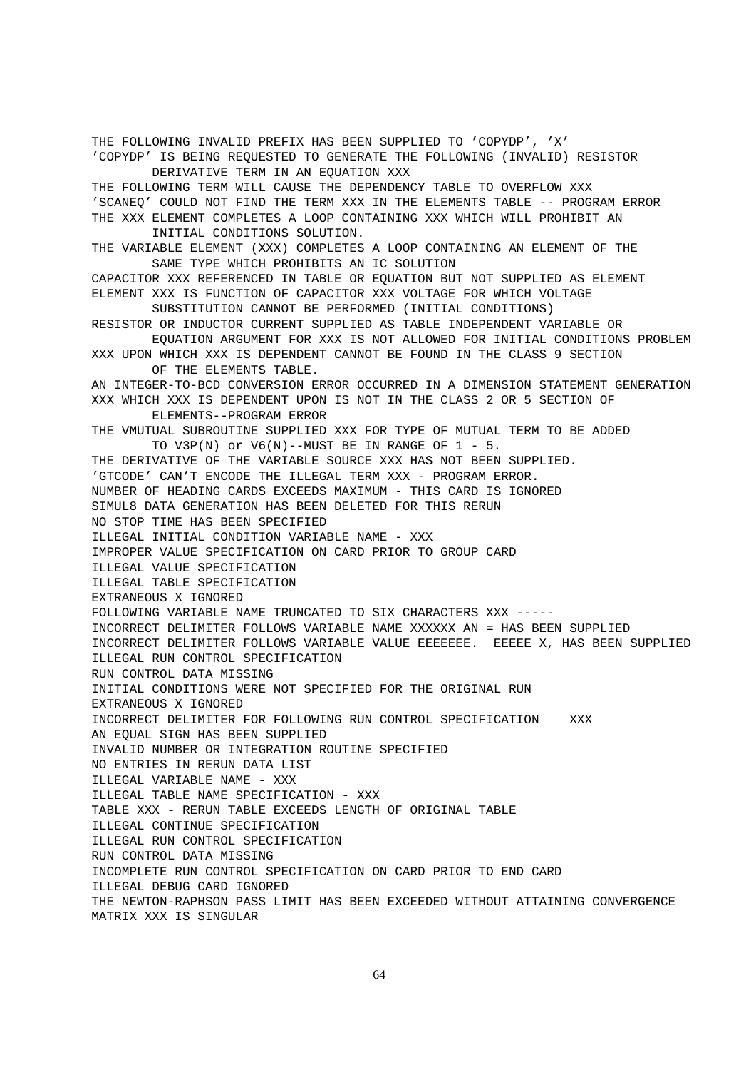```
THE FOLLOWING INVALID PREFIX HAS BEEN SUPPLIED TO 'COPYDP', 'X'
'COPYDP' IS BEING REQUESTED TO GENERATE THE FOLLOWING (INVALID) RESISTOR
        DERIVATIVE TERM IN AN EQUATION XXX
THE FOLLOWING TERM WILL CAUSE THE DEPENDENCY TABLE TO OVERFLOW XXX
'SCANEQ' COULD NOT FIND THE TERM XXX IN THE ELEMENTS TABLE -- PROGRAM ERROR
THE XXX ELEMENT COMPLETES A LOOP CONTAINING XXX WHICH WILL PROHIBIT AN
        INITIAL CONDITIONS SOLUTION.
THE VARIABLE ELEMENT (XXX) COMPLETES A LOOP CONTAINING AN ELEMENT OF THE
        SAME TYPE WHICH PROHIBITS AN IC SOLUTION
CAPACITOR XXX REFERENCED IN TABLE OR EQUATION BUT NOT SUPPLIED AS ELEMENT
ELEMENT XXX IS FUNCTION OF CAPACITOR XXX VOLTAGE FOR WHICH VOLTAGE
        SUBSTITUTION CANNOT BE PERFORMED (INITIAL CONDITIONS)
RESISTOR OR INDUCTOR CURRENT SUPPLIED AS TABLE INDEPENDENT VARIABLE OR
        EQUATION ARGUMENT FOR XXX IS NOT ALLOWED FOR INITIAL CONDITIONS PROBLEM
XXX UPON WHICH XXX IS DEPENDENT CANNOT BE FOUND IN THE CLASS 9 SECTION
        OF THE ELEMENTS TABLE.
AN INTEGER-TO-BCD CONVERSION ERROR OCCURRED IN A DIMENSION STATEMENT GENERATION
XXX WHICH XXX IS DEPENDENT UPON IS NOT IN THE CLASS 2 OR 5 SECTION OF
        ELEMENTS--PROGRAM ERROR
THE VMUTUAL SUBROUTINE SUPPLIED XXX FOR TYPE OF MUTUAL TERM TO BE ADDED
        TO V3P(N) or V6(N)--MUST BE IN RANGE OF 1 - 5.
THE DERIVATIVE OF THE VARIABLE SOURCE XXX HAS NOT BEEN SUPPLIED.
'GTCODE' CAN'T ENCODE THE ILLEGAL TERM XXX - PROGRAM ERROR.
NUMBER OF HEADING CARDS EXCEEDS MAXIMUM - THIS CARD IS IGNORED
SIMUL8 DATA GENERATION HAS BEEN DELETED FOR THIS RERUN
NO STOP TIME HAS BEEN SPECIFIED
ILLEGAL INITIAL CONDITION VARIABLE NAME - XXX
IMPROPER VALUE SPECIFICATION ON CARD PRIOR TO GROUP CARD
ILLEGAL VALUE SPECIFICATION
ILLEGAL TABLE SPECIFICATION
EXTRANEOUS X IGNORED
FOLLOWING VARIABLE NAME TRUNCATED TO SIX CHARACTERS XXX -----
INCORRECT DELIMITER FOLLOWS VARIABLE NAME XXXXXX AN = HAS BEEN SUPPLIED
INCORRECT DELIMITER FOLLOWS VARIABLE VALUE EEEEEEE.  EEEEE X, HAS BEEN SUPPLIED
ILLEGAL RUN CONTROL SPECIFICATION
RUN CONTROL DATA MISSING
INITIAL CONDITIONS WERE NOT SPECIFIED FOR THE ORIGINAL RUN
EXTRANEOUS X IGNORED
INCORRECT DELIMITER FOR FOLLOWING RUN CONTROL SPECIFICATION    XXX
AN EQUAL SIGN HAS BEEN SUPPLIED
INVALID NUMBER OR INTEGRATION ROUTINE SPECIFIED
NO ENTRIES IN RERUN DATA LIST
ILLEGAL VARIABLE NAME - XXX
ILLEGAL TABLE NAME SPECIFICATION - XXX
TABLE XXX - RERUN TABLE EXCEEDS LENGTH OF ORIGINAL TABLE
ILLEGAL CONTINUE SPECIFICATION
ILLEGAL RUN CONTROL SPECIFICATION
RUN CONTROL DATA MISSING
INCOMPLETE RUN CONTROL SPECIFICATION ON CARD PRIOR TO END CARD
ILLEGAL DEBUG CARD IGNORED
THE NEWTON-RAPHSON PASS LIMIT HAS BEEN EXCEEDED WITHOUT ATTAINING CONVERGENCE
MATRIX XXX IS SINGULAR
```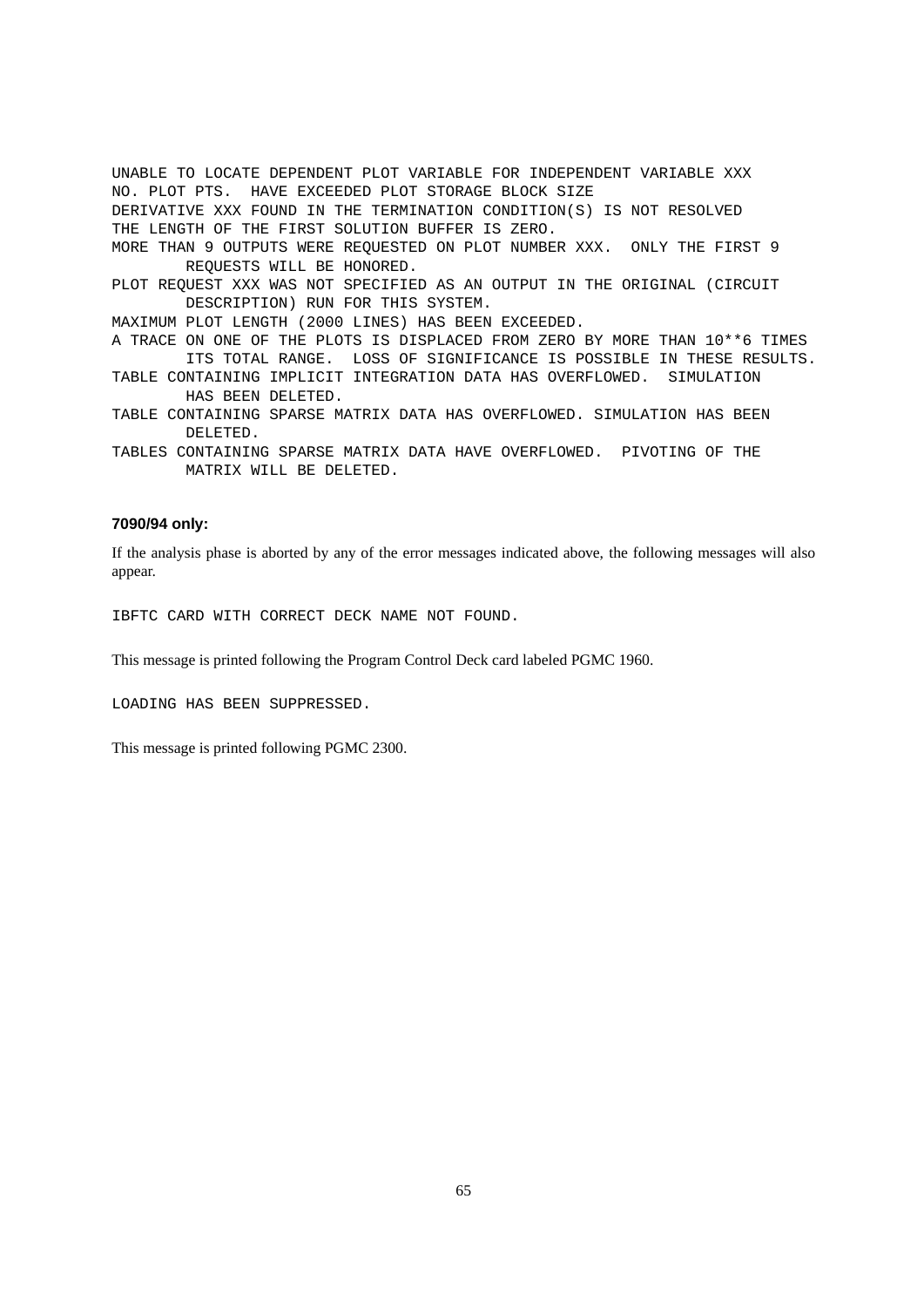```
UNABLE TO LOCATE DEPENDENT PLOT VARIABLE FOR INDEPENDENT VARIABLE XXX
NO. PLOT PTS.  HAVE EXCEEDED PLOT STORAGE BLOCK SIZE
DERIVATIVE XXX FOUND IN THE TERMINATION CONDITION(S) IS NOT RESOLVED
THE LENGTH OF THE FIRST SOLUTION BUFFER IS ZERO.
MORE THAN 9 OUTPUTS WERE REQUESTED ON PLOT NUMBER XXX.  ONLY THE FIRST 9
        REQUESTS WILL BE HONORED.
PLOT REQUEST XXX WAS NOT SPECIFIED AS AN OUTPUT IN THE ORIGINAL (CIRCUIT
        DESCRIPTION) RUN FOR THIS SYSTEM.
MAXIMUM PLOT LENGTH (2000 LINES) HAS BEEN EXCEEDED.
A TRACE ON ONE OF THE PLOTS IS DISPLACED FROM ZERO BY MORE THAN 10**6 TIMES
        ITS TOTAL RANGE.  LOSS OF SIGNIFICANCE IS POSSIBLE IN THESE RESULTS.
TABLE CONTAINING IMPLICIT INTEGRATION DATA HAS OVERFLOWED.  SIMULATION
        HAS BEEN DELETED.
TABLE CONTAINING SPARSE MATRIX DATA HAS OVERFLOWED. SIMULATION HAS BEEN
        DELETED.
TABLES CONTAINING SPARSE MATRIX DATA HAVE OVERFLOWED.  PIVOTING OF THE
        MATRIX WILL BE DELETED.
```

**7090/94 only:**

If the analysis phase is aborted by any of the error messages indicated above, the following messages will also appear.

```
IBFTC CARD WITH CORRECT DECK NAME NOT FOUND.
```

This message is printed following the Program Control Deck card labeled PGMC 1960.

```
LOADING HAS BEEN SUPPRESSED.
```

This message is printed following PGMC 2300.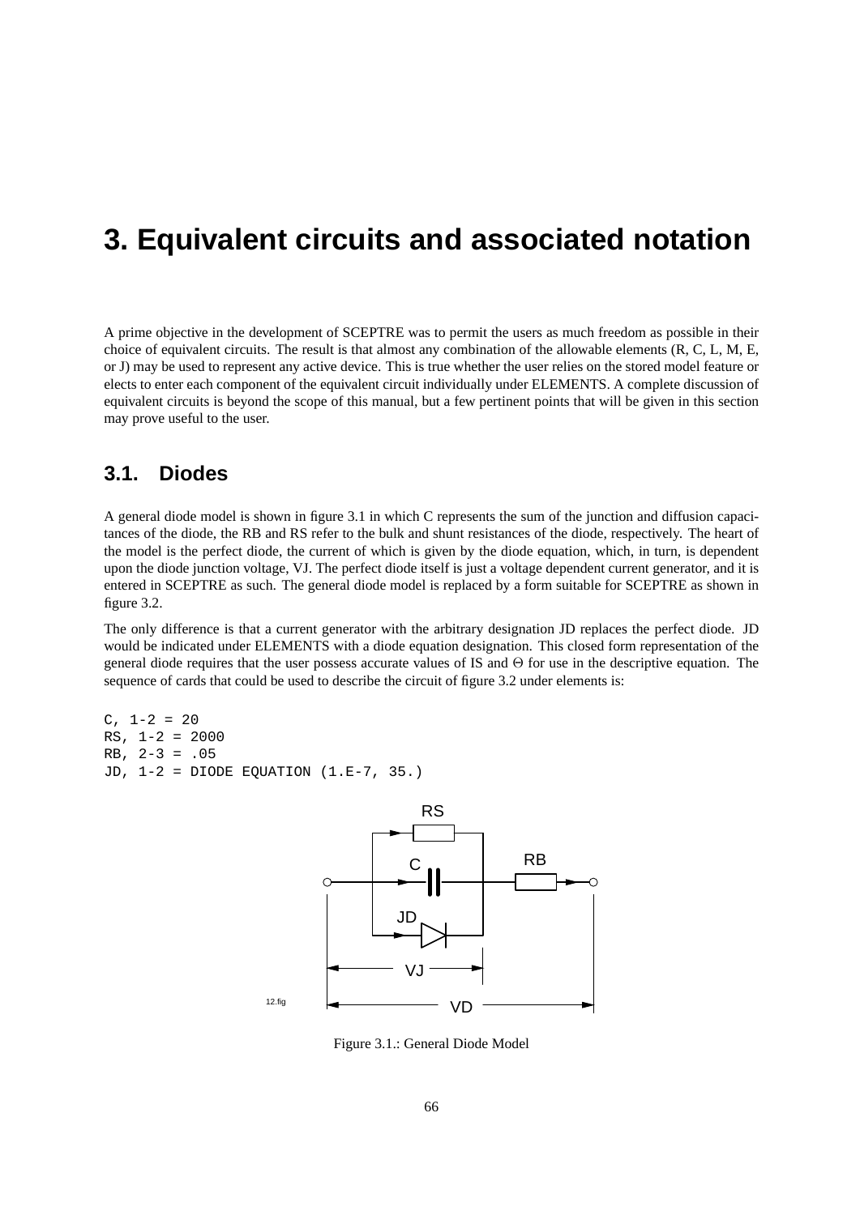# 3. Equivalent circuits and associated notation

A prime objective in the development of SCEPTRE was to permit the users as much freedom as possible in their choice of equivalent circuits. The result is that almost any combination of the allowable elements (R, C, L, M, E, or J) may be used to represent any active device. This is true whether the user relies on the stored model feature or elects to enter each component of the equivalent circuit individually under ELEMENTS. A complete discussion of equivalent circuits is beyond the scope of this manual, but a few pertinent points that will be given in this section may prove useful to the user.

## 3.1. Diodes

A general diode model is shown in figure 3.1 in which C represents the sum of the junction and diffusion capacitances of the diode, the RB and RS refer to the bulk and shunt resistances of the diode, respectively. The heart of the model is the perfect diode, the current of which is given by the diode equation, which, in turn, is dependent upon the diode junction voltage, VJ. The perfect diode itself is just a voltage dependent current generator, and it is entered in SCEPTRE as such. The general diode model is replaced by a form suitable for SCEPTRE as shown in figure 3.2.

The only difference is that a current generator with the arbitrary designation JD replaces the perfect diode. JD would be indicated under ELEMENTS with a diode equation designation. This closed form representation of the general diode requires that the user possess accurate values of IS and $\Theta$ for use in the descriptive equation. The sequence of cards that could be used to describe the circuit of figure 3.2 under elements is:

```
C, 1-2 = 20
RS, 1-2 = 2000
RB, 2-3 = .05
JD, 1-2 = DIODE EQUATION (1.E-7, 35.)
```

RS

C

RB

JD

VJ

12.fig

VD

Figure 3.1.: General Diode Model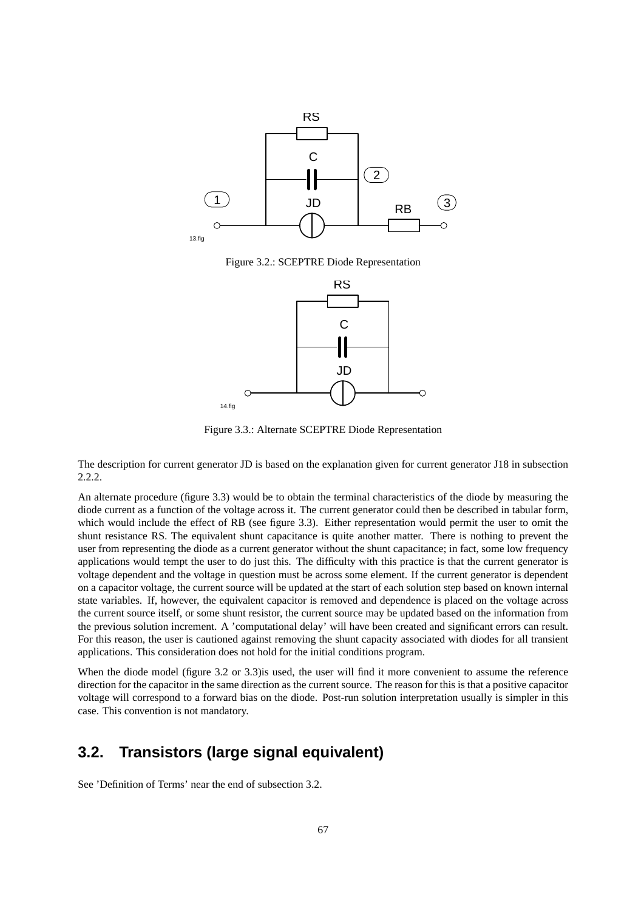RS

C

2

1

JD

RB

3

13.fig

Figure 3.2.: SCEPTRE Diode Representation

RS

C

JD

14.fig

Figure 3.3.: Alternate SCEPTRE Diode Representation

The description for current generator JD is based on the explanation given for current generator J18 in subsection 2.2.2.

An alternate procedure (figure 3.3) would be to obtain the terminal characteristics of the diode by measuring the diode current as a function of the voltage across it. The current generator could then be described in tabular form, which would include the effect of RB (see figure 3.3). Either representation would permit the user to omit the shunt resistance RS. The equivalent shunt capacitance is quite another matter. There is nothing to prevent the user from representing the diode as a current generator without the shunt capacitance; in fact, some low frequency applications would tempt the user to do just this. The difficulty with this practice is that the current generator is voltage dependent and the voltage in question must be across some element. If the current generator is dependent on a capacitor voltage, the current source will be updated at the start of each solution step based on known internal state variables. If, however, the equivalent capacitor is removed and dependence is placed on the voltage across the current source itself, or some shunt resistor, the current source may be updated based on the information from the previous solution increment. A 'computational delay' will have been created and significant errors can result. For this reason, the user is cautioned against removing the shunt capacity associated with diodes for all transient applications. This consideration does not hold for the initial conditions program.

When the diode model (figure 3.2 or 3.3)is used, the user will find it more convenient to assume the reference direction for the capacitor in the same direction as the current source. The reason for this is that a positive capacitor voltage will correspond to a forward bias on the diode. Post-run solution interpretation usually is simpler in this case. This convention is not mandatory.

## 3.2. Transistors (large signal equivalent)

See 'Definition of Terms' near the end of subsection 3.2.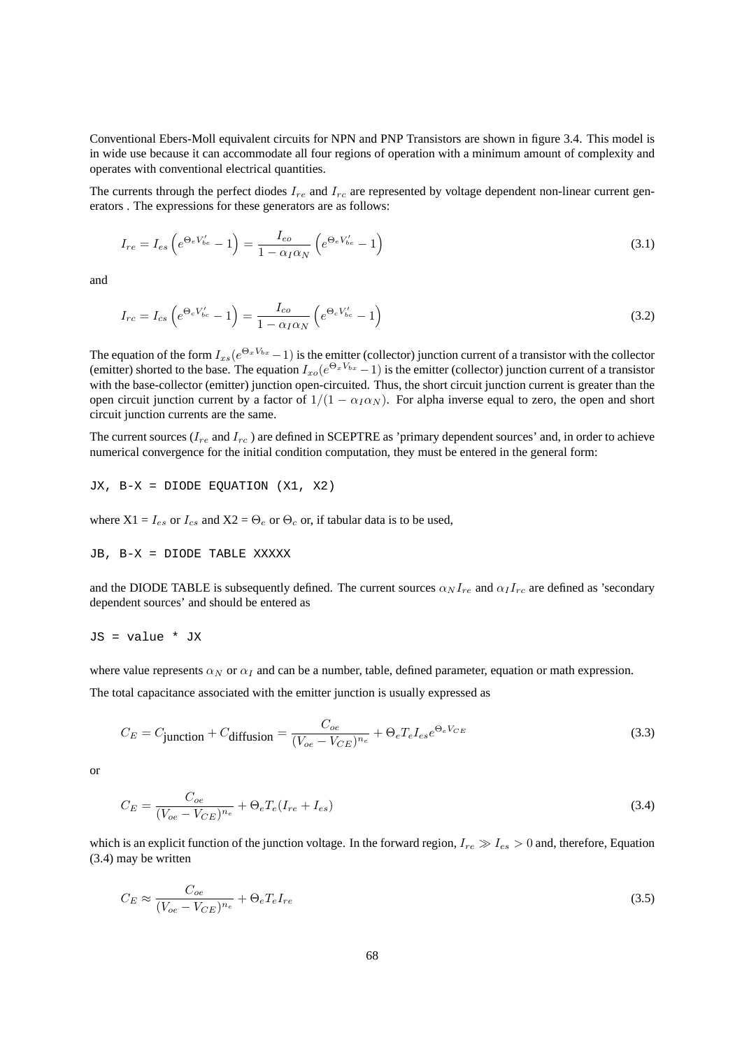Conventional Ebers-Moll equivalent circuits for NPN and PNP Transistors are shown in figure 3.4. This model is in wide use because it can accommodate all four regions of operation with a minimum amount of complexity and operates with conventional electrical quantities.

The currents through the perfect diodes $I_{re}$ and $I_{rc}$ are represented by voltage dependent non-linear current generators . The expressions for these generators are as follows:

$$I_{re} = I_{es}\left(e^{\Theta_e V'_{be}} - 1\right) = \frac{I_{eo}}{1 - \alpha_I \alpha_N}\left(e^{\Theta_e V'_{be}} - 1\right) \tag{3.1}$$

and

$$I_{rc} = I_{cs}\left(e^{\Theta_c V'_{bc}} - 1\right) = \frac{I_{co}}{1 - \alpha_I \alpha_N}\left(e^{\Theta_c V'_{bc}} - 1\right) \tag{3.2}$$

The equation of the form $I_{xs}(e^{\Theta_x V_{bx}} - 1)$ is the emitter (collector) junction current of a transistor with the collector (emitter) shorted to the base. The equation $I_{xo}(e^{\Theta_x V_{bx}} - 1)$ is the emitter (collector) junction current of a transistor with the base-collector (emitter) junction open-circuited. Thus, the short circuit junction current is greater than the open circuit junction current by a factor of $1/(1 - \alpha_I \alpha_N)$. For alpha inverse equal to zero, the open and short circuit junction currents are the same.

The current sources ($I_{re}$ and $I_{rc}$ ) are defined in SCEPTRE as 'primary dependent sources' and, in order to achieve numerical convergence for the initial condition computation, they must be entered in the general form:

```
JX, B-X = DIODE EQUATION (X1, X2)
```

where X1 = $I_{es}$ or $I_{cs}$ and X2 = $\Theta_e$ or $\Theta_c$ or, if tabular data is to be used,

```
JB, B-X = DIODE TABLE XXXXX
```

and the DIODE TABLE is subsequently defined. The current sources $\alpha_N I_{re}$ and $\alpha_I I_{rc}$ are defined as 'secondary dependent sources' and should be entered as

```
JS = value * JX
```

where value represents $\alpha_N$ or $\alpha_I$ and can be a number, table, defined parameter, equation or math expression.

The total capacitance associated with the emitter junction is usually expressed as

$$C_E = C_{\text{junction}} + C_{\text{diffusion}} = \frac{C_{oe}}{(V_{oe} - V_{CE})^{n_e}} + \Theta_e T_e I_{es} e^{\Theta_e V_{CE}} \tag{3.3}$$

or

$$C_E = \frac{C_{oe}}{(V_{oe} - V_{CE})^{n_e}} + \Theta_e T_e (I_{re} + I_{es}) \tag{3.4}$$

which is an explicit function of the junction voltage. In the forward region, $I_{re} \gg I_{es} > 0$ and, therefore, Equation (3.4) may be written

$$C_E \approx \frac{C_{oe}}{(V_{oe} - V_{CE})^{n_e}} + \Theta_e T_e I_{re} \tag{3.5}$$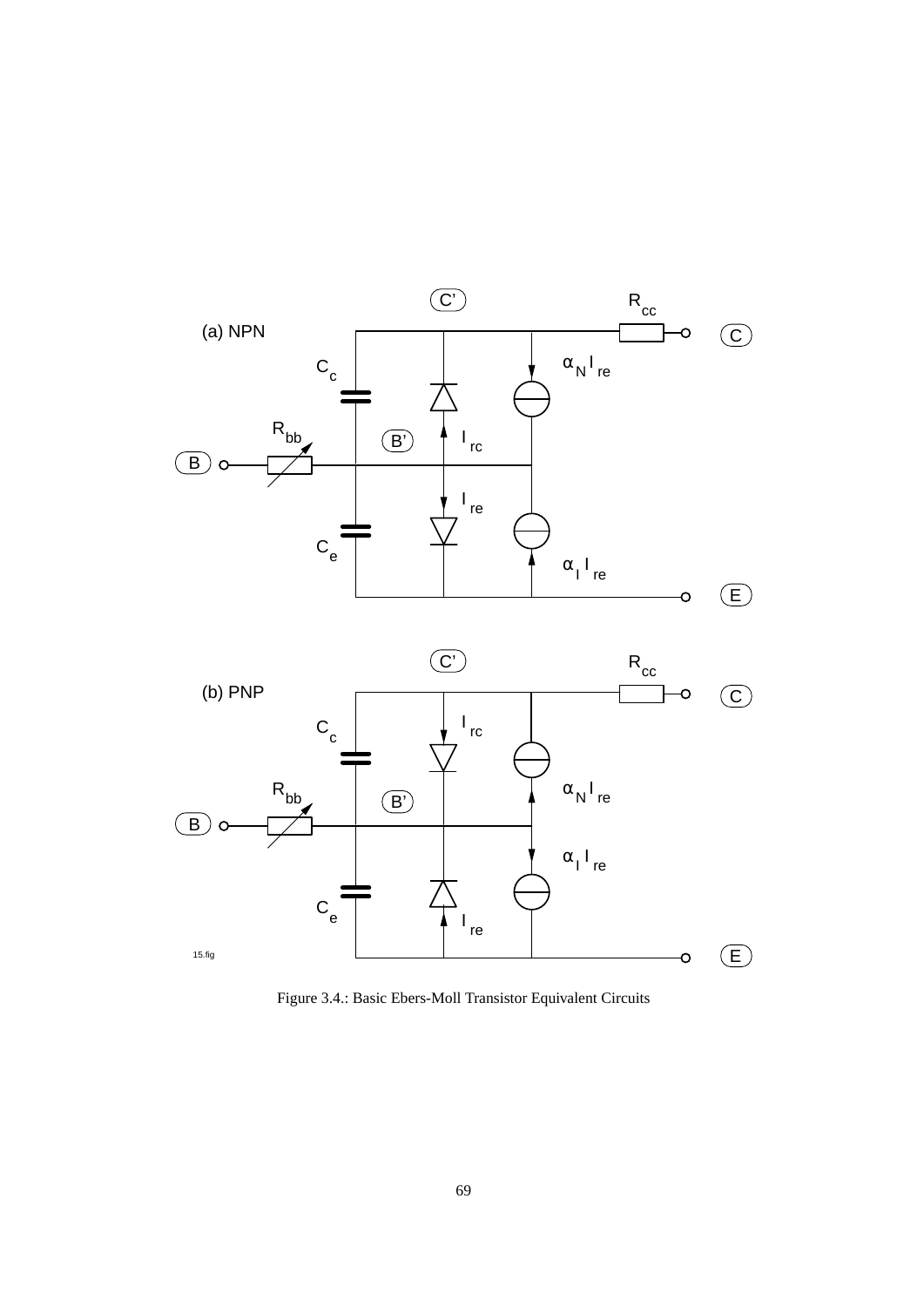(a) NPN

C'

$R_{cc}$

C

$C_c$

$\alpha_N I_{re}$

$R_{bb}$

B'

$I_{rc}$

B

$I_{re}$

$C_e$

$\alpha_I I_{re}$

E

(b) PNP

C'

$R_{cc}$

C

$I_{rc}$

$C_c$

$\alpha_N I_{re}$

$R_{bb}$

B'

B

$\alpha_I I_{re}$

$C_e$

$I_{re}$

15.fig

E

Figure 3.4.: Basic Ebers-Moll Transistor Equivalent Circuits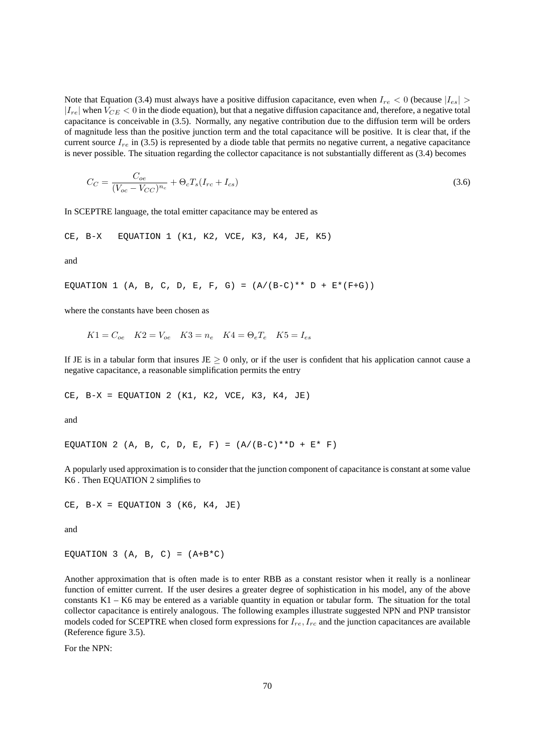Note that Equation (3.4) must always have a positive diffusion capacitance, even when $I_{re} < 0$ (because $|I_{es}| > |I_{re}|$ when $V_{CE} < 0$ in the diode equation), but that a negative diffusion capacitance and, therefore, a negative total capacitance is conceivable in (3.5). Normally, any negative contribution due to the diffusion term will be orders of magnitude less than the positive junction term and the total capacitance will be positive. It is clear that, if the current source $I_{re}$ in (3.5) is represented by a diode table that permits no negative current, a negative capacitance is never possible. The situation regarding the collector capacitance is not substantially different as (3.4) becomes

$$C_C = \frac{C_{oe}}{(V_{oc} - V_{CC})^{n_c}} + \Theta_c T_s (I_{rc} + I_{cs}) \tag{3.6}$$

In SCEPTRE language, the total emitter capacitance may be entered as

```
CE, B-X   EQUATION 1 (K1, K2, VCE, K3, K4, JE, K5)
```

and

```
EQUATION 1 (A, B, C, D, E, F, G) = (A/(B-C)** D + E*(F+G))
```

where the constants have been chosen as

$$K1 = C_{oe} \quad K2 = V_{oe} \quad K3 = n_e \quad K4 = \Theta_e T_e \quad K5 = I_{es}$$

If JE is in a tabular form that insures JE $\geq 0$ only, or if the user is confident that his application cannot cause a negative capacitance, a reasonable simplification permits the entry

```
CE, B-X = EQUATION 2 (K1, K2, VCE, K3, K4, JE)
```

and

```
EQUATION 2 (A, B, C, D, E, F) = (A/(B-C)**D + E* F)
```

A popularly used approximation is to consider that the junction component of capacitance is constant at some value K6 . Then EQUATION 2 simplifies to

```
CE, B-X = EQUATION 3 (K6, K4, JE)
```

and

```
EQUATION 3 (A, B, C) = (A+B*C)
```

Another approximation that is often made is to enter RBB as a constant resistor when it really is a nonlinear function of emitter current. If the user desires a greater degree of sophistication in his model, any of the above constants K1 – K6 may be entered as a variable quantity in equation or tabular form. The situation for the total collector capacitance is entirely analogous. The following examples illustrate suggested NPN and PNP transistor models coded for SCEPTRE when closed form expressions for $I_{re}, I_{rc}$ and the junction capacitances are available (Reference figure 3.5).

For the NPN: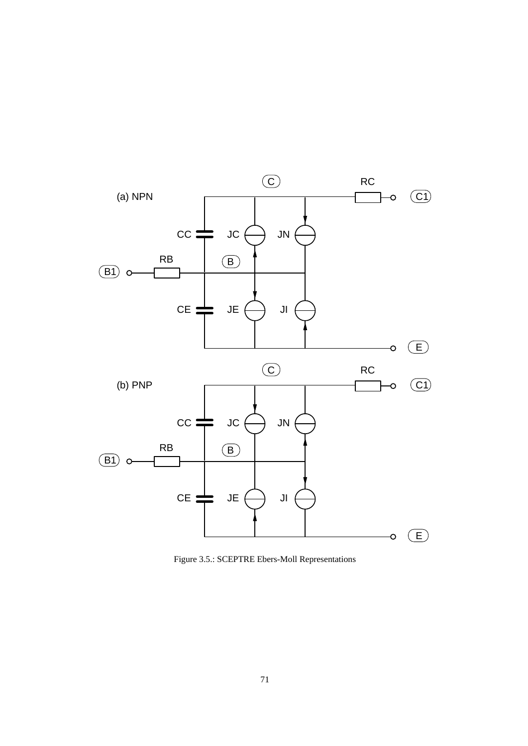(a) NPN

C

RC

C1

CC

JC

JN

RB

B

B1

CE

JE

JI

E

(b) PNP

C

RC

C1

CC

JC

JN

RB

B

B1

CE

JE

JI

E

Figure 3.5.: SCEPTRE Ebers-Moll Representations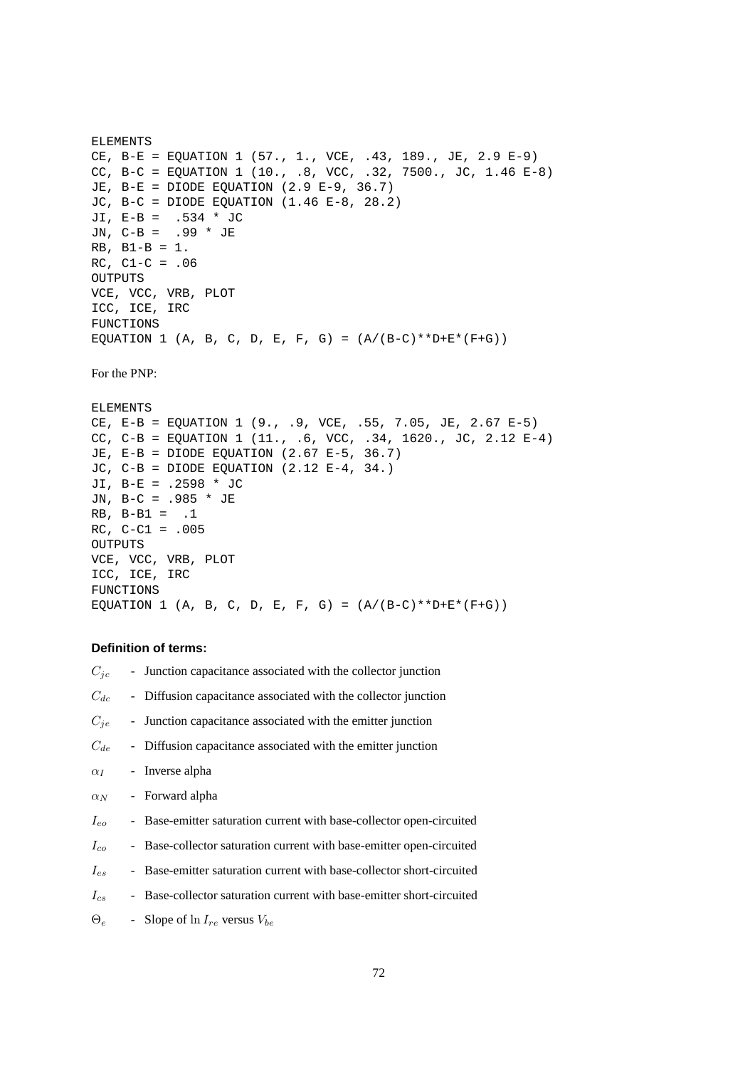```
ELEMENTS
CE, B-E = EQUATION 1 (57., 1., VCE, .43, 189., JE, 2.9 E-9)
CC, B-C = EQUATION 1 (10., .8, VCC, .32, 7500., JC, 1.46 E-8)
JE, B-E = DIODE EQUATION (2.9 E-9, 36.7)
JC, B-C = DIODE EQUATION (1.46 E-8, 28.2)
JI, E-B =  .534 * JC
JN, C-B =  .99 * JE
RB, B1-B = 1.
RC, C1-C = .06
OUTPUTS
VCE, VCC, VRB, PLOT
ICC, ICE, IRC
FUNCTIONS
EQUATION 1 (A, B, C, D, E, F, G) = (A/(B-C)**D+E*(F+G))
```

For the PNP:

```
ELEMENTS
CE, E-B = EQUATION 1 (9., .9, VCE, .55, 7.05, JE, 2.67 E-5)
CC, C-B = EQUATION 1 (11., .6, VCC, .34, 1620., JC, 2.12 E-4)
JE, E-B = DIODE EQUATION (2.67 E-5, 36.7)
JC, C-B = DIODE EQUATION (2.12 E-4, 34.)
JI, B-E = .2598 * JC
JN, B-C = .985 * JE
RB, B-B1 =  .1
RC, C-C1 = .005
OUTPUTS
VCE, VCC, VRB, PLOT
ICC, ICE, IRC
FUNCTIONS
EQUATION 1 (A, B, C, D, E, F, G) = (A/(B-C)**D+E*(F+G))
```

**Definition of terms:**

$C_{jc}$ - Junction capacitance associated with the collector junction

$C_{dc}$ - Diffusion capacitance associated with the collector junction

$C_{je}$ - Junction capacitance associated with the emitter junction

$C_{de}$ - Diffusion capacitance associated with the emitter junction

$\alpha_I$ - Inverse alpha

$\alpha_N$ - Forward alpha

$I_{eo}$ - Base-emitter saturation current with base-collector open-circuited

$I_{co}$ - Base-collector saturation current with base-emitter open-circuited

$I_{es}$ - Base-emitter saturation current with base-collector short-circuited

$I_{cs}$ - Base-collector saturation current with base-emitter short-circuited

$\Theta_e$ - Slope of $\ln I_{re}$ versus $V_{be}$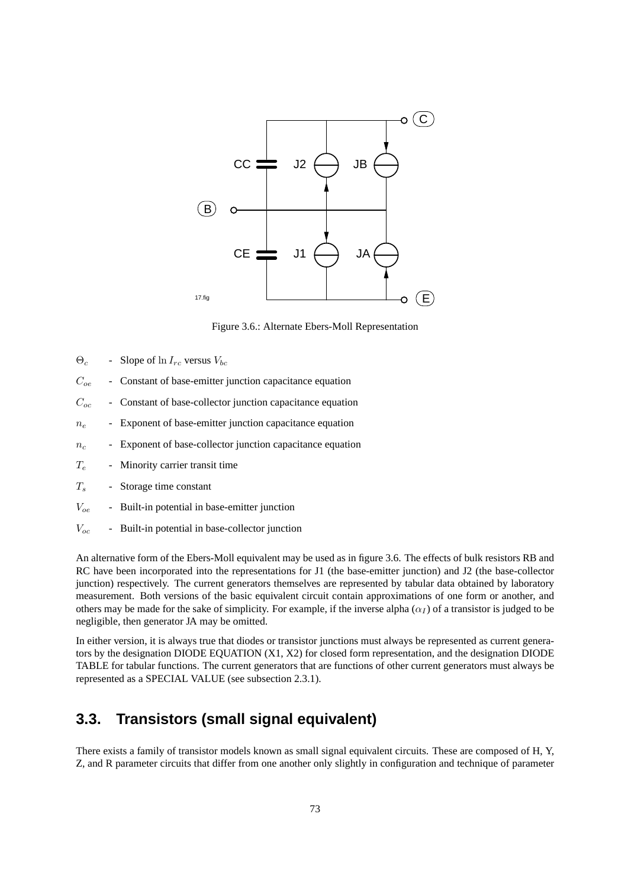CC J2 JB C B CE J1 JA E 17.fig

Figure 3.6.: Alternate Ebers-Moll Representation

$\Theta_c$ - Slope of $\ln I_{rc}$ versus $V_{bc}$

$C_{oe}$ - Constant of base-emitter junction capacitance equation

$C_{oc}$ - Constant of base-collector junction capacitance equation

$n_e$ - Exponent of base-emitter junction capacitance equation

$n_c$ - Exponent of base-collector junction capacitance equation

$T_e$ - Minority carrier transit time

$T_s$ - Storage time constant

$V_{oe}$ - Built-in potential in base-emitter junction

$V_{oc}$ - Built-in potential in base-collector junction

An alternative form of the Ebers-Moll equivalent may be used as in figure 3.6. The effects of bulk resistors RB and RC have been incorporated into the representations for J1 (the base-emitter junction) and J2 (the base-collector junction) respectively. The current generators themselves are represented by tabular data obtained by laboratory measurement. Both versions of the basic equivalent circuit contain approximations of one form or another, and others may be made for the sake of simplicity. For example, if the inverse alpha ($\alpha_I$) of a transistor is judged to be negligible, then generator JA may be omitted.

In either version, it is always true that diodes or transistor junctions must always be represented as current generators by the designation DIODE EQUATION (X1, X2) for closed form representation, and the designation DIODE TABLE for tabular functions. The current generators that are functions of other current generators must always be represented as a SPECIAL VALUE (see subsection 2.3.1).

## 3.3. Transistors (small signal equivalent)

There exists a family of transistor models known as small signal equivalent circuits. These are composed of H, Y, Z, and R parameter circuits that differ from one another only slightly in configuration and technique of parameter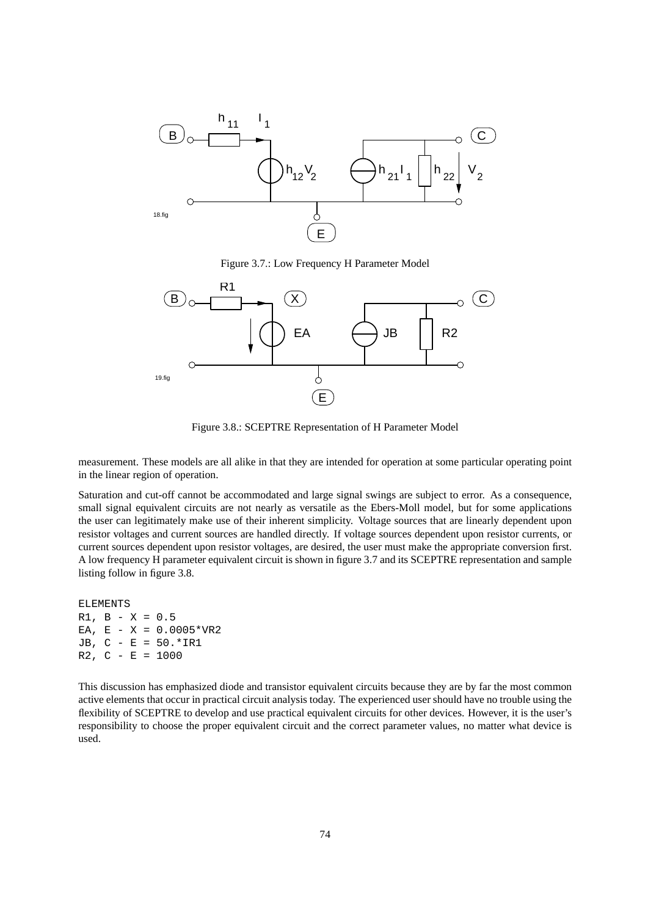h 11 I 1

B C

h12V2 h21I1 h22 V2

18.fig

E

Figure 3.7.: Low Frequency H Parameter Model

R1

B X C

EA JB R2

19.fig

E

Figure 3.8.: SCEPTRE Representation of H Parameter Model

measurement. These models are all alike in that they are intended for operation at some particular operating point in the linear region of operation.

Saturation and cut-off cannot be accommodated and large signal swings are subject to error. As a consequence, small signal equivalent circuits are not nearly as versatile as the Ebers-Moll model, but for some applications the user can legitimately make use of their inherent simplicity. Voltage sources that are linearly dependent upon resistor voltages and current sources are handled directly. If voltage sources dependent upon resistor currents, or current sources dependent upon resistor voltages, are desired, the user must make the appropriate conversion first. A low frequency H parameter equivalent circuit is shown in figure 3.7 and its SCEPTRE representation and sample listing follow in figure 3.8.

```
ELEMENTS
R1, B - X = 0.5
EA, E - X = 0.0005*VR2
JB, C - E = 50.*IR1
R2, C - E = 1000
```

This discussion has emphasized diode and transistor equivalent circuits because they are by far the most common active elements that occur in practical circuit analysis today. The experienced user should have no trouble using the flexibility of SCEPTRE to develop and use practical equivalent circuits for other devices. However, it is the user's responsibility to choose the proper equivalent circuit and the correct parameter values, no matter what device is used.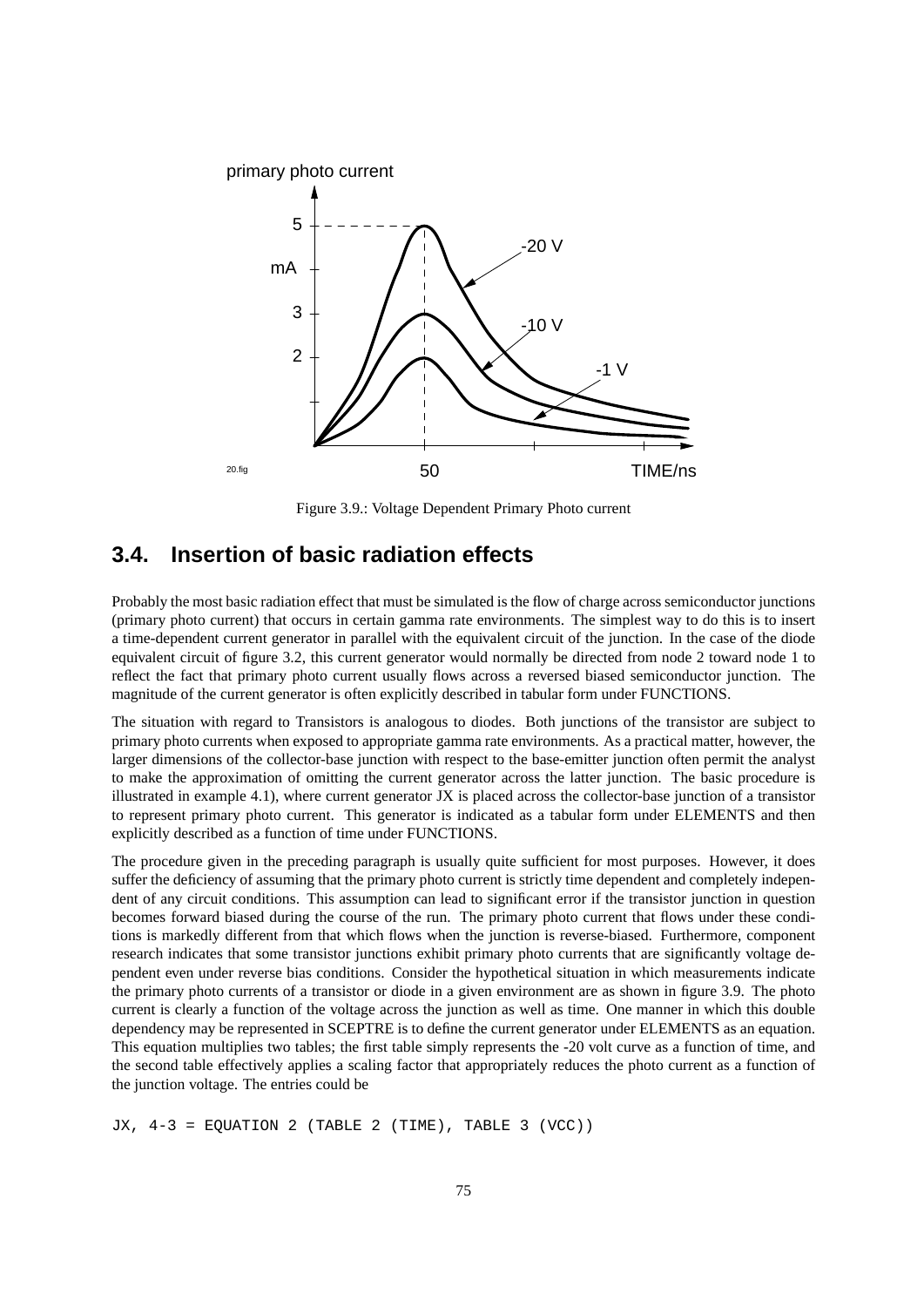primary photo current

5

mA

3

2

-20 V

-10 V

-1 V

20.fig

50

TIME/ns

Figure 3.9.: Voltage Dependent Primary Photo current

## 3.4. Insertion of basic radiation effects

Probably the most basic radiation effect that must be simulated is the flow of charge across semiconductor junctions (primary photo current) that occurs in certain gamma rate environments. The simplest way to do this is to insert a time-dependent current generator in parallel with the equivalent circuit of the junction. In the case of the diode equivalent circuit of figure 3.2, this current generator would normally be directed from node 2 toward node 1 to reflect the fact that primary photo current usually flows across a reversed biased semiconductor junction. The magnitude of the current generator is often explicitly described in tabular form under FUNCTIONS.

The situation with regard to Transistors is analogous to diodes. Both junctions of the transistor are subject to primary photo currents when exposed to appropriate gamma rate environments. As a practical matter, however, the larger dimensions of the collector-base junction with respect to the base-emitter junction often permit the analyst to make the approximation of omitting the current generator across the latter junction. The basic procedure is illustrated in example 4.1), where current generator JX is placed across the collector-base junction of a transistor to represent primary photo current. This generator is indicated as a tabular form under ELEMENTS and then explicitly described as a function of time under FUNCTIONS.

The procedure given in the preceding paragraph is usually quite sufficient for most purposes. However, it does suffer the deficiency of assuming that the primary photo current is strictly time dependent and completely independent of any circuit conditions. This assumption can lead to significant error if the transistor junction in question becomes forward biased during the course of the run. The primary photo current that flows under these conditions is markedly different from that which flows when the junction is reverse-biased. Furthermore, component research indicates that some transistor junctions exhibit primary photo currents that are significantly voltage dependent even under reverse bias conditions. Consider the hypothetical situation in which measurements indicate the primary photo currents of a transistor or diode in a given environment are as shown in figure 3.9. The photo current is clearly a function of the voltage across the junction as well as time. One manner in which this double dependency may be represented in SCEPTRE is to define the current generator under ELEMENTS as an equation. This equation multiplies two tables; the first table simply represents the -20 volt curve as a function of time, and the second table effectively applies a scaling factor that appropriately reduces the photo current as a function of the junction voltage. The entries could be

```
JX, 4-3 = EQUATION 2 (TABLE 2 (TIME), TABLE 3 (VCC))
```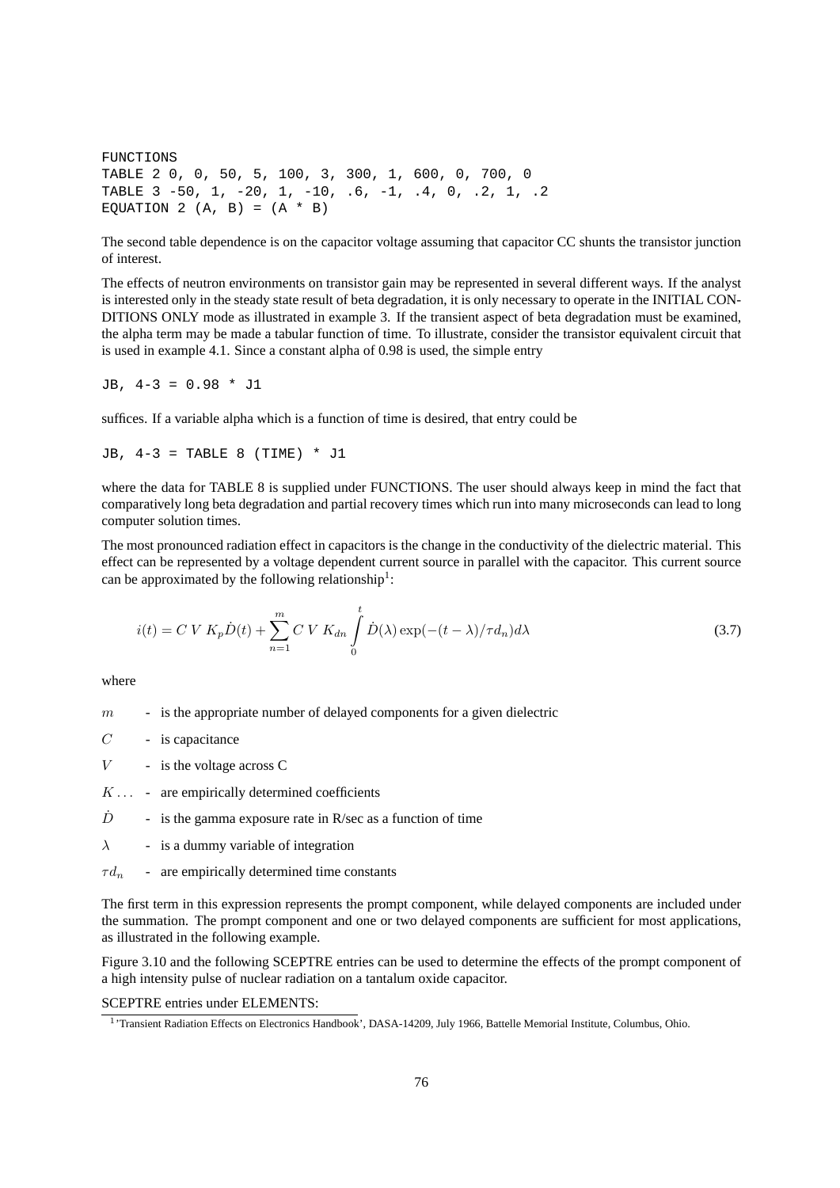```
FUNCTIONS
TABLE 2 0, 0, 50, 5, 100, 3, 300, 1, 600, 0, 700, 0
TABLE 3 -50, 1, -20, 1, -10, .6, -1, .4, 0, .2, 1, .2
EQUATION 2 (A, B) = (A * B)
```

The second table dependence is on the capacitor voltage assuming that capacitor CC shunts the transistor junction of interest.

The effects of neutron environments on transistor gain may be represented in several different ways. If the analyst is interested only in the steady state result of beta degradation, it is only necessary to operate in the INITIAL CONDITIONS ONLY mode as illustrated in example 3. If the transient aspect of beta degradation must be examined, the alpha term may be made a tabular function of time. To illustrate, consider the transistor equivalent circuit that is used in example 4.1. Since a constant alpha of 0.98 is used, the simple entry

```
JB, 4-3 = 0.98 * J1
```

suffices. If a variable alpha which is a function of time is desired, that entry could be

```
JB, 4-3 = TABLE 8 (TIME) * J1
```

where the data for TABLE 8 is supplied under FUNCTIONS. The user should always keep in mind the fact that comparatively long beta degradation and partial recovery times which run into many microseconds can lead to long computer solution times.

The most pronounced radiation effect in capacitors is the change in the conductivity of the dielectric material. This effect can be represented by a voltage dependent current source in parallel with the capacitor. This current source can be approximated by the following relationship[1]:

$$i(t) = C\ V\ K_p \dot{D}(t) + \sum_{n=1}^{m} C\ V\ K_{dn} \int_0^t \dot{D}(\lambda) \exp(-(t-\lambda)/\tau d_n) d\lambda \tag{3.7}$$

where

- $m$ - is the appropriate number of delayed components for a given dielectric
- $C$ - is capacitance
- $V$ - is the voltage across C
- $K\ldots$ - are empirically determined coefficients
- $\dot{D}$ - is the gamma exposure rate in R/sec as a function of time
- $\lambda$ - is a dummy variable of integration
- $\tau d_n$ - are empirically determined time constants

The first term in this expression represents the prompt component, while delayed components are included under the summation. The prompt component and one or two delayed components are sufficient for most applications, as illustrated in the following example.

Figure 3.10 and the following SCEPTRE entries can be used to determine the effects of the prompt component of a high intensity pulse of nuclear radiation on a tantalum oxide capacitor.

SCEPTRE entries under ELEMENTS:

[1] 'Transient Radiation Effects on Electronics Handbook', DASA-14209, July 1966, Battelle Memorial Institute, Columbus, Ohio.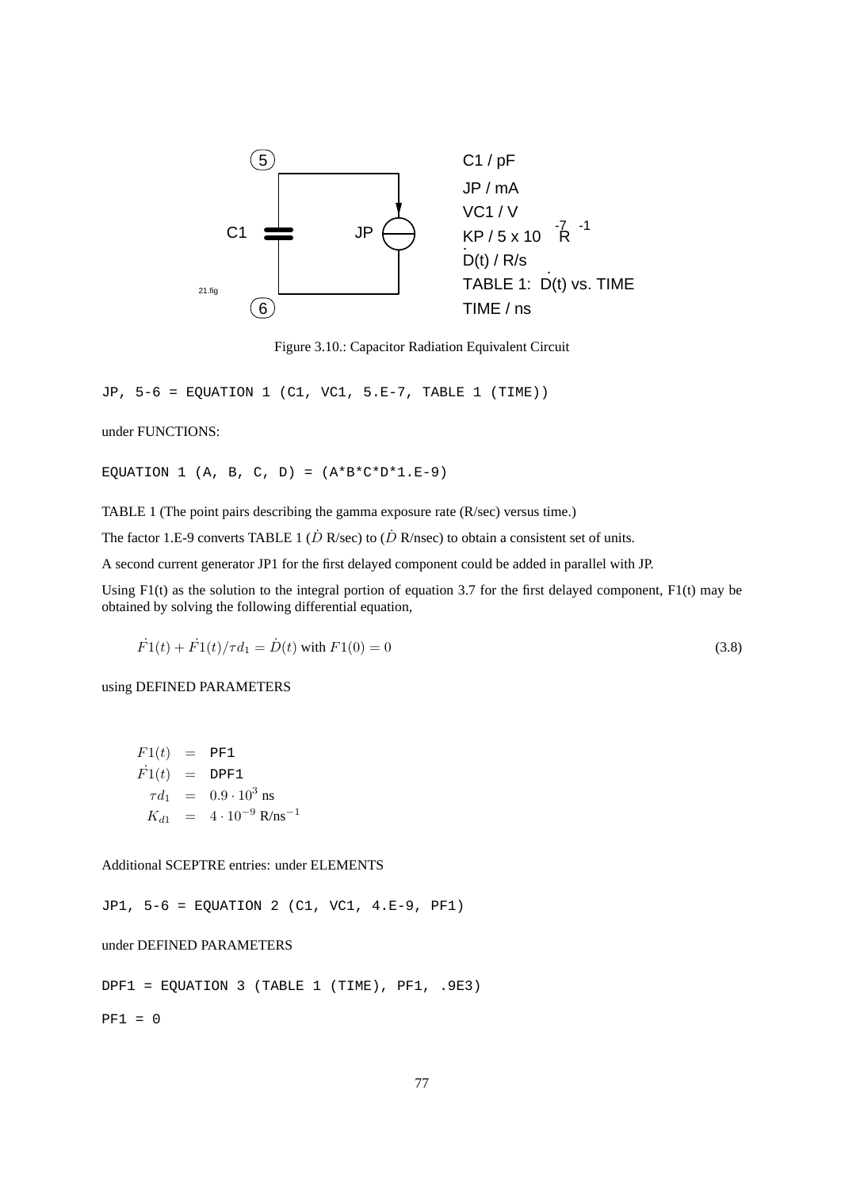5

C1

JP

6

21.fig

C1 / pF

JP / mA

VC1 / V

KP / 5 x 10$^{-7}$ R$^{-1}$

$\dot{D}$(t) / R/s

TABLE 1: $\dot{D}$(t) vs. TIME

TIME / ns

Figure 3.10.: Capacitor Radiation Equivalent Circuit

```
JP, 5-6 = EQUATION 1 (C1, VC1, 5.E-7, TABLE 1 (TIME))
```

under FUNCTIONS:

```
EQUATION 1 (A, B, C, D) = (A*B*C*D*1.E-9)
```

TABLE 1 (The point pairs describing the gamma exposure rate (R/sec) versus time.)

The factor 1.E-9 converts TABLE 1 ($\dot{D}$ R/sec) to ($\dot{D}$ R/nsec) to obtain a consistent set of units.

A second current generator JP1 for the first delayed component could be added in parallel with JP.

Using F1(t) as the solution to the integral portion of equation 3.7 for the first delayed component, F1(t) may be obtained by solving the following differential equation,

$$\dot{F}1(t) + \dot{F}1(t)/\tau d_1 = \dot{D}(t) \text{ with } F1(0) = 0 \tag{3.8}$$

using DEFINED PARAMETERS

$$
\begin{aligned}
F1(t) &= \texttt{PF1} \\
\dot{F}1(t) &= \texttt{DPF1} \\
\tau d_1 &= 0.9 \cdot 10^3 \text{ ns} \\
K_{d1} &= 4 \cdot 10^{-9} \text{ R/ns}^{-1}
\end{aligned}
$$

Additional SCEPTRE entries: under ELEMENTS

```
JP1, 5-6 = EQUATION 2 (C1, VC1, 4.E-9, PF1)
```

under DEFINED PARAMETERS

```
DPF1 = EQUATION 3 (TABLE 1 (TIME), PF1, .9E3)

PF1 = 0
```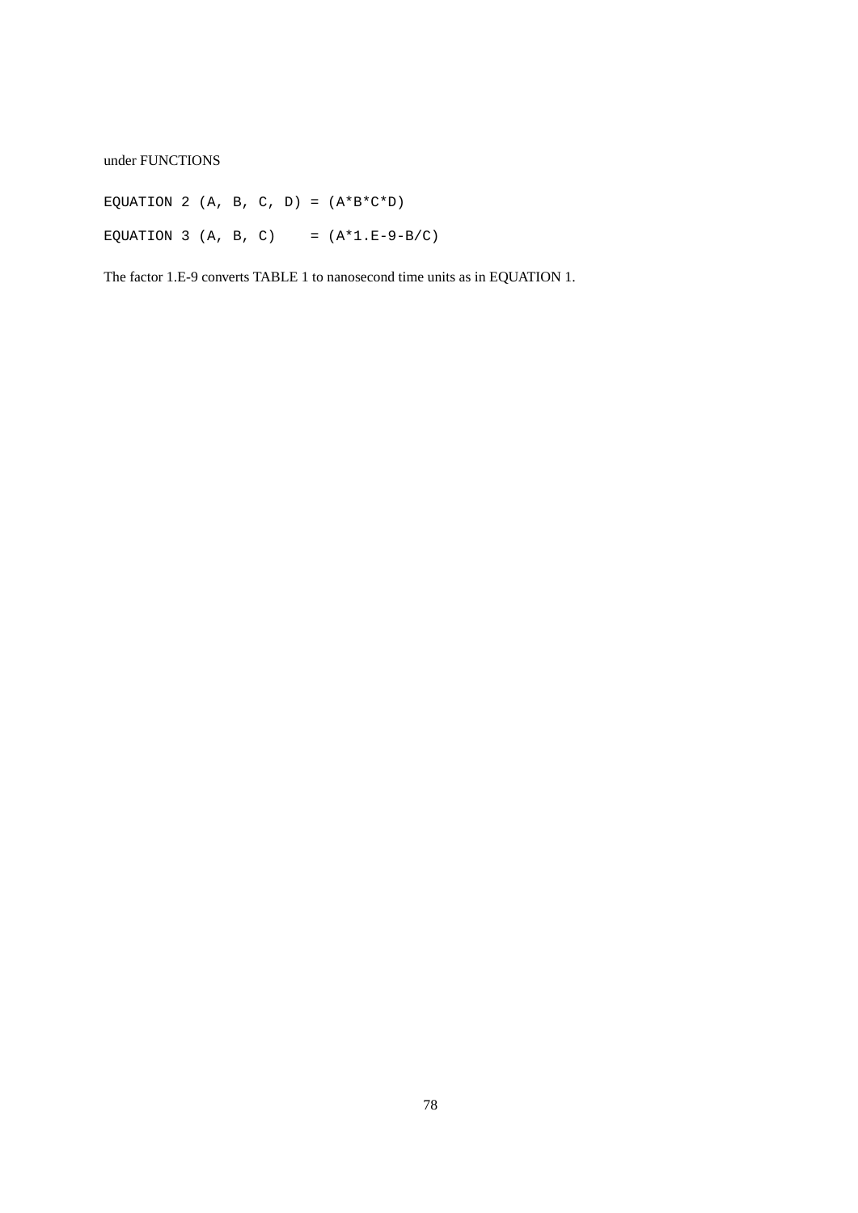under FUNCTIONS

```
EQUATION 2 (A, B, C, D) = (A*B*C*D)

EQUATION 3 (A, B, C)    = (A*1.E-9-B/C)
```

The factor 1.E-9 converts TABLE 1 to nanosecond time units as in EQUATION 1.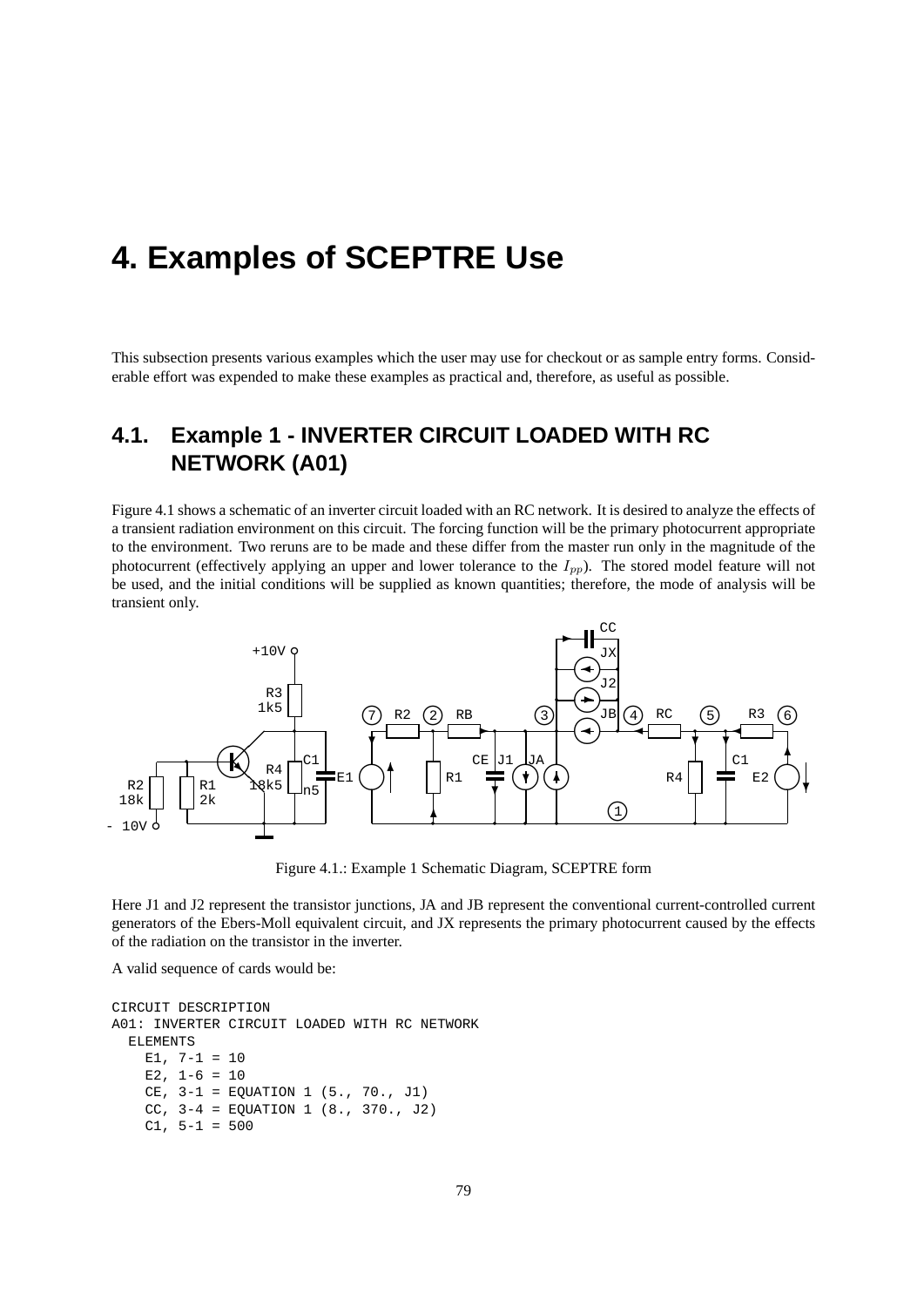# 4. Examples of SCEPTRE Use

This subsection presents various examples which the user may use for checkout or as sample entry forms. Considerable effort was expended to make these examples as practical and, therefore, as useful as possible.

## 4.1. Example 1 - INVERTER CIRCUIT LOADED WITH RC NETWORK (A01)

Figure 4.1 shows a schematic of an inverter circuit loaded with an RC network. It is desired to analyze the effects of a transient radiation environment on this circuit. The forcing function will be the primary photocurrent appropriate to the environment. Two reruns are to be made and these differ from the master run only in the magnitude of the photocurrent (effectively applying an upper and lower tolerance to the $I_{pp}$). The stored model feature will not be used, and the initial conditions will be supplied as known quantities; therefore, the mode of analysis will be transient only.

Figure 4.1.: Example 1 Schematic Diagram, SCEPTRE form

Here J1 and J2 represent the transistor junctions, JA and JB represent the conventional current-controlled current generators of the Ebers-Moll equivalent circuit, and JX represents the primary photocurrent caused by the effects of the radiation on the transistor in the inverter.

A valid sequence of cards would be:

```
CIRCUIT DESCRIPTION
A01: INVERTER CIRCUIT LOADED WITH RC NETWORK
  ELEMENTS
    E1, 7-1 = 10
    E2, 1-6 = 10
    CE, 3-1 = EQUATION 1 (5., 70., J1)
    CC, 3-4 = EQUATION 1 (8., 370., J2)
    C1, 5-1 = 500
```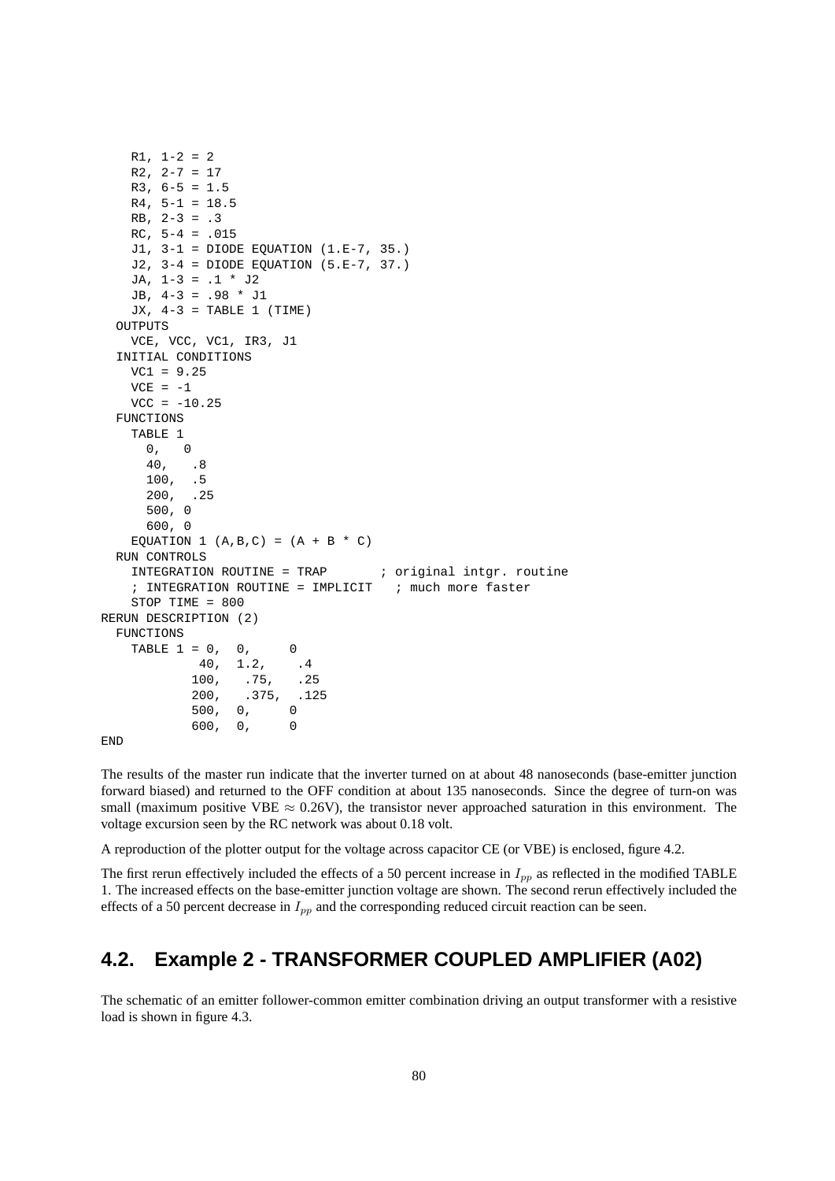```
    R1, 1-2 = 2
    R2, 2-7 = 17
    R3, 6-5 = 1.5
    R4, 5-1 = 18.5
    RB, 2-3 = .3
    RC, 5-4 = .015
    J1, 3-1 = DIODE EQUATION (1.E-7, 35.)
    J2, 3-4 = DIODE EQUATION (5.E-7, 37.)
    JA, 1-3 = .1 * J2
    JB, 4-3 = .98 * J1
    JX, 4-3 = TABLE 1 (TIME)
  OUTPUTS
    VCE, VCC, VC1, IR3, J1
  INITIAL CONDITIONS
    VC1 = 9.25
    VCE = -1
    VCC = -10.25
  FUNCTIONS
    TABLE 1
      0,   0
      40,   .8
      100,  .5
      200,  .25
      500, 0
      600, 0
    EQUATION 1 (A,B,C) = (A + B * C)
  RUN CONTROLS
    INTEGRATION ROUTINE = TRAP       ; original intgr. routine
    ; INTEGRATION ROUTINE = IMPLICIT   ; much more faster
    STOP TIME = 800
RERUN DESCRIPTION (2)
  FUNCTIONS
    TABLE 1 = 0,  0,     0
             40,  1.2,    .4
            100,   .75,   .25
            200,   .375,  .125
            500,  0,     0
            600,  0,     0
END
```

The results of the master run indicate that the inverter turned on at about 48 nanoseconds (base-emitter junction forward biased) and returned to the OFF condition at about 135 nanoseconds. Since the degree of turn-on was small (maximum positive VBE $\approx$ 0.26V), the transistor never approached saturation in this environment. The voltage excursion seen by the RC network was about 0.18 volt.

A reproduction of the plotter output for the voltage across capacitor CE (or VBE) is enclosed, figure 4.2.

The first rerun effectively included the effects of a 50 percent increase in $I_{pp}$ as reflected in the modified TABLE 1. The increased effects on the base-emitter junction voltage are shown. The second rerun effectively included the effects of a 50 percent decrease in $I_{pp}$ and the corresponding reduced circuit reaction can be seen.

## 4.2. Example 2 - TRANSFORMER COUPLED AMPLIFIER (A02)

The schematic of an emitter follower-common emitter combination driving an output transformer with a resistive load is shown in figure 4.3.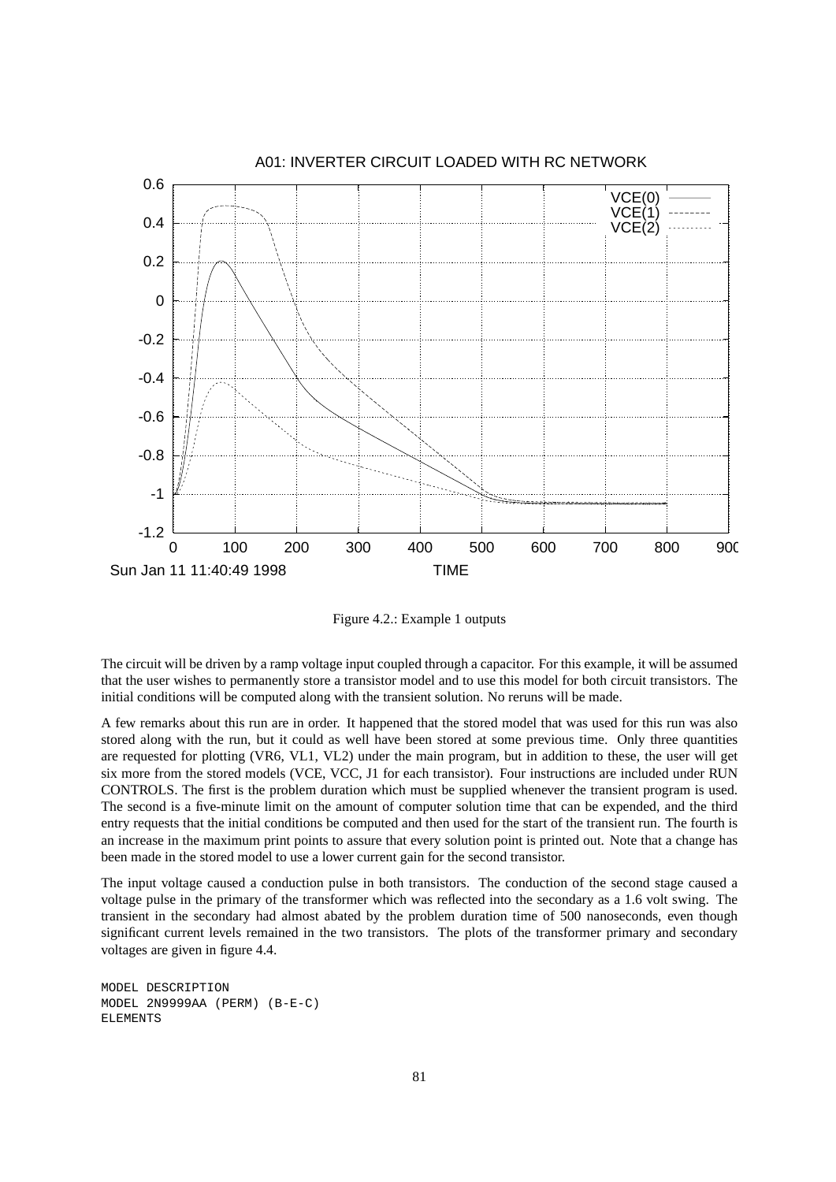A01: INVERTER CIRCUIT LOADED WITH RC NETWORK

VCE(0)
VCE(1)
VCE(2)

0.6
0.4
0.2
0
-0.2
-0.4
-0.6
-0.8
-1
-1.2

0 100 200 300 400 500 600 700 800 900

Sun Jan 11 11:40:49 1998

TIME

Figure 4.2.: Example 1 outputs

The circuit will be driven by a ramp voltage input coupled through a capacitor. For this example, it will be assumed that the user wishes to permanently store a transistor model and to use this model for both circuit transistors. The initial conditions will be computed along with the transient solution. No reruns will be made.

A few remarks about this run are in order. It happened that the stored model that was used for this run was also stored along with the run, but it could as well have been stored at some previous time. Only three quantities are requested for plotting (VR6, VL1, VL2) under the main program, but in addition to these, the user will get six more from the stored models (VCE, VCC, J1 for each transistor). Four instructions are included under RUN CONTROLS. The first is the problem duration which must be supplied whenever the transient program is used. The second is a five-minute limit on the amount of computer solution time that can be expended, and the third entry requests that the initial conditions be computed and then used for the start of the transient run. The fourth is an increase in the maximum print points to assure that every solution point is printed out. Note that a change has been made in the stored model to use a lower current gain for the second transistor.

The input voltage caused a conduction pulse in both transistors. The conduction of the second stage caused a voltage pulse in the primary of the transformer which was reflected into the secondary as a 1.6 volt swing. The transient in the secondary had almost abated by the problem duration time of 500 nanoseconds, even though significant current levels remained in the two transistors. The plots of the transformer primary and secondary voltages are given in figure 4.4.

```
MODEL DESCRIPTION
MODEL 2N9999AA (PERM) (B-E-C)
ELEMENTS
```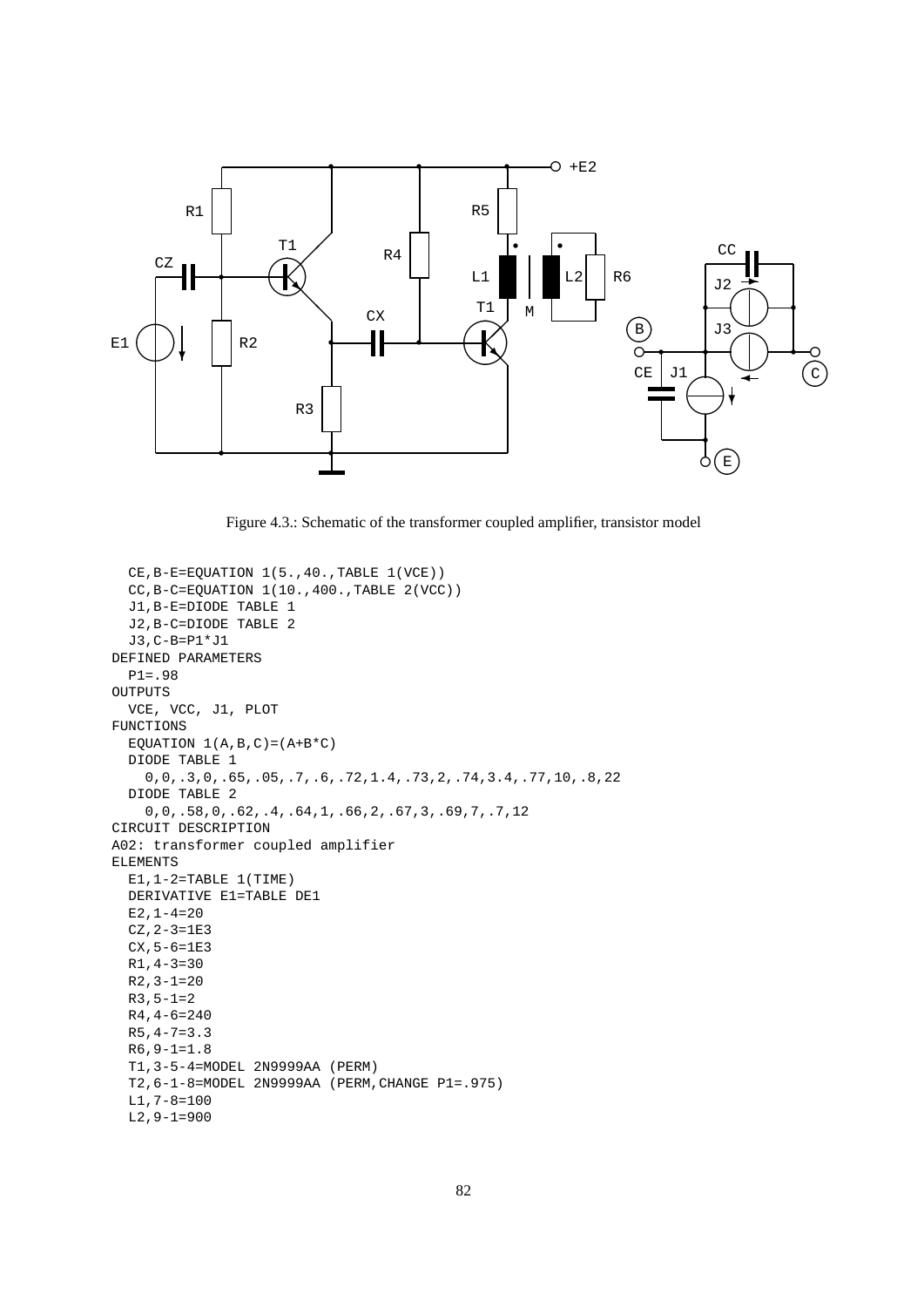Figure 4.3.: Schematic of the transformer coupled amplifier, transistor model

```
  CE,B-E=EQUATION 1(5.,40.,TABLE 1(VCE))
  CC,B-C=EQUATION 1(10.,400.,TABLE 2(VCC))
  J1,B-E=DIODE TABLE 1
  J2,B-C=DIODE TABLE 2
  J3,C-B=P1*J1
DEFINED PARAMETERS
  P1=.98
OUTPUTS
  VCE, VCC, J1, PLOT
FUNCTIONS
  EQUATION 1(A,B,C)=(A+B*C)
  DIODE TABLE 1
    0,0,.3,0,.65,.05,.7,.6,.72,1.4,.73,2,.74,3.4,.77,10,.8,22
  DIODE TABLE 2
    0,0,.58,0,.62,.4,.64,1,.66,2,.67,3,.69,7,.7,12
CIRCUIT DESCRIPTION
A02: transformer coupled amplifier
ELEMENTS
  E1,1-2=TABLE 1(TIME)
  DERIVATIVE E1=TABLE DE1
  E2,1-4=20
  CZ,2-3=1E3
  CX,5-6=1E3
  R1,4-3=30
  R2,3-1=20
  R3,5-1=2
  R4,4-6=240
  R5,4-7=3.3
  R6,9-1=1.8
  T1,3-5-4=MODEL 2N9999AA (PERM)
  T2,6-1-8=MODEL 2N9999AA (PERM,CHANGE P1=.975)
  L1,7-8=100
  L2,9-1=900
```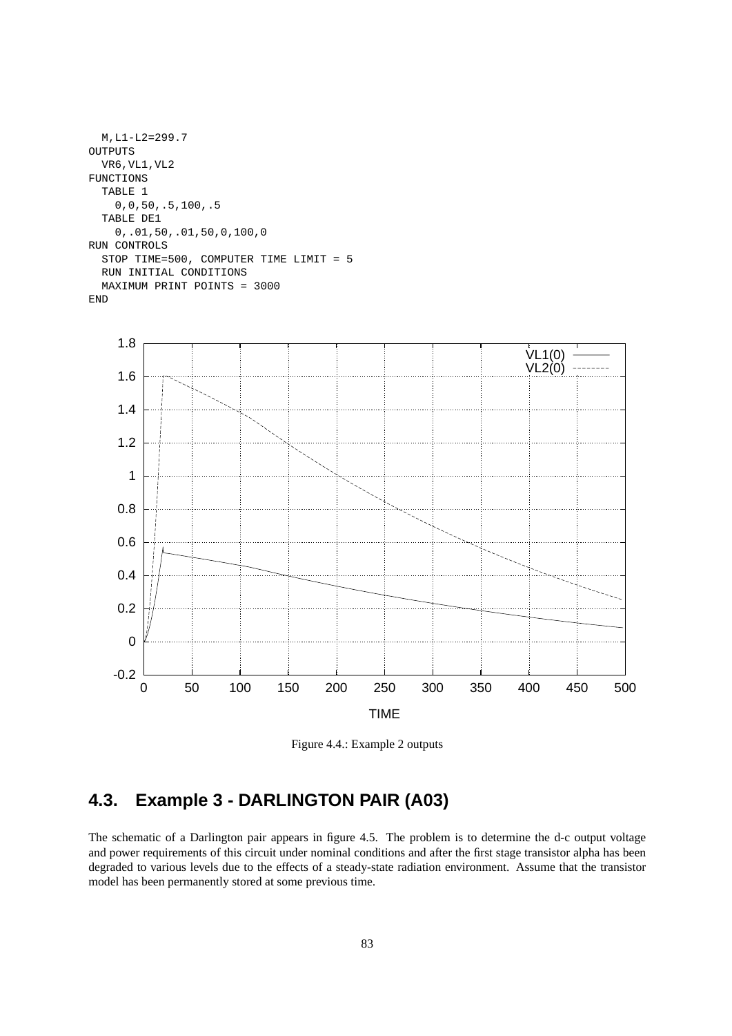```
  M,L1-L2=299.7
OUTPUTS
  VR6,VL1,VL2
FUNCTIONS
  TABLE 1
    0,0,50,.5,100,.5
  TABLE DE1
    0,.01,50,.01,50,0,100,0
RUN CONTROLS
  STOP TIME=500, COMPUTER TIME LIMIT = 5
  RUN INITIAL CONDITIONS
  MAXIMUM PRINT POINTS = 3000
END
```

VL1(0)
VL2(0)
1.8
1.6
1.4
1.2
1
0.8
0.6
0.4
0.2
0
-0.2
0 50 100 150 200 250 300 350 400 450 500
TIME

Figure 4.4.: Example 2 outputs

## 4.3. Example 3 - DARLINGTON PAIR (A03)

The schematic of a Darlington pair appears in figure 4.5. The problem is to determine the d-c output voltage and power requirements of this circuit under nominal conditions and after the first stage transistor alpha has been degraded to various levels due to the effects of a steady-state radiation environment. Assume that the transistor model has been permanently stored at some previous time.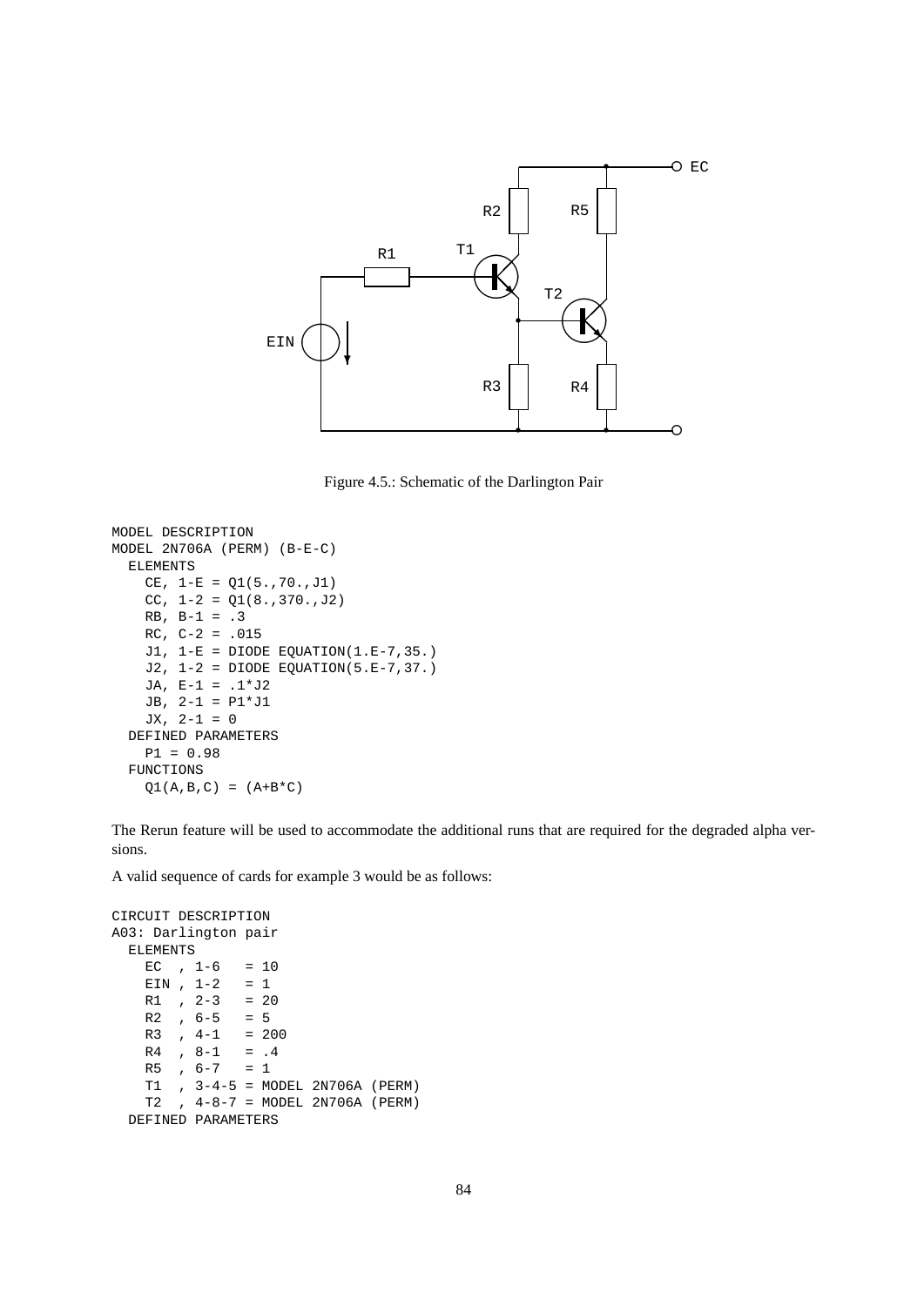EC

R2

R5

R1

T1

T2

EIN

R3

R4

Figure 4.5.: Schematic of the Darlington Pair

```
MODEL DESCRIPTION
MODEL 2N706A (PERM) (B-E-C)
  ELEMENTS
    CE, 1-E = Q1(5.,70.,J1)
    CC, 1-2 = Q1(8.,370.,J2)
    RB, B-1 = .3
    RC, C-2 = .015
    J1, 1-E = DIODE EQUATION(1.E-7,35.)
    J2, 1-2 = DIODE EQUATION(5.E-7,37.)
    JA, E-1 = .1*J2
    JB, 2-1 = P1*J1
    JX, 2-1 = 0
  DEFINED PARAMETERS
    P1 = 0.98
  FUNCTIONS
    Q1(A,B,C) = (A+B*C)
```

The Rerun feature will be used to accommodate the additional runs that are required for the degraded alpha versions.

A valid sequence of cards for example 3 would be as follows:

```
CIRCUIT DESCRIPTION
A03: Darlington pair
  ELEMENTS
    EC  , 1-6   = 10
    EIN , 1-2   = 1
    R1  , 2-3   = 20
    R2  , 6-5   = 5
    R3  , 4-1   = 200
    R4  , 8-1   = .4
    R5  , 6-7   = 1
    T1  , 3-4-5 = MODEL 2N706A (PERM)
    T2  , 4-8-7 = MODEL 2N706A (PERM)
  DEFINED PARAMETERS
```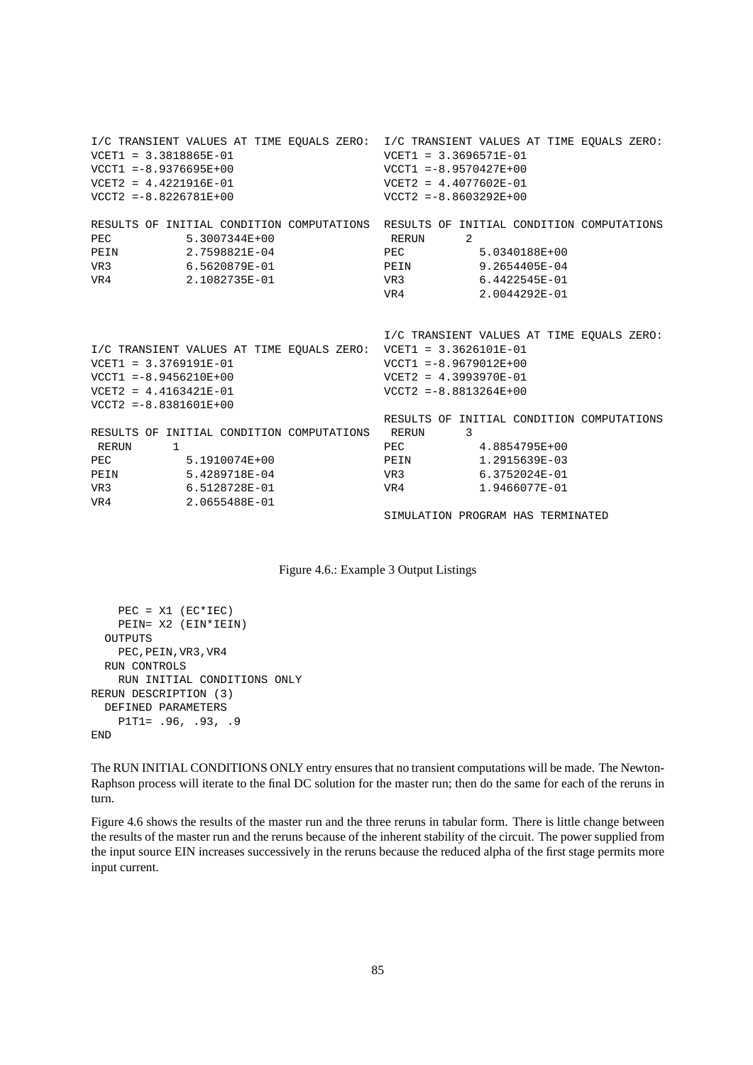```
I/C TRANSIENT VALUES AT TIME EQUALS ZERO:
VCET1 = 3.3818865E-01
VCCT1 =-8.9376695E+00
VCET2 = 4.4221916E-01
VCCT2 =-8.8226781E+00

RESULTS OF INITIAL CONDITION COMPUTATIONS
PEC          5.3007344E+00
PEIN         2.7598821E-04
VR3          6.5620879E-01
VR4          2.1082735E-01


I/C TRANSIENT VALUES AT TIME EQUALS ZERO:
VCET1 = 3.3769191E-01
VCCT1 =-8.9456210E+00
VCET2 = 4.4163421E-01
VCCT2 =-8.8381601E+00

RESULTS OF INITIAL CONDITION COMPUTATIONS
 RERUN      1
PEC          5.1910074E+00
PEIN         5.4289718E-04
VR3          6.5128728E-01
VR4          2.0655488E-01

I/C TRANSIENT VALUES AT TIME EQUALS ZERO:
VCET1 = 3.3696571E-01
VCCT1 =-8.9570427E+00
VCET2 = 4.4077602E-01
VCCT2 =-8.8603292E+00

RESULTS OF INITIAL CONDITION COMPUTATIONS
 RERUN      2
PEC          5.0340188E+00
PEIN         9.2654405E-04
VR3          6.4422545E-01
VR4          2.0044292E-01


I/C TRANSIENT VALUES AT TIME EQUALS ZERO:
VCET1 = 3.3626101E-01
VCCT1 =-8.9679012E+00
VCET2 = 4.3993970E-01
VCCT2 =-8.8813264E+00

RESULTS OF INITIAL CONDITION COMPUTATIONS
 RERUN      3
PEC          4.8854795E+00
PEIN         1.2915639E-03
VR3          6.3752024E-01
VR4          1.9466077E-01

SIMULATION PROGRAM HAS TERMINATED
```

Figure 4.6.: Example 3 Output Listings

```
    PEC = X1 (EC*IEC)
    PEIN= X2 (EIN*IEIN)
  OUTPUTS
    PEC,PEIN,VR3,VR4
  RUN CONTROLS
    RUN INITIAL CONDITIONS ONLY
RERUN DESCRIPTION (3)
  DEFINED PARAMETERS
    P1T1= .96, .93, .9
END
```

The RUN INITIAL CONDITIONS ONLY entry ensures that no transient computations will be made. The Newton-Raphson process will iterate to the final DC solution for the master run; then do the same for each of the reruns in turn.

Figure 4.6 shows the results of the master run and the three reruns in tabular form. There is little change between the results of the master run and the reruns because of the inherent stability of the circuit. The power supplied from the input source EIN increases successively in the reruns because the reduced alpha of the first stage permits more input current.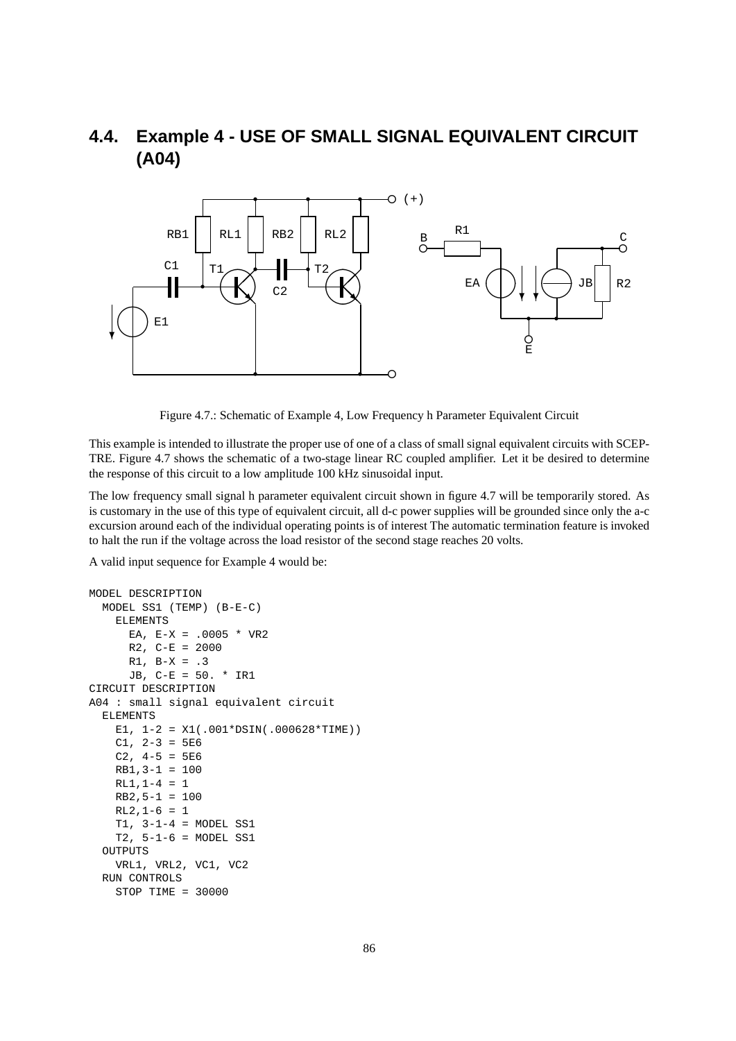## 4.4. Example 4 - USE OF SMALL SIGNAL EQUIVALENT CIRCUIT (A04)

(+)

RB1 RL1 RB2 RL2

C1 T1 T2

C2

E1

R1

B C

EA JB R2

E

Figure 4.7.: Schematic of Example 4, Low Frequency h Parameter Equivalent Circuit

This example is intended to illustrate the proper use of one of a class of small signal equivalent circuits with SCEPTRE. Figure 4.7 shows the schematic of a two-stage linear RC coupled amplifier. Let it be desired to determine the response of this circuit to a low amplitude 100 kHz sinusoidal input.

The low frequency small signal h parameter equivalent circuit shown in figure 4.7 will be temporarily stored. As is customary in the use of this type of equivalent circuit, all d-c power supplies will be grounded since only the a-c excursion around each of the individual operating points is of interest The automatic termination feature is invoked to halt the run if the voltage across the load resistor of the second stage reaches 20 volts.

A valid input sequence for Example 4 would be:

```
MODEL DESCRIPTION
  MODEL SS1 (TEMP) (B-E-C)
    ELEMENTS
      EA, E-X = .0005 * VR2
      R2, C-E = 2000
      R1, B-X = .3
      JB, C-E = 50. * IR1
CIRCUIT DESCRIPTION
A04 : small signal equivalent circuit
  ELEMENTS
    E1, 1-2 = X1(.001*DSIN(.000628*TIME))
    C1, 2-3 = 5E6
    C2, 4-5 = 5E6
    RB1,3-1 = 100
    RL1,1-4 = 1
    RB2,5-1 = 100
    RL2,1-6 = 1
    T1, 3-1-4 = MODEL SS1
    T2, 5-1-6 = MODEL SS1
  OUTPUTS
    VRL1, VRL2, VC1, VC2
  RUN CONTROLS
    STOP TIME = 30000
```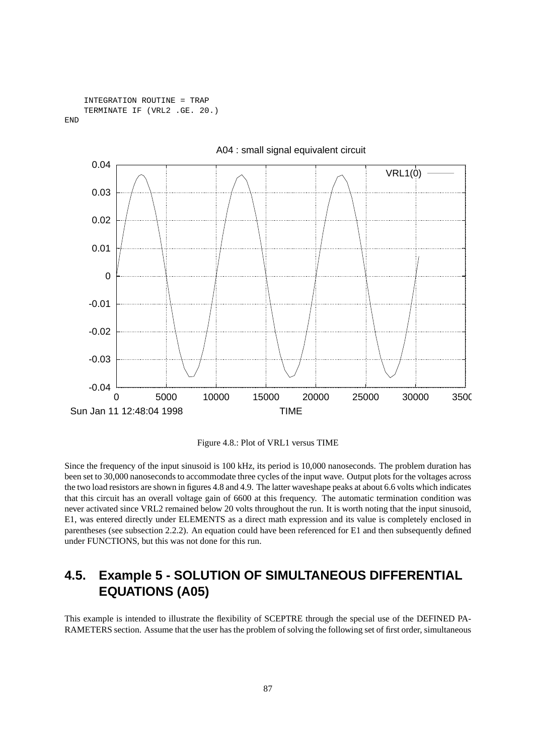```
    INTEGRATION ROUTINE = TRAP
    TERMINATE IF (VRL2 .GE. 20.)
END
```

A04 : small signal equivalent circuit

VRL1(0)

0.04
0.03
0.02
0.01
0
-0.01
-0.02
-0.03
-0.04

0 5000 10000 15000 20000 25000 30000 3500

Sun Jan 11 12:48:04 1998

TIME

Figure 4.8.: Plot of VRL1 versus TIME

Since the frequency of the input sinusoid is 100 kHz, its period is 10,000 nanoseconds. The problem duration has been set to 30,000 nanoseconds to accommodate three cycles of the input wave. Output plots for the voltages across the two load resistors are shown in figures 4.8 and 4.9. The latter waveshape peaks at about 6.6 volts which indicates that this circuit has an overall voltage gain of 6600 at this frequency. The automatic termination condition was never activated since VRL2 remained below 20 volts throughout the run. It is worth noting that the input sinusoid, E1, was entered directly under ELEMENTS as a direct math expression and its value is completely enclosed in parentheses (see subsection 2.2.2). An equation could have been referenced for E1 and then subsequently defined under FUNCTIONS, but this was not done for this run.

## 4.5. Example 5 - SOLUTION OF SIMULTANEOUS DIFFERENTIAL EQUATIONS (A05)

This example is intended to illustrate the flexibility of SCEPTRE through the special use of the DEFINED PARAMETERS section. Assume that the user has the problem of solving the following set of first order, simultaneous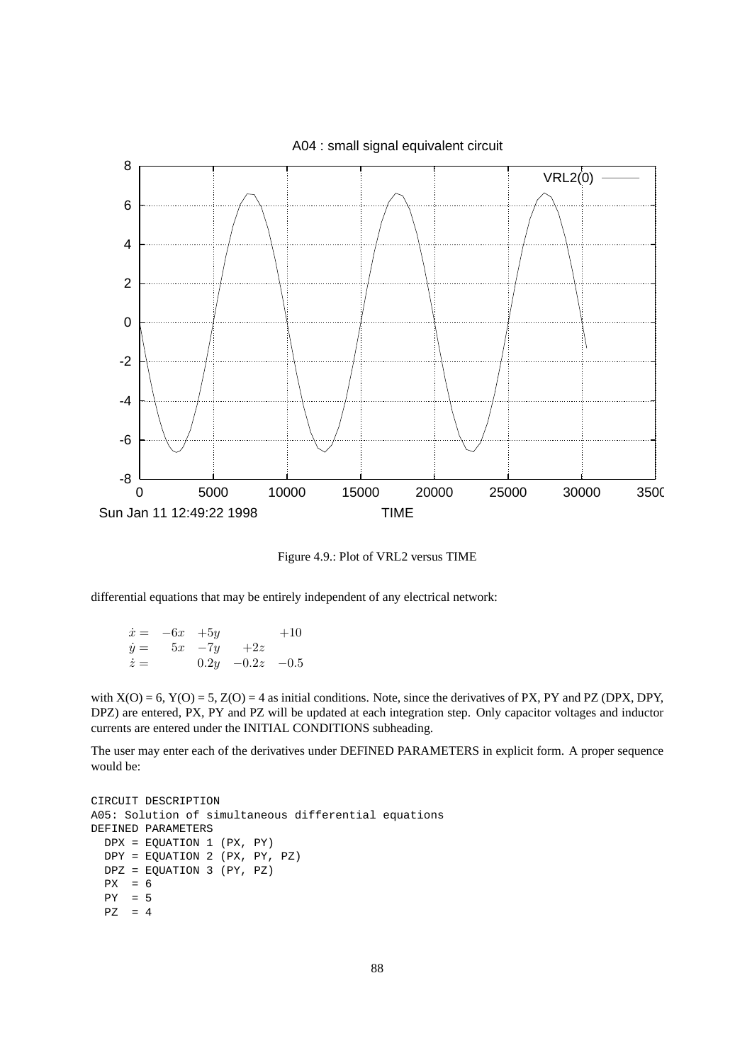A04 : small signal equivalent circuit

VRL2(0)

8
6
4
2
0
-2
-4
-6
-8

0 5000 10000 15000 20000 25000 30000 3500

Sun Jan 11 12:49:22 1998

TIME

Figure 4.9.: Plot of VRL2 versus TIME

differential equations that may be entirely independent of any electrical network:

$$
\begin{aligned}
\dot{x} &= -6x + 5y + 10 \\
\dot{y} &= 5x - 7y + 2z \\
\dot{z} &= 0.2y - 0.2z - 0.5
\end{aligned}
$$

with X(O) = 6, Y(O) = 5, Z(O) = 4 as initial conditions. Note, since the derivatives of PX, PY and PZ (DPX, DPY, DPZ) are entered, PX, PY and PZ will be updated at each integration step. Only capacitor voltages and inductor currents are entered under the INITIAL CONDITIONS subheading.

The user may enter each of the derivatives under DEFINED PARAMETERS in explicit form. A proper sequence would be:

```
CIRCUIT DESCRIPTION
A05: Solution of simultaneous differential equations
DEFINED PARAMETERS
  DPX = EQUATION 1 (PX, PY)
  DPY = EQUATION 2 (PX, PY, PZ)
  DPZ = EQUATION 3 (PY, PZ)
  PX  = 6
  PY  = 5
  PZ  = 4
```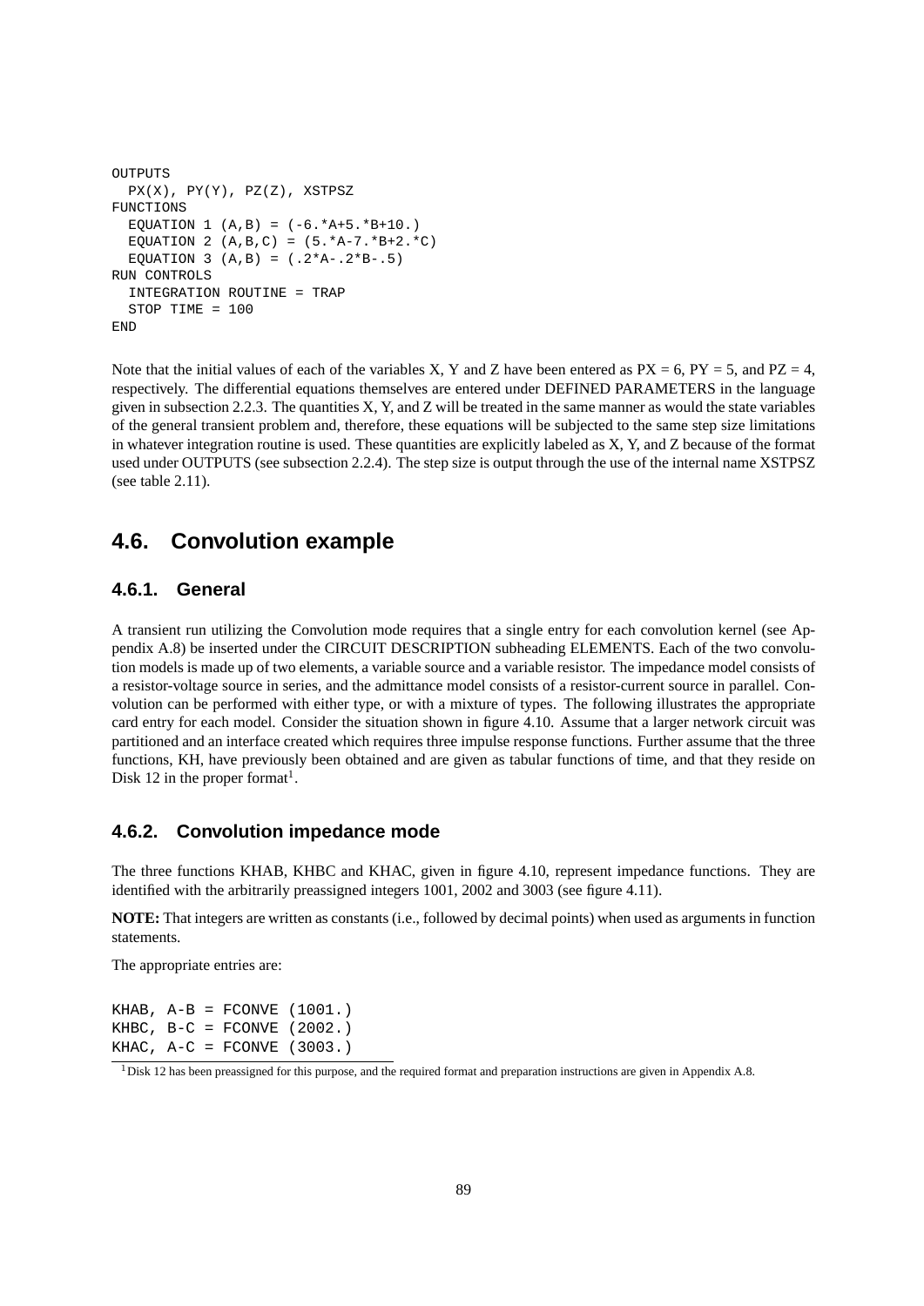```
OUTPUTS
  PX(X), PY(Y), PZ(Z), XSTPSZ
FUNCTIONS
  EQUATION 1 (A,B) = (-6.*A+5.*B+10.)
  EQUATION 2 (A,B,C) = (5.*A-7.*B+2.*C)
  EQUATION 3 (A,B) = (.2*A-.2*B-.5)
RUN CONTROLS
  INTEGRATION ROUTINE = TRAP
  STOP TIME = 100
END
```

Note that the initial values of each of the variables X, Y and Z have been entered as PX = 6, PY = 5, and PZ = 4, respectively. The differential equations themselves are entered under DEFINED PARAMETERS in the language given in subsection 2.2.3. The quantities X, Y, and Z will be treated in the same manner as would the state variables of the general transient problem and, therefore, these equations will be subjected to the same step size limitations in whatever integration routine is used. These quantities are explicitly labeled as X, Y, and Z because of the format used under OUTPUTS (see subsection 2.2.4). The step size is output through the use of the internal name XSTPSZ (see table 2.11).

## 4.6. Convolution example

### 4.6.1. General

A transient run utilizing the Convolution mode requires that a single entry for each convolution kernel (see Appendix A.8) be inserted under the CIRCUIT DESCRIPTION subheading ELEMENTS. Each of the two convolution models is made up of two elements, a variable source and a variable resistor. The impedance model consists of a resistor-voltage source in series, and the admittance model consists of a resistor-current source in parallel. Convolution can be performed with either type, or with a mixture of types. The following illustrates the appropriate card entry for each model. Consider the situation shown in figure 4.10. Assume that a larger network circuit was partitioned and an interface created which requires three impulse response functions. Further assume that the three functions, KH, have previously been obtained and are given as tabular functions of time, and that they reside on Disk 12 in the proper format[1].

### 4.6.2. Convolution impedance mode

The three functions KHAB, KHBC and KHAC, given in figure 4.10, represent impedance functions. They are identified with the arbitrarily preassigned integers 1001, 2002 and 3003 (see figure 4.11).

**NOTE:** That integers are written as constants (i.e., followed by decimal points) when used as arguments in function statements.

The appropriate entries are:

```
KHAB, A-B = FCONVE (1001.)
KHBC, B-C = FCONVE (2002.)
KHAC, A-C = FCONVE (3003.)
```

[1] Disk 12 has been preassigned for this purpose, and the required format and preparation instructions are given in Appendix A.8.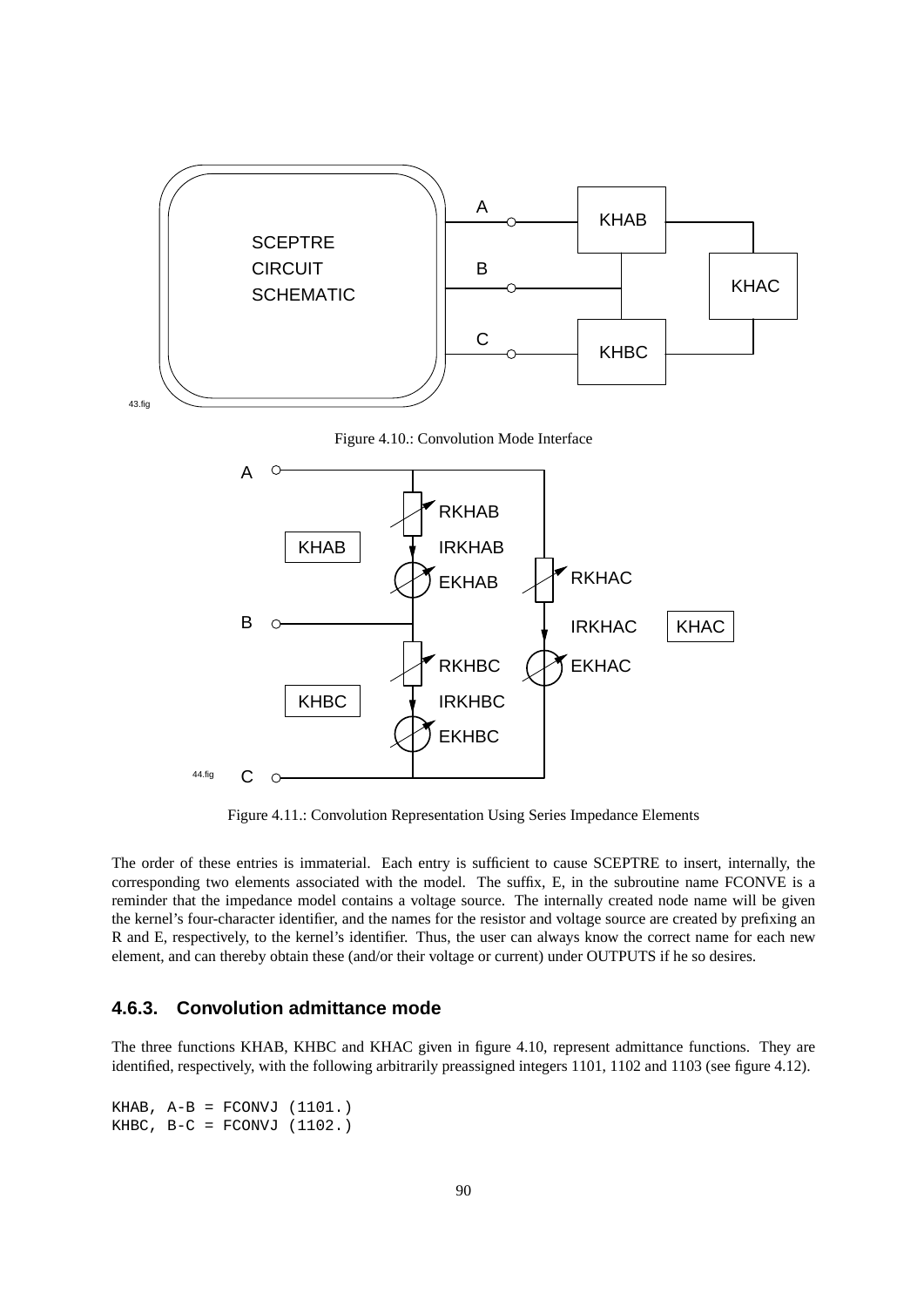A
B
C
SCEPTRE
CIRCUIT
SCHEMATIC
KHAB
KHAC
KHBC
43.fig

Figure 4.10.: Convolution Mode Interface

A
B
C
RKHAB
IRKHAB
EKHAB
KHAB
RKHAC
IRKHAC
EKHAC
KHAC
RKHBC
IRKHBC
EKHBC
KHBC
44.fig

Figure 4.11.: Convolution Representation Using Series Impedance Elements

The order of these entries is immaterial. Each entry is sufficient to cause SCEPTRE to insert, internally, the corresponding two elements associated with the model. The suffix, E, in the subroutine name FCONVE is a reminder that the impedance model contains a voltage source. The internally created node name will be given the kernel's four-character identifier, and the names for the resistor and voltage source are created by prefixing an R and E, respectively, to the kernel's identifier. Thus, the user can always know the correct name for each new element, and can thereby obtain these (and/or their voltage or current) under OUTPUTS if he so desires.

### 4.6.3. Convolution admittance mode

The three functions KHAB, KHBC and KHAC given in figure 4.10, represent admittance functions. They are identified, respectively, with the following arbitrarily preassigned integers 1101, 1102 and 1103 (see figure 4.12).

```
KHAB, A-B = FCONVJ (1101.)
KHBC, B-C = FCONVJ (1102.)
```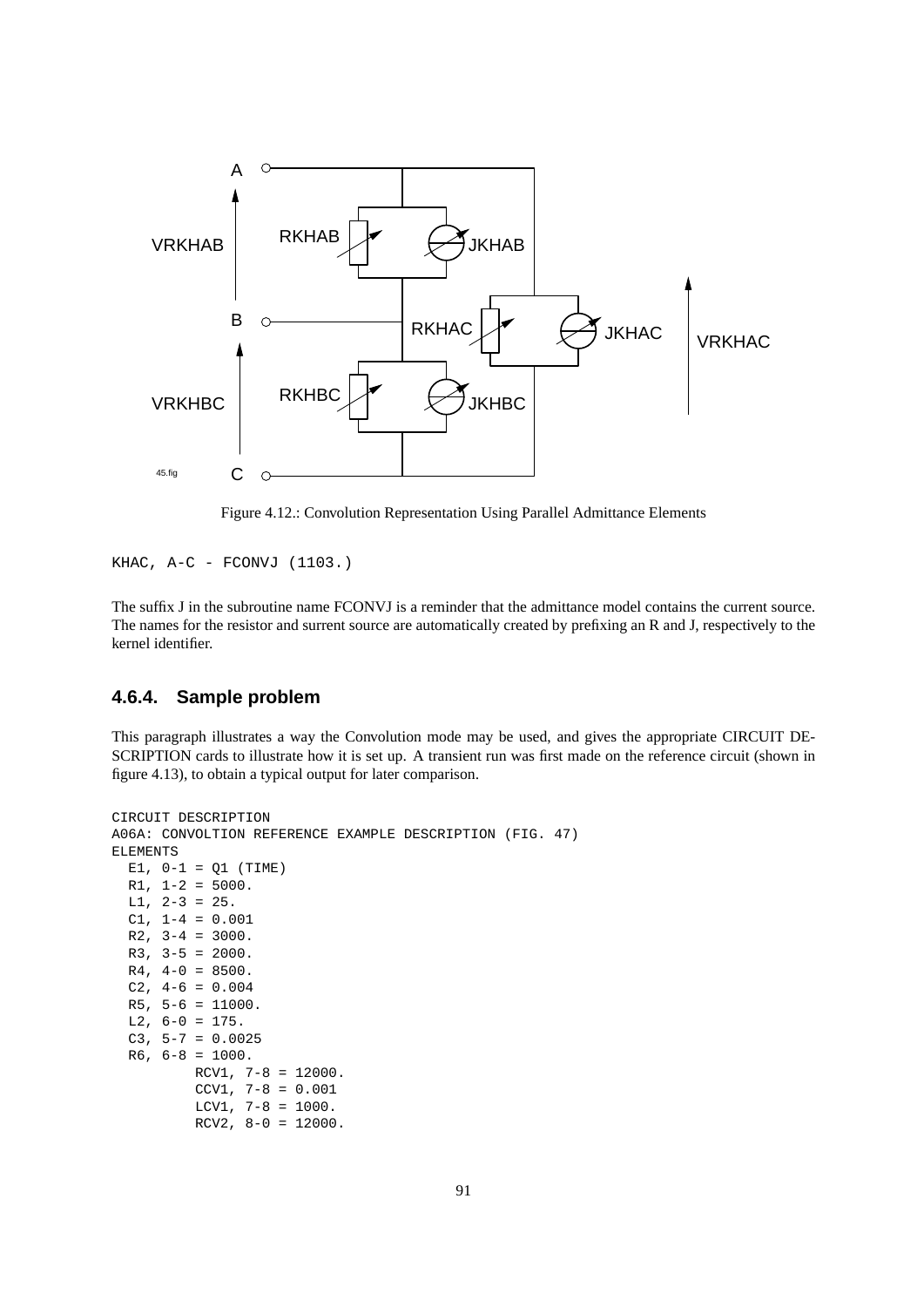A

VRKHAB

RKHAB

JKHAB

B

RKHAC

JKHAC

VRKHAC

RKHBC

VRKHBC

JKHBC

45.fig

C

Figure 4.12.: Convolution Representation Using Parallel Admittance Elements

```
KHAC, A-C - FCONVJ (1103.)
```

The suffix J in the subroutine name FCONVJ is a reminder that the admittance model contains the current source. The names for the resistor and surrent source are automatically created by prefixing an R and J, respectively to the kernel identifier.

### 4.6.4. Sample problem

This paragraph illustrates a way the Convolution mode may be used, and gives the appropriate CIRCUIT DESCRIPTION cards to illustrate how it is set up. A transient run was first made on the reference circuit (shown in figure 4.13), to obtain a typical output for later comparison.

```
CIRCUIT DESCRIPTION
A06A: CONVOLTION REFERENCE EXAMPLE DESCRIPTION (FIG. 47)
ELEMENTS
  E1, 0-1 = Q1 (TIME)
  R1, 1-2 = 5000.
  L1, 2-3 = 25.
  C1, 1-4 = 0.001
  R2, 3-4 = 3000.
  R3, 3-5 = 2000.
  R4, 4-0 = 8500.
  C2, 4-6 = 0.004
  R5, 5-6 = 11000.
  L2, 6-0 = 175.
  C3, 5-7 = 0.0025
  R6, 6-8 = 1000.
          RCV1, 7-8 = 12000.
          CCV1, 7-8 = 0.001
          LCV1, 7-8 = 1000.
          RCV2, 8-0 = 12000.
```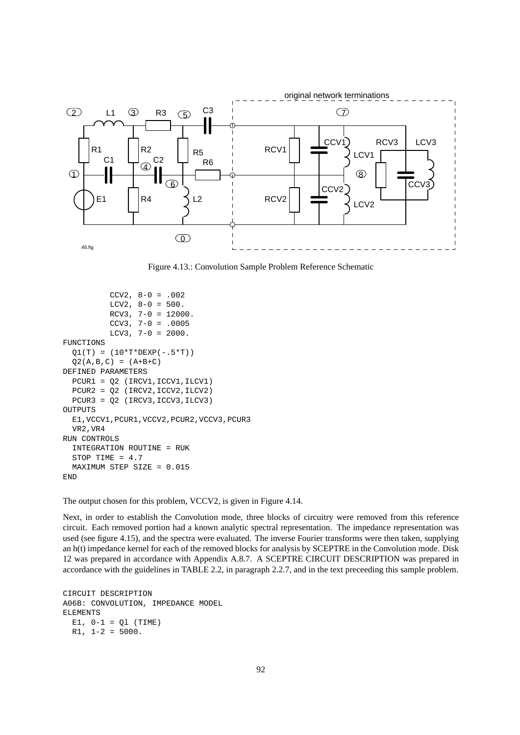Figure 4.13.: Convolution Sample Problem Reference Schematic

```
          CCV2, 8-0 = .002
          LCV2, 8-0 = 500.
          RCV3, 7-0 = 12000.
          CCV3, 7-0 = .0005
          LCV3, 7-0 = 2000.
FUNCTIONS
  Q1(T) = (10*T*DEXP(-.5*T))
  Q2(A,B,C) = (A+B+C)
DEFINED PARAMETERS
  PCUR1 = Q2 (IRCV1,ICCV1,ILCV1)
  PCUR2 = Q2 (IRCV2,ICCV2,ILCV2)
  PCUR3 = Q2 (IRCV3,ICCV3,ILCV3)
OUTPUTS
  E1,VCCV1,PCUR1,VCCV2,PCUR2,VCCV3,PCUR3
  VR2,VR4
RUN CONTROLS
  INTEGRATION ROUTINE = RUK
  STOP TIME = 4.7
  MAXIMUM STEP SIZE = 0.015
END
```

The output chosen for this problem, VCCV2, is given in Figure 4.14.

Next, in order to establish the Convolution mode, three blocks of circuitry were removed from this reference circuit. Each removed portion had a known analytic spectral representation. The impedance representation was used (see figure 4.15), and the spectra were evaluated. The inverse Fourier transforms were then taken, supplying an h(t) impedance kernel for each of the removed blocks for analysis by SCEPTRE in the Convolution mode. Disk 12 was prepared in accordance with Appendix A.8.7. A SCEPTRE CIRCUIT DESCRIPTION was prepared in accordance with the guidelines in TABLE 2.2, in paragraph 2.2.7, and in the text preceeding this sample problem.

```
CIRCUIT DESCRIPTION
A06B: CONVOLUTION, IMPEDANCE MODEL
ELEMENTS
  E1, 0-1 = Ql (TIME)
  R1, 1-2 = 5000.
```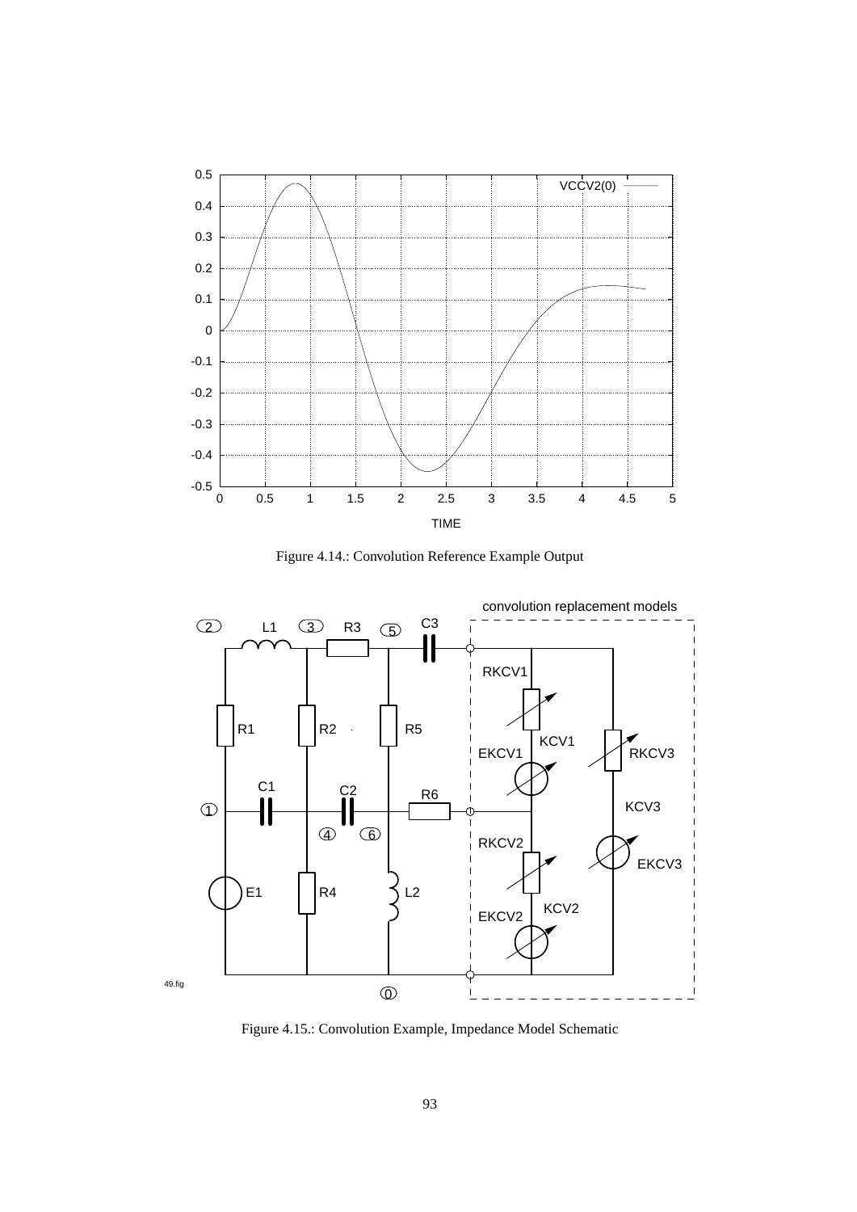0.5
0.4
0.3
0.2
0.1
0
-0.1
-0.2
-0.3
-0.4
-0.5

0 0.5 1 1.5 2 2.5 3 3.5 4 4.5 5

TIME

VCCV2(0)

Figure 4.14.: Convolution Reference Example Output

convolution replacement models

2 L1 3 R3 5 C3

RKCV1

R1 R2 R5

KCV1

EKCV1 RKCV3

C1 C2 R6

1 KCV3

4 6

RKCV2

EKCV3

E1 R4 L2

KCV2

EKCV2

49.fig

0

Figure 4.15.: Convolution Example, Impedance Model Schematic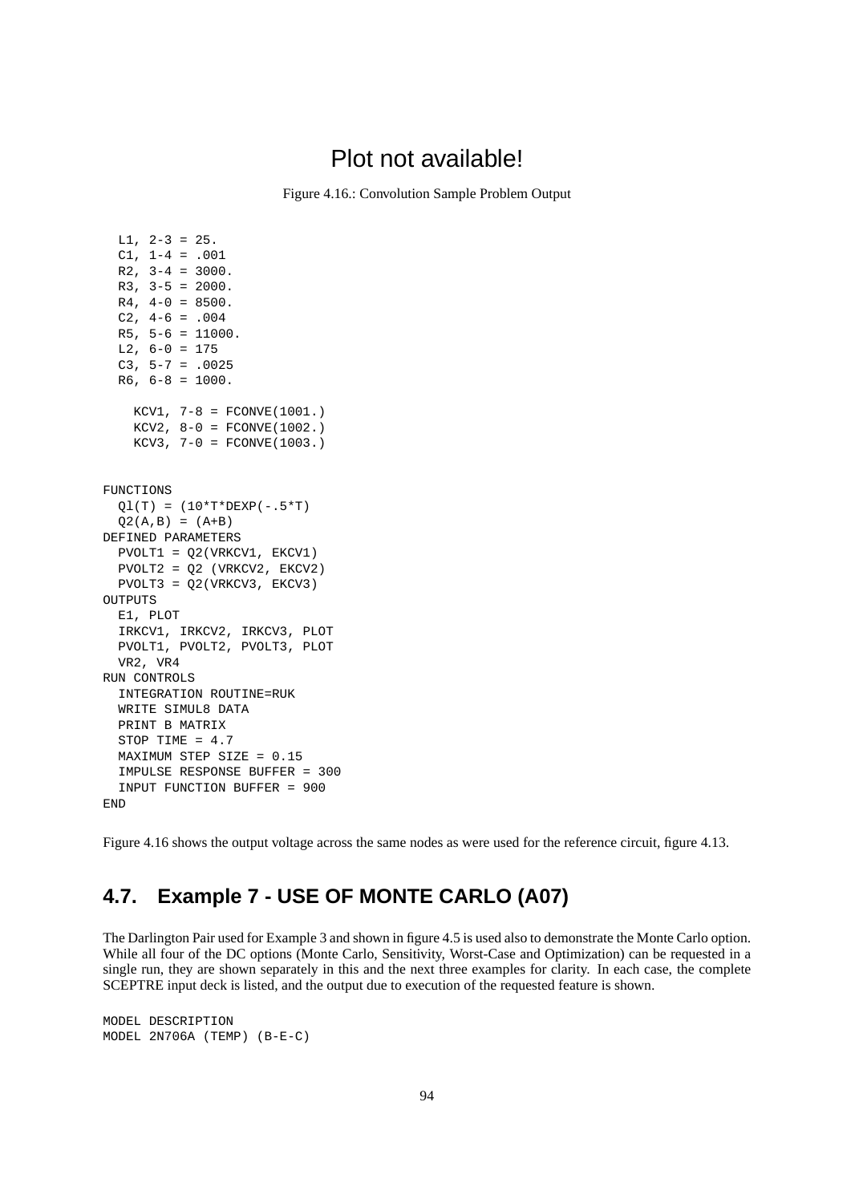Plot not available!

Figure 4.16.: Convolution Sample Problem Output

```
  L1, 2-3 = 25.
  C1, 1-4 = .001
  R2, 3-4 = 3000.
  R3, 3-5 = 2000.
  R4, 4-0 = 8500.
  C2, 4-6 = .004
  R5, 5-6 = 11000.
  L2, 6-0 = 175
  C3, 5-7 = .0025
  R6, 6-8 = 1000.

    KCV1, 7-8 = FCONVE(1001.)
    KCV2, 8-0 = FCONVE(1002.)
    KCV3, 7-0 = FCONVE(1003.)


FUNCTIONS
  Ql(T) = (10*T*DEXP(-.5*T)
  Q2(A,B) = (A+B)
DEFINED PARAMETERS
  PVOLT1 = Q2(VRKCV1, EKCV1)
  PVOLT2 = Q2 (VRKCV2, EKCV2)
  PVOLT3 = Q2(VRKCV3, EKCV3)
OUTPUTS
  E1, PLOT
  IRKCV1, IRKCV2, IRKCV3, PLOT
  PVOLT1, PVOLT2, PVOLT3, PLOT
  VR2, VR4
RUN CONTROLS
  INTEGRATION ROUTINE=RUK
  WRITE SIMUL8 DATA
  PRINT B MATRIX
  STOP TIME = 4.7
  MAXIMUM STEP SIZE = 0.15
  IMPULSE RESPONSE BUFFER = 300
  INPUT FUNCTION BUFFER = 900
END
```

Figure 4.16 shows the output voltage across the same nodes as were used for the reference circuit, figure 4.13.

## 4.7. Example 7 - USE OF MONTE CARLO (A07)

The Darlington Pair used for Example 3 and shown in figure 4.5 is used also to demonstrate the Monte Carlo option. While all four of the DC options (Monte Carlo, Sensitivity, Worst-Case and Optimization) can be requested in a single run, they are shown separately in this and the next three examples for clarity. In each case, the complete SCEPTRE input deck is listed, and the output due to execution of the requested feature is shown.

```
MODEL DESCRIPTION
MODEL 2N706A (TEMP) (B-E-C)
```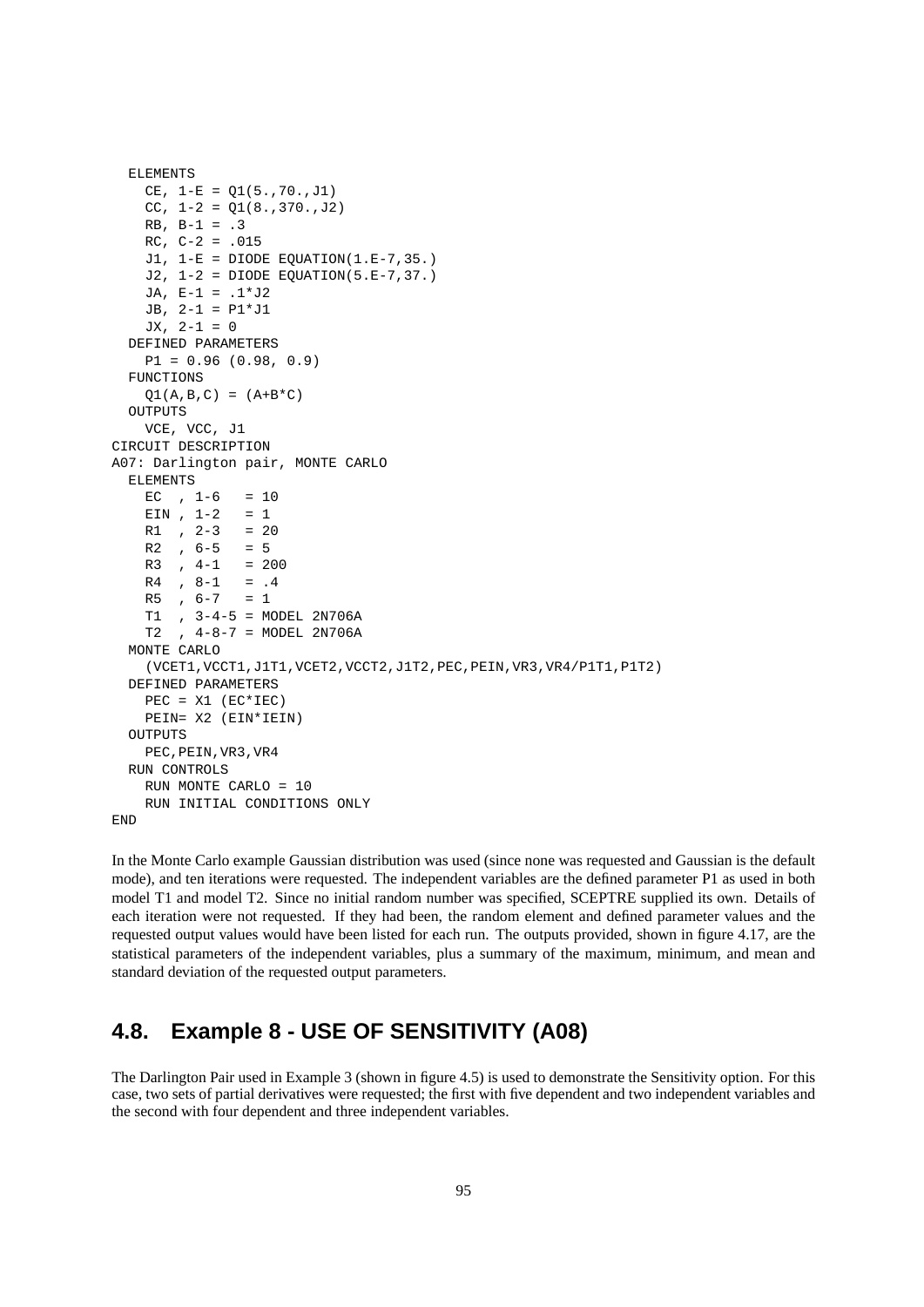```
  ELEMENTS
    CE, 1-E = Q1(5.,70.,J1)
    CC, 1-2 = Q1(8.,370.,J2)
    RB, B-1 = .3
    RC, C-2 = .015
    J1, 1-E = DIODE EQUATION(1.E-7,35.)
    J2, 1-2 = DIODE EQUATION(5.E-7,37.)
    JA, E-1 = .1*J2
    JB, 2-1 = P1*J1
    JX, 2-1 = 0
  DEFINED PARAMETERS
    P1 = 0.96 (0.98, 0.9)
  FUNCTIONS
    Q1(A,B,C) = (A+B*C)
  OUTPUTS
    VCE, VCC, J1
CIRCUIT DESCRIPTION
A07: Darlington pair, MONTE CARLO
  ELEMENTS
    EC  , 1-6   = 10
    EIN , 1-2   = 1
    R1  , 2-3   = 20
    R2  , 6-5   = 5
    R3  , 4-1   = 200
    R4  , 8-1   = .4
    R5  , 6-7   = 1
    T1  , 3-4-5 = MODEL 2N706A
    T2  , 4-8-7 = MODEL 2N706A
  MONTE CARLO
    (VCET1,VCCT1,J1T1,VCET2,VCCT2,J1T2,PEC,PEIN,VR3,VR4/P1T1,P1T2)
  DEFINED PARAMETERS
    PEC = X1 (EC*IEC)
    PEIN= X2 (EIN*IEIN)
  OUTPUTS
    PEC,PEIN,VR3,VR4
  RUN CONTROLS
    RUN MONTE CARLO = 10
    RUN INITIAL CONDITIONS ONLY
END
```

In the Monte Carlo example Gaussian distribution was used (since none was requested and Gaussian is the default mode), and ten iterations were requested. The independent variables are the defined parameter P1 as used in both model T1 and model T2. Since no initial random number was specified, SCEPTRE supplied its own. Details of each iteration were not requested. If they had been, the random element and defined parameter values and the requested output values would have been listed for each run. The outputs provided, shown in figure 4.17, are the statistical parameters of the independent variables, plus a summary of the maximum, minimum, and mean and standard deviation of the requested output parameters.

## 4.8. Example 8 - USE OF SENSITIVITY (A08)

The Darlington Pair used in Example 3 (shown in figure 4.5) is used to demonstrate the Sensitivity option. For this case, two sets of partial derivatives were requested; the first with five dependent and two independent variables and the second with four dependent and three independent variables.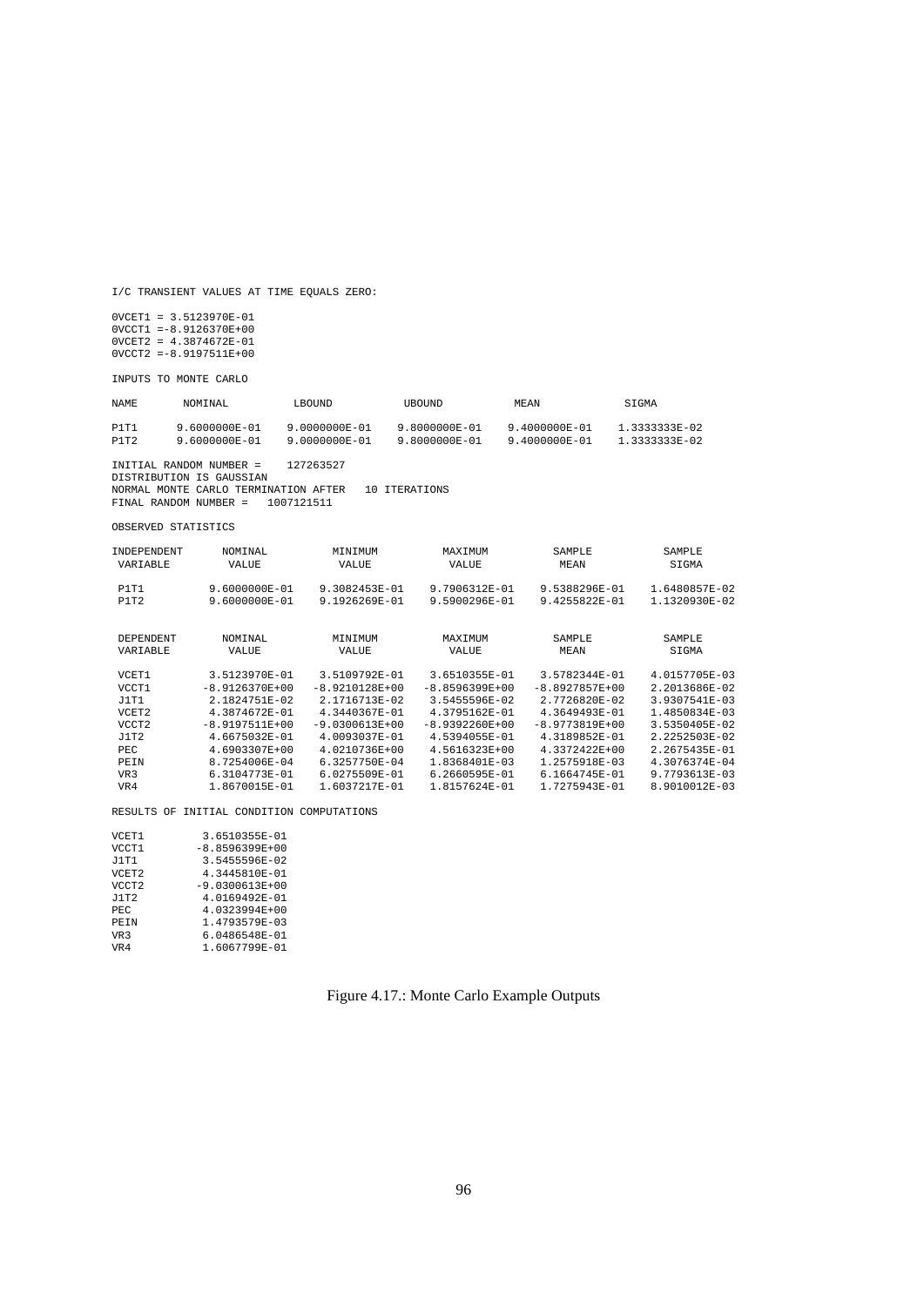I/C TRANSIENT VALUES AT TIME EQUALS ZERO:

```
0VCET1 = 3.5123970E-01
0VCCT1 =-8.9126370E+00
0VCET2 = 4.3874672E-01
0VCCT2 =-8.9197511E+00
```

INPUTS TO MONTE CARLO

| NAME | NOMINAL | LBOUND | UBOUND | MEAN | SIGMA |
|---|---|---|---|---|---|
| P1T1 | 9.6000000E-01 | 9.0000000E-01 | 9.8000000E-01 | 9.4000000E-01 | 1.3333333E-02 |
| P1T2 | 9.6000000E-01 | 9.0000000E-01 | 9.8000000E-01 | 9.4000000E-01 | 1.3333333E-02 |

```
INITIAL RANDOM NUMBER =    127263527
DISTRIBUTION IS GAUSSIAN
NORMAL MONTE CARLO TERMINATION AFTER   10 ITERATIONS
FINAL RANDOM NUMBER =   1007121511
```

OBSERVED STATISTICS

| INDEPENDENT VARIABLE | NOMINAL VALUE | MINIMUM VALUE | MAXIMUM VALUE | SAMPLE MEAN | SAMPLE SIGMA |
|---|---|---|---|---|---|
| P1T1 | 9.6000000E-01 | 9.3082453E-01 | 9.7906312E-01 | 9.5388296E-01 | 1.6480857E-02 |
| P1T2 | 9.6000000E-01 | 9.1926269E-01 | 9.5900296E-01 | 9.4255822E-01 | 1.1320930E-02 |

| DEPENDENT VARIABLE | NOMINAL VALUE | MINIMUM VALUE | MAXIMUM VALUE | SAMPLE MEAN | SAMPLE SIGMA |
|---|---|---|---|---|---|
| VCET1 | 3.5123970E-01 | 3.5109792E-01 | 3.6510355E-01 | 3.5782344E-01 | 4.0157705E-03 |
| VCCT1 | -8.9126370E+00 | -8.9210128E+00 | -8.8596399E+00 | -8.8927857E+00 | 2.2013686E-02 |
| J1T1 | 2.1824751E-02 | 2.1716713E-02 | 3.5455596E-02 | 2.7726820E-02 | 3.9307541E-03 |
| VCET2 | 4.3874672E-01 | 4.3440367E-01 | 4.3795162E-01 | 4.3649493E-01 | 1.4850834E-03 |
| VCCT2 | -8.9197511E+00 | -9.0300613E+00 | -8.9392260E+00 | -8.9773819E+00 | 3.5350405E-02 |
| J1T2 | 4.6675032E-01 | 4.0093037E-01 | 4.5394055E-01 | 4.3189852E-01 | 2.2252503E-02 |
| PEC | 4.6903307E+00 | 4.0210736E+00 | 4.5616323E+00 | 4.3372422E+00 | 2.2675435E-01 |
| PEIN | 8.7254006E-04 | 6.3257750E-04 | 1.8368401E-03 | 1.2575918E-03 | 4.3076374E-04 |
| VR3 | 6.3104773E-01 | 6.0275509E-01 | 6.2660595E-01 | 6.1664745E-01 | 9.7793613E-03 |
| VR4 | 1.8670015E-01 | 1.6037217E-01 | 1.8157624E-01 | 1.7275943E-01 | 8.9010012E-03 |

RESULTS OF INITIAL CONDITION COMPUTATIONS

```
VCET1      3.6510355E-01
VCCT1     -8.8596399E+00
J1T1       3.5455596E-02
VCET2      4.3445810E-01
VCCT2     -9.0300613E+00
J1T2       4.0169492E-01
PEC        4.0323994E+00
PEIN       1.4793579E-03
VR3        6.0486548E-01
VR4        1.6067799E-01
```

Figure 4.17.: Monte Carlo Example Outputs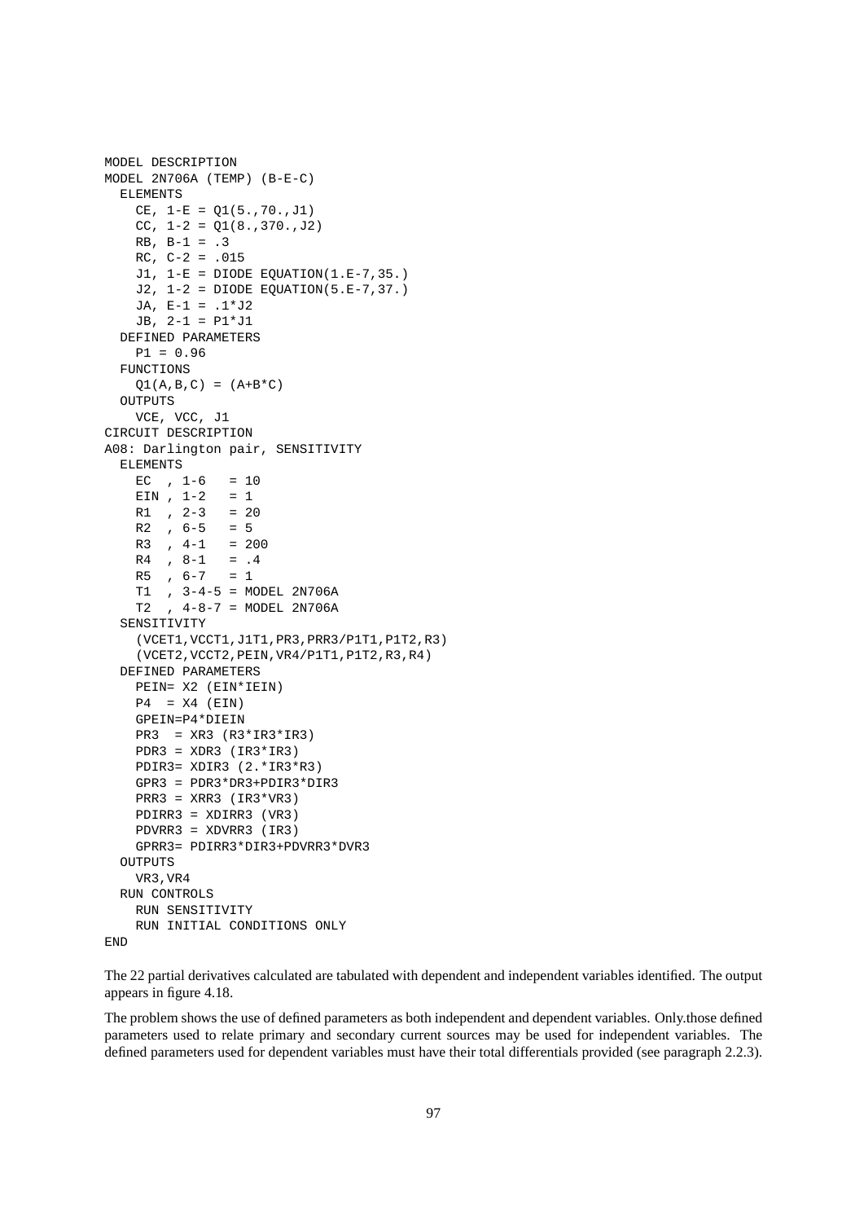```
MODEL DESCRIPTION
MODEL 2N706A (TEMP) (B-E-C)
  ELEMENTS
    CE, 1-E = Q1(5.,70.,J1)
    CC, 1-2 = Q1(8.,370.,J2)
    RB, B-1 = .3
    RC, C-2 = .015
    J1, 1-E = DIODE EQUATION(1.E-7,35.)
    J2, 1-2 = DIODE EQUATION(5.E-7,37.)
    JA, E-1 = .1*J2
    JB, 2-1 = P1*J1
  DEFINED PARAMETERS
    P1 = 0.96
  FUNCTIONS
    Q1(A,B,C) = (A+B*C)
  OUTPUTS
    VCE, VCC, J1
CIRCUIT DESCRIPTION
A08: Darlington pair, SENSITIVITY
  ELEMENTS
    EC  , 1-6   = 10
    EIN , 1-2   = 1
    R1  , 2-3   = 20
    R2  , 6-5   = 5
    R3  , 4-1   = 200
    R4  , 8-1   = .4
    R5  , 6-7   = 1
    T1  , 3-4-5 = MODEL 2N706A
    T2  , 4-8-7 = MODEL 2N706A
  SENSITIVITY
    (VCET1,VCCT1,J1T1,PR3,PRR3/P1T1,P1T2,R3)
    (VCET2,VCCT2,PEIN,VR4/P1T1,P1T2,R3,R4)
  DEFINED PARAMETERS
    PEIN= X2 (EIN*IEIN)
    P4  = X4 (EIN)
    GPEIN=P4*DIEIN
    PR3  = XR3 (R3*IR3*IR3)
    PDR3 = XDR3 (IR3*IR3)
    PDIR3= XDIR3 (2.*IR3*R3)
    GPR3 = PDR3*DR3+PDIR3*DIR3
    PRR3 = XRR3 (IR3*VR3)
    PDIRR3 = XDIRR3 (VR3)
    PDVRR3 = XDVRR3 (IR3)
    GPRR3= PDIRR3*DIR3+PDVRR3*DVR3
  OUTPUTS
    VR3,VR4
  RUN CONTROLS
    RUN SENSITIVITY
    RUN INITIAL CONDITIONS ONLY
END
```

The 22 partial derivatives calculated are tabulated with dependent and independent variables identified. The output appears in figure 4.18.

The problem shows the use of defined parameters as both independent and dependent variables. Only.those defined parameters used to relate primary and secondary current sources may be used for independent variables. The defined parameters used for dependent variables must have their total differentials provided (see paragraph 2.2.3).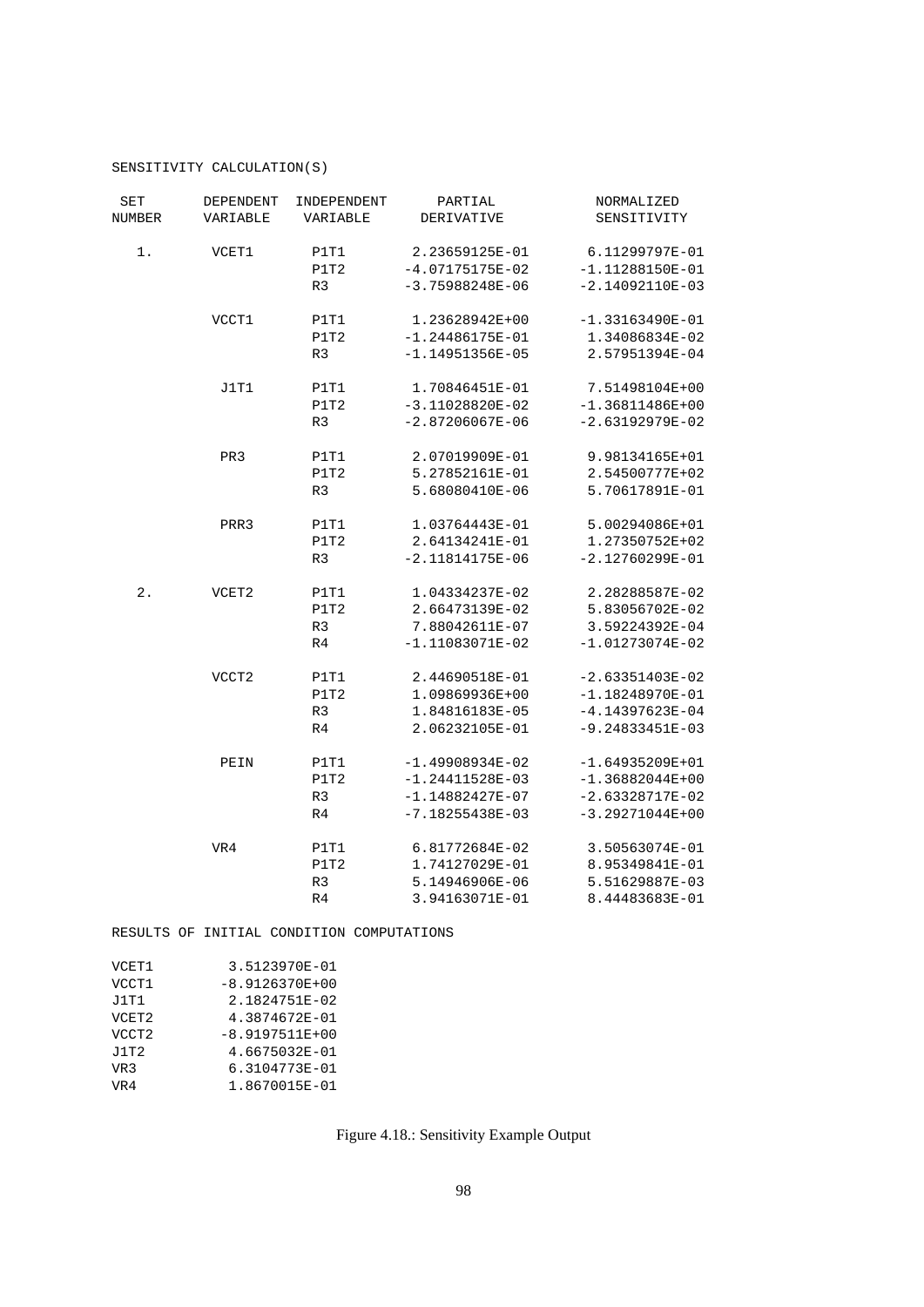```
SENSITIVITY CALCULATION(S)

 SET        DEPENDENT   INDEPENDENT      PARTIAL             NORMALIZED
NUMBER      VARIABLE     VARIABLE       DERIVATIVE           SENSITIVITY

  1.         VCET1        P1T1        2.23659125E-01       6.11299797E-01
                          P1T2       -4.07175175E-02      -1.11288150E-01
                          R3         -3.75988248E-06      -2.14092110E-03

             VCCT1        P1T1        1.23628942E+00      -1.33163490E-01
                          P1T2       -1.24486175E-01       1.34086834E-02
                          R3         -1.14951356E-05       2.57951394E-04

              J1T1        P1T1        1.70846451E-01       7.51498104E+00
                          P1T2       -3.11028820E-02      -1.36811486E+00
                          R3         -2.87206067E-06      -2.63192979E-02

              PR3         P1T1        2.07019909E-01       9.98134165E+01
                          P1T2        5.27852161E-01       2.54500777E+02
                          R3          5.68080410E-06       5.70617891E-01

              PRR3        P1T1        1.03764443E-01       5.00294086E+01
                          P1T2        2.64134241E-01       1.27350752E+02
                          R3         -2.11814175E-06      -2.12760299E-01

  2.         VCET2        P1T1        1.04334237E-02       2.28288587E-02
                          P1T2        2.66473139E-02       5.83056702E-02
                          R3          7.88042611E-07       3.59224392E-04
                          R4         -1.11083071E-02      -1.01273074E-02

             VCCT2        P1T1        2.44690518E-01      -2.63351403E-02
                          P1T2        1.09869936E+00      -1.18248970E-01
                          R3          1.84816183E-05      -4.14397623E-04
                          R4          2.06232105E-01      -9.24833451E-03

              PEIN        P1T1       -1.49908934E-02      -1.64935209E+01
                          P1T2       -1.24411528E-03      -1.36882044E+00
                          R3         -1.14882427E-07      -2.63328717E-02
                          R4         -7.18255438E-03      -3.29271044E+00

              VR4         P1T1        6.81772684E-02       3.50563074E-01
                          P1T2        1.74127029E-01       8.95349841E-01
                          R3          5.14946906E-06       5.51629887E-03
                          R4          3.94163071E-01       8.44483683E-01

RESULTS OF INITIAL CONDITION COMPUTATIONS

VCET1         3.5123970E-01
VCCT1        -8.9126370E+00
J1T1          2.1824751E-02
VCET2         4.3874672E-01
VCCT2        -8.9197511E+00
J1T2          4.6675032E-01
VR3           6.3104773E-01
VR4           1.8670015E-01
```

Figure 4.18.: Sensitivity Example Output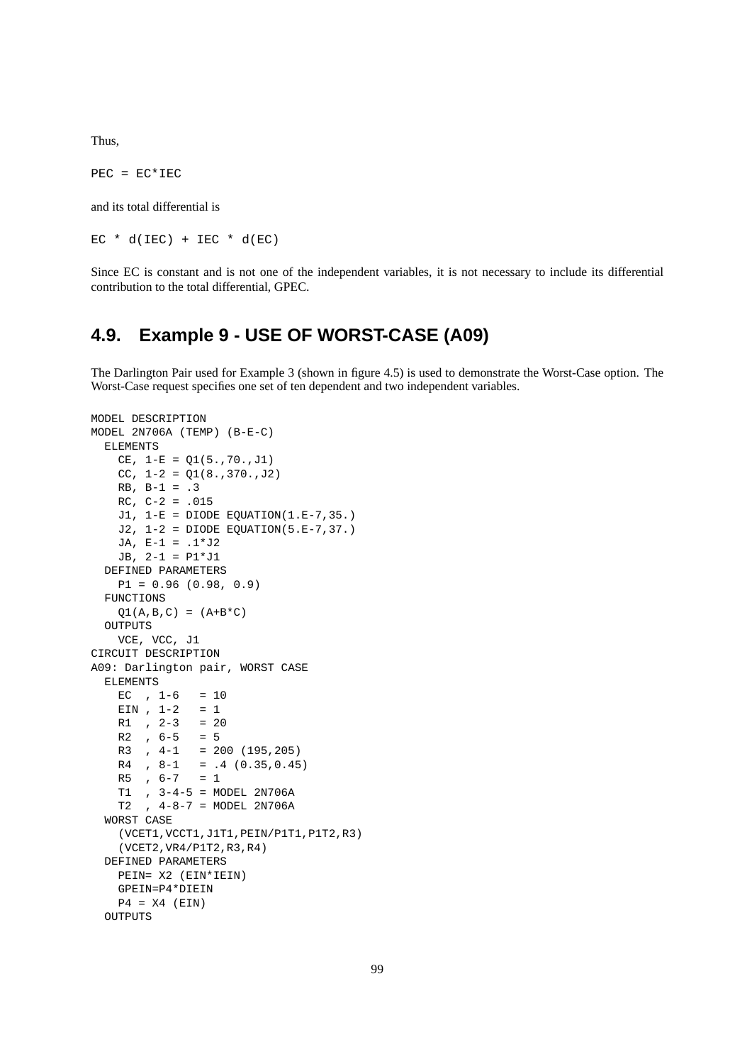Thus,

```
PEC = EC*IEC
```

and its total differential is

```
EC * d(IEC) + IEC * d(EC)
```

Since EC is constant and is not one of the independent variables, it is not necessary to include its differential contribution to the total differential, GPEC.

## 4.9. Example 9 - USE OF WORST-CASE (A09)

The Darlington Pair used for Example 3 (shown in figure 4.5) is used to demonstrate the Worst-Case option. The Worst-Case request specifies one set of ten dependent and two independent variables.

```
MODEL DESCRIPTION
MODEL 2N706A (TEMP) (B-E-C)
  ELEMENTS
    CE, 1-E = Q1(5.,70.,J1)
    CC, 1-2 = Q1(8.,370.,J2)
    RB, B-1 = .3
    RC, C-2 = .015
    J1, 1-E = DIODE EQUATION(1.E-7,35.)
    J2, 1-2 = DIODE EQUATION(5.E-7,37.)
    JA, E-1 = .1*J2
    JB, 2-1 = P1*J1
  DEFINED PARAMETERS
    P1 = 0.96 (0.98, 0.9)
  FUNCTIONS
    Q1(A,B,C) = (A+B*C)
  OUTPUTS
    VCE, VCC, J1
CIRCUIT DESCRIPTION
A09: Darlington pair, WORST CASE
  ELEMENTS
    EC  , 1-6   = 10
    EIN , 1-2   = 1
    R1  , 2-3   = 20
    R2  , 6-5   = 5
    R3  , 4-1   = 200 (195,205)
    R4  , 8-1   = .4 (0.35,0.45)
    R5  , 6-7   = 1
    T1  , 3-4-5 = MODEL 2N706A
    T2  , 4-8-7 = MODEL 2N706A
  WORST CASE
    (VCET1,VCCT1,J1T1,PEIN/P1T1,P1T2,R3)
    (VCET2,VR4/P1T2,R3,R4)
  DEFINED PARAMETERS
    PEIN= X2 (EIN*IEIN)
    GPEIN=P4*DIEIN
    P4 = X4 (EIN)
  OUTPUTS
```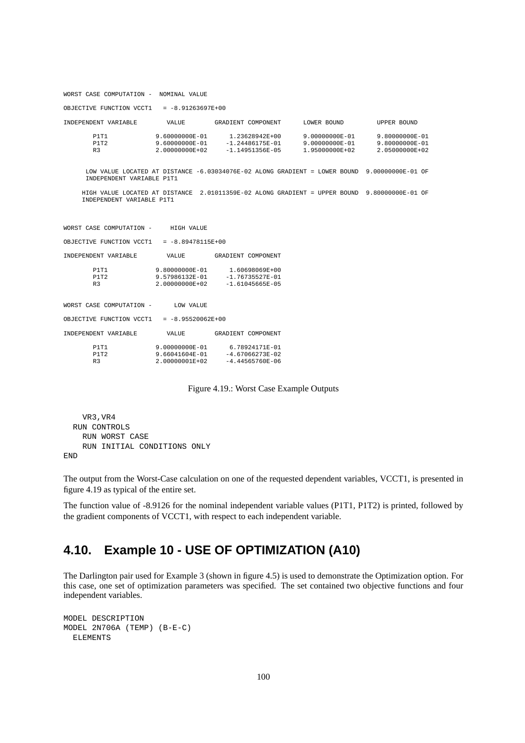```
WORST CASE COMPUTATION -  NOMINAL VALUE

OBJECTIVE FUNCTION VCCT1   = -8.91263697E+00

INDEPENDENT VARIABLE        VALUE        GRADIENT COMPONENT      LOWER BOUND         UPPER BOUND

       P1T1            9.60000000E-01      1.23628942E+00      9.00000000E-01      9.80000000E-01
       P1T2            9.60000000E-01     -1.24486175E-01      9.00000000E-01      9.80000000E-01
       R3              2.00000000E+02     -1.14951356E-05      1.95000000E+02      2.05000000E+02


      LOW VALUE LOCATED AT DISTANCE -6.03034076E-02 ALONG GRADIENT = LOWER BOUND  9.00000000E-01 OF
      INDEPENDENT VARIABLE P1T1

     HIGH VALUE LOCATED AT DISTANCE  2.01011359E-02 ALONG GRADIENT = UPPER BOUND  9.80000000E-01 OF
     INDEPENDENT VARIABLE P1T1



WORST CASE COMPUTATION -     HIGH VALUE

OBJECTIVE FUNCTION VCCT1   = -8.89478115E+00

INDEPENDENT VARIABLE        VALUE        GRADIENT COMPONENT

       P1T1            9.80000000E-01      1.60698069E+00
       P1T2            9.57986132E-01     -1.76735527E-01
       R3              2.00000000E+02     -1.61045665E-05


WORST CASE COMPUTATION -      LOW VALUE

OBJECTIVE FUNCTION VCCT1   = -8.95520062E+00

INDEPENDENT VARIABLE        VALUE        GRADIENT COMPONENT

       P1T1            9.00000000E-01      6.78924171E-01
       P1T2            9.66041604E-01     -4.67066273E-02
       R3              2.00000001E+02     -4.44565760E-06
```

Figure 4.19.: Worst Case Example Outputs

```
    VR3,VR4
  RUN CONTROLS
    RUN WORST CASE
    RUN INITIAL CONDITIONS ONLY
END
```

The output from the Worst-Case calculation on one of the requested dependent variables, VCCT1, is presented in figure 4.19 as typical of the entire set.

The function value of -8.9126 for the nominal independent variable values (P1T1, P1T2) is printed, followed by the gradient components of VCCT1, with respect to each independent variable.

## 4.10. Example 10 - USE OF OPTIMIZATION (A10)

The Darlington pair used for Example 3 (shown in figure 4.5) is used to demonstrate the Optimization option. For this case, one set of optimization parameters was specified. The set contained two objective functions and four independent variables.

```
MODEL DESCRIPTION
MODEL 2N706A (TEMP) (B-E-C)
  ELEMENTS
```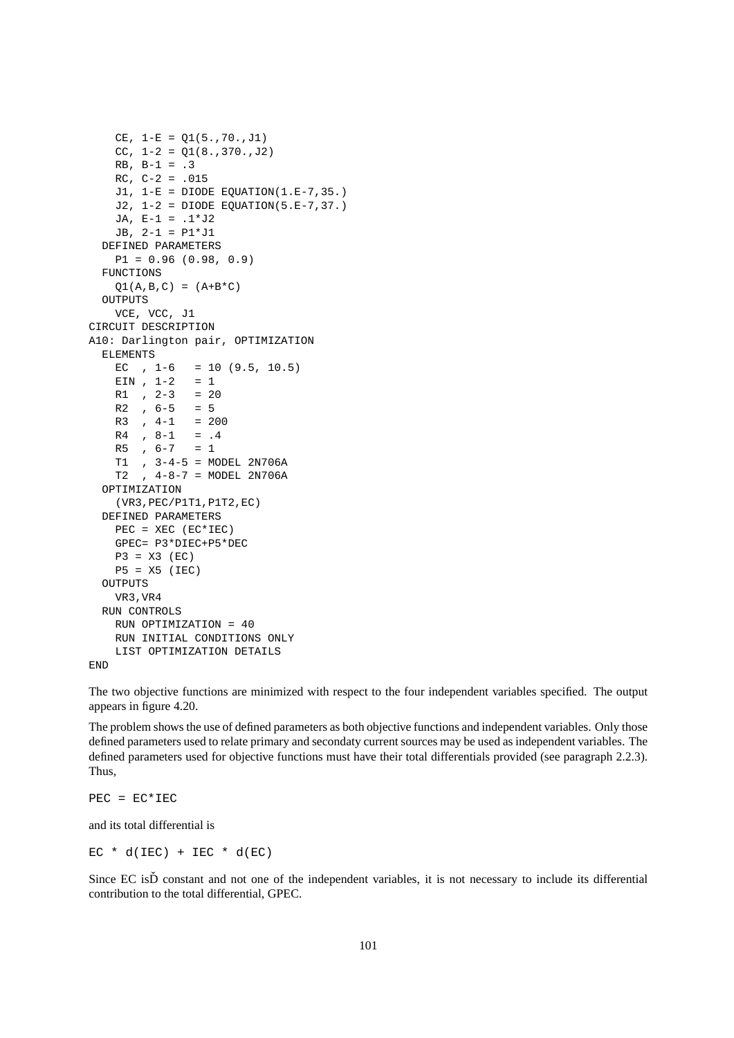```
    CE, 1-E = Q1(5.,70.,J1)
    CC, 1-2 = Q1(8.,370.,J2)
    RB, B-1 = .3
    RC, C-2 = .015
    J1, 1-E = DIODE EQUATION(1.E-7,35.)
    J2, 1-2 = DIODE EQUATION(5.E-7,37.)
    JA, E-1 = .1*J2
    JB, 2-1 = P1*J1
  DEFINED PARAMETERS
    P1 = 0.96 (0.98, 0.9)
  FUNCTIONS
    Q1(A,B,C) = (A+B*C)
  OUTPUTS
    VCE, VCC, J1
CIRCUIT DESCRIPTION
A10: Darlington pair, OPTIMIZATION
  ELEMENTS
    EC  , 1-6   = 10 (9.5, 10.5)
    EIN , 1-2   = 1
    R1  , 2-3   = 20
    R2  , 6-5   = 5
    R3  , 4-1   = 200
    R4  , 8-1   = .4
    R5  , 6-7   = 1
    T1  , 3-4-5 = MODEL 2N706A
    T2  , 4-8-7 = MODEL 2N706A
  OPTIMIZATION
    (VR3,PEC/P1T1,P1T2,EC)
  DEFINED PARAMETERS
    PEC = XEC (EC*IEC)
    GPEC= P3*DIEC+P5*DEC
    P3 = X3 (EC)
    P5 = X5 (IEC)
  OUTPUTS
    VR3,VR4
  RUN CONTROLS
    RUN OPTIMIZATION = 40
    RUN INITIAL CONDITIONS ONLY
    LIST OPTIMIZATION DETAILS
END
```

The two objective functions are minimized with respect to the four independent variables specified. The output appears in figure 4.20.

The problem shows the use of defined parameters as both objective functions and independent variables. Only those defined parameters used to relate primary and secondaty current sources may be used as independent variables. The defined parameters used for objective functions must have their total differentials provided (see paragraph 2.2.3). Thus,

```
PEC = EC*IEC
```

and its total differential is

```
EC * d(IEC) + IEC * d(EC)
```

Since EC isĎ constant and not one of the independent variables, it is not necessary to include its differential contribution to the total differential, GPEC.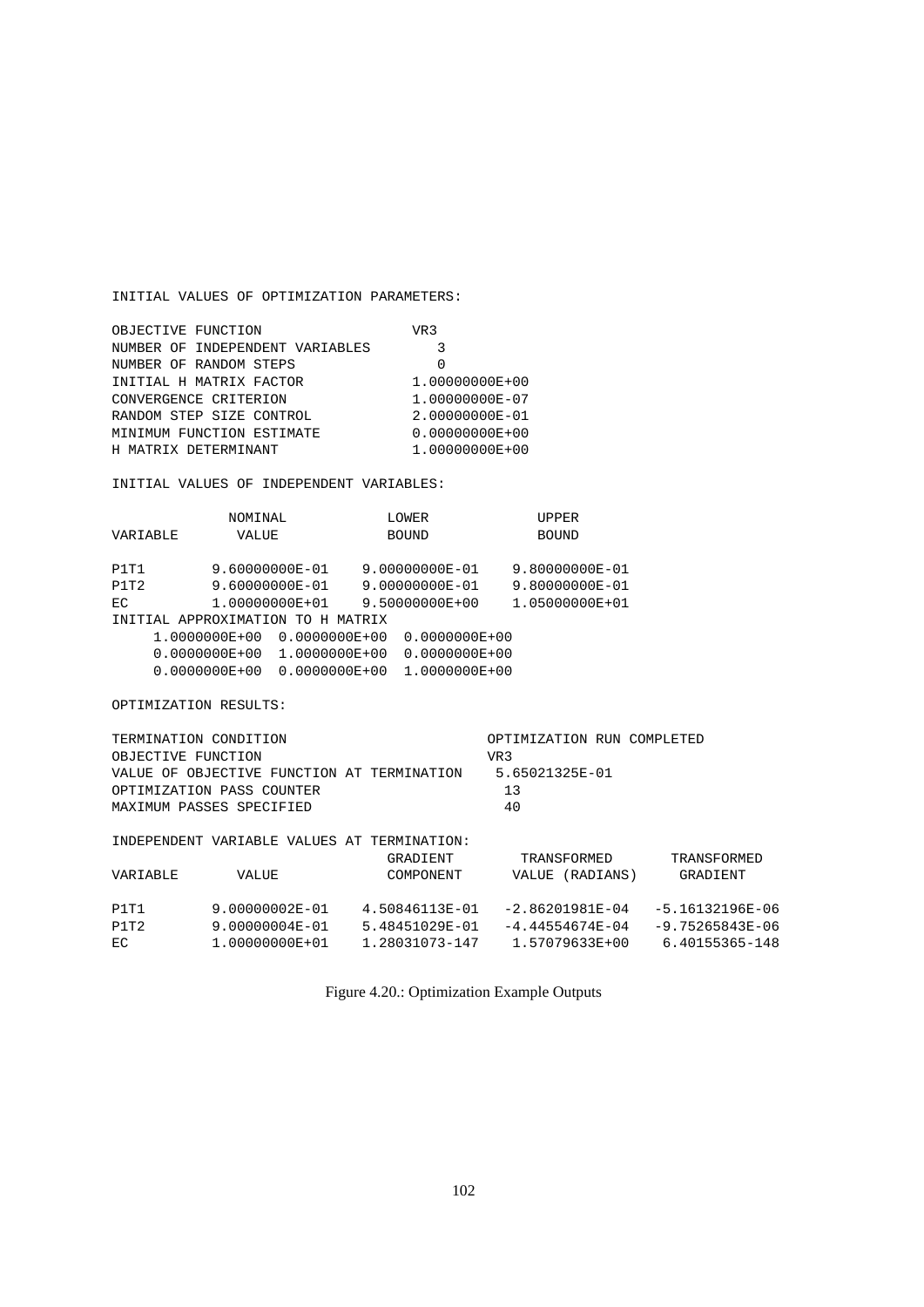```
INITIAL VALUES OF OPTIMIZATION PARAMETERS:

OBJECTIVE FUNCTION                   VR3
NUMBER OF INDEPENDENT VARIABLES        3
NUMBER OF RANDOM STEPS                 0
INITIAL H MATRIX FACTOR              1.00000000E+00
CONVERGENCE CRITERION                1.00000000E-07
RANDOM STEP SIZE CONTROL             2.00000000E-01
MINIMUM FUNCTION ESTIMATE            0.00000000E+00
H MATRIX DETERMINANT                 1.00000000E+00

INITIAL VALUES OF INDEPENDENT VARIABLES:

              NOMINAL            LOWER              UPPER
VARIABLE       VALUE             BOUND              BOUND

P1T1        9.60000000E-01    9.00000000E-01    9.80000000E-01
P1T2        9.60000000E-01    9.00000000E-01    9.80000000E-01
EC          1.00000000E+01    9.50000000E+00    1.05000000E+01
INITIAL APPROXIMATION TO H MATRIX
     1.0000000E+00  0.0000000E+00  0.0000000E+00
     0.0000000E+00  1.0000000E+00  0.0000000E+00
     0.0000000E+00  0.0000000E+00  1.0000000E+00

OPTIMIZATION RESULTS:

TERMINATION CONDITION                          OPTIMIZATION RUN COMPLETED
OBJECTIVE FUNCTION                             VR3
VALUE OF OBJECTIVE FUNCTION AT TERMINATION      5.65021325E-01
OPTIMIZATION PASS COUNTER                        13
MAXIMUM PASSES SPECIFIED                         40

INDEPENDENT VARIABLE VALUES AT TERMINATION:
                                  GRADIENT         TRANSFORMED        TRANSFORMED
VARIABLE        VALUE             COMPONENT       VALUE (RADIANS)      GRADIENT

P1T1        9.00000002E-01    4.50846113E-01   -2.86201981E-04   -5.16132196E-06
P1T2        9.00000004E-01    5.48451029E-01   -4.44554674E-04   -9.75265843E-06
EC          1.00000000E+01    1.28031073-147    1.57079633E+00    6.40155365-148
```

Figure 4.20.: Optimization Example Outputs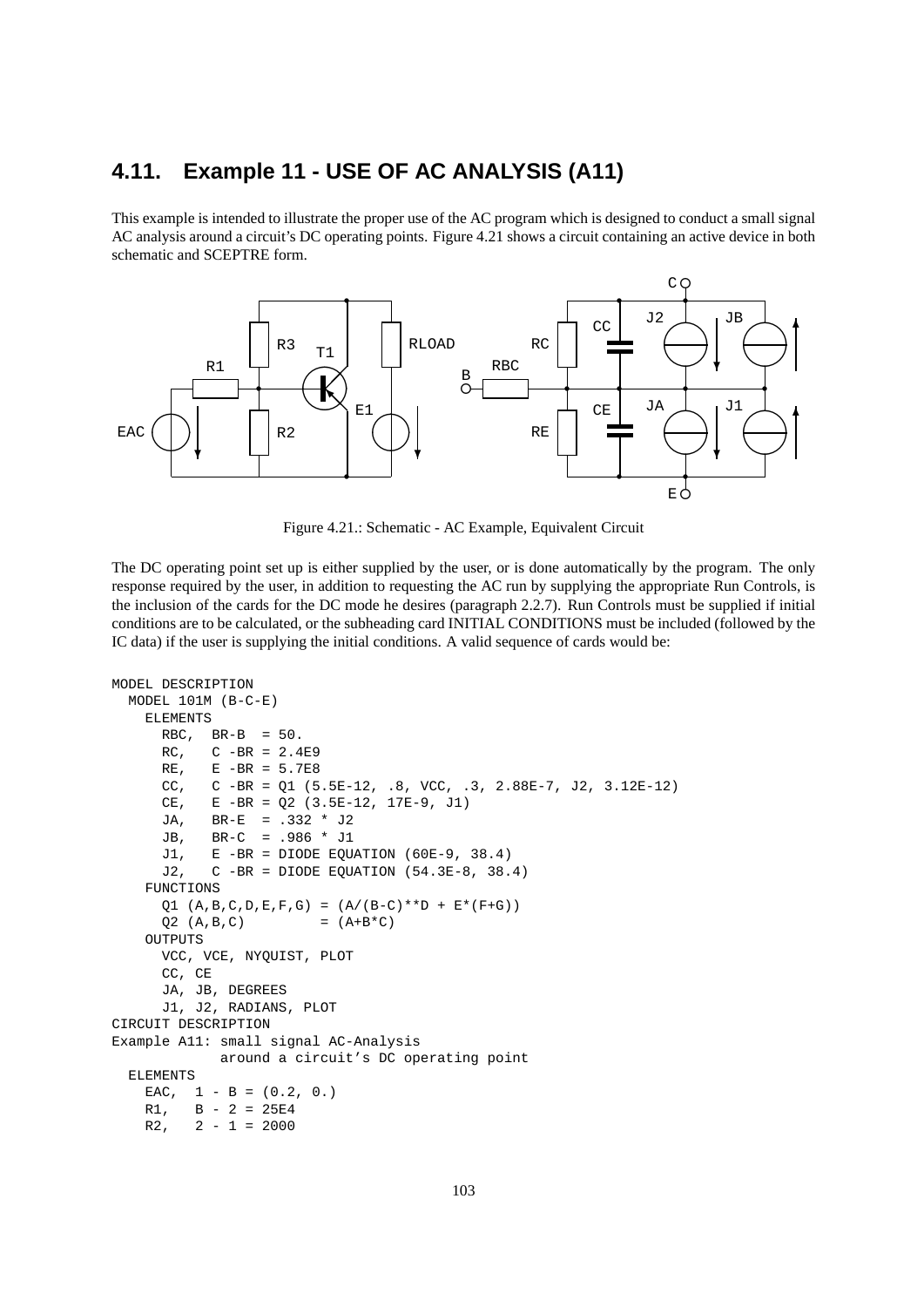## 4.11. Example 11 - USE OF AC ANALYSIS (A11)

This example is intended to illustrate the proper use of the AC program which is designed to conduct a small signal AC analysis around a circuit's DC operating points. Figure 4.21 shows a circuit containing an active device in both schematic and SCEPTRE form.

C
CC
J2
JB
R3
RLOAD
RC
T1
R1
RBC
B
E1
CE
JA
J1
EAC
R2
RE
E

Figure 4.21.: Schematic - AC Example, Equivalent Circuit

The DC operating point set up is either supplied by the user, or is done automatically by the program. The only response required by the user, in addition to requesting the AC run by supplying the appropriate Run Controls, is the inclusion of the cards for the DC mode he desires (paragraph 2.2.7). Run Controls must be supplied if initial conditions are to be calculated, or the subheading card INITIAL CONDITIONS must be included (followed by the IC data) if the user is supplying the initial conditions. A valid sequence of cards would be:

```
MODEL DESCRIPTION
  MODEL 101M (B-C-E)
    ELEMENTS
      RBC,  BR-B  = 50.
      RC,   C -BR = 2.4E9
      RE,   E -BR = 5.7E8
      CC,   C -BR = Q1 (5.5E-12, .8, VCC, .3, 2.88E-7, J2, 3.12E-12)
      CE,   E -BR = Q2 (3.5E-12, 17E-9, J1)
      JA,   BR-E  = .332 * J2
      JB,   BR-C  = .986 * J1
      J1,   E -BR = DIODE EQUATION (60E-9, 38.4)
      J2,   C -BR = DIODE EQUATION (54.3E-8, 38.4)
    FUNCTIONS
      Q1 (A,B,C,D,E,F,G) = (A/(B-C)**D + E*(F+G))
      Q2 (A,B,C)         = (A+B*C)
    OUTPUTS
      VCC, VCE, NYQUIST, PLOT
      CC, CE
      JA, JB, DEGREES
      J1, J2, RADIANS, PLOT
CIRCUIT DESCRIPTION
Example A11: small signal AC-Analysis
             around a circuit's DC operating point
  ELEMENTS
    EAC,  1 - B = (0.2, 0.)
    R1,   B - 2 = 25E4
    R2,   2 - 1 = 2000
```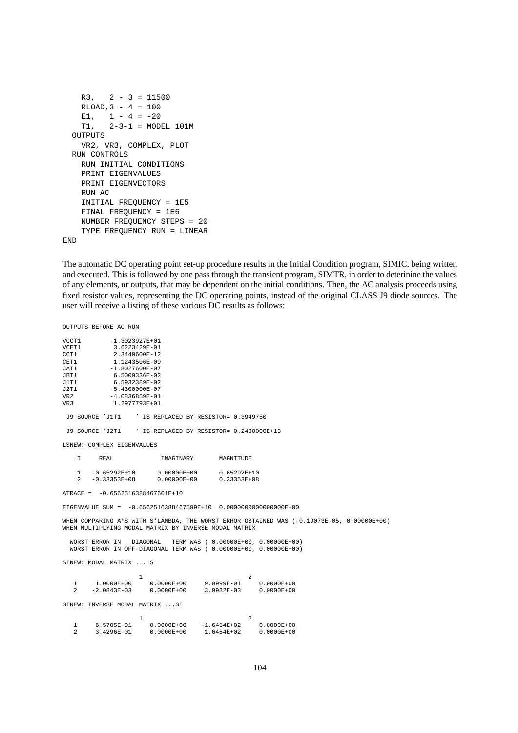```
    R3,   2 - 3 = 11500
    RLOAD,3 - 4 = 100
    E1,   1 - 4 = -20
    T1,   2-3-1 = MODEL 101M
  OUTPUTS
    VR2, VR3, COMPLEX, PLOT
  RUN CONTROLS
    RUN INITIAL CONDITIONS
    PRINT EIGENVALUES
    PRINT EIGENVECTORS
    RUN AC
    INITIAL FREQUENCY = 1E5
    FINAL FREQUENCY = 1E6
    NUMBER FREQUENCY STEPS = 20
    TYPE FREQUENCY RUN = LINEAR
END
```

The automatic DC operating point set-up procedure results in the Initial Condition program, SIMIC, being written and executed. This is followed by one pass through the transient program, SIMTR, in order to deterinine the values of any elements, or outputs, that may be dependent on the initial conditions. Then, the AC analysis proceeds using fixed resistor values, representing the DC operating points, instead of the original CLASS J9 diode sources. The user will receive a listing of these various DC results as follows:

```
OUTPUTS BEFORE AC RUN

VCCT1        -1.3023927E+01
VCET1         3.6223429E-01
CCT1          2.3449600E-12
CET1          1.1243506E-09
JAT1         -1.8027600E-07
JBT1          6.5009336E-02
J1T1          6.5932389E-02
J2T1         -5.4300000E-07
VR2          -4.0836859E-01
VR3           1.2977793E+01

 J9 SOURCE 'J1T1    ' IS REPLACED BY RESISTOR= 0.3949750

 J9 SOURCE 'J2T1    ' IS REPLACED BY RESISTOR= 0.2400000E+13

LSNEW: COMPLEX EIGENVALUES

    I     REAL            IMAGINARY       MAGNITUDE

    1   -0.65292E+10      0.00000E+00      0.65292E+10
    2   -0.33353E+08      0.00000E+00      0.33353E+08

ATRACE =  -0.6562516388467601E+10

EIGENVALUE SUM =  -0.6562516388467599E+10  0.0000000000000000E+00

WHEN COMPARING A*S WITH S*LAMBDA, THE WORST ERROR OBTAINED WAS (-0.19073E-05, 0.00000E+00)
WHEN MULTIPLYING MODAL MATRIX BY INVERSE MODAL MATRIX

  WORST ERROR IN   DIAGONAL   TERM WAS ( 0.00000E+00, 0.00000E+00)
  WORST ERROR IN OFF-DIAGONAL TERM WAS ( 0.00000E+00, 0.00000E+00)

SINEW: MODAL MATRIX ... S

                 1                              2
   1     1.0000E+00     0.0000E+00     9.9999E-01     0.0000E+00
   2    -2.0843E-03     0.0000E+00     3.9932E-03     0.0000E+00

SINEW: INVERSE MODAL MATRIX ...SI

                 1                              2
   1     6.5705E-01     0.0000E+00    -1.6454E+02     0.0000E+00
   2     3.4296E-01     0.0000E+00     1.6454E+02     0.0000E+00
```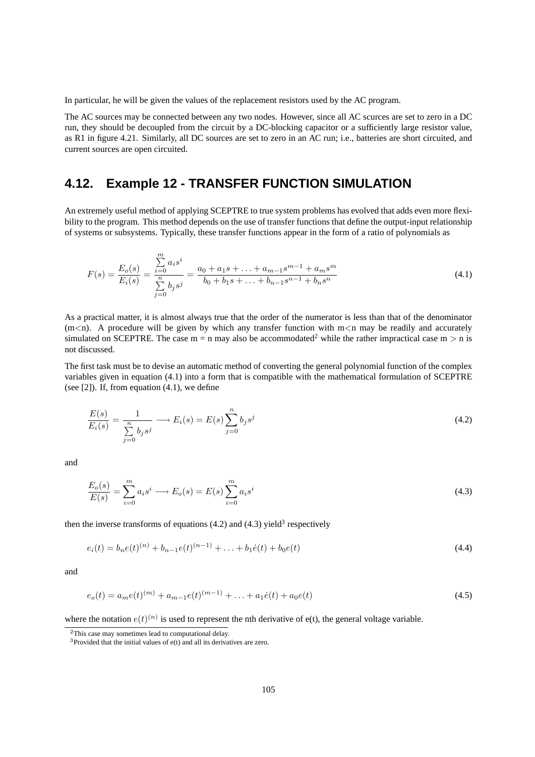In particular, he will be given the values of the replacement resistors used by the AC program.

The AC sources may be connected between any two nodes. However, since all AC scurces are set to zero in a DC run, they should be decoupled from the circuit by a DC-blocking capacitor or a sufficiently large resistor value, as R1 in figure 4.21. Similarly, all DC sources are set to zero in an AC run; i.e., batteries are short circuited, and current sources are open circuited.

## 4.12. Example 12 - TRANSFER FUNCTION SIMULATION

An extremely useful method of applying SCEPTRE to true system problems has evolved that adds even more flexibility to the program. This method depends on the use of transfer functions that define the output-input relationship of systems or subsystems. Typically, these transfer functions appear in the form of a ratio of polynomials as

$$F(s) = \frac{E_o(s)}{E_i(s)} = \frac{\sum_{i=0}^{m} a_i s^i}{\sum_{j=0}^{n} b_j s^j} = \frac{a_0 + a_1 s + \ldots + a_{m-1}s^{m-1} + a_m s^m}{b_0 + b_1 s + \ldots + b_{n-1}s^{n-1} + b_n s^n} \tag{4.1}$$

As a practical matter, it is almost always true that the order of the numerator is less than that of the denominator (m<n). A procedure will be given by which any transfer function with m<n may be readily and accurately simulated on SCEPTRE. The case m = n may also be accommodated[2] while the rather impractical case m > n is not discussed.

The first task must be to devise an automatic method of converting the general polynomial function of the complex variables given in equation (4.1) into a form that is compatible with the mathematical formulation of SCEPTRE (see [2]). If, from equation (4.1), we define

$$\frac{E(s)}{E_i(s)} = \frac{1}{\sum_{j=0}^{n} b_j s^j} \longrightarrow E_i(s) = E(s)\sum_{j=0}^{n} b_j s^j \tag{4.2}$$

and

$$\frac{E_o(s)}{E(s)} = \sum_{i=0}^{m} a_i s^i \longrightarrow E_o(s) = E(s)\sum_{i=0}^{m} a_i s^i \tag{4.3}$$

then the inverse transforms of equations (4.2) and (4.3) yield[3] respectively

$$e_i(t) = b_n e(t)^{(n)} + b_{n-1}e(t)^{(n-1)} + \ldots + b_1\dot{e}(t) + b_0 e(t) \tag{4.4}$$

and

$$e_o(t) = a_m e(t)^{(m)} + a_{m-1}e(t)^{(m-1)} + \ldots + a_1\dot{e}(t) + a_0 e(t) \tag{4.5}$$

where the notation $e(t)^{(n)}$ is used to represent the nth derivative of e(t), the general voltage variable.

[2] This case may sometimes lead to computational delay.

[3] Provided that the initial values of e(t) and all its derivatives are zero.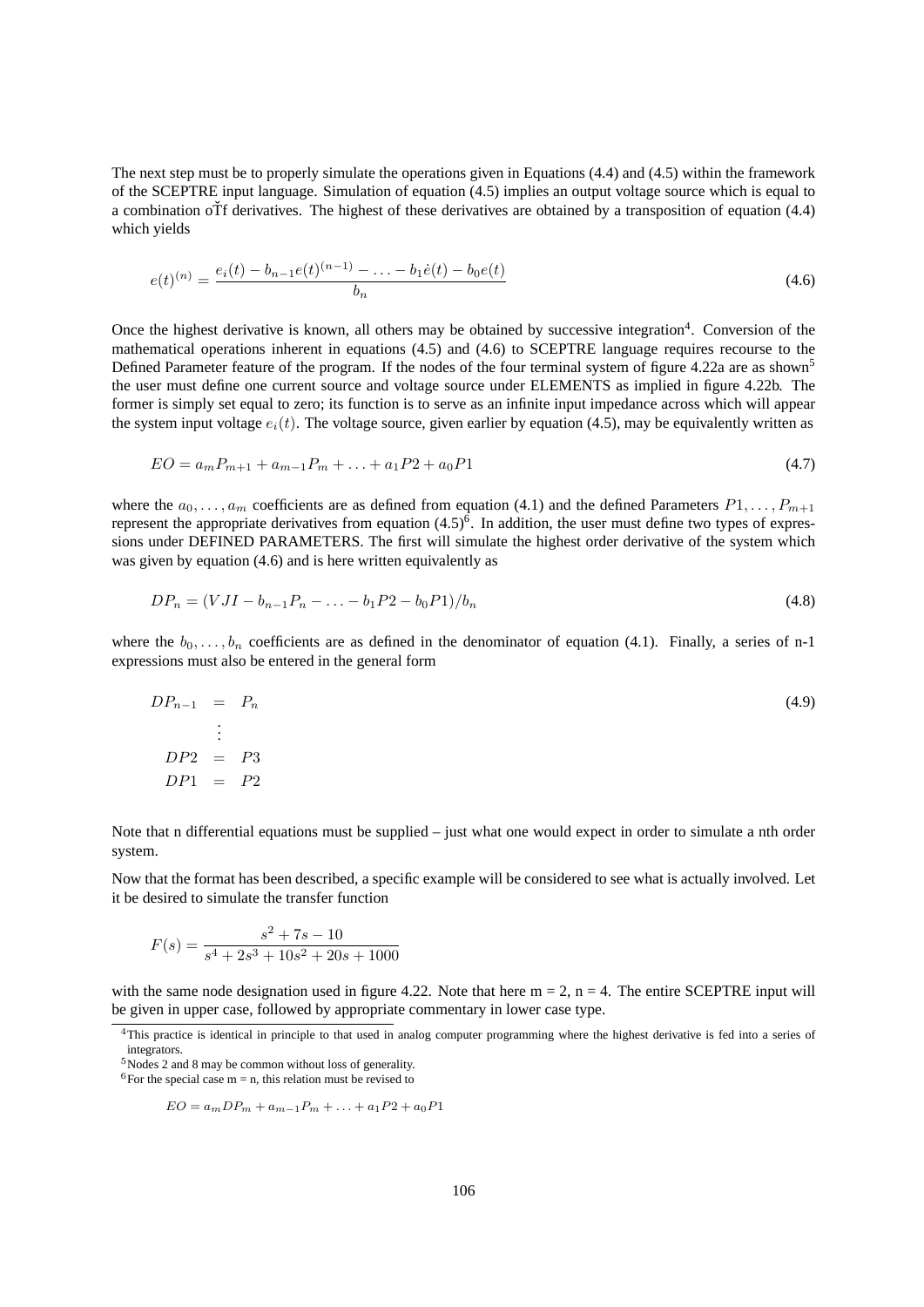The next step must be to properly simulate the operations given in Equations (4.4) and (4.5) within the framework of the SCEPTRE input language. Simulation of equation (4.5) implies an output voltage source which is equal to a combination oŤf derivatives. The highest of these derivatives are obtained by a transposition of equation (4.4) which yields

$$e(t)^{(n)} = \frac{e_i(t) - b_{n-1}e(t)^{(n-1)} - \ldots - b_1\dot{e}(t) - b_0 e(t)}{b_n} \tag{4.6}$$

Once the highest derivative is known, all others may be obtained by successive integration[4]. Conversion of the mathematical operations inherent in equations (4.5) and (4.6) to SCEPTRE language requires recourse to the Defined Parameter feature of the program. If the nodes of the four terminal system of figure 4.22a are as shown[5] the user must define one current source and voltage source under ELEMENTS as implied in figure 4.22b. The former is simply set equal to zero; its function is to serve as an infinite input impedance across which will appear the system input voltage $e_i(t)$. The voltage source, given earlier by equation (4.5), may be equivalently written as

$$EO = a_m P_{m+1} + a_{m-1}P_m + \ldots + a_1 P2 + a_0 P1 \tag{4.7}$$

where the $a_0, \ldots, a_m$ coefficients are as defined from equation (4.1) and the defined Parameters $P1, \ldots, P_{m+1}$ represent the appropriate derivatives from equation (4.5)[6]. In addition, the user must define two types of expressions under DEFINED PARAMETERS. The first will simulate the highest order derivative of the system which was given by equation (4.6) and is here written equivalently as

$$DP_n = (VJI - b_{n-1}P_n - \ldots - b_1 P2 - b_0 P1)/b_n \tag{4.8}$$

where the $b_0, \ldots, b_n$ coefficients are as defined in the denominator of equation (4.1). Finally, a series of n-1 expressions must also be entered in the general form

$$\begin{aligned} DP_{n-1} &= P_n \\ &\vdots \\ DP2 &= P3 \\ DP1 &= P2 \end{aligned} \tag{4.9}$$

Note that n differential equations must be supplied – just what one would expect in order to simulate a nth order system.

Now that the format has been described, a specific example will be considered to see what is actually involved. Let it be desired to simulate the transfer function

$$F(s) = \frac{s^2 + 7s - 10}{s^4 + 2s^3 + 10s^2 + 20s + 1000}$$

with the same node designation used in figure 4.22. Note that here m = 2, n = 4. The entire SCEPTRE input will be given in upper case, followed by appropriate commentary in lower case type.

---

[4] This practice is identical in principle to that used in analog computer programming where the highest derivative is fed into a series of integrators.

[5] Nodes 2 and 8 may be common without loss of generality.

[6] For the special case m = n, this relation must be revised to

$$EO = a_m DP_m + a_{m-1}P_m + \ldots + a_1 P2 + a_0 P1$$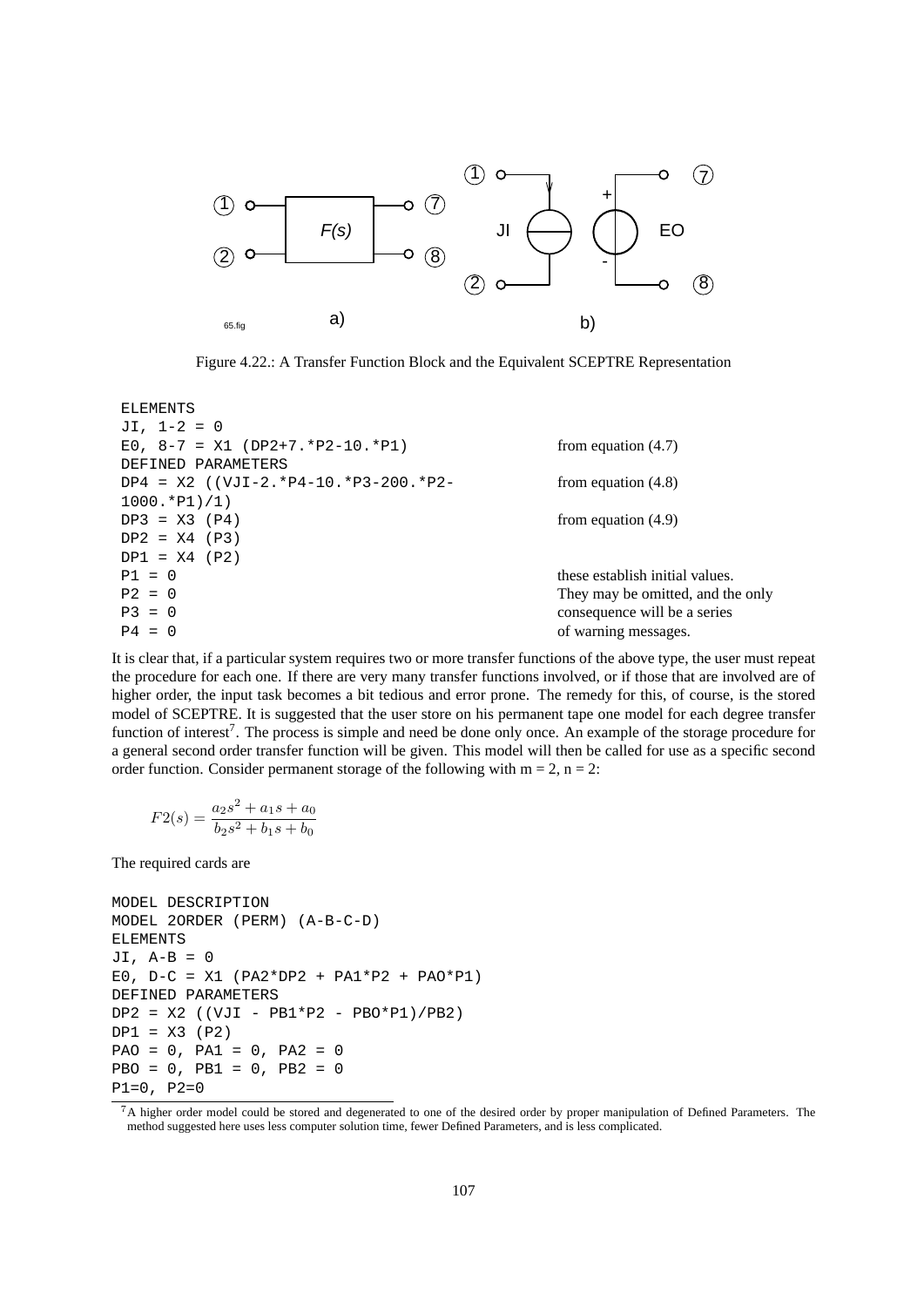1 ○ F(s) ○ 7

2 ○ ○ 8

65.fig a)

1 ○ ○ 7

JI + EO

2 ○ - ○ 8

b)

Figure 4.22.: A Transfer Function Block and the Equivalent SCEPTRE Representation

```
ELEMENTS
JI, 1-2 = 0
E0, 8-7 = X1 (DP2+7.*P2-10.*P1)            from equation (4.7)
DEFINED PARAMETERS
DP4 = X2 ((VJI-2.*P4-10.*P3-200.*P2-       from equation (4.8)
1000.*P1)/1)
DP3 = X3 (P4)                              from equation (4.9)
DP2 = X4 (P3)
DP1 = X4 (P2)
P1 = 0                                     these establish initial values.
P2 = 0                                     They may be omitted, and the only
P3 = 0                                     consequence will be a series
P4 = 0                                     of warning messages.
```

It is clear that, if a particular system requires two or more transfer functions of the above type, the user must repeat the procedure for each one. If there are very many transfer functions involved, or if those that are involved are of higher order, the input task becomes a bit tedious and error prone. The remedy for this, of course, is the stored model of SCEPTRE. It is suggested that the user store on his permanent tape one model for each degree transfer function of interest[7]. The process is simple and need be done only once. An example of the storage procedure for a general second order transfer function will be given. This model will then be called for use as a specific second order function. Consider permanent storage of the following with m = 2, n = 2:

$$F2(s) = \frac{a_2 s^2 + a_1 s + a_0}{b_2 s^2 + b_1 s + b_0}$$

The required cards are

```
MODEL DESCRIPTION
MODEL 2ORDER (PERM) (A-B-C-D)
ELEMENTS
JI, A-B = 0
E0, D-C = X1 (PA2*DP2 + PA1*P2 + PAO*P1)
DEFINED PARAMETERS
DP2 = X2 ((VJI - PB1*P2 - PBO*P1)/PB2)
DP1 = X3 (P2)
PAO = 0, PA1 = 0, PA2 = 0
PBO = 0, PB1 = 0, PB2 = 0
P1=0, P2=0
```

[7] A higher order model could be stored and degenerated to one of the desired order by proper manipulation of Defined Parameters. The method suggested here uses less computer solution time, fewer Defined Parameters, and is less complicated.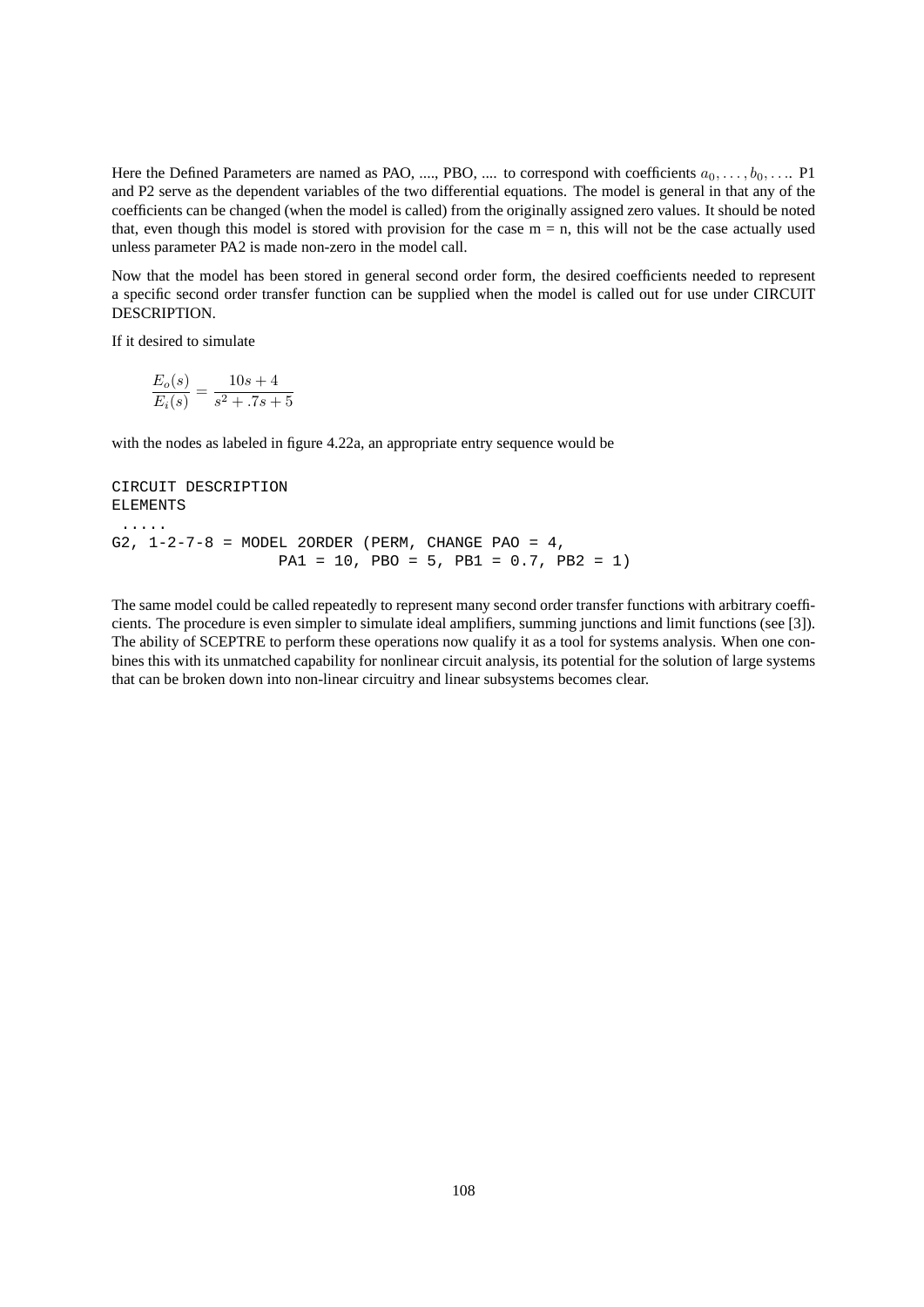Here the Defined Parameters are named as PAO, ...., PBO, .... to correspond with coefficients $a_0, \ldots, b_0, \ldots$. P1 and P2 serve as the dependent variables of the two differential equations. The model is general in that any of the coefficients can be changed (when the model is called) from the originally assigned zero values. It should be noted that, even though this model is stored with provision for the case m = n, this will not be the case actually used unless parameter PA2 is made non-zero in the model call.

Now that the model has been stored in general second order form, the desired coefficients needed to represent a specific second order transfer function can be supplied when the model is called out for use under CIRCUIT DESCRIPTION.

If it desired to simulate

$$\frac{E_o(s)}{E_i(s)} = \frac{10s + 4}{s^2 + .7s + 5}$$

with the nodes as labeled in figure 4.22a, an appropriate entry sequence would be

```
CIRCUIT DESCRIPTION
ELEMENTS
 .....
G2, 1-2-7-8 = MODEL 2ORDER (PERM, CHANGE PAO = 4,
                  PA1 = 10, PBO = 5, PB1 = 0.7, PB2 = 1)
```

The same model could be called repeatedly to represent many second order transfer functions with arbitrary coefficients. The procedure is even simpler to simulate ideal amplifiers, summing junctions and limit functions (see [3]). The ability of SCEPTRE to perform these operations now qualify it as a tool for systems analysis. When one combines this with its unmatched capability for nonlinear circuit analysis, its potential for the solution of large systems that can be broken down into non-linear circuitry and linear subsystems becomes clear.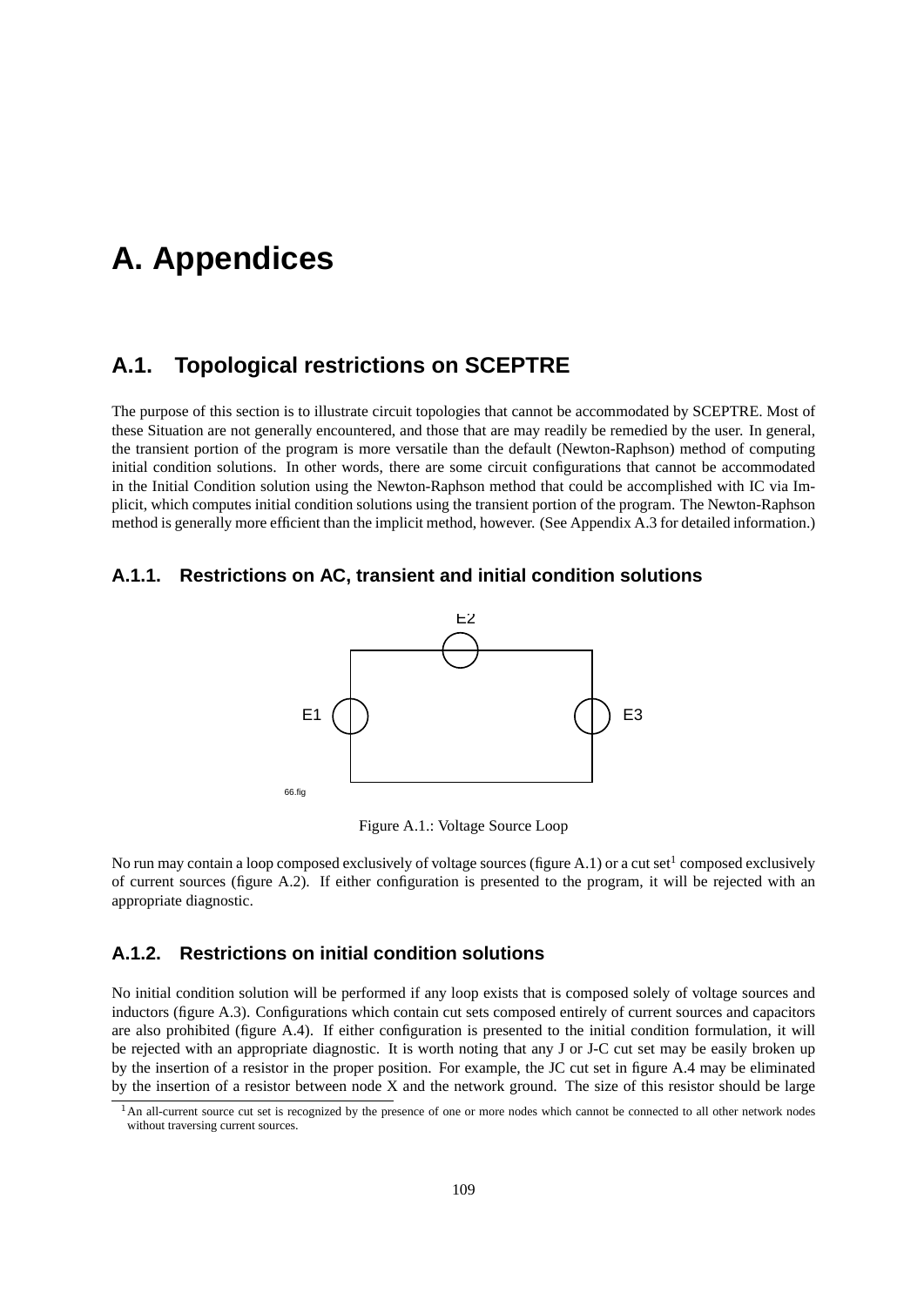# A. Appendices

## A.1. Topological restrictions on SCEPTRE

The purpose of this section is to illustrate circuit topologies that cannot be accommodated by SCEPTRE. Most of these Situation are not generally encountered, and those that are may readily be remedied by the user. In general, the transient portion of the program is more versatile than the default (Newton-Raphson) method of computing initial condition solutions. In other words, there are some circuit configurations that cannot be accommodated in the Initial Condition solution using the Newton-Raphson method that could be accomplished with IC via Implicit, which computes initial condition solutions using the transient portion of the program. The Newton-Raphson method is generally more efficient than the implicit method, however. (See Appendix A.3 for detailed information.)

### A.1.1. Restrictions on AC, transient and initial condition solutions

E2

E1

E3

66.fig

Figure A.1.: Voltage Source Loop

No run may contain a loop composed exclusively of voltage sources (figure A.1) or a cut set[1] composed exclusively of current sources (figure A.2). If either configuration is presented to the program, it will be rejected with an appropriate diagnostic.

### A.1.2. Restrictions on initial condition solutions

No initial condition solution will be performed if any loop exists that is composed solely of voltage sources and inductors (figure A.3). Configurations which contain cut sets composed entirely of current sources and capacitors are also prohibited (figure A.4). If either configuration is presented to the initial condition formulation, it will be rejected with an appropriate diagnostic. It is worth noting that any J or J-C cut set may be easily broken up by the insertion of a resistor in the proper position. For example, the JC cut set in figure A.4 may be eliminated by the insertion of a resistor between node X and the network ground. The size of this resistor should be large

[1] An all-current source cut set is recognized by the presence of one or more nodes which cannot be connected to all other network nodes without traversing current sources.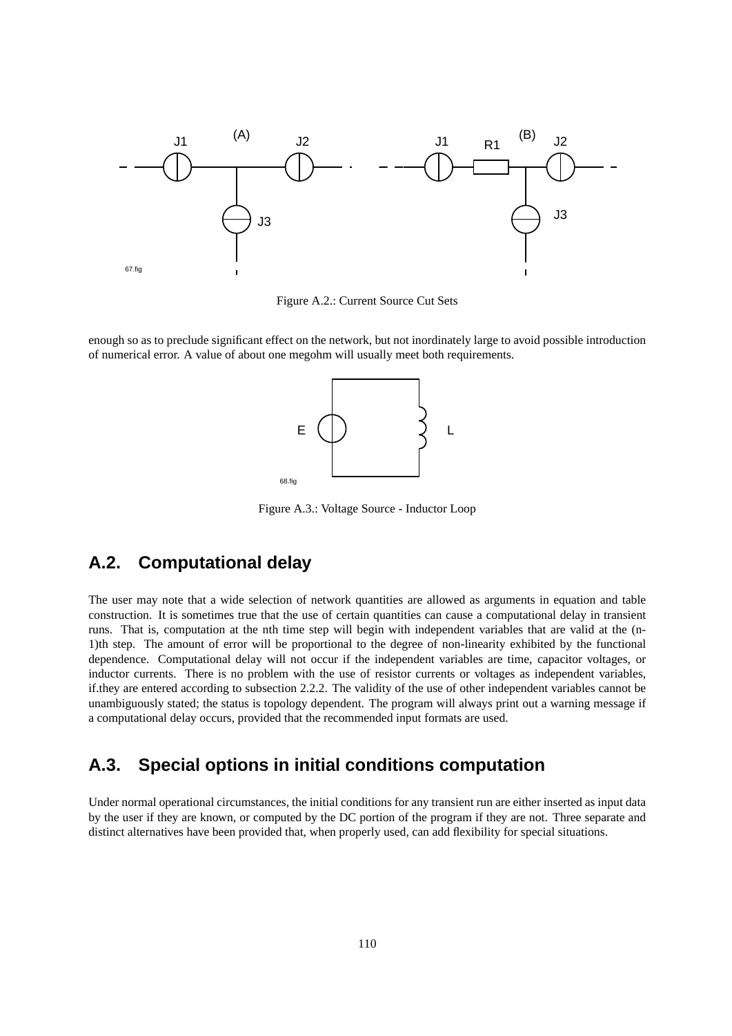Figure A.2.: Current Source Cut Sets

enough so as to preclude significant effect on the network, but not inordinately large to avoid possible introduction of numerical error. A value of about one megohm will usually meet both requirements.

Figure A.3.: Voltage Source - Inductor Loop

## A.2. Computational delay

The user may note that a wide selection of network quantities are allowed as arguments in equation and table construction. It is sometimes true that the use of certain quantities can cause a computational delay in transient runs. That is, computation at the nth time step will begin with independent variables that are valid at the (n-1)th step. The amount of error will be proportional to the degree of non-linearity exhibited by the functional dependence. Computational delay will not occur if the independent variables are time, capacitor voltages, or inductor currents. There is no problem with the use of resistor currents or voltages as independent variables, if.they are entered according to subsection 2.2.2. The validity of the use of other independent variables cannot be unambiguously stated; the status is topology dependent. The program will always print out a warning message if a computational delay occurs, provided that the recommended input formats are used.

## A.3. Special options in initial conditions computation

Under normal operational circumstances, the initial conditions for any transient run are either inserted as input data by the user if they are known, or computed by the DC portion of the program if they are not. Three separate and distinct alternatives have been provided that, when properly used, can add flexibility for special situations.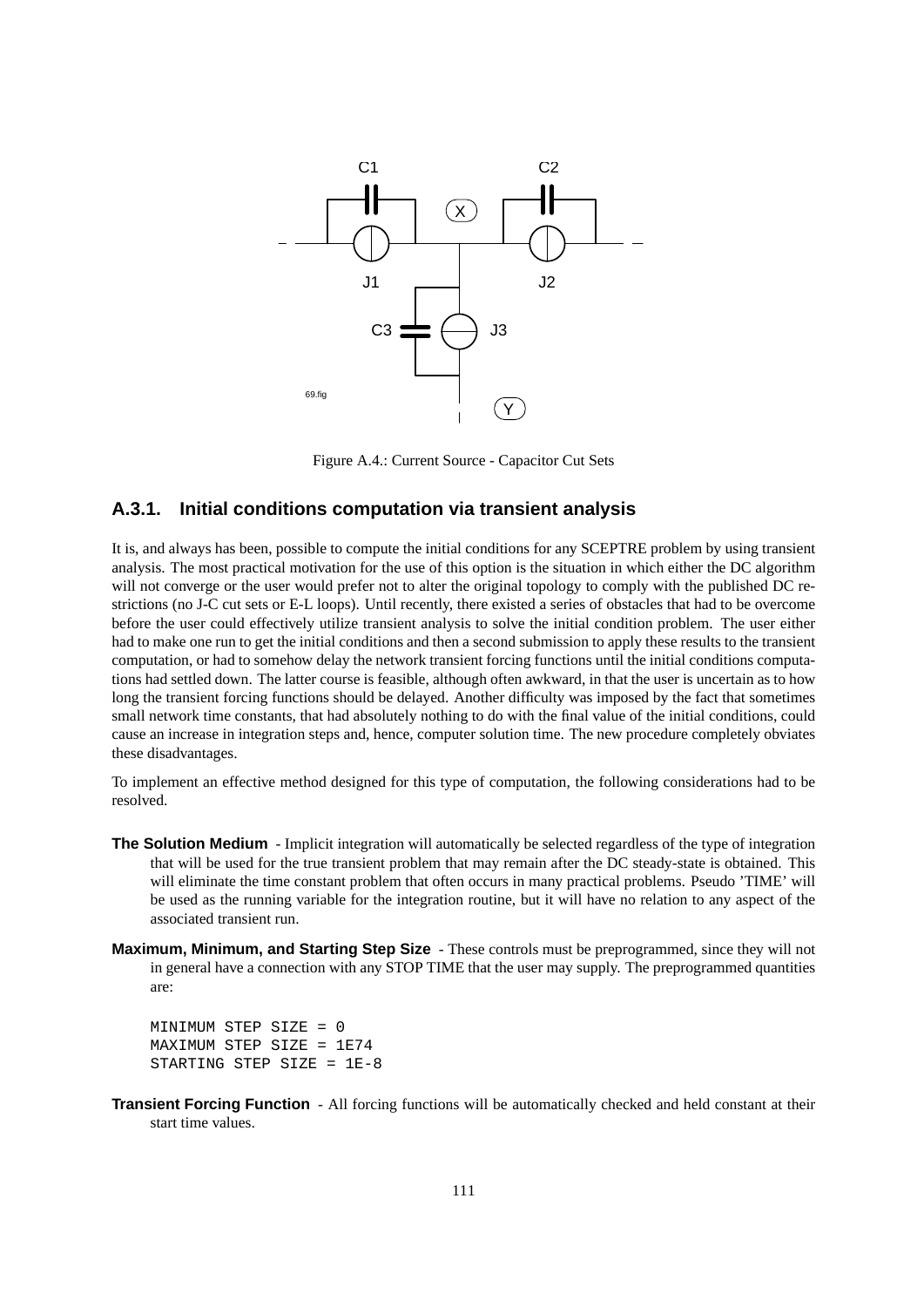C1

C2

X

J1

J2

C3

J3

69.fig

Y

Figure A.4.: Current Source - Capacitor Cut Sets

### A.3.1. Initial conditions computation via transient analysis

It is, and always has been, possible to compute the initial conditions for any SCEPTRE problem by using transient analysis. The most practical motivation for the use of this option is the situation in which either the DC algorithm will not converge or the user would prefer not to alter the original topology to comply with the published DC restrictions (no J-C cut sets or E-L loops). Until recently, there existed a series of obstacles that had to be overcome before the user could effectively utilize transient analysis to solve the initial condition problem. The user either had to make one run to get the initial conditions and then a second submission to apply these results to the transient computation, or had to somehow delay the network transient forcing functions until the initial conditions computations had settled down. The latter course is feasible, although often awkward, in that the user is uncertain as to how long the transient forcing functions should be delayed. Another difficulty was imposed by the fact that sometimes small network time constants, that had absolutely nothing to do with the final value of the initial conditions, could cause an increase in integration steps and, hence, computer solution time. The new procedure completely obviates these disadvantages.

To implement an effective method designed for this type of computation, the following considerations had to be resolved.

**The Solution Medium** - Implicit integration will automatically be selected regardless of the type of integration that will be used for the true transient problem that may remain after the DC steady-state is obtained. This will eliminate the time constant problem that often occurs in many practical problems. Pseudo 'TIME' will be used as the running variable for the integration routine, but it will have no relation to any aspect of the associated transient run.

**Maximum, Minimum, and Starting Step Size** - These controls must be preprogrammed, since they will not in general have a connection with any STOP TIME that the user may supply. The preprogrammed quantities are:

```
MINIMUM STEP SIZE = 0
MAXIMUM STEP SIZE = 1E74
STARTING STEP SIZE = 1E-8
```

**Transient Forcing Function** - All forcing functions will be automatically checked and held constant at their start time values.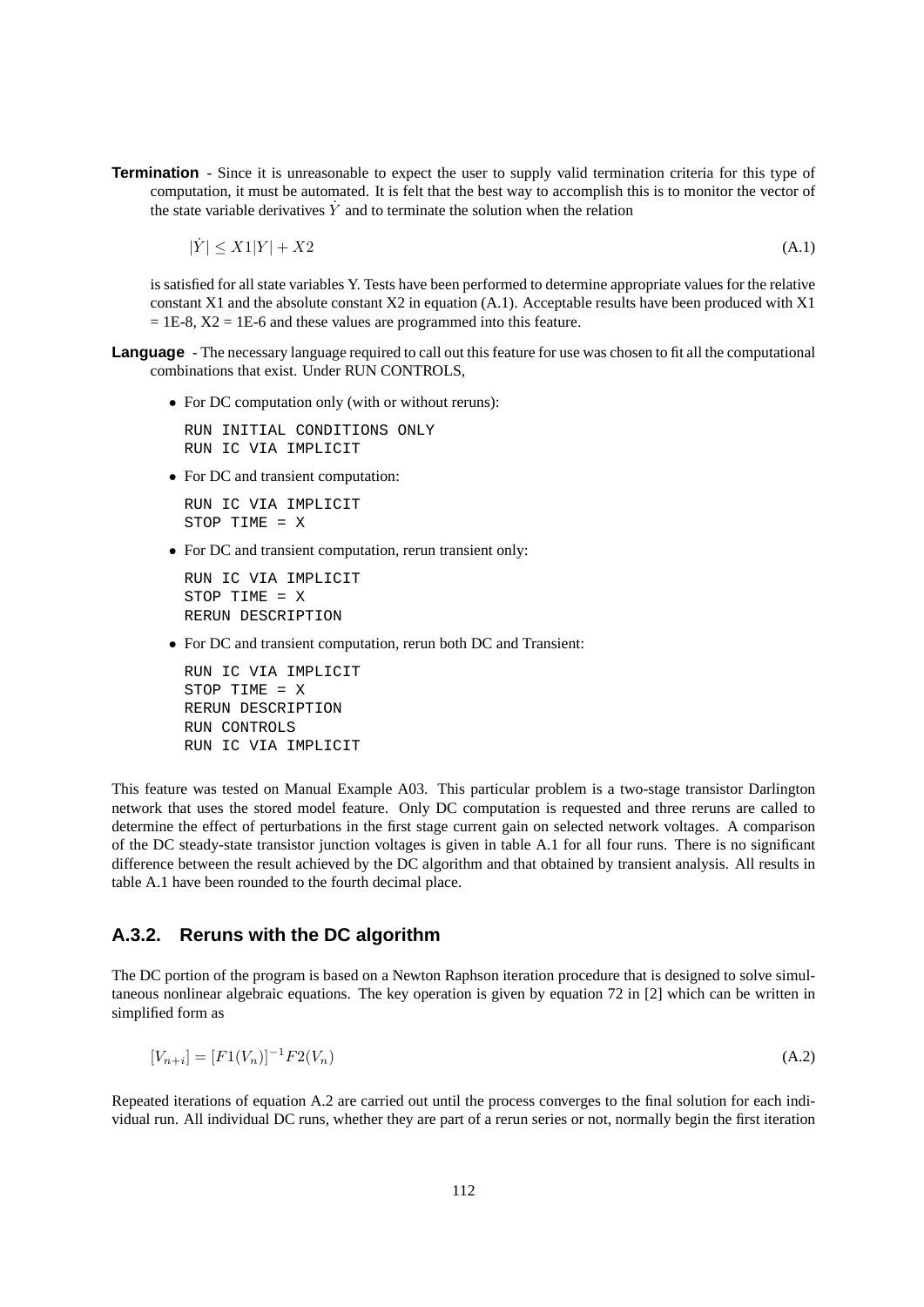**Termination** - Since it is unreasonable to expect the user to supply valid termination criteria for this type of computation, it must be automated. It is felt that the best way to accomplish this is to monitor the vector of the state variable derivatives $\dot{Y}$ and to terminate the solution when the relation

$$|\dot{Y}| \leq X1|Y| + X2 \tag{A.1}$$

is satisfied for all state variables Y. Tests have been performed to determine appropriate values for the relative constant X1 and the absolute constant X2 in equation (A.1). Acceptable results have been produced with X1 = 1E-8, X2 = 1E-6 and these values are programmed into this feature.

**Language** - The necessary language required to call out this feature for use was chosen to fit all the computational combinations that exist. Under RUN CONTROLS,

- For DC computation only (with or without reruns):

```
RUN INITIAL CONDITIONS ONLY
RUN IC VIA IMPLICIT
```

- For DC and transient computation:

```
RUN IC VIA IMPLICIT
STOP TIME = X
```

- For DC and transient computation, rerun transient only:

```
RUN IC VIA IMPLICIT
STOP TIME = X
RERUN DESCRIPTION
```

- For DC and transient computation, rerun both DC and Transient:

```
RUN IC VIA IMPLICIT
STOP TIME = X
RERUN DESCRIPTION
RUN CONTROLS
RUN IC VIA IMPLICIT
```

This feature was tested on Manual Example A03. This particular problem is a two-stage transistor Darlington network that uses the stored model feature. Only DC computation is requested and three reruns are called to determine the effect of perturbations in the first stage current gain on selected network voltages. A comparison of the DC steady-state transistor junction voltages is given in table A.1 for all four runs. There is no significant difference between the result achieved by the DC algorithm and that obtained by transient analysis. All results in table A.1 have been rounded to the fourth decimal place.

### A.3.2. Reruns with the DC algorithm

The DC portion of the program is based on a Newton Raphson iteration procedure that is designed to solve simultaneous nonlinear algebraic equations. The key operation is given by equation 72 in [2] which can be written in simplified form as

$$[V_{n+i}] = [F1(V_n)]^{-1} F2(V_n) \tag{A.2}$$

Repeated iterations of equation A.2 are carried out until the process converges to the final solution for each individual run. All individual DC runs, whether they are part of a rerun series or not, normally begin the first iteration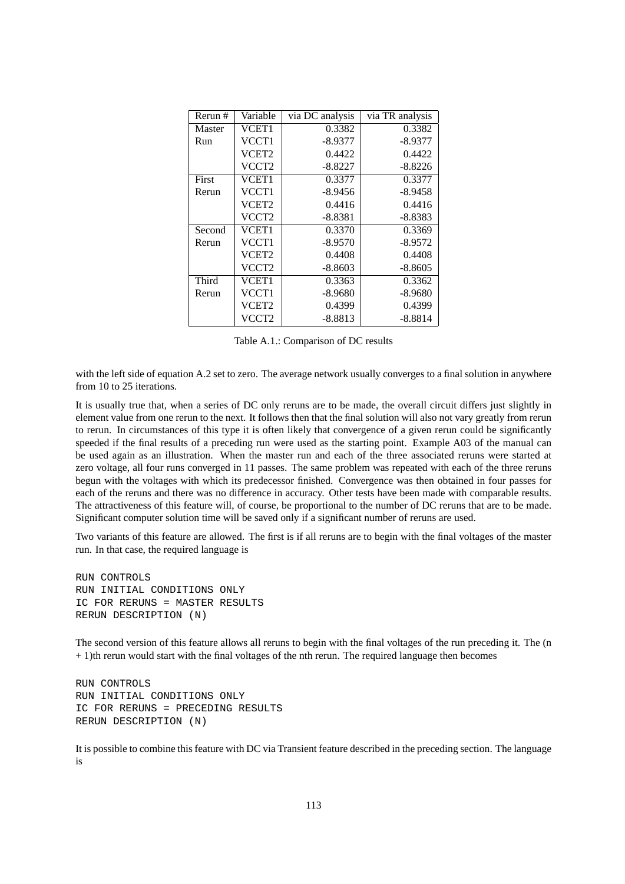| Rerun # | Variable | via DC analysis | via TR analysis |
|---|---|---|---|
| Master | VCET1 | 0.3382 | 0.3382 |
| Run | VCCT1 | -8.9377 | -8.9377 |
| | VCET2 | 0.4422 | 0.4422 |
| | VCCT2 | -8.8227 | -8.8226 |
| First | VCET1 | 0.3377 | 0.3377 |
| Rerun | VCCT1 | -8.9456 | -8.9458 |
| | VCET2 | 0.4416 | 0.4416 |
| | VCCT2 | -8.8381 | -8.8383 |
| Second | VCET1 | 0.3370 | 0.3369 |
| Rerun | VCCT1 | -8.9570 | -8.9572 |
| | VCET2 | 0.4408 | 0.4408 |
| | VCCT2 | -8.8603 | -8.8605 |
| Third | VCET1 | 0.3363 | 0.3362 |
| Rerun | VCCT1 | -8.9680 | -8.9680 |
| | VCET2 | 0.4399 | 0.4399 |
| | VCCT2 | -8.8813 | -8.8814 |

Table A.1.: Comparison of DC results

with the left side of equation A.2 set to zero. The average network usually converges to a final solution in anywhere from 10 to 25 iterations.

It is usually true that, when a series of DC only reruns are to be made, the overall circuit differs just slightly in element value from one rerun to the next. It follows then that the final solution will also not vary greatly from rerun to rerun. In circumstances of this type it is often likely that convergence of a given rerun could be significantly speeded if the final results of a preceding run were used as the starting point. Example A03 of the manual can be used again as an illustration. When the master run and each of the three associated reruns were started at zero voltage, all four runs converged in 11 passes. The same problem was repeated with each of the three reruns begun with the voltages with which its predecessor finished. Convergence was then obtained in four passes for each of the reruns and there was no difference in accuracy. Other tests have been made with comparable results. The attractiveness of this feature will, of course, be proportional to the number of DC reruns that are to be made. Significant computer solution time will be saved only if a significant number of reruns are used.

Two variants of this feature are allowed. The first is if all reruns are to begin with the final voltages of the master run. In that case, the required language is

```
RUN CONTROLS
RUN INITIAL CONDITIONS ONLY
IC FOR RERUNS = MASTER RESULTS
RERUN DESCRIPTION (N)
```

The second version of this feature allows all reruns to begin with the final voltages of the run preceding it. The (n + 1)th rerun would start with the final voltages of the nth rerun. The required language then becomes

```
RUN CONTROLS
RUN INITIAL CONDITIONS ONLY
IC FOR RERUNS = PRECEDING RESULTS
RERUN DESCRIPTION (N)
```

It is possible to combine this feature with DC via Transient feature described in the preceding section. The language is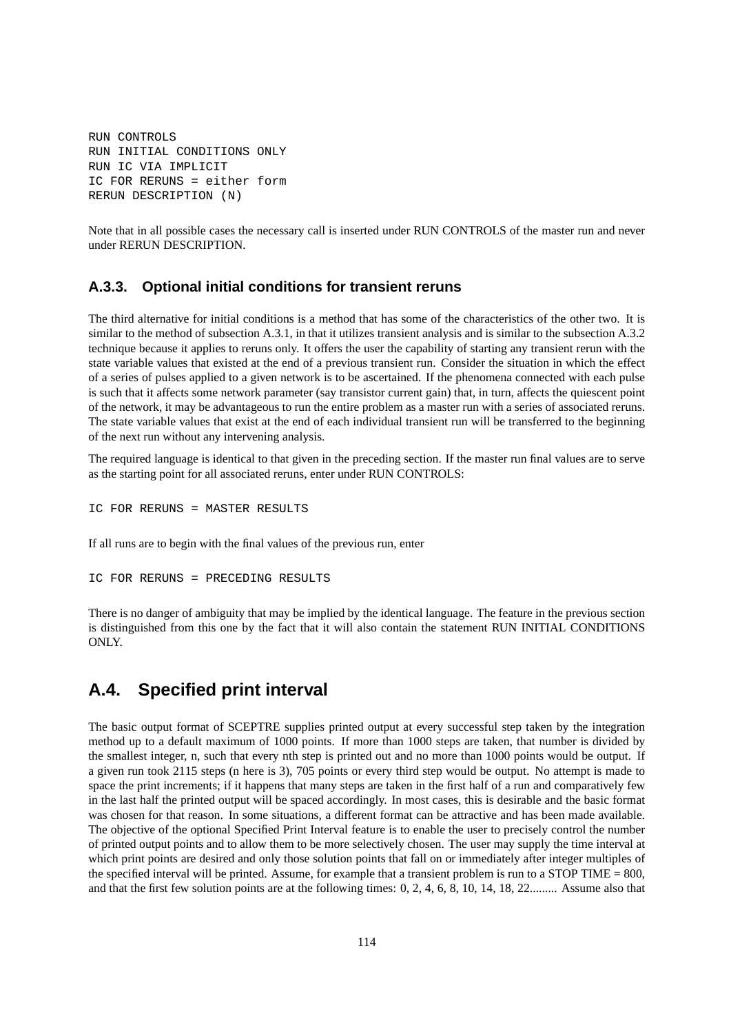```
RUN CONTROLS
RUN INITIAL CONDITIONS ONLY
RUN IC VIA IMPLICIT
IC FOR RERUNS = either form
RERUN DESCRIPTION (N)
```

Note that in all possible cases the necessary call is inserted under RUN CONTROLS of the master run and never under RERUN DESCRIPTION.

### A.3.3. Optional initial conditions for transient reruns

The third alternative for initial conditions is a method that has some of the characteristics of the other two. It is similar to the method of subsection A.3.1, in that it utilizes transient analysis and is similar to the subsection A.3.2 technique because it applies to reruns only. It offers the user the capability of starting any transient rerun with the state variable values that existed at the end of a previous transient run. Consider the situation in which the effect of a series of pulses applied to a given network is to be ascertained. If the phenomena connected with each pulse is such that it affects some network parameter (say transistor current gain) that, in turn, affects the quiescent point of the network, it may be advantageous to run the entire problem as a master run with a series of associated reruns. The state variable values that exist at the end of each individual transient run will be transferred to the beginning of the next run without any intervening analysis.

The required language is identical to that given in the preceding section. If the master run final values are to serve as the starting point for all associated reruns, enter under RUN CONTROLS:

```
IC FOR RERUNS = MASTER RESULTS
```

If all runs are to begin with the final values of the previous run, enter

```
IC FOR RERUNS = PRECEDING RESULTS
```

There is no danger of ambiguity that may be implied by the identical language. The feature in the previous section is distinguished from this one by the fact that it will also contain the statement RUN INITIAL CONDITIONS ONLY.

## A.4. Specified print interval

The basic output format of SCEPTRE supplies printed output at every successful step taken by the integration method up to a default maximum of 1000 points. If more than 1000 steps are taken, that number is divided by the smallest integer, n, such that every nth step is printed out and no more than 1000 points would be output. If a given run took 2115 steps (n here is 3), 705 points or every third step would be output. No attempt is made to space the print increments; if it happens that many steps are taken in the first half of a run and comparatively few in the last half the printed output will be spaced accordingly. In most cases, this is desirable and the basic format was chosen for that reason. In some situations, a different format can be attractive and has been made available. The objective of the optional Specified Print Interval feature is to enable the user to precisely control the number of printed output points and to allow them to be more selectively chosen. The user may supply the time interval at which print points are desired and only those solution points that fall on or immediately after integer multiples of the specified interval will be printed. Assume, for example that a transient problem is run to a STOP TIME = 800, and that the first few solution points are at the following times: 0, 2, 4, 6, 8, 10, 14, 18, 22......... Assume also that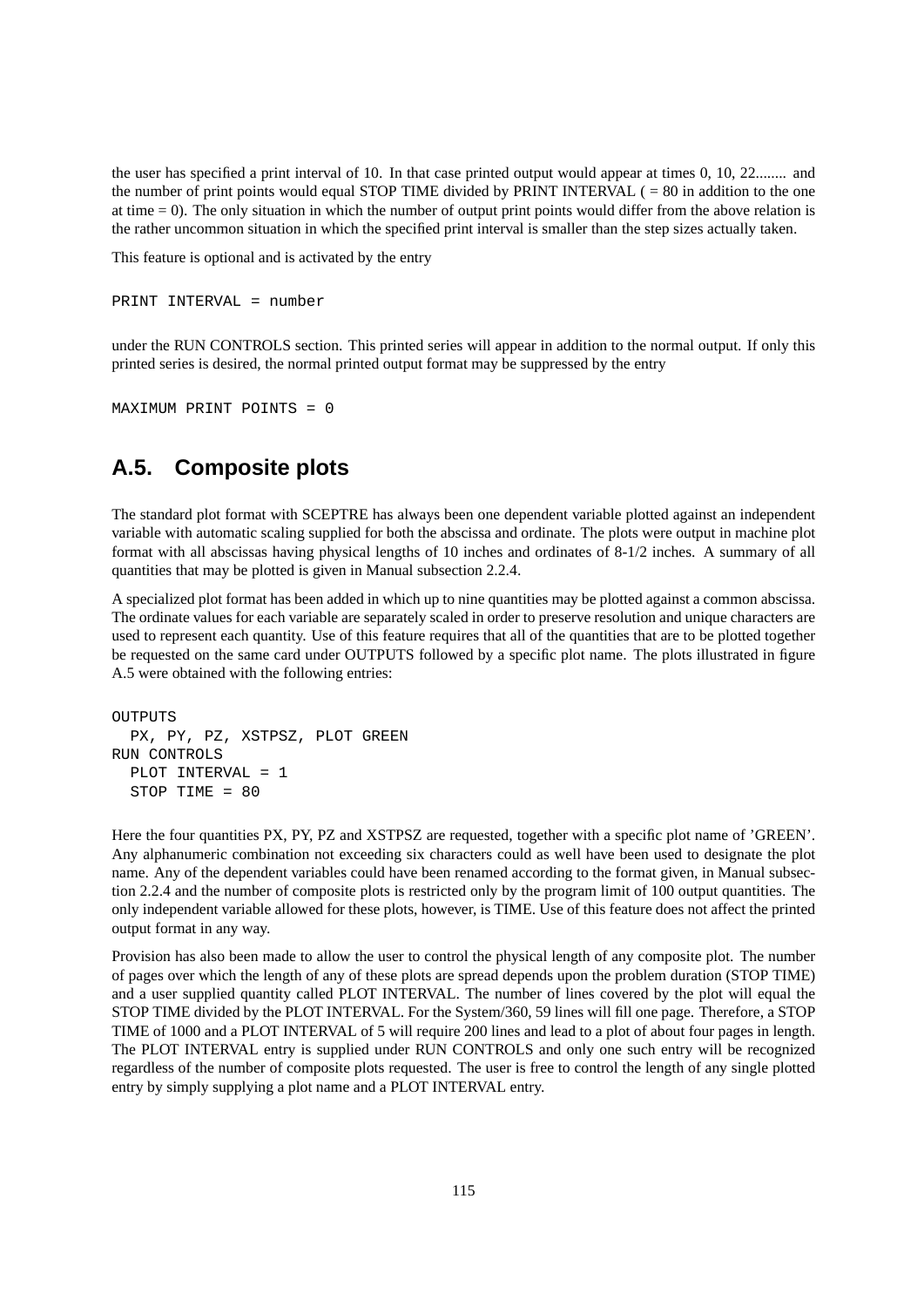the user has specified a print interval of 10. In that case printed output would appear at times 0, 10, 22........ and the number of print points would equal STOP TIME divided by PRINT INTERVAL ( = 80 in addition to the one at time = 0). The only situation in which the number of output print points would differ from the above relation is the rather uncommon situation in which the specified print interval is smaller than the step sizes actually taken.

This feature is optional and is activated by the entry

```
PRINT INTERVAL = number
```

under the RUN CONTROLS section. This printed series will appear in addition to the normal output. If only this printed series is desired, the normal printed output format may be suppressed by the entry

```
MAXIMUM PRINT POINTS = 0
```

## A.5. Composite plots

The standard plot format with SCEPTRE has always been one dependent variable plotted against an independent variable with automatic scaling supplied for both the abscissa and ordinate. The plots were output in machine plot format with all abscissas having physical lengths of 10 inches and ordinates of 8-1/2 inches. A summary of all quantities that may be plotted is given in Manual subsection 2.2.4.

A specialized plot format has been added in which up to nine quantities may be plotted against a common abscissa. The ordinate values for each variable are separately scaled in order to preserve resolution and unique characters are used to represent each quantity. Use of this feature requires that all of the quantities that are to be plotted together be requested on the same card under OUTPUTS followed by a specific plot name. The plots illustrated in figure A.5 were obtained with the following entries:

```
OUTPUTS
  PX, PY, PZ, XSTPSZ, PLOT GREEN
RUN CONTROLS
  PLOT INTERVAL = 1
  STOP TIME = 80
```

Here the four quantities PX, PY, PZ and XSTPSZ are requested, together with a specific plot name of 'GREEN'. Any alphanumeric combination not exceeding six characters could as well have been used to designate the plot name. Any of the dependent variables could have been renamed according to the format given, in Manual subsection 2.2.4 and the number of composite plots is restricted only by the program limit of 100 output quantities. The only independent variable allowed for these plots, however, is TIME. Use of this feature does not affect the printed output format in any way.

Provision has also been made to allow the user to control the physical length of any composite plot. The number of pages over which the length of any of these plots are spread depends upon the problem duration (STOP TIME) and a user supplied quantity called PLOT INTERVAL. The number of lines covered by the plot will equal the STOP TIME divided by the PLOT INTERVAL. For the System/360, 59 lines will fill one page. Therefore, a STOP TIME of 1000 and a PLOT INTERVAL of 5 will require 200 lines and lead to a plot of about four pages in length. The PLOT INTERVAL entry is supplied under RUN CONTROLS and only one such entry will be recognized regardless of the number of composite plots requested. The user is free to control the length of any single plotted entry by simply supplying a plot name and a PLOT INTERVAL entry.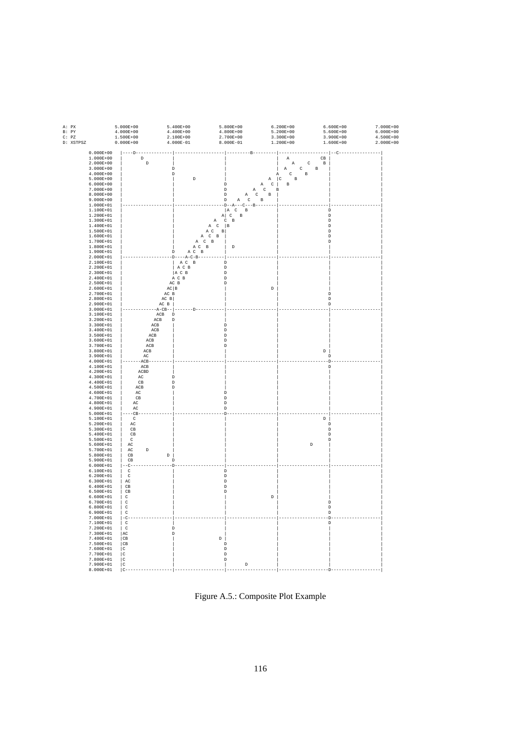A: PX 5.000E+00 5.400E+00 5.800E+00 6.200E+00 6.600E+00 7.000E+00

B: PY 4.000E+00 4.400E+00 4.800E+00 5.200E+00 5.600E+00 6.000E+00

C: PZ 1.500E+00 2.100E+00 2.700E+00 3.300E+00 3.900E+00 4.500E+00

D: XSTPSZ 0.000E+00 4.000E-01 8.000E-01 1.200E+00 1.600E+00 2.000E+00

0.000E+00
1.000E+00
2.000E+00
3.000E+00
4.000E+00
5.000E+00
6.000E+00
7.000E+00
8.000E+00
9.000E+00
1.000E+01
1.100E+01
1.200E+01
1.300E+01
1.400E+01
1.500E+01
1.600E+01
1.700E+01
1.800E+01
1.900E+01
2.000E+01
2.100E+01
2.200E+01
2.300E+01
2.400E+01
2.500E+01
2.600E+01
2.700E+01
2.800E+01
2.900E+01
3.000E+01
3.100E+01
3.200E+01
3.300E+01
3.400E+01
3.500E+01
3.600E+01
3.700E+01
3.800E+01
3.900E+01
4.000E+01
4.100E+01
4.200E+01
4.300E+01
4.400E+01
4.500E+01
4.600E+01
4.700E+01
4.800E+01
4.900E+01
5.000E+01
5.100E+01
5.200E+01
5.300E+01
5.400E+01
5.500E+01
5.600E+01
5.700E+01
5.800E+01
5.900E+01
6.000E+01
6.100E+01
6.200E+01
6.300E+01
6.400E+01
6.500E+01
6.600E+01
6.700E+01
6.800E+01
6.900E+01
7.000E+01
7.100E+01
7.200E+01
7.300E+01
7.400E+01
7.500E+01
7.600E+01
7.700E+01
7.800E+01
7.900E+01
8.000E+01

Figure A.5.: Composite Plot Example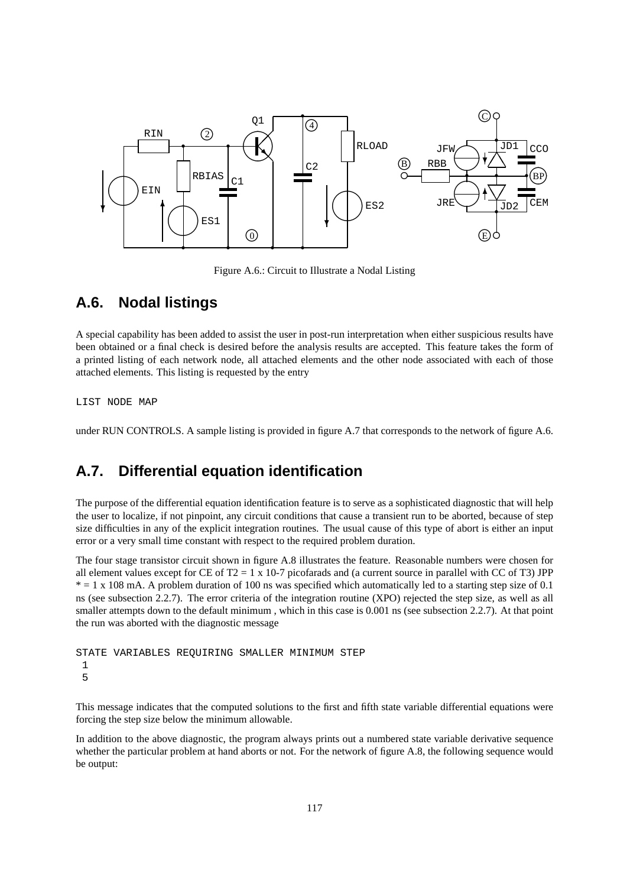RIN
2
Q1
4
RLOAD
C2
RBIAS
C1
EIN
ES1
0
ES2
C
JFW
JD1
CCO
B
RBB
BP
JRE
JD2
CEM
E

Figure A.6.: Circuit to Illustrate a Nodal Listing

## A.6. Nodal listings

A special capability has been added to assist the user in post-run interpretation when either suspicious results have been obtained or a final check is desired before the analysis results are accepted. This feature takes the form of a printed listing of each network node, all attached elements and the other node associated with each of those attached elements. This listing is requested by the entry

```
LIST NODE MAP
```

under RUN CONTROLS. A sample listing is provided in figure A.7 that corresponds to the network of figure A.6.

## A.7. Differential equation identification

The purpose of the differential equation identification feature is to serve as a sophisticated diagnostic that will help the user to localize, if not pinpoint, any circuit conditions that cause a transient run to be aborted, because of step size difficulties in any of the explicit integration routines. The usual cause of this type of abort is either an input error or a very small time constant with respect to the required problem duration.

The four stage transistor circuit shown in figure A.8 illustrates the feature. Reasonable numbers were chosen for all element values except for CE of T2 = 1 x 10-7 picofarads and (a current source in parallel with CC of T3) JPP * = 1 x 108 mA. A problem duration of 100 ns was specified which automatically led to a starting step size of 0.1 ns (see subsection 2.2.7). The error criteria of the integration routine (XPO) rejected the step size, as well as all smaller attempts down to the default minimum , which in this case is 0.001 ns (see subsection 2.2.7). At that point the run was aborted with the diagnostic message

```
STATE VARIABLES REQUIRING SMALLER MINIMUM STEP
 1
 5
```

This message indicates that the computed solutions to the first and fifth state variable differential equations were forcing the step size below the minimum allowable.

In addition to the above diagnostic, the program always prints out a numbered state variable derivative sequence whether the particular problem at hand aborts or not. For the network of figure A.8, the following sequence would be output: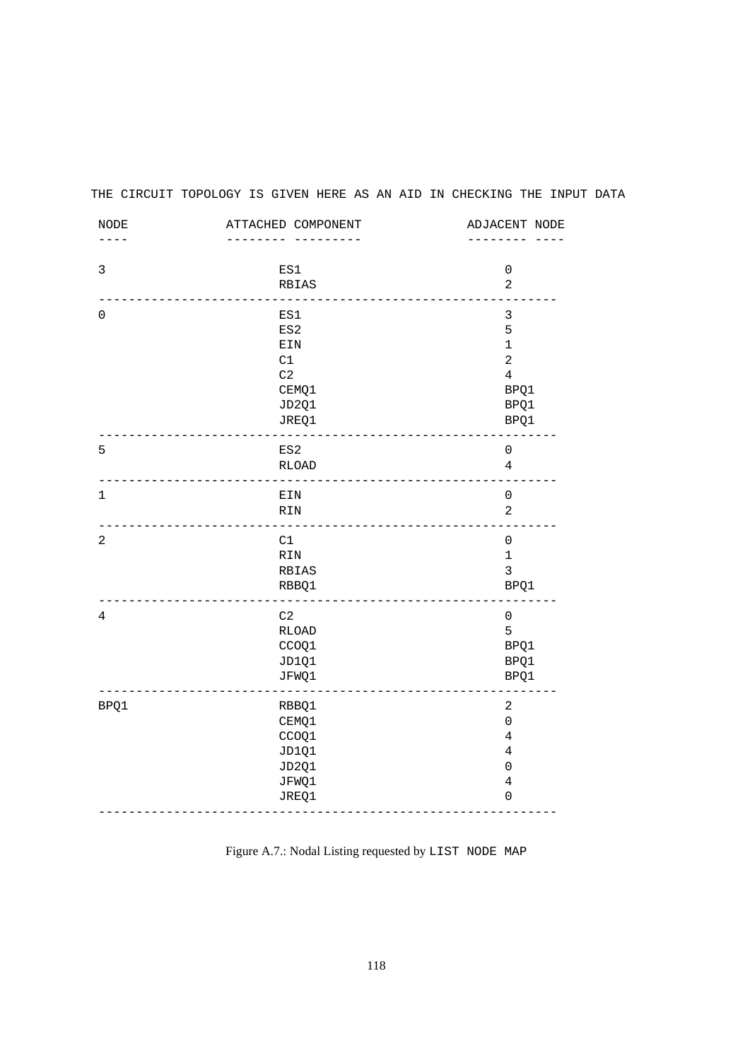```
THE CIRCUIT TOPOLOGY IS GIVEN HERE AS AN AID IN CHECKING THE INPUT DATA

 NODE              ATTACHED COMPONENT               ADJACENT NODE
 ----              -------- ---------               -------- ----

 3                         ES1                              0
                           RBIAS                            2
 ---------------------------------------------------------------
 0                         ES1                              3
                           ES2                              5
                           EIN                              1
                           C1                               2
                           C2                               4
                           CEMQ1                            BPQ1
                           JD2Q1                            BPQ1
                           JREQ1                            BPQ1
 ---------------------------------------------------------------
 5                         ES2                              0
                           RLOAD                            4
 ---------------------------------------------------------------
 1                         EIN                              0
                           RIN                              2
 ---------------------------------------------------------------
 2                         C1                               0
                           RIN                              1
                           RBIAS                            3
                           RBBQ1                            BPQ1
 ---------------------------------------------------------------
 4                         C2                               0
                           RLOAD                            5
                           CCOQ1                            BPQ1
                           JD1Q1                            BPQ1
                           JFWQ1                            BPQ1
 ---------------------------------------------------------------
 BPQ1                      RBBQ1                            2
                           CEMQ1                            0
                           CCOQ1                            4
                           JD1Q1                            4
                           JD2Q1                            0
                           JFWQ1                            4
                           JREQ1                            0
 ---------------------------------------------------------------
```

Figure A.7.: Nodal Listing requested by LIST NODE MAP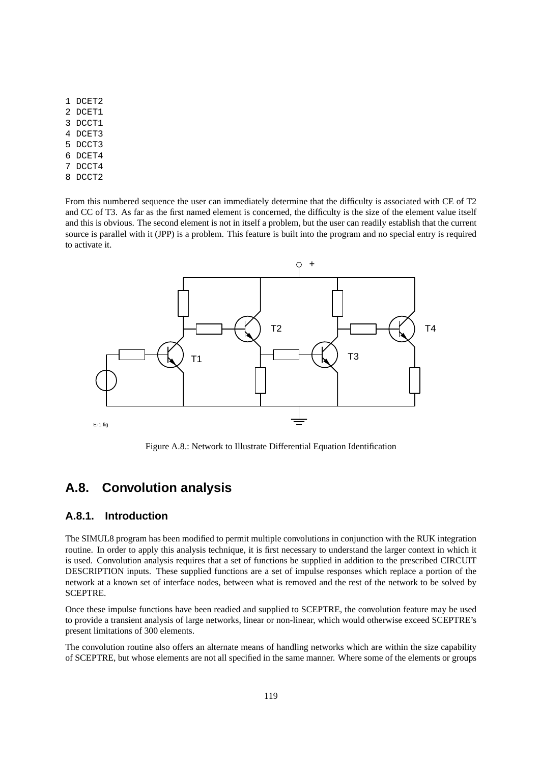```
1 DCET2
2 DCET1
3 DCCT1
4 DCET3
5 DCCT3
6 DCET4
7 DCCT4
8 DCCT2
```

From this numbered sequence the user can immediately determine that the difficulty is associated with CE of T2 and CC of T3. As far as the first named element is concerned, the difficulty is the size of the element value itself and this is obvious. The second element is not in itself a problem, but the user can readily establish that the current source is parallel with it (JPP) is a problem. This feature is built into the program and no special entry is required to activate it.

+

T1

T2

T3

T4

E-1.fig

Figure A.8.: Network to Illustrate Differential Equation Identification

## A.8. Convolution analysis

### A.8.1. Introduction

The SIMUL8 program has been modified to permit multiple convolutions in conjunction with the RUK integration routine. In order to apply this analysis technique, it is first necessary to understand the larger context in which it is used. Convolution analysis requires that a set of functions be supplied in addition to the prescribed CIRCUIT DESCRIPTION inputs. These supplied functions are a set of impulse responses which replace a portion of the network at a known set of interface nodes, between what is removed and the rest of the network to be solved by SCEPTRE.

Once these impulse functions have been readied and supplied to SCEPTRE, the convolution feature may be used to provide a transient analysis of large networks, linear or non-linear, which would otherwise exceed SCEPTRE's present limitations of 300 elements.

The convolution routine also offers an alternate means of handling networks which are within the size capability of SCEPTRE, but whose elements are not all specified in the same manner. Where some of the elements or groups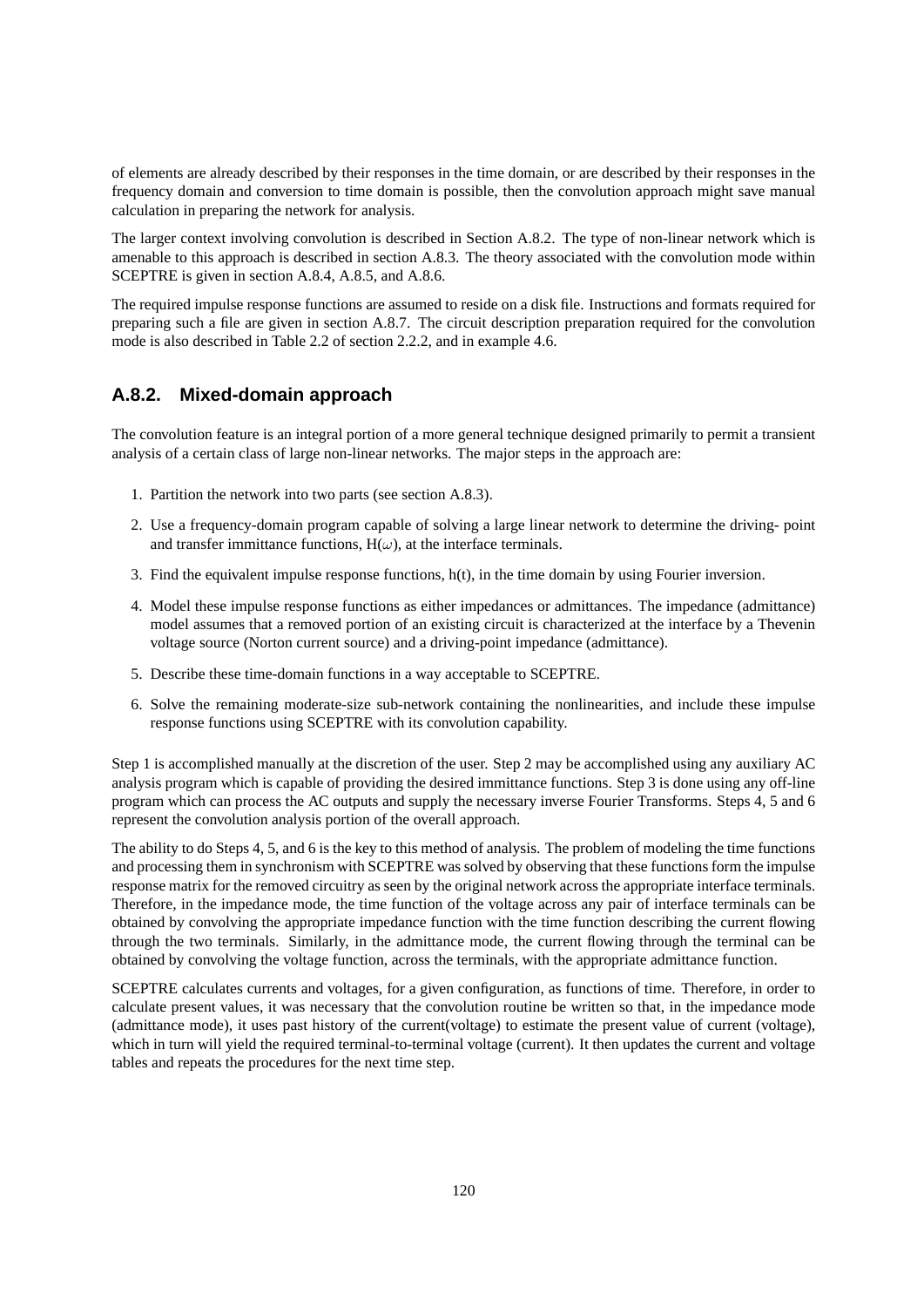of elements are already described by their responses in the time domain, or are described by their responses in the frequency domain and conversion to time domain is possible, then the convolution approach might save manual calculation in preparing the network for analysis.

The larger context involving convolution is described in Section A.8.2. The type of non-linear network which is amenable to this approach is described in section A.8.3. The theory associated with the convolution mode within SCEPTRE is given in section A.8.4, A.8.5, and A.8.6.

The required impulse response functions are assumed to reside on a disk file. Instructions and formats required for preparing such a file are given in section A.8.7. The circuit description preparation required for the convolution mode is also described in Table 2.2 of section 2.2.2, and in example 4.6.

## A.8.2. Mixed-domain approach

The convolution feature is an integral portion of a more general technique designed primarily to permit a transient analysis of a certain class of large non-linear networks. The major steps in the approach are:

1. Partition the network into two parts (see section A.8.3).
2. Use a frequency-domain program capable of solving a large linear network to determine the driving- point and transfer immittance functions, $H(\omega)$, at the interface terminals.
3. Find the equivalent impulse response functions, h(t), in the time domain by using Fourier inversion.
4. Model these impulse response functions as either impedances or admittances. The impedance (admittance) model assumes that a removed portion of an existing circuit is characterized at the interface by a Thevenin voltage source (Norton current source) and a driving-point impedance (admittance).
5. Describe these time-domain functions in a way acceptable to SCEPTRE.
6. Solve the remaining moderate-size sub-network containing the nonlinearities, and include these impulse response functions using SCEPTRE with its convolution capability.

Step 1 is accomplished manually at the discretion of the user. Step 2 may be accomplished using any auxiliary AC analysis program which is capable of providing the desired immittance functions. Step 3 is done using any off-line program which can process the AC outputs and supply the necessary inverse Fourier Transforms. Steps 4, 5 and 6 represent the convolution analysis portion of the overall approach.

The ability to do Steps 4, 5, and 6 is the key to this method of analysis. The problem of modeling the time functions and processing them in synchronism with SCEPTRE was solved by observing that these functions form the impulse response matrix for the removed circuitry as seen by the original network across the appropriate interface terminals. Therefore, in the impedance mode, the time function of the voltage across any pair of interface terminals can be obtained by convolving the appropriate impedance function with the time function describing the current flowing through the two terminals. Similarly, in the admittance mode, the current flowing through the terminal can be obtained by convolving the voltage function, across the terminals, with the appropriate admittance function.

SCEPTRE calculates currents and voltages, for a given configuration, as functions of time. Therefore, in order to calculate present values, it was necessary that the convolution routine be written so that, in the impedance mode (admittance mode), it uses past history of the current(voltage) to estimate the present value of current (voltage), which in turn will yield the required terminal-to-terminal voltage (current). It then updates the current and voltage tables and repeats the procedures for the next time step.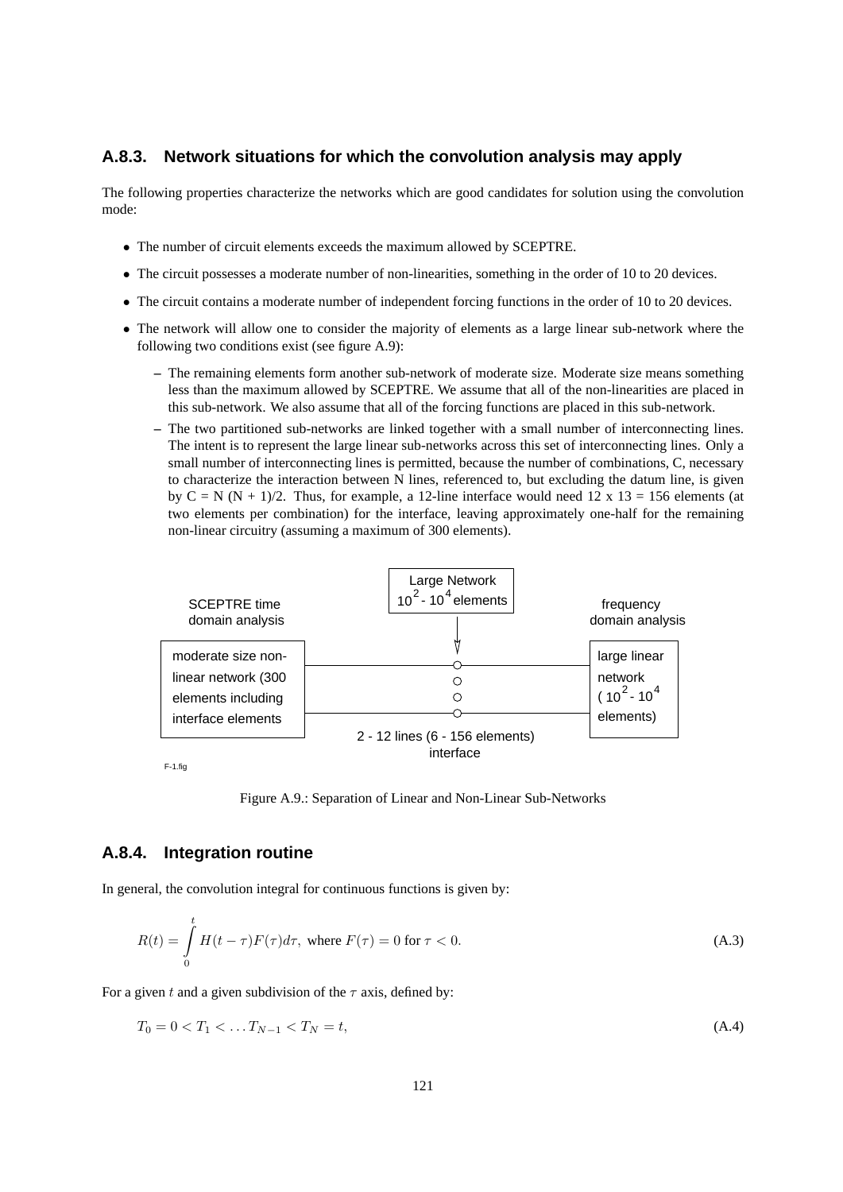### A.8.3. Network situations for which the convolution analysis may apply

The following properties characterize the networks which are good candidates for solution using the convolution mode:

- The number of circuit elements exceeds the maximum allowed by SCEPTRE.
- The circuit possesses a moderate number of non-linearities, something in the order of 10 to 20 devices.
- The circuit contains a moderate number of independent forcing functions in the order of 10 to 20 devices.
- The network will allow one to consider the majority of elements as a large linear sub-network where the following two conditions exist (see figure A.9):
  - The remaining elements form another sub-network of moderate size. Moderate size means something less than the maximum allowed by SCEPTRE. We assume that all of the non-linearities are placed in this sub-network. We also assume that all of the forcing functions are placed in this sub-network.
  - The two partitioned sub-networks are linked together with a small number of interconnecting lines. The intent is to represent the large linear sub-networks across this set of interconnecting lines. Only a small number of interconnecting lines is permitted, because the number of combinations, C, necessary to characterize the interaction between N lines, referenced to, but excluding the datum line, is given by C = N (N + 1)/2. Thus, for example, a 12-line interface would need 12 x 13 = 156 elements (at two elements per combination) for the interface, leaving approximately one-half for the remaining non-linear circuitry (assuming a maximum of 300 elements).

Large Network
$10^2$ - $10^4$ elements

SCEPTRE time domain analysis

frequency domain analysis

moderate size non-linear network (300 elements including interface elements

large linear network ( $10^2$ - $10^4$ elements)

2 - 12 lines (6 - 156 elements) interface

F-1.fig

Figure A.9.: Separation of Linear and Non-Linear Sub-Networks

### A.8.4. Integration routine

In general, the convolution integral for continuous functions is given by:

$$R(t) = \int_0^t H(t-\tau)F(\tau)d\tau, \text{ where } F(\tau) = 0 \text{ for } \tau < 0. \tag{A.3}$$

For a given $t$ and a given subdivision of the $\tau$ axis, defined by:

$$T_0 = 0 < T_1 < \ldots T_{N-1} < T_N = t, \tag{A.4}$$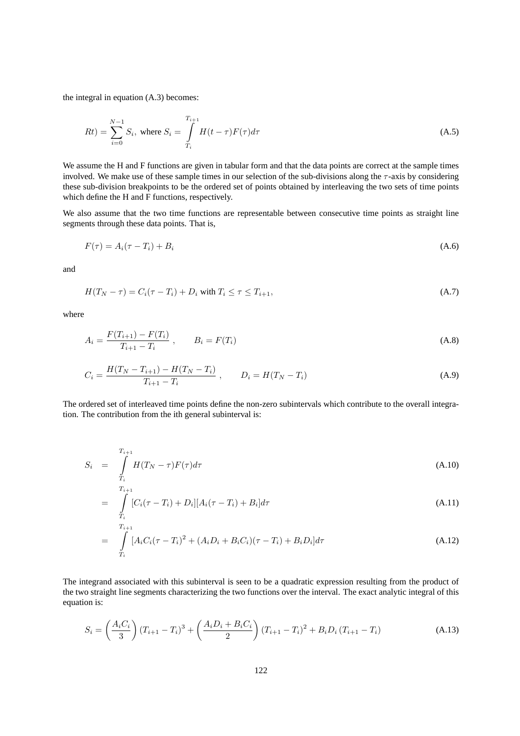the integral in equation (A.3) becomes:

$$Rt) = \sum_{i=0}^{N-1} S_i, \text{ where } S_i = \int_{T_i}^{T_{i+1}} H(t-\tau)F(\tau)d\tau \tag{A.5}$$

We assume the H and F functions are given in tabular form and that the data points are correct at the sample times involved. We make use of these sample times in our selection of the sub-divisions along the $\tau$-axis by considering these sub-division breakpoints to be the ordered set of points obtained by interleaving the two sets of time points which define the H and F functions, respectively.

We also assume that the two time functions are representable between consecutive time points as straight line segments through these data points. That is,

$$F(\tau) = A_i(\tau - T_i) + B_i \tag{A.6}$$

and

$$H(T_N - \tau) = C_i(\tau - T_i) + D_i \text{ with } T_i \leq \tau \leq T_{i+1}, \tag{A.7}$$

where

$$A_i = \frac{F(T_{i+1}) - F(T_i)}{T_{i+1} - T_i}, \qquad B_i = F(T_i) \tag{A.8}$$

$$C_i = \frac{H(T_N - T_{i+1}) - H(T_N - T_i)}{T_{i+1} - T_i}, \qquad D_i = H(T_N - T_i) \tag{A.9}$$

The ordered set of interleaved time points define the non-zero subintervals which contribute to the overall integration. The contribution from the ith general subinterval is:

$$S_i = \int_{T_i}^{T_{i+1}} H(T_N - \tau)F(\tau)d\tau \tag{A.10}$$

$$= \int_{T_i}^{T_{i+1}} [C_i(\tau - T_i) + D_i][A_i(\tau - T_i) + B_i]d\tau \tag{A.11}$$

$$= \int_{T_i}^{T_{i+1}} [A_iC_i(\tau - T_i)^2 + (A_iD_i + B_iC_i)(\tau - T_i) + B_iD_i]d\tau \tag{A.12}$$

The integrand associated with this subinterval is seen to be a quadratic expression resulting from the product of the two straight line segments characterizing the two functions over the interval. The exact analytic integral of this equation is:

$$S_i = \left(\frac{A_iC_i}{3}\right)(T_{i+1} - T_i)^3 + \left(\frac{A_iD_i + B_iC_i}{2}\right)(T_{i+1} - T_i)^2 + B_iD_i\,(T_{i+1} - T_i) \tag{A.13}$$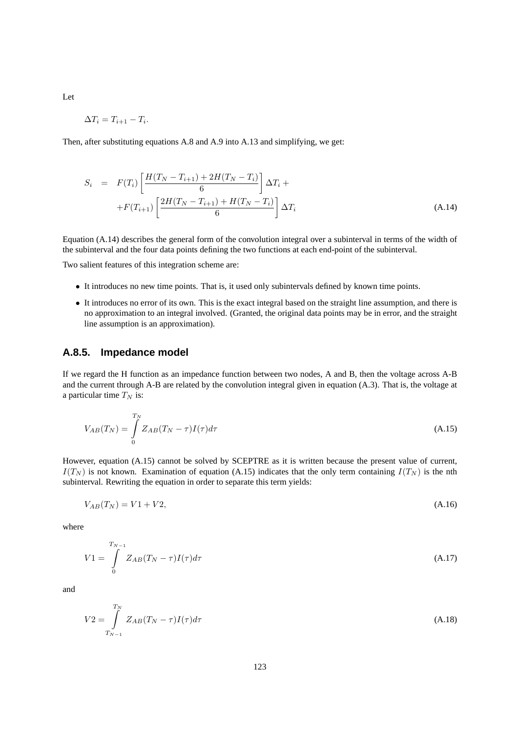Let

$$\Delta T_i = T_{i+1} - T_i.$$

Then, after substituting equations A.8 and A.9 into A.13 and simplifying, we get:

$$\begin{aligned} S_i \quad &= \quad F(T_i)\left[\frac{H(T_N - T_{i+1}) + 2H(T_N - T_i)}{6}\right]\Delta T_i + \\ &\quad +F(T_{i+1})\left[\frac{2H(T_N - T_{i+1}) + H(T_N - T_i)}{6}\right]\Delta T_i \end{aligned} \tag{A.14}$$

Equation (A.14) describes the general form of the convolution integral over a subinterval in terms of the width of the subinterval and the four data points defining the two functions at each end-point of the subinterval.

Two salient features of this integration scheme are:

- It introduces no new time points. That is, it used only subintervals defined by known time points.
- It introduces no error of its own. This is the exact integral based on the straight line assumption, and there is no approximation to an integral involved. (Granted, the original data points may be in error, and the straight line assumption is an approximation).

### A.8.5. Impedance model

If we regard the H function as an impedance function between two nodes, A and B, then the voltage across A-B and the current through A-B are related by the convolution integral given in equation (A.3). That is, the voltage at a particular time $T_N$ is:

$$V_{AB}(T_N) = \int_{0}^{T_N} Z_{AB}(T_N - \tau)I(\tau)d\tau \tag{A.15}$$

However, equation (A.15) cannot be solved by SCEPTRE as it is written because the present value of current, $I(T_N)$ is not known. Examination of equation (A.15) indicates that the only term containing $I(T_N)$ is the nth subinterval. Rewriting the equation in order to separate this term yields:

$$V_{AB}(T_N) = V1 + V2, \tag{A.16}$$

where

$$V1 = \int_{0}^{T_{N-1}} Z_{AB}(T_N - \tau)I(\tau)d\tau \tag{A.17}$$

and

$$V2 = \int_{T_{N-1}}^{T_N} Z_{AB}(T_N - \tau)I(\tau)d\tau \tag{A.18}$$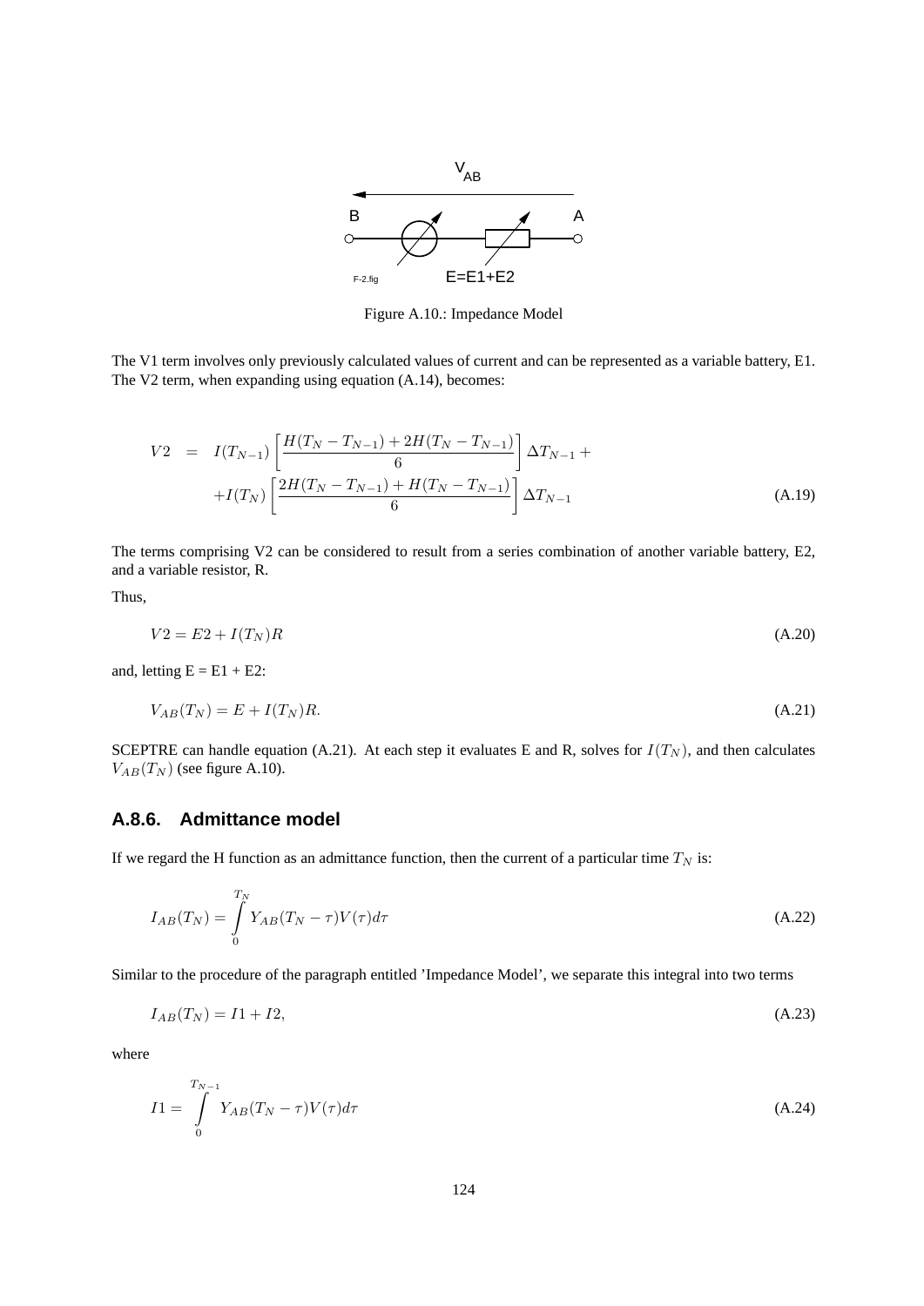V
AB

B

A

F-2.fig

E=E1+E2

Figure A.10.: Impedance Model

The V1 term involves only previously calculated values of current and can be represented as a variable battery, E1. The V2 term, when expanding using equation (A.14), becomes:

$$
\begin{aligned}
V2 \;\; &= \;\; I(T_{N-1}) \left[ \frac{H(T_N - T_{N-1}) + 2H(T_N - T_{N-1})}{6} \right] \Delta T_{N-1} + \\
&\quad + I(T_N) \left[ \frac{2H(T_N - T_{N-1}) + H(T_N - T_{N-1})}{6} \right] \Delta T_{N-1}
\end{aligned} \tag{A.19}
$$

The terms comprising V2 can be considered to result from a series combination of another variable battery, E2, and a variable resistor, R.

Thus,

$$
V2 = E2 + I(T_N)R \tag{A.20}
$$

and, letting E = E1 + E2:

$$
V_{AB}(T_N) = E + I(T_N)R. \tag{A.21}
$$

SCEPTRE can handle equation (A.21). At each step it evaluates E and R, solves for $I(T_N)$, and then calculates $V_{AB}(T_N)$ (see figure A.10).

### A.8.6. Admittance model

If we regard the H function as an admittance function, then the current of a particular time $T_N$ is:

$$
I_{AB}(T_N) = \int\limits_0^{T_N} Y_{AB}(T_N - \tau)V(\tau)d\tau \tag{A.22}
$$

Similar to the procedure of the paragraph entitled 'Impedance Model', we separate this integral into two terms

$$
I_{AB}(T_N) = I1 + I2, \tag{A.23}
$$

where

$$
I1 = \int\limits_0^{T_{N-1}} Y_{AB}(T_N - \tau)V(\tau)d\tau \tag{A.24}
$$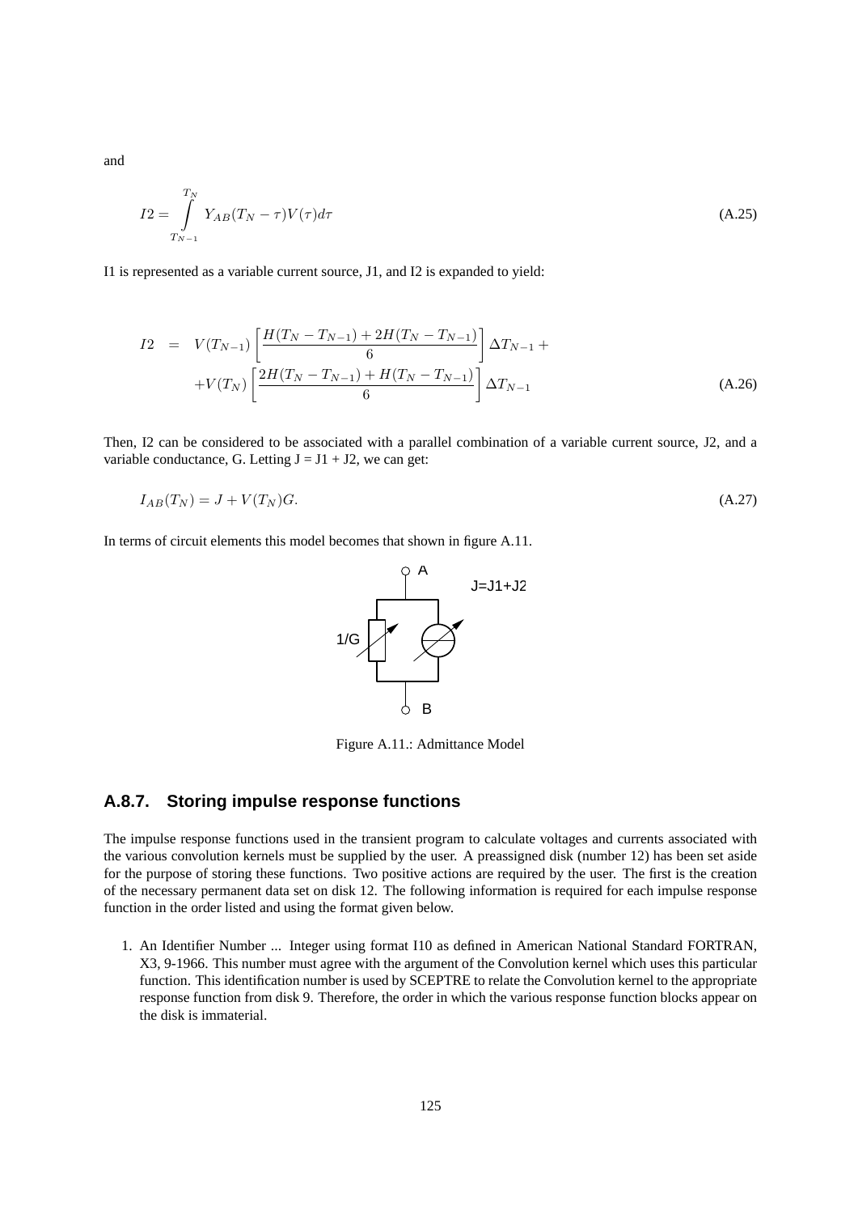and

$$I2 = \int_{T_{N-1}}^{T_N} Y_{AB}(T_N - \tau)V(\tau)d\tau \tag{A.25}$$

I1 is represented as a variable current source, J1, and I2 is expanded to yield:

$$\begin{aligned} I2 &= V(T_{N-1})\left[\frac{H(T_N - T_{N-1}) + 2H(T_N - T_{N-1})}{6}\right]\Delta T_{N-1} + \\ &+ V(T_N)\left[\frac{2H(T_N - T_{N-1}) + H(T_N - T_{N-1})}{6}\right]\Delta T_{N-1} \end{aligned} \tag{A.26}$$

Then, I2 can be considered to be associated with a parallel combination of a variable current source, J2, and a variable conductance, G. Letting J = J1 + J2, we can get:

$$I_{AB}(T_N) = J + V(T_N)G. \tag{A.27}$$

In terms of circuit elements this model becomes that shown in figure A.11.

A

J=J1+J2

1/G

B

Figure A.11.: Admittance Model

### A.8.7. Storing impulse response functions

The impulse response functions used in the transient program to calculate voltages and currents associated with the various convolution kernels must be supplied by the user. A preassigned disk (number 12) has been set aside for the purpose of storing these functions. Two positive actions are required by the user. The first is the creation of the necessary permanent data set on disk 12. The following information is required for each impulse response function in the order listed and using the format given below.

1. An Identifier Number ... Integer using format I10 as defined in American National Standard FORTRAN, X3, 9-1966. This number must agree with the argument of the Convolution kernel which uses this particular function. This identification number is used by SCEPTRE to relate the Convolution kernel to the appropriate response function from disk 9. Therefore, the order in which the various response function blocks appear on the disk is immaterial.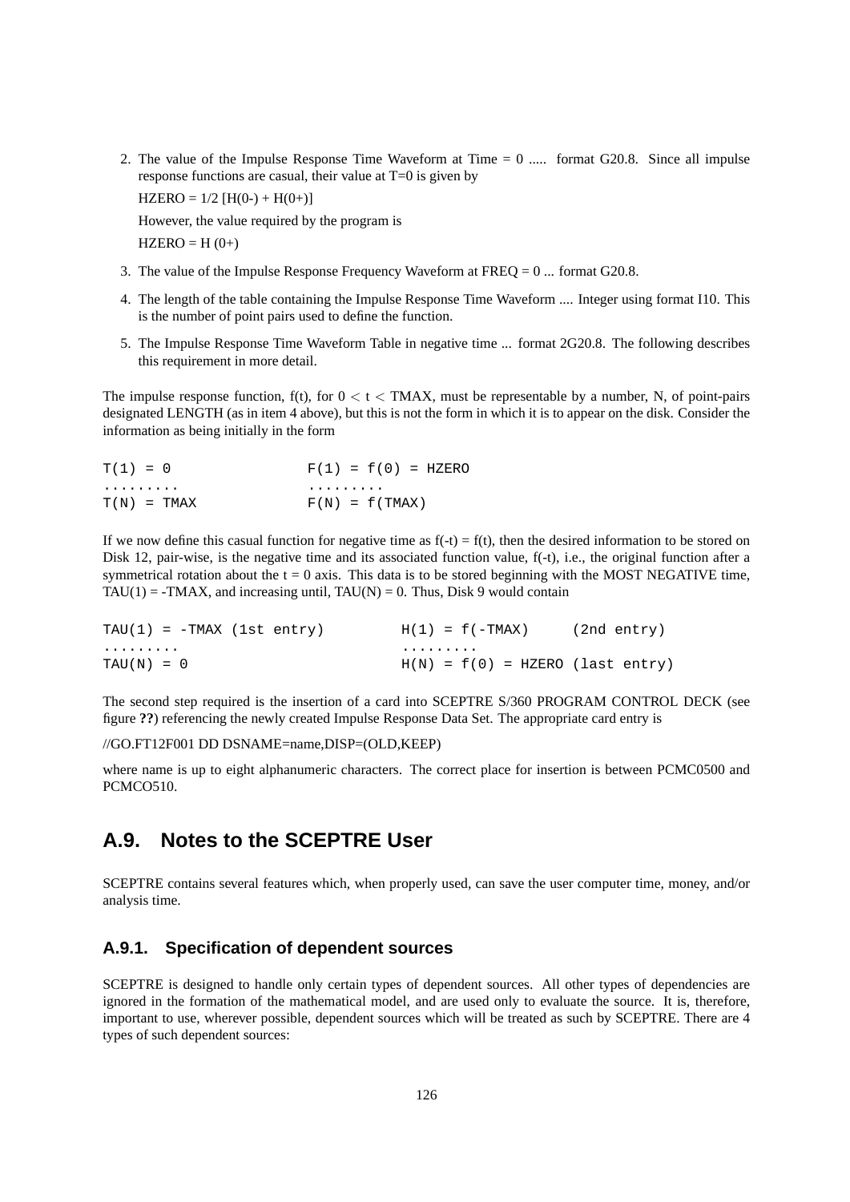2. The value of the Impulse Response Time Waveform at Time = 0 ..... format G20.8. Since all impulse response functions are casual, their value at T=0 is given by

   HZERO = 1/2 [H(0-) + H(0+)]

   However, the value required by the program is

   HZERO = H (0+)

3. The value of the Impulse Response Frequency Waveform at FREQ = 0 ... format G20.8.

4. The length of the table containing the Impulse Response Time Waveform .... Integer using format I10. This is the number of point pairs used to define the function.

5. The Impulse Response Time Waveform Table in negative time ... format 2G20.8. The following describes this requirement in more detail.

The impulse response function, f(t), for $0 < t < TMAX$, must be representable by a number, N, of point-pairs designated LENGTH (as in item 4 above), but this is not the form in which it is to appear on the disk. Consider the information as being initially in the form

```
T(1) = 0                 F(1) = f(0) = HZERO
.........                .........
T(N) = TMAX              F(N) = f(TMAX)
```

If we now define this casual function for negative time as f(-t) = f(t), then the desired information to be stored on Disk 12, pair-wise, is the negative time and its associated function value, f(-t), i.e., the original function after a symmetrical rotation about the t = 0 axis. This data is to be stored beginning with the MOST NEGATIVE time, TAU(1) = -TMAX, and increasing until, TAU(N) = 0. Thus, Disk 9 would contain

```
TAU(1) = -TMAX (1st entry)         H(1) = f(-TMAX)     (2nd entry)
.........                          .........
TAU(N) = 0                         H(N) = f(0) = HZERO (last entry)
```

The second step required is the insertion of a card into SCEPTRE S/360 PROGRAM CONTROL DECK (see figure **??**) referencing the newly created Impulse Response Data Set. The appropriate card entry is

//GO.FT12F001 DD DSNAME=name,DISP=(OLD,KEEP)

where name is up to eight alphanumeric characters. The correct place for insertion is between PCMC0500 and PCMCO510.

## A.9. Notes to the SCEPTRE User

SCEPTRE contains several features which, when properly used, can save the user computer time, money, and/or analysis time.

### A.9.1. Specification of dependent sources

SCEPTRE is designed to handle only certain types of dependent sources. All other types of dependencies are ignored in the formation of the mathematical model, and are used only to evaluate the source. It is, therefore, important to use, wherever possible, dependent sources which will be treated as such by SCEPTRE. There are 4 types of such dependent sources: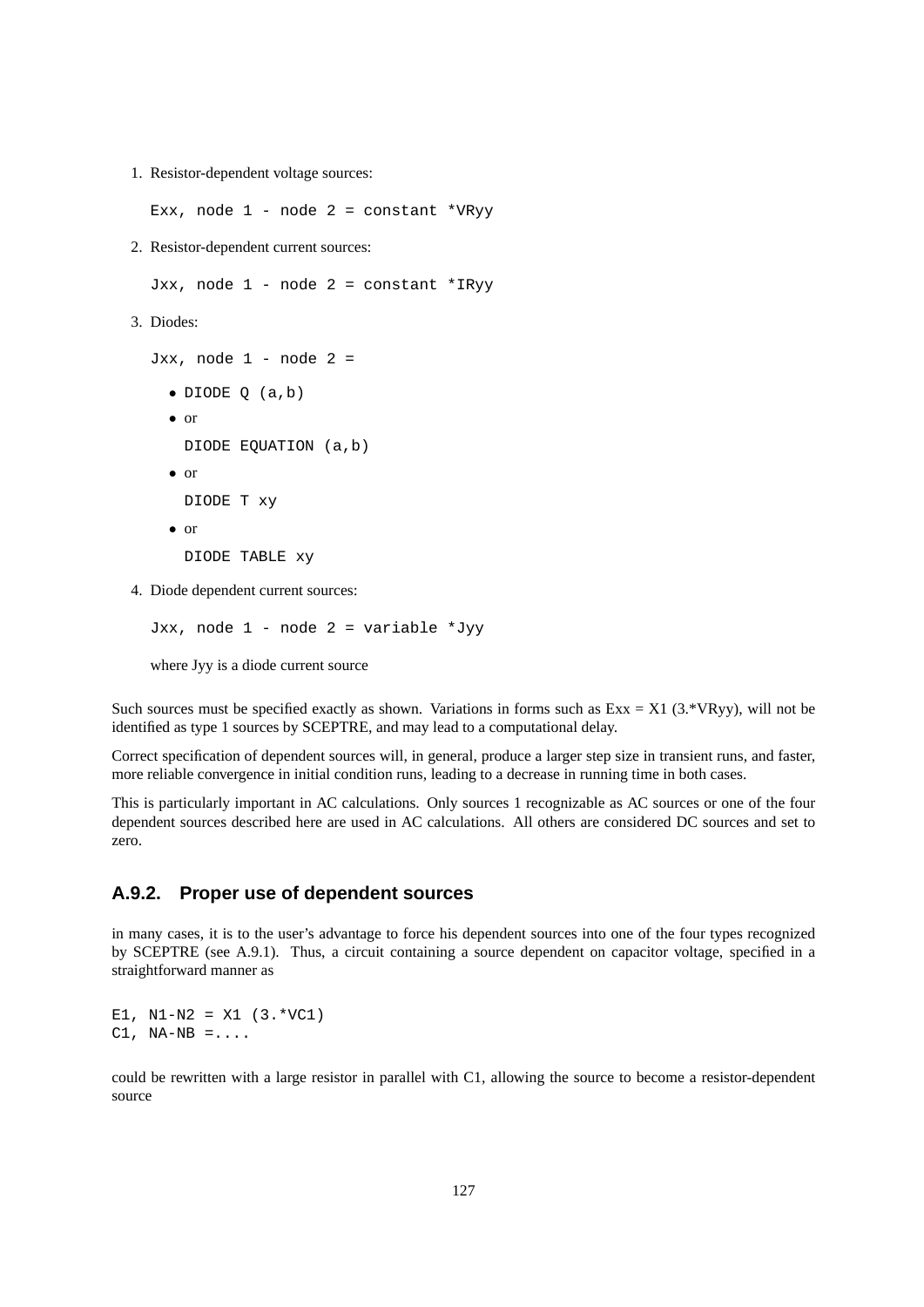1. Resistor-dependent voltage sources:

   ```
   Exx, node 1 - node 2 = constant *VRyy
   ```

2. Resistor-dependent current sources:

   ```
   Jxx, node 1 - node 2 = constant *IRyy
   ```

3. Diodes:

   ```
   Jxx, node 1 - node 2 =
   ```

   - `DIODE Q (a,b)`
   - or

     `DIODE EQUATION (a,b)`
   - or

     `DIODE T xy`
   - or

     `DIODE TABLE xy`

4. Diode dependent current sources:

   ```
   Jxx, node 1 - node 2 = variable *Jyy
   ```

   where Jyy is a diode current source

Such sources must be specified exactly as shown. Variations in forms such as Exx = X1 (3.*VRyy), will not be identified as type 1 sources by SCEPTRE, and may lead to a computational delay.

Correct specification of dependent sources will, in general, produce a larger step size in transient runs, and faster, more reliable convergence in initial condition runs, leading to a decrease in running time in both cases.

This is particularly important in AC calculations. Only sources 1 recognizable as AC sources or one of the four dependent sources described here are used in AC calculations. All others are considered DC sources and set to zero.

### A.9.2. Proper use of dependent sources

in many cases, it is to the user's advantage to force his dependent sources into one of the four types recognized by SCEPTRE (see A.9.1). Thus, a circuit containing a source dependent on capacitor voltage, specified in a straightforward manner as

```
E1, N1-N2 = X1 (3.*VC1)
C1, NA-NB =....
```

could be rewritten with a large resistor in parallel with C1, allowing the source to become a resistor-dependent source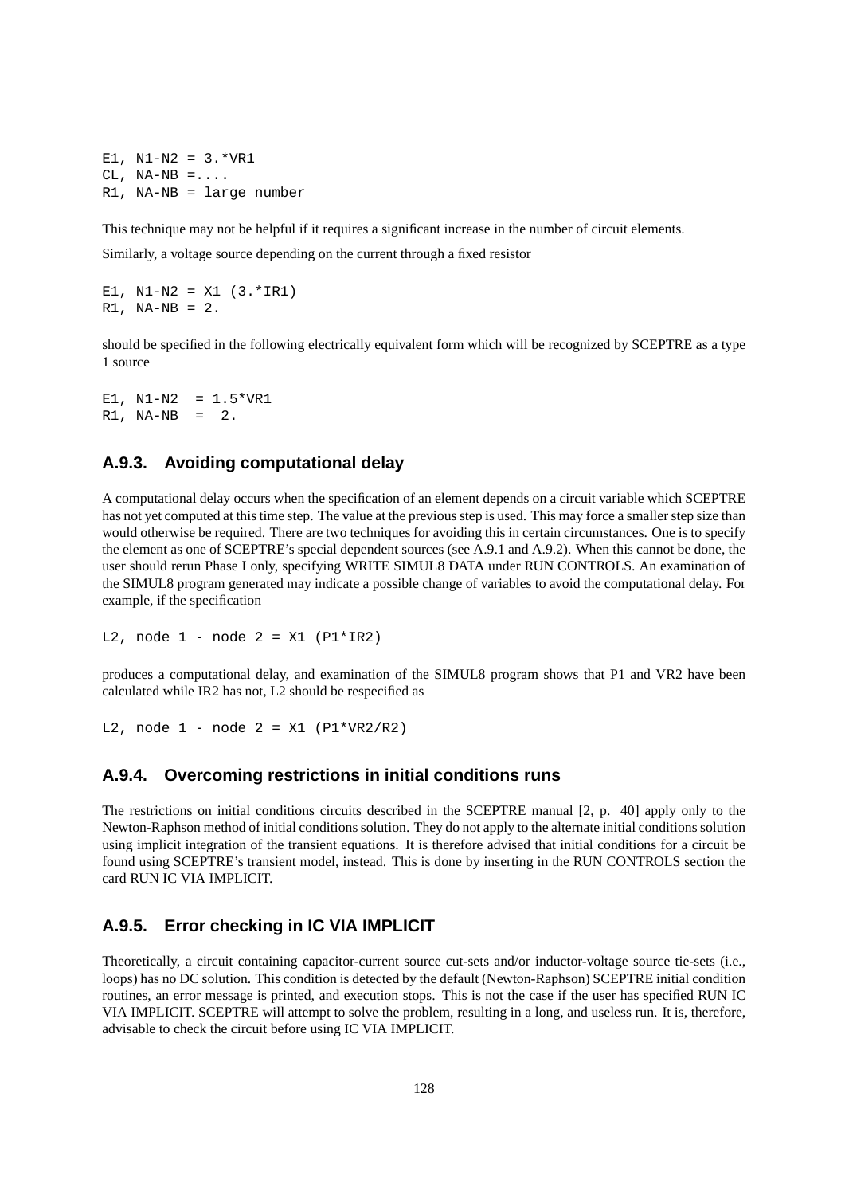```
E1, N1-N2 = 3.*VR1
CL, NA-NB =....
R1, NA-NB = large number
```

This technique may not be helpful if it requires a significant increase in the number of circuit elements.

Similarly, a voltage source depending on the current through a fixed resistor

```
E1, N1-N2 = X1 (3.*IR1)
R1, NA-NB = 2.
```

should be specified in the following electrically equivalent form which will be recognized by SCEPTRE as a type 1 source

```
E1, N1-N2  = 1.5*VR1
R1, NA-NB  =  2.
```

### A.9.3. Avoiding computational delay

A computational delay occurs when the specification of an element depends on a circuit variable which SCEPTRE has not yet computed at this time step. The value at the previous step is used. This may force a smaller step size than would otherwise be required. There are two techniques for avoiding this in certain circumstances. One is to specify the element as one of SCEPTRE's special dependent sources (see A.9.1 and A.9.2). When this cannot be done, the user should rerun Phase I only, specifying WRITE SIMUL8 DATA under RUN CONTROLS. An examination of the SIMUL8 program generated may indicate a possible change of variables to avoid the computational delay. For example, if the specification

```
L2, node 1 - node 2 = X1 (P1*IR2)
```

produces a computational delay, and examination of the SIMUL8 program shows that P1 and VR2 have been calculated while IR2 has not, L2 should be respecified as

```
L2, node 1 - node 2 = X1 (P1*VR2/R2)
```

### A.9.4. Overcoming restrictions in initial conditions runs

The restrictions on initial conditions circuits described in the SCEPTRE manual [2, p. 40] apply only to the Newton-Raphson method of initial conditions solution. They do not apply to the alternate initial conditions solution using implicit integration of the transient equations. It is therefore advised that initial conditions for a circuit be found using SCEPTRE's transient model, instead. This is done by inserting in the RUN CONTROLS section the card RUN IC VIA IMPLICIT.

### A.9.5. Error checking in IC VIA IMPLICIT

Theoretically, a circuit containing capacitor-current source cut-sets and/or inductor-voltage source tie-sets (i.e., loops) has no DC solution. This condition is detected by the default (Newton-Raphson) SCEPTRE initial condition routines, an error message is printed, and execution stops. This is not the case if the user has specified RUN IC VIA IMPLICIT. SCEPTRE will attempt to solve the problem, resulting in a long, and useless run. It is, therefore, advisable to check the circuit before using IC VIA IMPLICIT.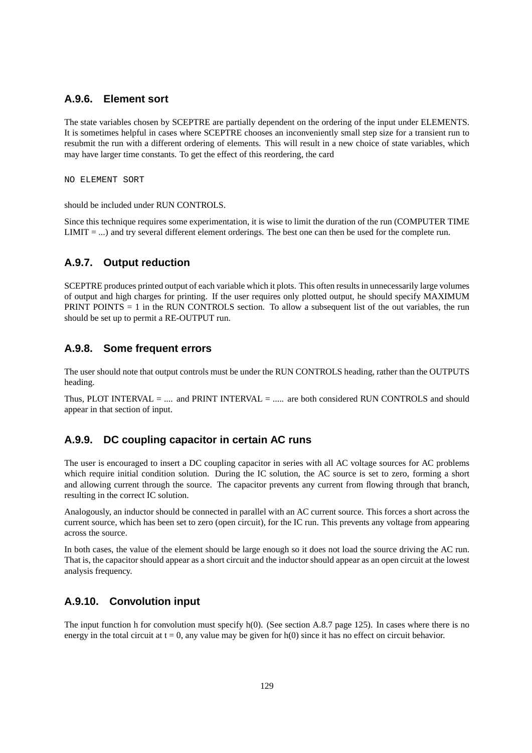### A.9.6. Element sort

The state variables chosen by SCEPTRE are partially dependent on the ordering of the input under ELEMENTS. It is sometimes helpful in cases where SCEPTRE chooses an inconveniently small step size for a transient run to resubmit the run with a different ordering of elements. This will result in a new choice of state variables, which may have larger time constants. To get the effect of this reordering, the card

```
NO ELEMENT SORT
```

should be included under RUN CONTROLS.

Since this technique requires some experimentation, it is wise to limit the duration of the run (COMPUTER TIME LIMIT = ...) and try several different element orderings. The best one can then be used for the complete run.

### A.9.7. Output reduction

SCEPTRE produces printed output of each variable which it plots. This often results in unnecessarily large volumes of output and high charges for printing. If the user requires only plotted output, he should specify MAXIMUM PRINT POINTS = 1 in the RUN CONTROLS section. To allow a subsequent list of the out variables, the run should be set up to permit a RE-OUTPUT run.

### A.9.8. Some frequent errors

The user should note that output controls must be under the RUN CONTROLS heading, rather than the OUTPUTS heading.

Thus, PLOT INTERVAL = .... and PRINT INTERVAL = ..... are both considered RUN CONTROLS and should appear in that section of input.

### A.9.9. DC coupling capacitor in certain AC runs

The user is encouraged to insert a DC coupling capacitor in series with all AC voltage sources for AC problems which require initial condition solution. During the IC solution, the AC source is set to zero, forming a short and allowing current through the source. The capacitor prevents any current from flowing through that branch, resulting in the correct IC solution.

Analogously, an inductor should be connected in parallel with an AC current source. This forces a short across the current source, which has been set to zero (open circuit), for the IC run. This prevents any voltage from appearing across the source.

In both cases, the value of the element should be large enough so it does not load the source driving the AC run. That is, the capacitor should appear as a short circuit and the inductor should appear as an open circuit at the lowest analysis frequency.

### A.9.10. Convolution input

The input function h for convolution must specify h(0). (See section A.8.7 page 125). In cases where there is no energy in the total circuit at $t = 0$, any value may be given for h(0) since it has no effect on circuit behavior.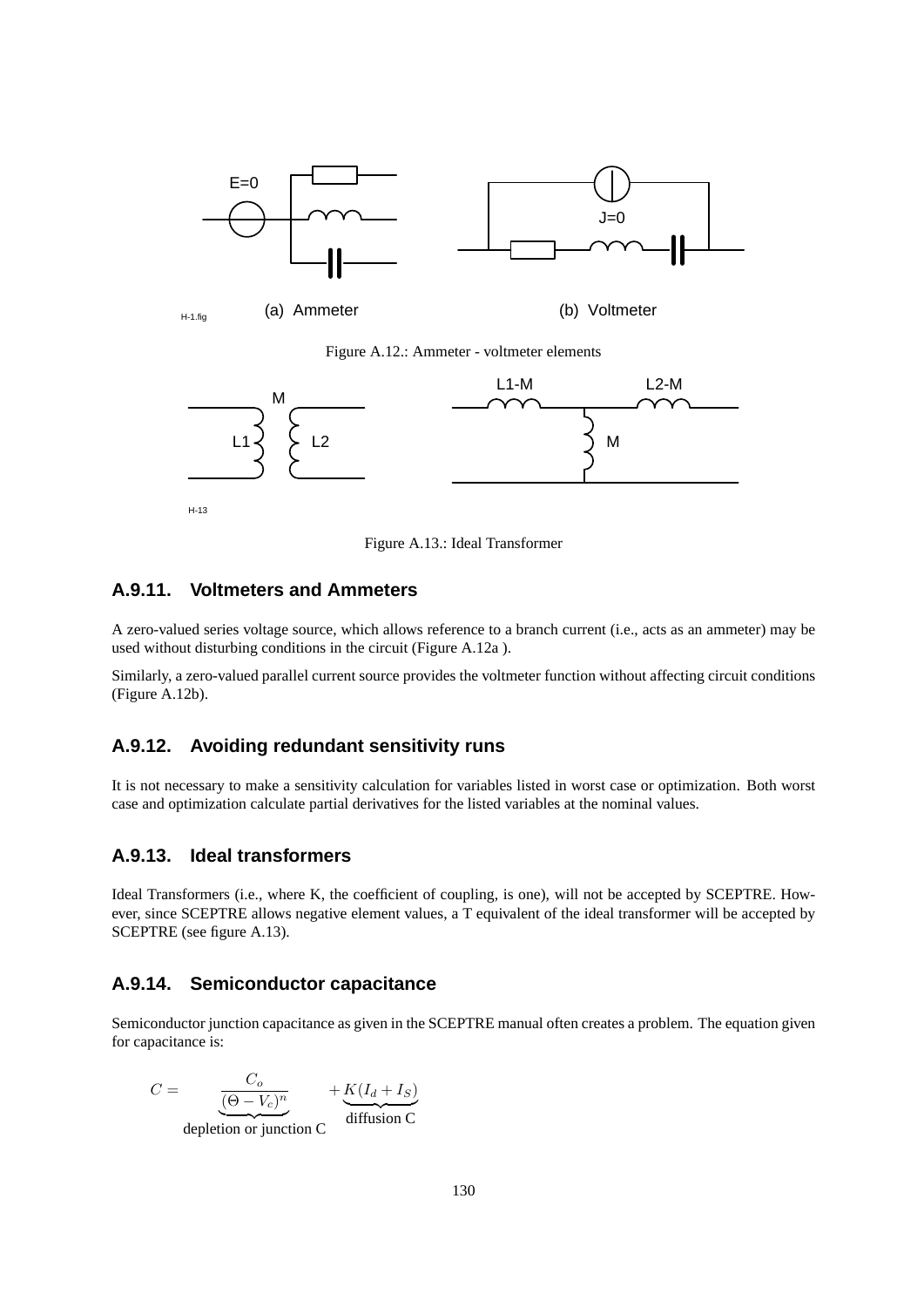E=0

(a) Ammeter

J=0

(b) Voltmeter

H-1.fig

Figure A.12.: Ammeter - voltmeter elements

M

L1

L2

L1-M

L2-M

M

H-13

Figure A.13.: Ideal Transformer

### A.9.11. Voltmeters and Ammeters

A zero-valued series voltage source, which allows reference to a branch current (i.e., acts as an ammeter) may be used without disturbing conditions in the circuit (Figure A.12a ).

Similarly, a zero-valued parallel current source provides the voltmeter function without affecting circuit conditions (Figure A.12b).

### A.9.12. Avoiding redundant sensitivity runs

It is not necessary to make a sensitivity calculation for variables listed in worst case or optimization. Both worst case and optimization calculate partial derivatives for the listed variables at the nominal values.

### A.9.13. Ideal transformers

Ideal Transformers (i.e., where K, the coefficient of coupling, is one), will not be accepted by SCEPTRE. However, since SCEPTRE allows negative element values, a T equivalent of the ideal transformer will be accepted by SCEPTRE (see figure A.13).

### A.9.14. Semiconductor capacitance

Semiconductor junction capacitance as given in the SCEPTRE manual often creates a problem. The equation given for capacitance is:

$$C = \underbrace{\frac{C_o}{(\Theta - V_c)^n}}_{\text{depletion or junction C}} + \underbrace{K(I_d + I_S)}_{\text{diffusion C}}$$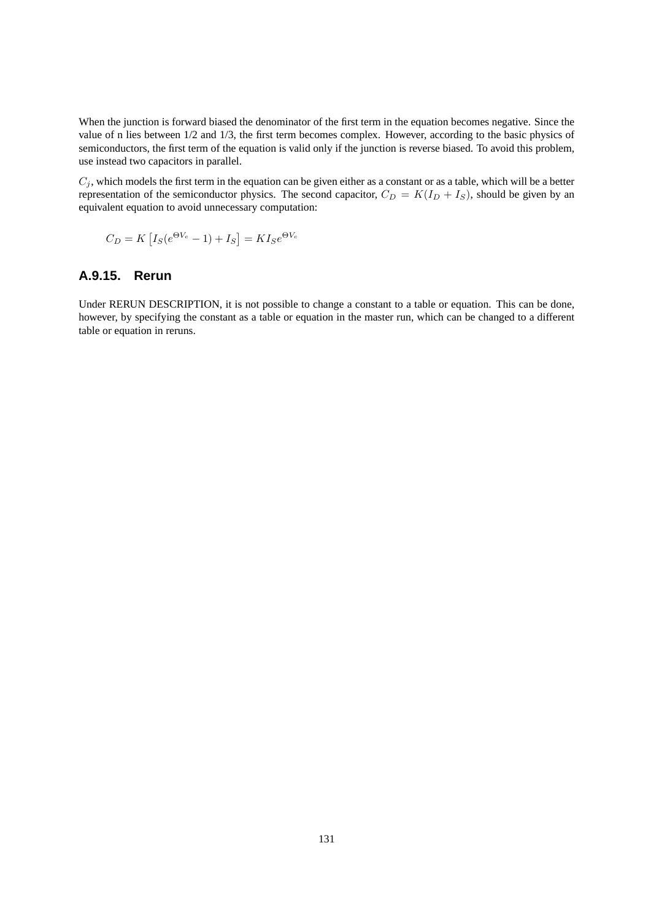When the junction is forward biased the denominator of the first term in the equation becomes negative. Since the value of n lies between 1/2 and 1/3, the first term becomes complex. However, according to the basic physics of semiconductors, the first term of the equation is valid only if the junction is reverse biased. To avoid this problem, use instead two capacitors in parallel.

$C_j$, which models the first term in the equation can be given either as a constant or as a table, which will be a better representation of the semiconductor physics. The second capacitor, $C_D = K(I_D + I_S)$, should be given by an equivalent equation to avoid unnecessary computation:

$$C_D = K\left[I_S(e^{\Theta V_c} - 1) + I_S\right] = KI_S e^{\Theta V_c}$$

### A.9.15. Rerun

Under RERUN DESCRIPTION, it is not possible to change a constant to a table or equation. This can be done, however, by specifying the constant as a table or equation in the master run, which can be changed to a different table or equation in reruns.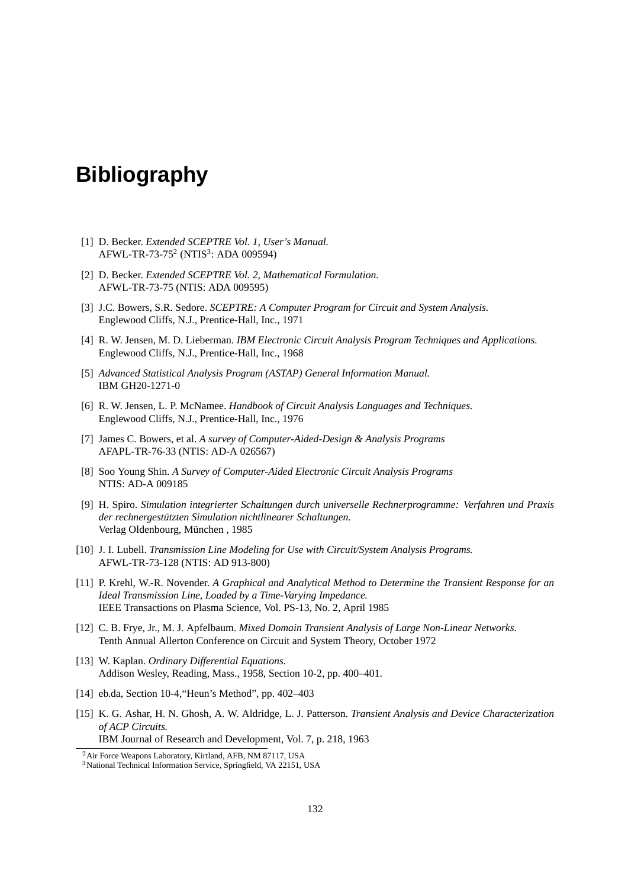# Bibliography

[1] D. Becker. *Extended SCEPTRE Vol. 1, User's Manual.*
AFWL-TR-73-75[2] (NTIS[3]: ADA 009594)

[2] D. Becker. *Extended SCEPTRE Vol. 2, Mathematical Formulation.*
AFWL-TR-73-75 (NTIS: ADA 009595)

[3] J.C. Bowers, S.R. Sedore. *SCEPTRE: A Computer Program for Circuit and System Analysis.*
Englewood Cliffs, N.J., Prentice-Hall, Inc., 1971

[4] R. W. Jensen, M. D. Lieberman. *IBM Electronic Circuit Analysis Program Techniques and Applications.*
Englewood Cliffs, N.J., Prentice-Hall, Inc., 1968

[5] *Advanced Statistical Analysis Program (ASTAP) General Information Manual.*
IBM GH20-1271-0

[6] R. W. Jensen, L. P. McNamee. *Handbook of Circuit Analysis Languages and Techniques.*
Englewood Cliffs, N.J., Prentice-Hall, Inc., 1976

[7] James C. Bowers, et al. *A survey of Computer-Aided-Design & Analysis Programs*
AFAPL-TR-76-33 (NTIS: AD-A 026567)

[8] Soo Young Shin. *A Survey of Computer-Aided Electronic Circuit Analysis Programs*
NTIS: AD-A 009185

[9] H. Spiro. *Simulation integrierter Schaltungen durch universelle Rechnerprogramme: Verfahren und Praxis der rechnergestützten Simulation nichtlinearer Schaltungen.*
Verlag Oldenbourg, München , 1985

[10] J. I. Lubell. *Transmission Line Modeling for Use with Circuit/System Analysis Programs.*
AFWL-TR-73-128 (NTIS: AD 913-800)

[11] P. Krehl, W.-R. Novender. *A Graphical and Analytical Method to Determine the Transient Response for an Ideal Transmission Line, Loaded by a Time-Varying Impedance.*
IEEE Transactions on Plasma Science, Vol. PS-13, No. 2, April 1985

[12] C. B. Frye, Jr., M. J. Apfelbaum. *Mixed Domain Transient Analysis of Large Non-Linear Networks.*
Tenth Annual Allerton Conference on Circuit and System Theory, October 1972

[13] W. Kaplan. *Ordinary Differential Equations.*
Addison Wesley, Reading, Mass., 1958, Section 10-2, pp. 400–401.

[14] eb.da, Section 10-4,"Heun's Method", pp. 402–403

[15] K. G. Ashar, H. N. Ghosh, A. W. Aldridge, L. J. Patterson. *Transient Analysis and Device Characterization of ACP Circuits.*
IBM Journal of Research and Development, Vol. 7, p. 218, 1963

[2] Air Force Weapons Laboratory, Kirtland, AFB, NM 87117, USA
[3] National Technical Information Service, Springfield, VA 22151, USA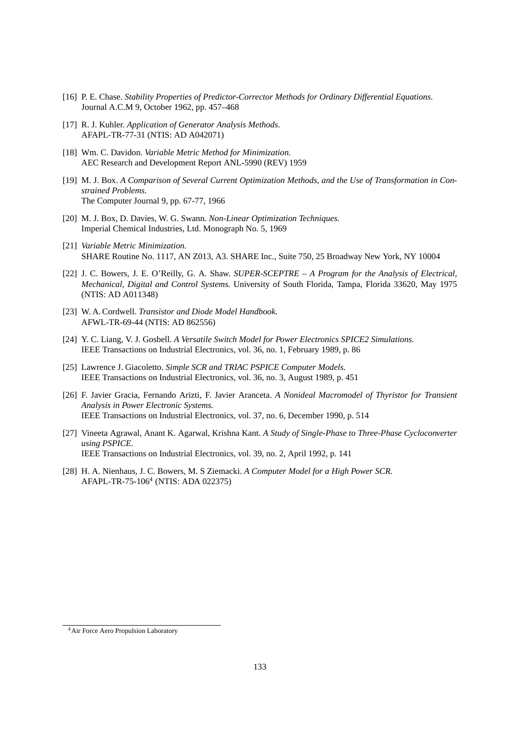[16] P. E. Chase. *Stability Properties of Predictor-Corrector Methods for Ordinary Differential Equations.* Journal A.C.M 9, October 1962, pp. 457–468

[17] R. J. Kuhler. *Application of Generator Analysis Methods.* AFAPL-TR-77-31 (NTIS: AD A042071)

[18] Wm. C. Davidon. *Variable Metric Method for Minimization.* AEC Research and Development Report ANL-5990 (REV) 1959

[19] M. J. Box. *A Comparison of Several Current Optimization Methods, and the Use of Transformation in Constrained Problems.* The Computer Journal 9, pp. 67-77, 1966

[20] M. J. Box, D. Davies, W. G. Swann. *Non-Linear Optimization Techniques.* Imperial Chemical Industries, Ltd. Monograph No. 5, 1969

[21] *Variable Metric Minimization.* SHARE Routine No. 1117, AN Z013, A3. SHARE Inc., Suite 750, 25 Broadway New York, NY 10004

[22] J. C. Bowers, J. E. O'Reilly, G. A. Shaw. *SUPER-SCEPTRE – A Program for the Analysis of Electrical, Mechanical, Digital and Control Systems.* University of South Florida, Tampa, Florida 33620, May 1975 (NTIS: AD A011348)

[23] W. A. Cordwell. *Transistor and Diode Model Handbook.* AFWL-TR-69-44 (NTIS: AD 862556)

[24] Y. C. Liang, V. J. Gosbell. *A Versatile Switch Model for Power Electronics SPICE2 Simulations.* IEEE Transactions on Industrial Electronics, vol. 36, no. 1, February 1989, p. 86

[25] Lawrence J. Giacoletto. *Simple SCR and TRIAC PSPICE Computer Models.* IEEE Transactions on Industrial Electronics, vol. 36, no. 3, August 1989, p. 451

[26] F. Javier Gracia, Fernando Arizti, F. Javier Aranceta. *A Nonideal Macromodel of Thyristor for Transient Analysis in Power Electronic Systems.* IEEE Transactions on Industrial Electronics, vol. 37, no. 6, December 1990, p. 514

[27] Vineeta Agrawal, Anant K. Agarwal, Krishna Kant. *A Study of Single-Phase to Three-Phase Cycloconverter using PSPICE.* IEEE Transactions on Industrial Electronics, vol. 39, no. 2, April 1992, p. 141

[28] H. A. Nienhaus, J. C. Bowers, M. S Ziemacki. *A Computer Model for a High Power SCR.* AFAPL-TR-75-106[4] (NTIS: ADA 022375)

[4] Air Force Aero Propulsion Laboratory